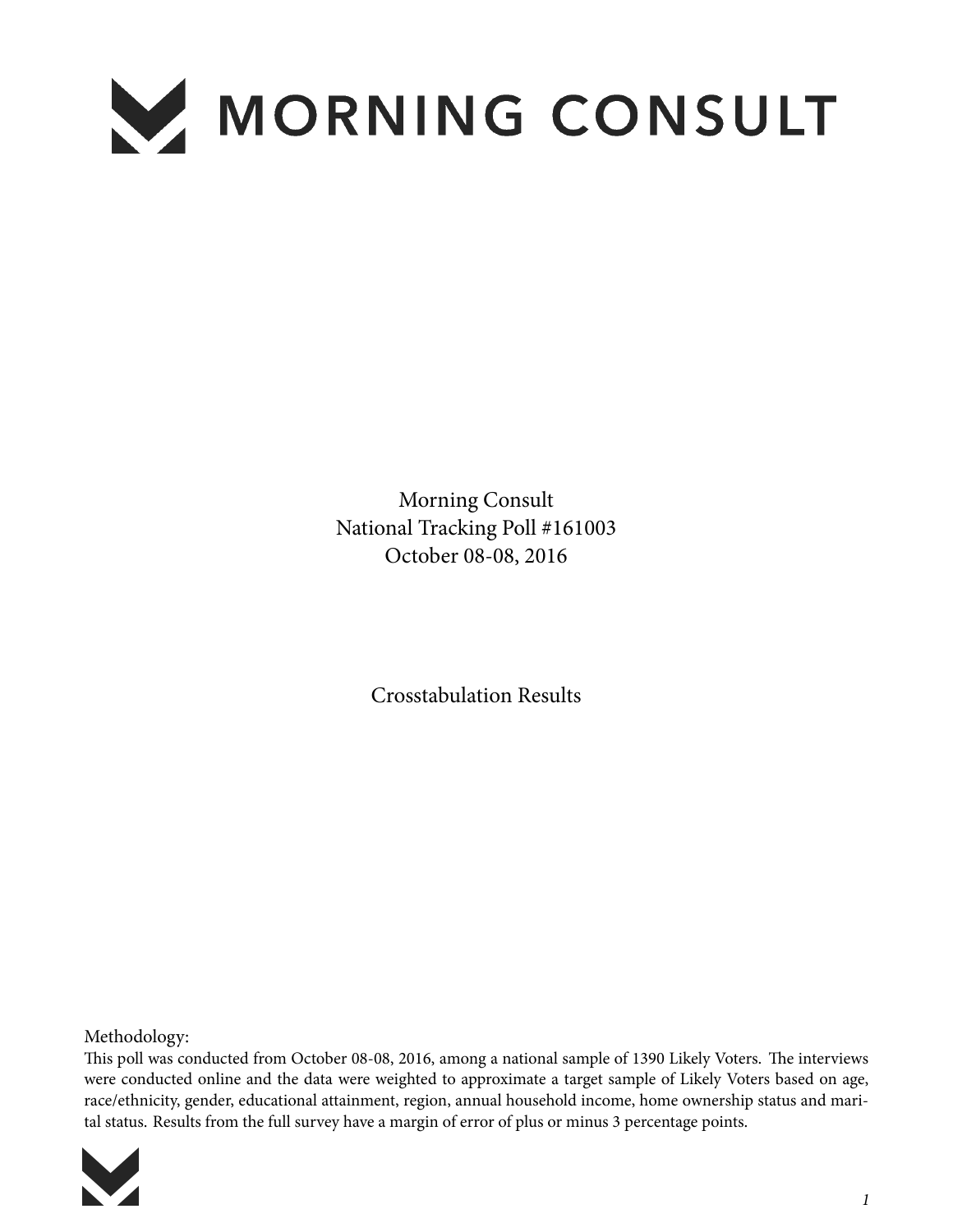# MORNING CONSULT

Morning Consult
National Tracking Poll #161003
October 08-08, 2016

Crosstabulation Results

Methodology:
This poll was conducted from October 08-08, 2016, among a national sample of 1390 Likely Voters. The interviews were conducted online and the data were weighted to approximate a target sample of Likely Voters based on age, race/ethnicity, gender, educational attainment, region, annual household income, home ownership status and marital status. Results from the full survey have a margin of error of plus or minus 3 percentage points.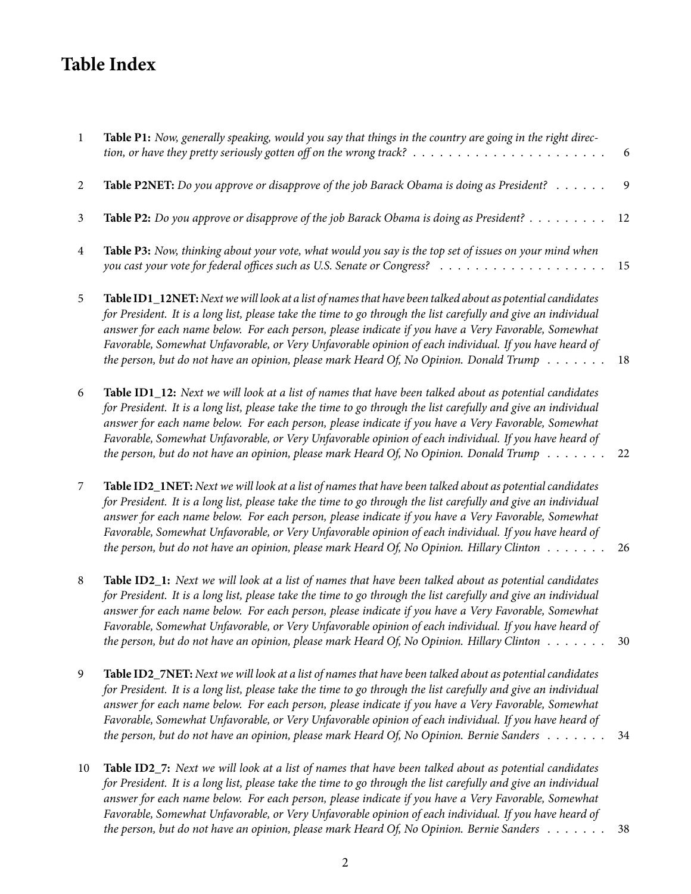# Table Index

1 **Table P1:** *Now, generally speaking, would you say that things in the country are going in the right direction, or have they pretty seriously gotten off on the wrong track?* . . . . . . . . . . . . . . . . . . . . . . . 6

2 **Table P2NET:** *Do you approve or disapprove of the job Barack Obama is doing as President?* . . . . . . 9

3 **Table P2:** *Do you approve or disapprove of the job Barack Obama is doing as President?* . . . . . . . . . 12

4 **Table P3:** *Now, thinking about your vote, what would you say is the top set of issues on your mind when you cast your vote for federal offices such as U.S. Senate or Congress?* . . . . . . . . . . . . . . . . . . . 15

5 **Table ID1_12NET:** *Next we will look at a list of names that have been talked about as potential candidates for President. It is a long list, please take the time to go through the list carefully and give an individual answer for each name below. For each person, please indicate if you have a Very Favorable, Somewhat Favorable, Somewhat Unfavorable, or Very Unfavorable opinion of each individual. If you have heard of the person, but do not have an opinion, please mark Heard Of, No Opinion. Donald Trump* . . . . . . . 18

6 **Table ID1_12:** *Next we will look at a list of names that have been talked about as potential candidates for President. It is a long list, please take the time to go through the list carefully and give an individual answer for each name below. For each person, please indicate if you have a Very Favorable, Somewhat Favorable, Somewhat Unfavorable, or Very Unfavorable opinion of each individual. If you have heard of the person, but do not have an opinion, please mark Heard Of, No Opinion. Donald Trump* . . . . . . . 22

7 **Table ID2_1NET:** *Next we will look at a list of names that have been talked about as potential candidates for President. It is a long list, please take the time to go through the list carefully and give an individual answer for each name below. For each person, please indicate if you have a Very Favorable, Somewhat Favorable, Somewhat Unfavorable, or Very Unfavorable opinion of each individual. If you have heard of the person, but do not have an opinion, please mark Heard Of, No Opinion. Hillary Clinton* . . . . . . . 26

8 **Table ID2_1:** *Next we will look at a list of names that have been talked about as potential candidates for President. It is a long list, please take the time to go through the list carefully and give an individual answer for each name below. For each person, please indicate if you have a Very Favorable, Somewhat Favorable, Somewhat Unfavorable, or Very Unfavorable opinion of each individual. If you have heard of the person, but do not have an opinion, please mark Heard Of, No Opinion. Hillary Clinton* . . . . . . . 30

9 **Table ID2_7NET:** *Next we will look at a list of names that have been talked about as potential candidates for President. It is a long list, please take the time to go through the list carefully and give an individual answer for each name below. For each person, please indicate if you have a Very Favorable, Somewhat Favorable, Somewhat Unfavorable, or Very Unfavorable opinion of each individual. If you have heard of the person, but do not have an opinion, please mark Heard Of, No Opinion. Bernie Sanders* . . . . . . . 34

10 **Table ID2_7:** *Next we will look at a list of names that have been talked about as potential candidates for President. It is a long list, please take the time to go through the list carefully and give an individual answer for each name below. For each person, please indicate if you have a Very Favorable, Somewhat Favorable, Somewhat Unfavorable, or Very Unfavorable opinion of each individual. If you have heard of the person, but do not have an opinion, please mark Heard Of, No Opinion. Bernie Sanders* . . . . . . . 38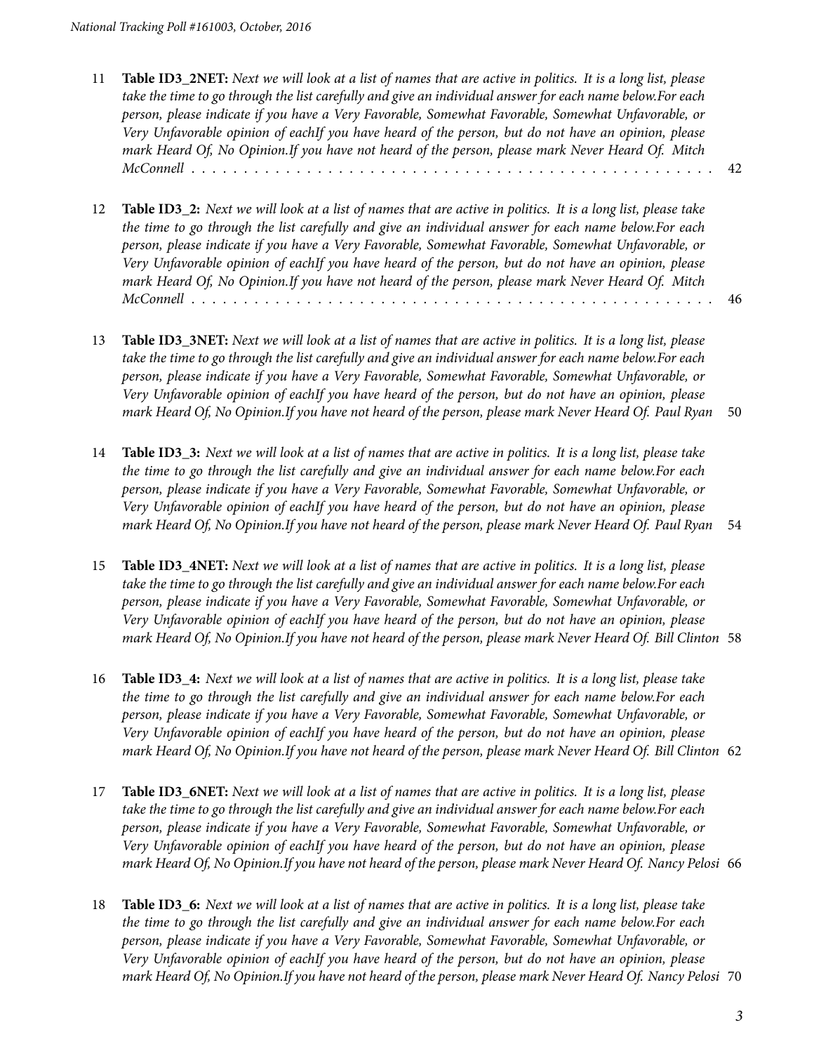11 **Table ID3_2NET:** *Next we will look at a list of names that are active in politics. It is a long list, please take the time to go through the list carefully and give an individual answer for each name below.For each person, please indicate if you have a Very Favorable, Somewhat Favorable, Somewhat Unfavorable, or Very Unfavorable opinion of eachIf you have heard of the person, but do not have an opinion, please mark Heard Of, No Opinion.If you have not heard of the person, please mark Never Heard Of. Mitch McConnell* . . . . . . . . . . . . . . . . . . . . . . . . . . . . . . . . . . . . . . . . . . . . . . . 42

12 **Table ID3_2:** *Next we will look at a list of names that are active in politics. It is a long list, please take the time to go through the list carefully and give an individual answer for each name below.For each person, please indicate if you have a Very Favorable, Somewhat Favorable, Somewhat Unfavorable, or Very Unfavorable opinion of eachIf you have heard of the person, but do not have an opinion, please mark Heard Of, No Opinion.If you have not heard of the person, please mark Never Heard Of. Mitch McConnell* . . . . . . . . . . . . . . . . . . . . . . . . . . . . . . . . . . . . . . . . . . . . . . . 46

13 **Table ID3_3NET:** *Next we will look at a list of names that are active in politics. It is a long list, please take the time to go through the list carefully and give an individual answer for each name below.For each person, please indicate if you have a Very Favorable, Somewhat Favorable, Somewhat Unfavorable, or Very Unfavorable opinion of eachIf you have heard of the person, but do not have an opinion, please mark Heard Of, No Opinion.If you have not heard of the person, please mark Never Heard Of. Paul Ryan* 50

14 **Table ID3_3:** *Next we will look at a list of names that are active in politics. It is a long list, please take the time to go through the list carefully and give an individual answer for each name below.For each person, please indicate if you have a Very Favorable, Somewhat Favorable, Somewhat Unfavorable, or Very Unfavorable opinion of eachIf you have heard of the person, but do not have an opinion, please mark Heard Of, No Opinion.If you have not heard of the person, please mark Never Heard Of. Paul Ryan* 54

15 **Table ID3_4NET:** *Next we will look at a list of names that are active in politics. It is a long list, please take the time to go through the list carefully and give an individual answer for each name below.For each person, please indicate if you have a Very Favorable, Somewhat Favorable, Somewhat Unfavorable, or Very Unfavorable opinion of eachIf you have heard of the person, but do not have an opinion, please mark Heard Of, No Opinion.If you have not heard of the person, please mark Never Heard Of. Bill Clinton* 58

16 **Table ID3_4:** *Next we will look at a list of names that are active in politics. It is a long list, please take the time to go through the list carefully and give an individual answer for each name below.For each person, please indicate if you have a Very Favorable, Somewhat Favorable, Somewhat Unfavorable, or Very Unfavorable opinion of eachIf you have heard of the person, but do not have an opinion, please mark Heard Of, No Opinion.If you have not heard of the person, please mark Never Heard Of. Bill Clinton* 62

17 **Table ID3_6NET:** *Next we will look at a list of names that are active in politics. It is a long list, please take the time to go through the list carefully and give an individual answer for each name below.For each person, please indicate if you have a Very Favorable, Somewhat Favorable, Somewhat Unfavorable, or Very Unfavorable opinion of eachIf you have heard of the person, but do not have an opinion, please mark Heard Of, No Opinion.If you have not heard of the person, please mark Never Heard Of. Nancy Pelosi* 66

18 **Table ID3_6:** *Next we will look at a list of names that are active in politics. It is a long list, please take the time to go through the list carefully and give an individual answer for each name below.For each person, please indicate if you have a Very Favorable, Somewhat Favorable, Somewhat Unfavorable, or Very Unfavorable opinion of eachIf you have heard of the person, but do not have an opinion, please mark Heard Of, No Opinion.If you have not heard of the person, please mark Never Heard Of. Nancy Pelosi* 70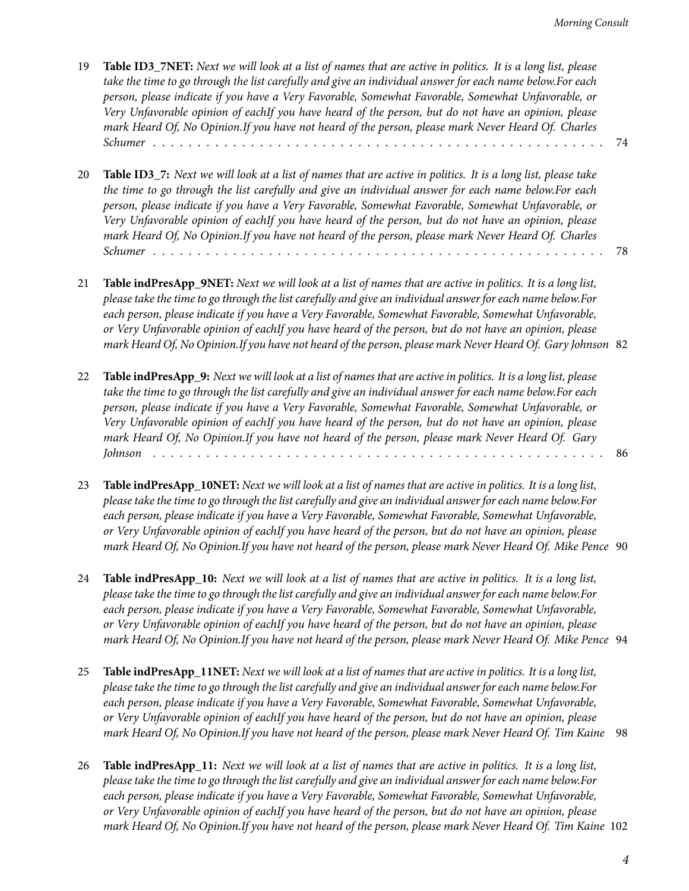19 **Table ID3_7NET:** *Next we will look at a list of names that are active in politics. It is a long list, please take the time to go through the list carefully and give an individual answer for each name below.For each person, please indicate if you have a Very Favorable, Somewhat Favorable, Somewhat Unfavorable, or Very Unfavorable opinion of eachIf you have heard of the person, but do not have an opinion, please mark Heard Of, No Opinion.If you have not heard of the person, please mark Never Heard Of. Charles Schumer* . . . . . . . . . . . . . . . . . . . . . . . . . . . . . . . . . . . . . . . . . . . . . . . 74

20 **Table ID3_7:** *Next we will look at a list of names that are active in politics. It is a long list, please take the time to go through the list carefully and give an individual answer for each name below.For each person, please indicate if you have a Very Favorable, Somewhat Favorable, Somewhat Unfavorable, or Very Unfavorable opinion of eachIf you have heard of the person, but do not have an opinion, please mark Heard Of, No Opinion.If you have not heard of the person, please mark Never Heard Of. Charles Schumer* . . . . . . . . . . . . . . . . . . . . . . . . . . . . . . . . . . . . . . . . . . . . . . . 78

21 **Table indPresApp_9NET:** *Next we will look at a list of names that are active in politics. It is a long list, please take the time to go through the list carefully and give an individual answer for each name below.For each person, please indicate if you have a Very Favorable, Somewhat Favorable, Somewhat Unfavorable, or Very Unfavorable opinion of eachIf you have heard of the person, but do not have an opinion, please mark Heard Of, No Opinion.If you have not heard of the person, please mark Never Heard Of. Gary Johnson* 82

22 **Table indPresApp_9:** *Next we will look at a list of names that are active in politics. It is a long list, please take the time to go through the list carefully and give an individual answer for each name below.For each person, please indicate if you have a Very Favorable, Somewhat Favorable, Somewhat Unfavorable, or Very Unfavorable opinion of eachIf you have heard of the person, but do not have an opinion, please mark Heard Of, No Opinion.If you have not heard of the person, please mark Never Heard Of. Gary Johnson* . . . . . . . . . . . . . . . . . . . . . . . . . . . . . . . . . . . . . . . . . . . . . . . 86

23 **Table indPresApp_10NET:** *Next we will look at a list of names that are active in politics. It is a long list, please take the time to go through the list carefully and give an individual answer for each name below.For each person, please indicate if you have a Very Favorable, Somewhat Favorable, Somewhat Unfavorable, or Very Unfavorable opinion of eachIf you have heard of the person, but do not have an opinion, please mark Heard Of, No Opinion.If you have not heard of the person, please mark Never Heard Of. Mike Pence* 90

24 **Table indPresApp_10:** *Next we will look at a list of names that are active in politics. It is a long list, please take the time to go through the list carefully and give an individual answer for each name below.For each person, please indicate if you have a Very Favorable, Somewhat Favorable, Somewhat Unfavorable, or Very Unfavorable opinion of eachIf you have heard of the person, but do not have an opinion, please mark Heard Of, No Opinion.If you have not heard of the person, please mark Never Heard Of. Mike Pence* 94

25 **Table indPresApp_11NET:** *Next we will look at a list of names that are active in politics. It is a long list, please take the time to go through the list carefully and give an individual answer for each name below.For each person, please indicate if you have a Very Favorable, Somewhat Favorable, Somewhat Unfavorable, or Very Unfavorable opinion of eachIf you have heard of the person, but do not have an opinion, please mark Heard Of, No Opinion.If you have not heard of the person, please mark Never Heard Of. Tim Kaine* 98

26 **Table indPresApp_11:** *Next we will look at a list of names that are active in politics. It is a long list, please take the time to go through the list carefully and give an individual answer for each name below.For each person, please indicate if you have a Very Favorable, Somewhat Favorable, Somewhat Unfavorable, or Very Unfavorable opinion of eachIf you have heard of the person, but do not have an opinion, please mark Heard Of, No Opinion.If you have not heard of the person, please mark Never Heard Of. Tim Kaine* 102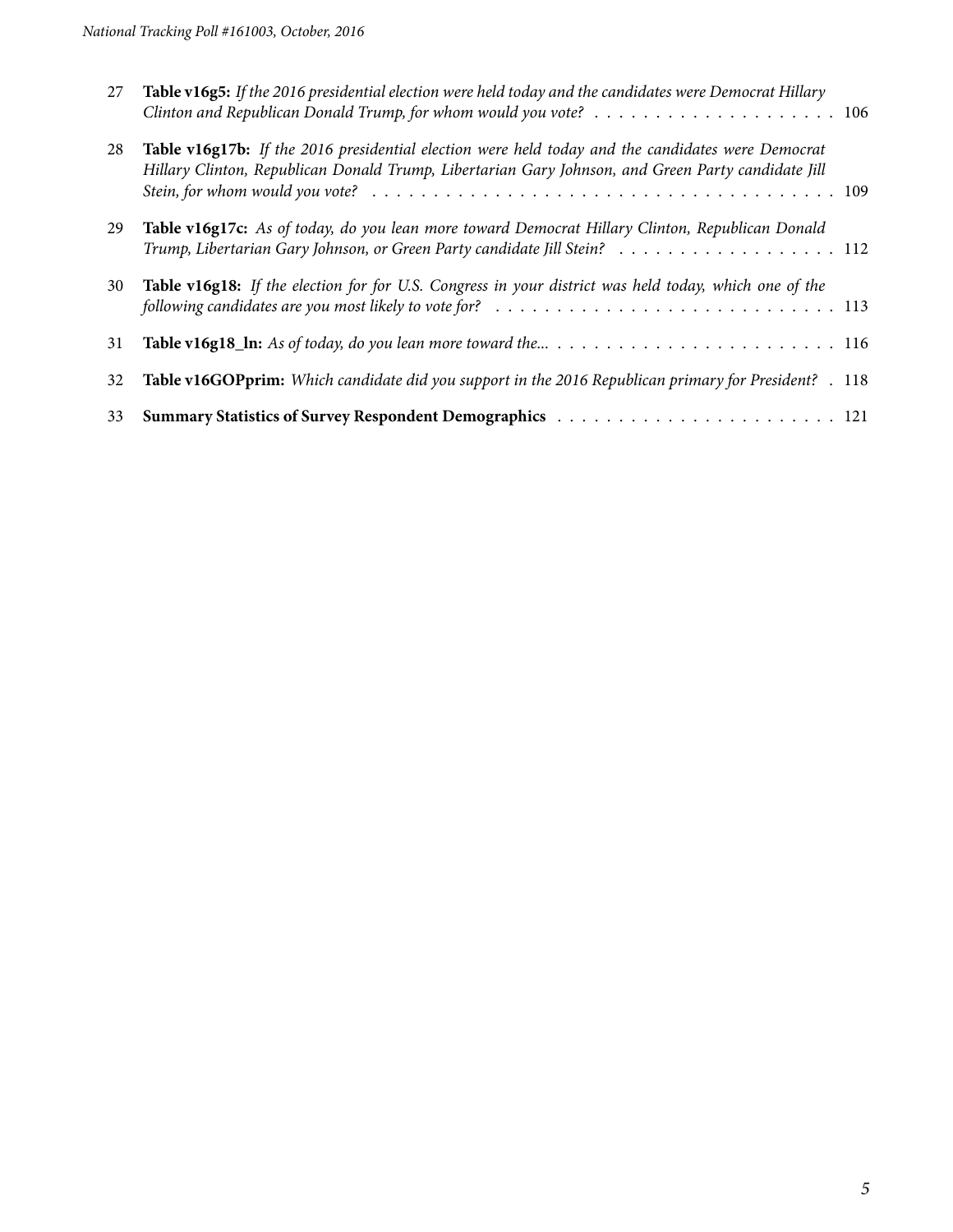27 **Table v16g5:** *If the 2016 presidential election were held today and the candidates were Democrat Hillary Clinton and Republican Donald Trump, for whom would you vote?* . . . . . . . . . . . . . . . . . . . . . 106

28 **Table v16g17b:** *If the 2016 presidential election were held today and the candidates were Democrat Hillary Clinton, Republican Donald Trump, Libertarian Gary Johnson, and Green Party candidate Jill Stein, for whom would you vote?* . . . . . . . . . . . . . . . . . . . . . . . . . . . . . . . . . . . . . . 109

29 **Table v16g17c:** *As of today, do you lean more toward Democrat Hillary Clinton, Republican Donald Trump, Libertarian Gary Johnson, or Green Party candidate Jill Stein?* . . . . . . . . . . . . . . . . . . . 112

30 **Table v16g18:** *If the election for for U.S. Congress in your district was held today, which one of the following candidates are you most likely to vote for?* . . . . . . . . . . . . . . . . . . . . . . . . . . . . 113

31 **Table v16g18_ln:** *As of today, do you lean more toward the...* . . . . . . . . . . . . . . . . . . . . . . . . 116

32 **Table v16GOPprim:** *Which candidate did you support in the 2016 Republican primary for President?* . 118

33 **Summary Statistics of Survey Respondent Demographics** . . . . . . . . . . . . . . . . . . . . . . . 121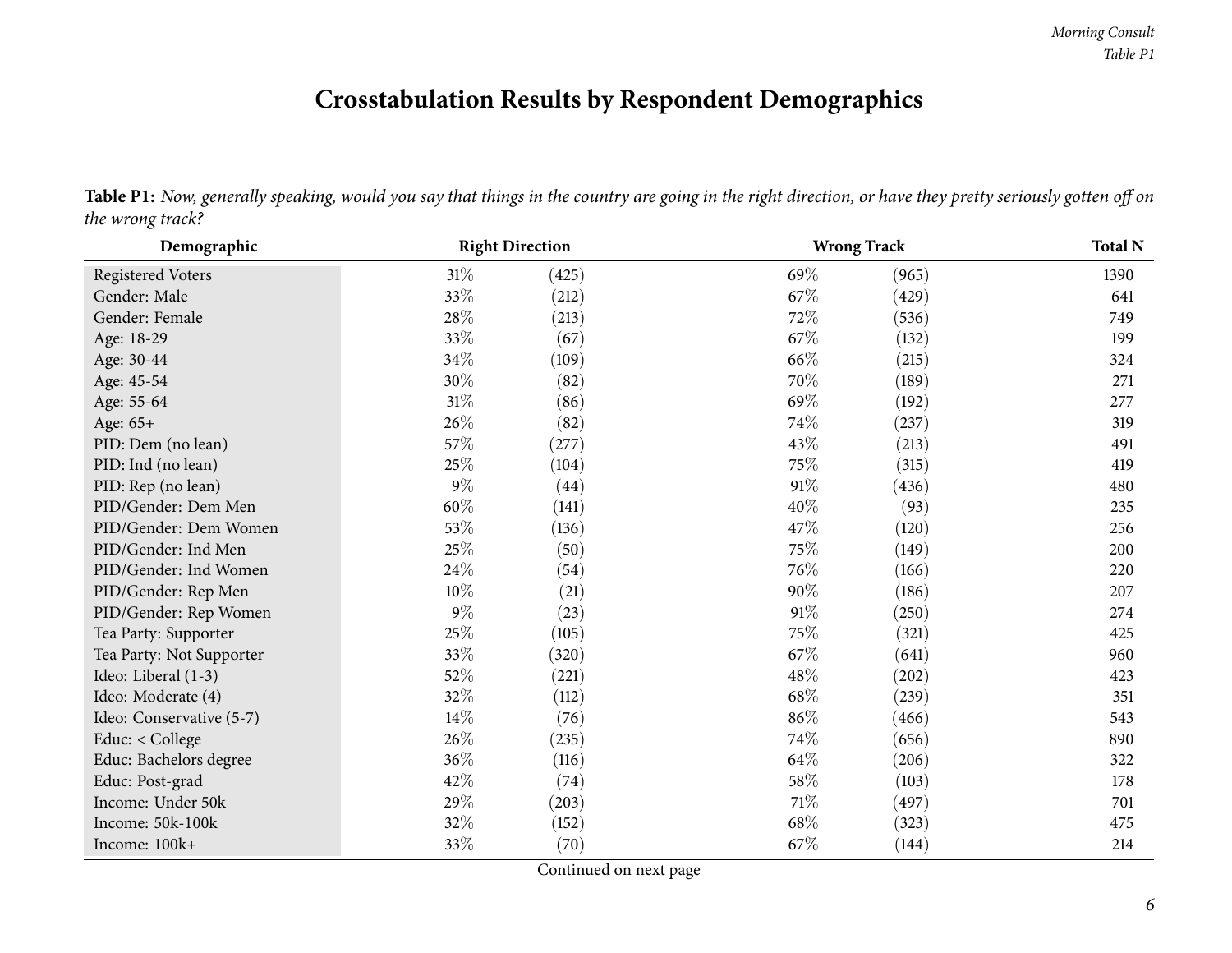# Crosstabulation Results by Respondent Demographics

**Table P1:** *Now, generally speaking, would you say that things in the country are going in the right direction, or have they pretty seriously gotten off on the wrong track?*

| Demographic | Right Direction | | Wrong Track | | Total N |
|---|---|---|---|---|---|
| Registered Voters | 31% | (425) | 69% | (965) | 1390 |
| Gender: Male | 33% | (212) | 67% | (429) | 641 |
| Gender: Female | 28% | (213) | 72% | (536) | 749 |
| Age: 18-29 | 33% | (67) | 67% | (132) | 199 |
| Age: 30-44 | 34% | (109) | 66% | (215) | 324 |
| Age: 45-54 | 30% | (82) | 70% | (189) | 271 |
| Age: 55-64 | 31% | (86) | 69% | (192) | 277 |
| Age: 65+ | 26% | (82) | 74% | (237) | 319 |
| PID: Dem (no lean) | 57% | (277) | 43% | (213) | 491 |
| PID: Ind (no lean) | 25% | (104) | 75% | (315) | 419 |
| PID: Rep (no lean) | 9% | (44) | 91% | (436) | 480 |
| PID/Gender: Dem Men | 60% | (141) | 40% | (93) | 235 |
| PID/Gender: Dem Women | 53% | (136) | 47% | (120) | 256 |
| PID/Gender: Ind Men | 25% | (50) | 75% | (149) | 200 |
| PID/Gender: Ind Women | 24% | (54) | 76% | (166) | 220 |
| PID/Gender: Rep Men | 10% | (21) | 90% | (186) | 207 |
| PID/Gender: Rep Women | 9% | (23) | 91% | (250) | 274 |
| Tea Party: Supporter | 25% | (105) | 75% | (321) | 425 |
| Tea Party: Not Supporter | 33% | (320) | 67% | (641) | 960 |
| Ideo: Liberal (1-3) | 52% | (221) | 48% | (202) | 423 |
| Ideo: Moderate (4) | 32% | (112) | 68% | (239) | 351 |
| Ideo: Conservative (5-7) | 14% | (76) | 86% | (466) | 543 |
| Educ: < College | 26% | (235) | 74% | (656) | 890 |
| Educ: Bachelors degree | 36% | (116) | 64% | (206) | 322 |
| Educ: Post-grad | 42% | (74) | 58% | (103) | 178 |
| Income: Under 50k | 29% | (203) | 71% | (497) | 701 |
| Income: 50k-100k | 32% | (152) | 68% | (323) | 475 |
| Income: 100k+ | 33% | (70) | 67% | (144) | 214 |

Continued on next page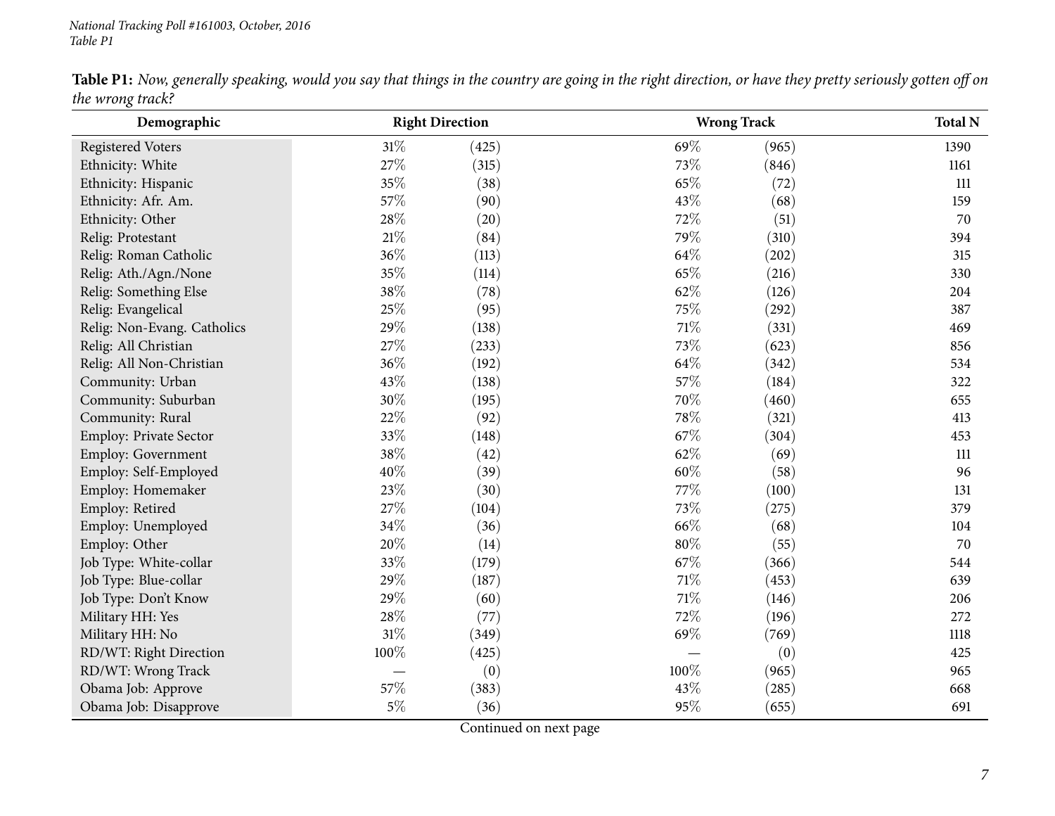**Table P1:** *Now, generally speaking, would you say that things in the country are going in the right direction, or have they pretty seriously gotten off on the wrong track?*

| Demographic | Right Direction | | Wrong Track | | Total N |
|---|---|---|---|---|---|
| Registered Voters | 31% | (425) | 69% | (965) | 1390 |
| Ethnicity: White | 27% | (315) | 73% | (846) | 1161 |
| Ethnicity: Hispanic | 35% | (38) | 65% | (72) | 111 |
| Ethnicity: Afr. Am. | 57% | (90) | 43% | (68) | 159 |
| Ethnicity: Other | 28% | (20) | 72% | (51) | 70 |
| Relig: Protestant | 21% | (84) | 79% | (310) | 394 |
| Relig: Roman Catholic | 36% | (113) | 64% | (202) | 315 |
| Relig: Ath./Agn./None | 35% | (114) | 65% | (216) | 330 |
| Relig: Something Else | 38% | (78) | 62% | (126) | 204 |
| Relig: Evangelical | 25% | (95) | 75% | (292) | 387 |
| Relig: Non-Evang. Catholics | 29% | (138) | 71% | (331) | 469 |
| Relig: All Christian | 27% | (233) | 73% | (623) | 856 |
| Relig: All Non-Christian | 36% | (192) | 64% | (342) | 534 |
| Community: Urban | 43% | (138) | 57% | (184) | 322 |
| Community: Suburban | 30% | (195) | 70% | (460) | 655 |
| Community: Rural | 22% | (92) | 78% | (321) | 413 |
| Employ: Private Sector | 33% | (148) | 67% | (304) | 453 |
| Employ: Government | 38% | (42) | 62% | (69) | 111 |
| Employ: Self-Employed | 40% | (39) | 60% | (58) | 96 |
| Employ: Homemaker | 23% | (30) | 77% | (100) | 131 |
| Employ: Retired | 27% | (104) | 73% | (275) | 379 |
| Employ: Unemployed | 34% | (36) | 66% | (68) | 104 |
| Employ: Other | 20% | (14) | 80% | (55) | 70 |
| Job Type: White-collar | 33% | (179) | 67% | (366) | 544 |
| Job Type: Blue-collar | 29% | (187) | 71% | (453) | 639 |
| Job Type: Don't Know | 29% | (60) | 71% | (146) | 206 |
| Military HH: Yes | 28% | (77) | 72% | (196) | 272 |
| Military HH: No | 31% | (349) | 69% | (769) | 1118 |
| RD/WT: Right Direction | 100% | (425) | — | (0) | 425 |
| RD/WT: Wrong Track | — | (0) | 100% | (965) | 965 |
| Obama Job: Approve | 57% | (383) | 43% | (285) | 668 |
| Obama Job: Disapprove | 5% | (36) | 95% | (655) | 691 |

Continued on next page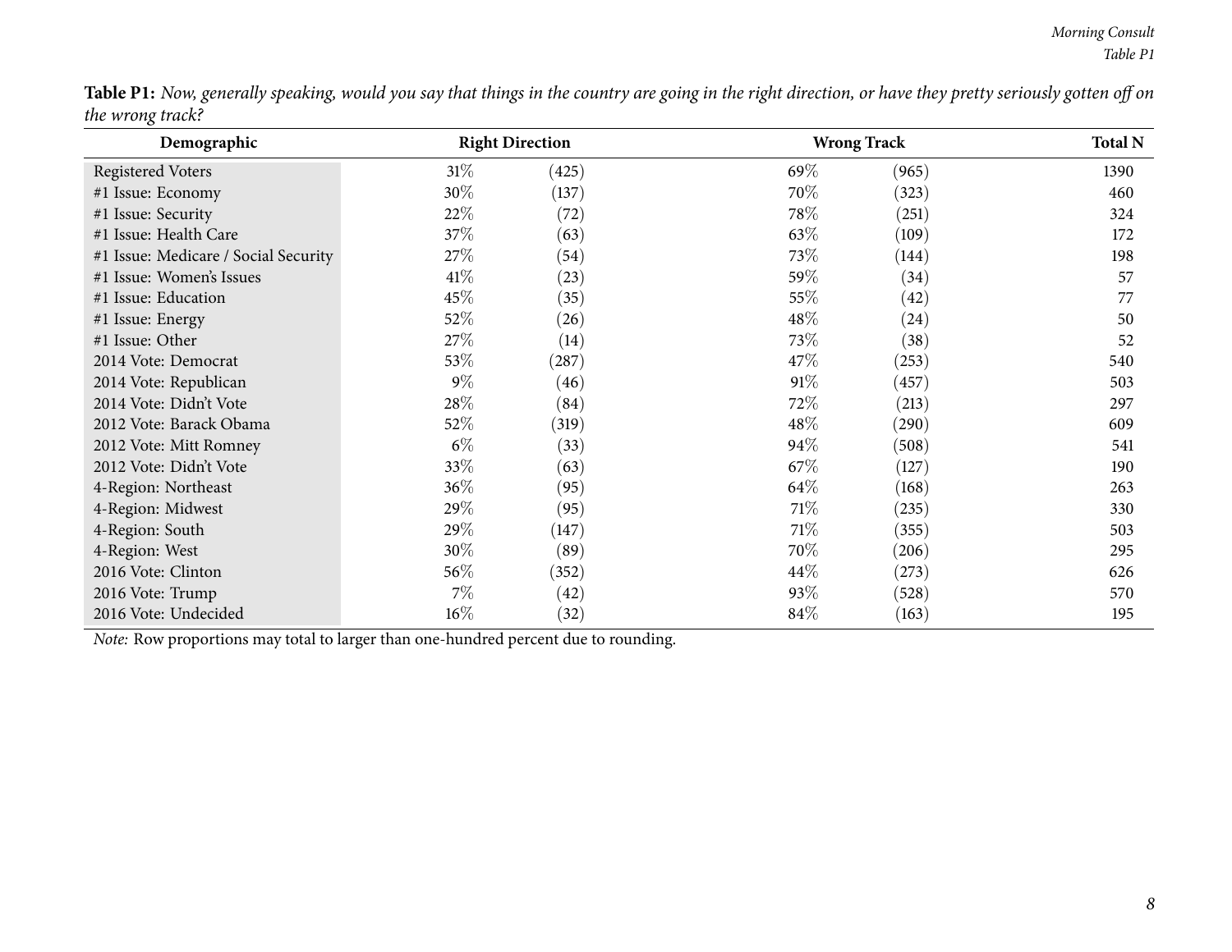**Table P1:** *Now, generally speaking, would you say that things in the country are going in the right direction, or have they pretty seriously gotten off on the wrong track?*

| Demographic | Right Direction | | Wrong Track | | Total N |
|---|---|---|---|---|---|
| Registered Voters | 31% | (425) | 69% | (965) | 1390 |
| #1 Issue: Economy | 30% | (137) | 70% | (323) | 460 |
| #1 Issue: Security | 22% | (72) | 78% | (251) | 324 |
| #1 Issue: Health Care | 37% | (63) | 63% | (109) | 172 |
| #1 Issue: Medicare / Social Security | 27% | (54) | 73% | (144) | 198 |
| #1 Issue: Women's Issues | 41% | (23) | 59% | (34) | 57 |
| #1 Issue: Education | 45% | (35) | 55% | (42) | 77 |
| #1 Issue: Energy | 52% | (26) | 48% | (24) | 50 |
| #1 Issue: Other | 27% | (14) | 73% | (38) | 52 |
| 2014 Vote: Democrat | 53% | (287) | 47% | (253) | 540 |
| 2014 Vote: Republican | 9% | (46) | 91% | (457) | 503 |
| 2014 Vote: Didn't Vote | 28% | (84) | 72% | (213) | 297 |
| 2012 Vote: Barack Obama | 52% | (319) | 48% | (290) | 609 |
| 2012 Vote: Mitt Romney | 6% | (33) | 94% | (508) | 541 |
| 2012 Vote: Didn't Vote | 33% | (63) | 67% | (127) | 190 |
| 4-Region: Northeast | 36% | (95) | 64% | (168) | 263 |
| 4-Region: Midwest | 29% | (95) | 71% | (235) | 330 |
| 4-Region: South | 29% | (147) | 71% | (355) | 503 |
| 4-Region: West | 30% | (89) | 70% | (206) | 295 |
| 2016 Vote: Clinton | 56% | (352) | 44% | (273) | 626 |
| 2016 Vote: Trump | 7% | (42) | 93% | (528) | 570 |
| 2016 Vote: Undecided | 16% | (32) | 84% | (163) | 195 |

*Note:* Row proportions may total to larger than one-hundred percent due to rounding.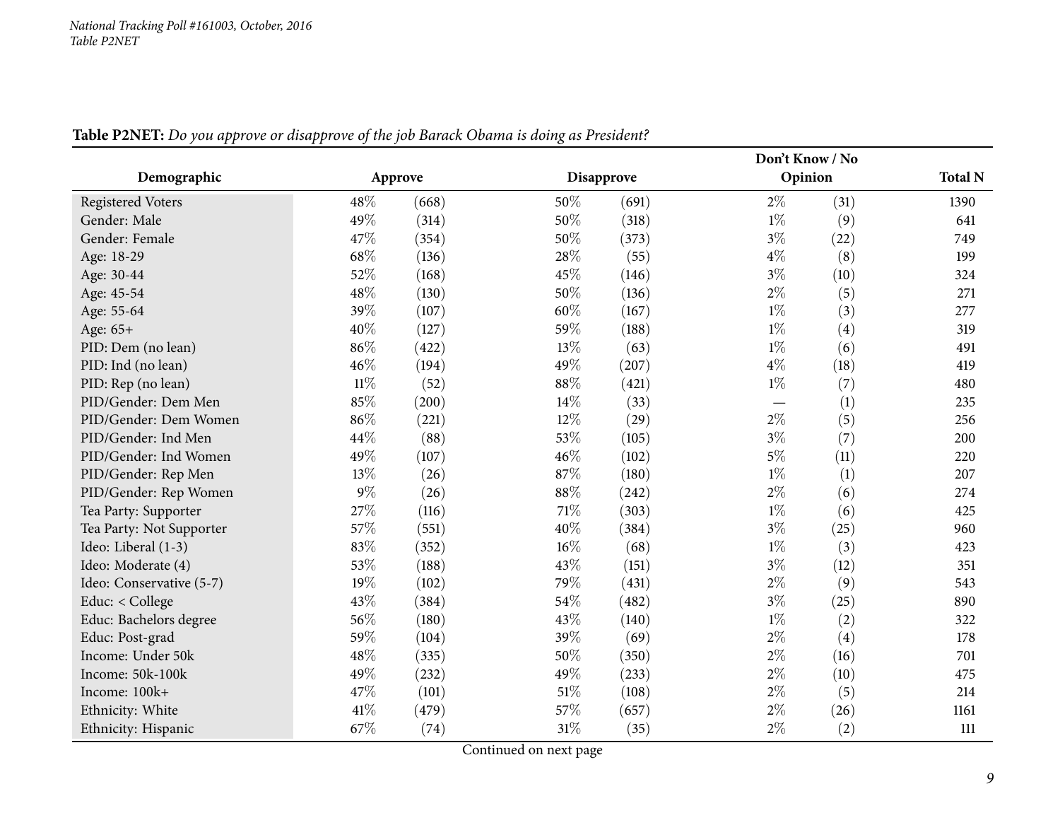**Table P2NET:** *Do you approve or disapprove of the job Barack Obama is doing as President?*

| Demographic | Approve | | Disapprove | | Don't Know / No Opinion | | Total N |
|---|---|---|---|---|---|---|---|
| Registered Voters | 48% | (668) | 50% | (691) | 2% | (31) | 1390 |
| Gender: Male | 49% | (314) | 50% | (318) | 1% | (9) | 641 |
| Gender: Female | 47% | (354) | 50% | (373) | 3% | (22) | 749 |
| Age: 18-29 | 68% | (136) | 28% | (55) | 4% | (8) | 199 |
| Age: 30-44 | 52% | (168) | 45% | (146) | 3% | (10) | 324 |
| Age: 45-54 | 48% | (130) | 50% | (136) | 2% | (5) | 271 |
| Age: 55-64 | 39% | (107) | 60% | (167) | 1% | (3) | 277 |
| Age: 65+ | 40% | (127) | 59% | (188) | 1% | (4) | 319 |
| PID: Dem (no lean) | 86% | (422) | 13% | (63) | 1% | (6) | 491 |
| PID: Ind (no lean) | 46% | (194) | 49% | (207) | 4% | (18) | 419 |
| PID: Rep (no lean) | 11% | (52) | 88% | (421) | 1% | (7) | 480 |
| PID/Gender: Dem Men | 85% | (200) | 14% | (33) | — | (1) | 235 |
| PID/Gender: Dem Women | 86% | (221) | 12% | (29) | 2% | (5) | 256 |
| PID/Gender: Ind Men | 44% | (88) | 53% | (105) | 3% | (7) | 200 |
| PID/Gender: Ind Women | 49% | (107) | 46% | (102) | 5% | (11) | 220 |
| PID/Gender: Rep Men | 13% | (26) | 87% | (180) | 1% | (1) | 207 |
| PID/Gender: Rep Women | 9% | (26) | 88% | (242) | 2% | (6) | 274 |
| Tea Party: Supporter | 27% | (116) | 71% | (303) | 1% | (6) | 425 |
| Tea Party: Not Supporter | 57% | (551) | 40% | (384) | 3% | (25) | 960 |
| Ideo: Liberal (1-3) | 83% | (352) | 16% | (68) | 1% | (3) | 423 |
| Ideo: Moderate (4) | 53% | (188) | 43% | (151) | 3% | (12) | 351 |
| Ideo: Conservative (5-7) | 19% | (102) | 79% | (431) | 2% | (9) | 543 |
| Educ: < College | 43% | (384) | 54% | (482) | 3% | (25) | 890 |
| Educ: Bachelors degree | 56% | (180) | 43% | (140) | 1% | (2) | 322 |
| Educ: Post-grad | 59% | (104) | 39% | (69) | 2% | (4) | 178 |
| Income: Under 50k | 48% | (335) | 50% | (350) | 2% | (16) | 701 |
| Income: 50k-100k | 49% | (232) | 49% | (233) | 2% | (10) | 475 |
| Income: 100k+ | 47% | (101) | 51% | (108) | 2% | (5) | 214 |
| Ethnicity: White | 41% | (479) | 57% | (657) | 2% | (26) | 1161 |
| Ethnicity: Hispanic | 67% | (74) | 31% | (35) | 2% | (2) | 111 |

Continued on next page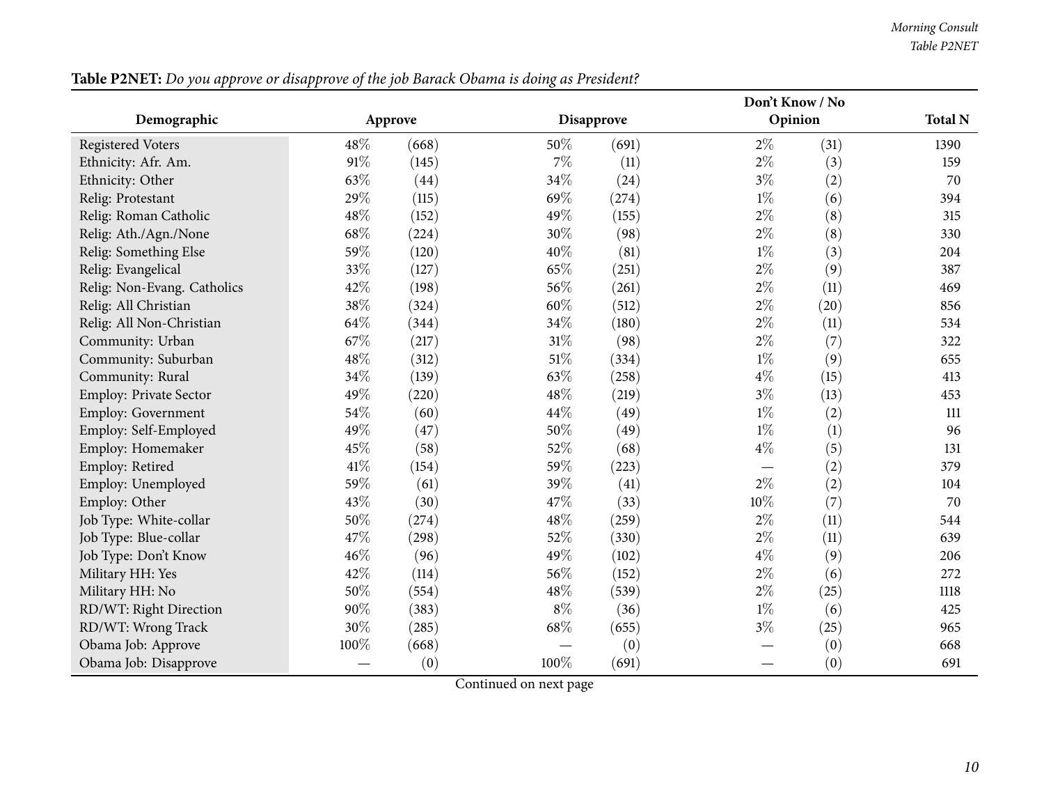**Table P2NET:** *Do you approve or disapprove of the job Barack Obama is doing as President?*

| Demographic | Approve | | Disapprove | | Don't Know / No Opinion | | Total N |
|---|---|---|---|---|---|---|---|
| Registered Voters | 48% | (668) | 50% | (691) | 2% | (31) | 1390 |
| Ethnicity: Afr. Am. | 91% | (145) | 7% | (11) | 2% | (3) | 159 |
| Ethnicity: Other | 63% | (44) | 34% | (24) | 3% | (2) | 70 |
| Relig: Protestant | 29% | (115) | 69% | (274) | 1% | (6) | 394 |
| Relig: Roman Catholic | 48% | (152) | 49% | (155) | 2% | (8) | 315 |
| Relig: Ath./Agn./None | 68% | (224) | 30% | (98) | 2% | (8) | 330 |
| Relig: Something Else | 59% | (120) | 40% | (81) | 1% | (3) | 204 |
| Relig: Evangelical | 33% | (127) | 65% | (251) | 2% | (9) | 387 |
| Relig: Non-Evang. Catholics | 42% | (198) | 56% | (261) | 2% | (11) | 469 |
| Relig: All Christian | 38% | (324) | 60% | (512) | 2% | (20) | 856 |
| Relig: All Non-Christian | 64% | (344) | 34% | (180) | 2% | (11) | 534 |
| Community: Urban | 67% | (217) | 31% | (98) | 2% | (7) | 322 |
| Community: Suburban | 48% | (312) | 51% | (334) | 1% | (9) | 655 |
| Community: Rural | 34% | (139) | 63% | (258) | 4% | (15) | 413 |
| Employ: Private Sector | 49% | (220) | 48% | (219) | 3% | (13) | 453 |
| Employ: Government | 54% | (60) | 44% | (49) | 1% | (2) | 111 |
| Employ: Self-Employed | 49% | (47) | 50% | (49) | 1% | (1) | 96 |
| Employ: Homemaker | 45% | (58) | 52% | (68) | 4% | (5) | 131 |
| Employ: Retired | 41% | (154) | 59% | (223) | — | (2) | 379 |
| Employ: Unemployed | 59% | (61) | 39% | (41) | 2% | (2) | 104 |
| Employ: Other | 43% | (30) | 47% | (33) | 10% | (7) | 70 |
| Job Type: White-collar | 50% | (274) | 48% | (259) | 2% | (11) | 544 |
| Job Type: Blue-collar | 47% | (298) | 52% | (330) | 2% | (11) | 639 |
| Job Type: Don't Know | 46% | (96) | 49% | (102) | 4% | (9) | 206 |
| Military HH: Yes | 42% | (114) | 56% | (152) | 2% | (6) | 272 |
| Military HH: No | 50% | (554) | 48% | (539) | 2% | (25) | 1118 |
| RD/WT: Right Direction | 90% | (383) | 8% | (36) | 1% | (6) | 425 |
| RD/WT: Wrong Track | 30% | (285) | 68% | (655) | 3% | (25) | 965 |
| Obama Job: Approve | 100% | (668) | — | (0) | — | (0) | 668 |
| Obama Job: Disapprove | — | (0) | 100% | (691) | — | (0) | 691 |

Continued on next page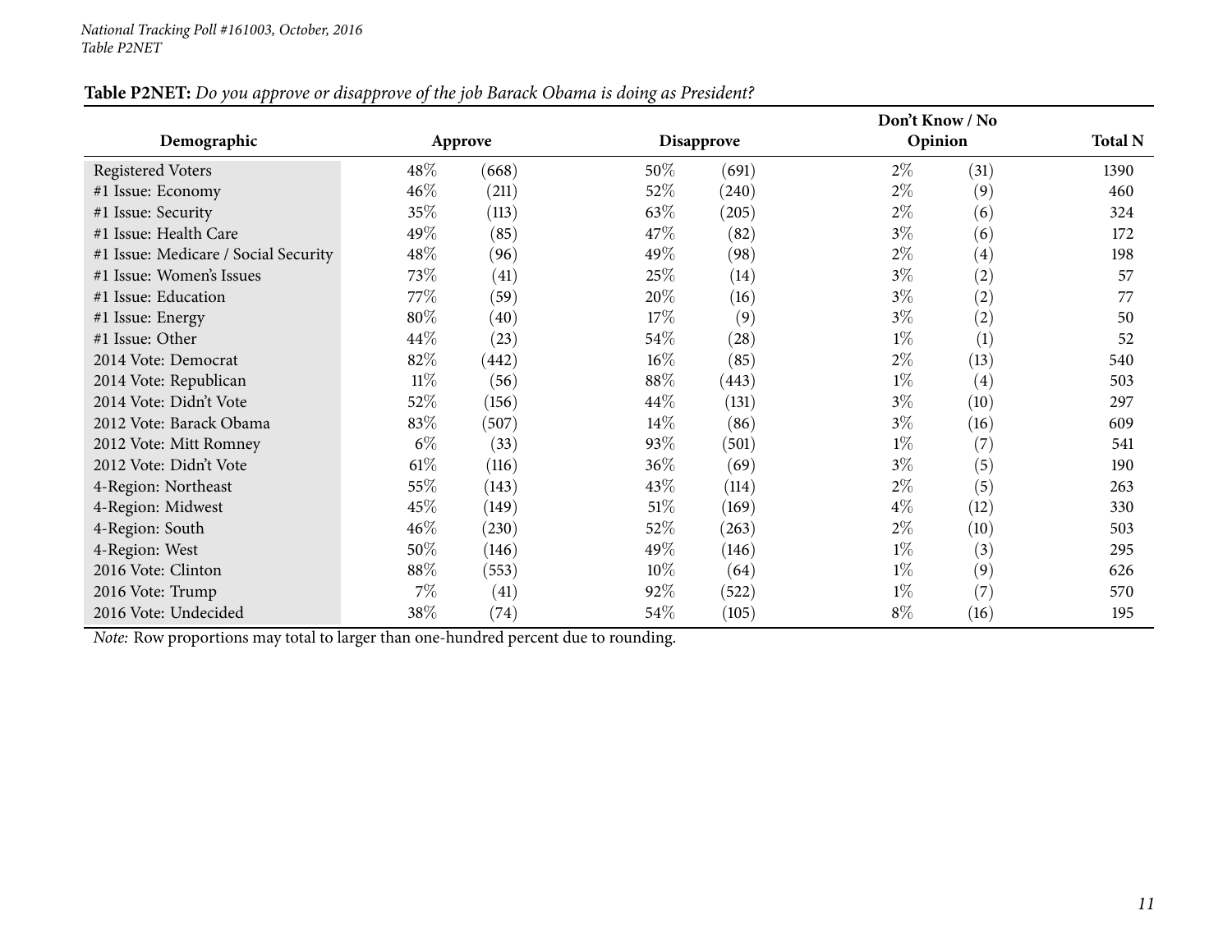National Tracking Poll #161003, October, 2016
Table P2NET

**Table P2NET:** *Do you approve or disapprove of the job Barack Obama is doing as President?*

| Demographic | Approve | | Disapprove | | Don't Know / No Opinion | | Total N |
|---|---|---|---|---|---|---|---|
| Registered Voters | 48% | (668) | 50% | (691) | 2% | (31) | 1390 |
| #1 Issue: Economy | 46% | (211) | 52% | (240) | 2% | (9) | 460 |
| #1 Issue: Security | 35% | (113) | 63% | (205) | 2% | (6) | 324 |
| #1 Issue: Health Care | 49% | (85) | 47% | (82) | 3% | (6) | 172 |
| #1 Issue: Medicare / Social Security | 48% | (96) | 49% | (98) | 2% | (4) | 198 |
| #1 Issue: Women's Issues | 73% | (41) | 25% | (14) | 3% | (2) | 57 |
| #1 Issue: Education | 77% | (59) | 20% | (16) | 3% | (2) | 77 |
| #1 Issue: Energy | 80% | (40) | 17% | (9) | 3% | (2) | 50 |
| #1 Issue: Other | 44% | (23) | 54% | (28) | 1% | (1) | 52 |
| 2014 Vote: Democrat | 82% | (442) | 16% | (85) | 2% | (13) | 540 |
| 2014 Vote: Republican | 11% | (56) | 88% | (443) | 1% | (4) | 503 |
| 2014 Vote: Didn't Vote | 52% | (156) | 44% | (131) | 3% | (10) | 297 |
| 2012 Vote: Barack Obama | 83% | (507) | 14% | (86) | 3% | (16) | 609 |
| 2012 Vote: Mitt Romney | 6% | (33) | 93% | (501) | 1% | (7) | 541 |
| 2012 Vote: Didn't Vote | 61% | (116) | 36% | (69) | 3% | (5) | 190 |
| 4-Region: Northeast | 55% | (143) | 43% | (114) | 2% | (5) | 263 |
| 4-Region: Midwest | 45% | (149) | 51% | (169) | 4% | (12) | 330 |
| 4-Region: South | 46% | (230) | 52% | (263) | 2% | (10) | 503 |
| 4-Region: West | 50% | (146) | 49% | (146) | 1% | (3) | 295 |
| 2016 Vote: Clinton | 88% | (553) | 10% | (64) | 1% | (9) | 626 |
| 2016 Vote: Trump | 7% | (41) | 92% | (522) | 1% | (7) | 570 |
| 2016 Vote: Undecided | 38% | (74) | 54% | (105) | 8% | (16) | 195 |

*Note:* Row proportions may total to larger than one-hundred percent due to rounding.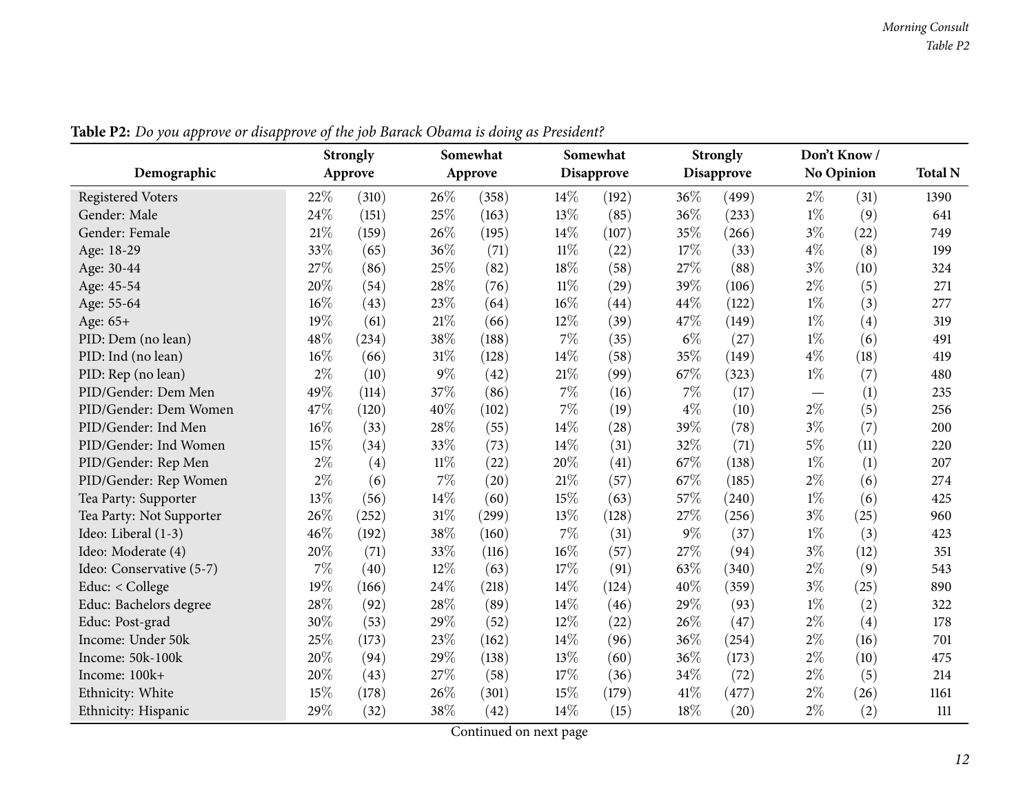**Table P2:** *Do you approve or disapprove of the job Barack Obama is doing as President?*

| Demographic | Strongly Approve | | Somewhat Approve | | Somewhat Disapprove | | Strongly Disapprove | | Don't Know / No Opinion | | Total N |
|---|---|---|---|---|---|---|---|---|---|---|---|
| Registered Voters | 22% | (310) | 26% | (358) | 14% | (192) | 36% | (499) | 2% | (31) | 1390 |
| Gender: Male | 24% | (151) | 25% | (163) | 13% | (85) | 36% | (233) | 1% | (9) | 641 |
| Gender: Female | 21% | (159) | 26% | (195) | 14% | (107) | 35% | (266) | 3% | (22) | 749 |
| Age: 18-29 | 33% | (65) | 36% | (71) | 11% | (22) | 17% | (33) | 4% | (8) | 199 |
| Age: 30-44 | 27% | (86) | 25% | (82) | 18% | (58) | 27% | (88) | 3% | (10) | 324 |
| Age: 45-54 | 20% | (54) | 28% | (76) | 11% | (29) | 39% | (106) | 2% | (5) | 271 |
| Age: 55-64 | 16% | (43) | 23% | (64) | 16% | (44) | 44% | (122) | 1% | (3) | 277 |
| Age: 65+ | 19% | (61) | 21% | (66) | 12% | (39) | 47% | (149) | 1% | (4) | 319 |
| PID: Dem (no lean) | 48% | (234) | 38% | (188) | 7% | (35) | 6% | (27) | 1% | (6) | 491 |
| PID: Ind (no lean) | 16% | (66) | 31% | (128) | 14% | (58) | 35% | (149) | 4% | (18) | 419 |
| PID: Rep (no lean) | 2% | (10) | 9% | (42) | 21% | (99) | 67% | (323) | 1% | (7) | 480 |
| PID/Gender: Dem Men | 49% | (114) | 37% | (86) | 7% | (16) | 7% | (17) | — | (1) | 235 |
| PID/Gender: Dem Women | 47% | (120) | 40% | (102) | 7% | (19) | 4% | (10) | 2% | (5) | 256 |
| PID/Gender: Ind Men | 16% | (33) | 28% | (55) | 14% | (28) | 39% | (78) | 3% | (7) | 200 |
| PID/Gender: Ind Women | 15% | (34) | 33% | (73) | 14% | (31) | 32% | (71) | 5% | (11) | 220 |
| PID/Gender: Rep Men | 2% | (4) | 11% | (22) | 20% | (41) | 67% | (138) | 1% | (1) | 207 |
| PID/Gender: Rep Women | 2% | (6) | 7% | (20) | 21% | (57) | 67% | (185) | 2% | (6) | 274 |
| Tea Party: Supporter | 13% | (56) | 14% | (60) | 15% | (63) | 57% | (240) | 1% | (6) | 425 |
| Tea Party: Not Supporter | 26% | (252) | 31% | (299) | 13% | (128) | 27% | (256) | 3% | (25) | 960 |
| Ideo: Liberal (1-3) | 46% | (192) | 38% | (160) | 7% | (31) | 9% | (37) | 1% | (3) | 423 |
| Ideo: Moderate (4) | 20% | (71) | 33% | (116) | 16% | (57) | 27% | (94) | 3% | (12) | 351 |
| Ideo: Conservative (5-7) | 7% | (40) | 12% | (63) | 17% | (91) | 63% | (340) | 2% | (9) | 543 |
| Educ: < College | 19% | (166) | 24% | (218) | 14% | (124) | 40% | (359) | 3% | (25) | 890 |
| Educ: Bachelors degree | 28% | (92) | 28% | (89) | 14% | (46) | 29% | (93) | 1% | (2) | 322 |
| Educ: Post-grad | 30% | (53) | 29% | (52) | 12% | (22) | 26% | (47) | 2% | (4) | 178 |
| Income: Under 50k | 25% | (173) | 23% | (162) | 14% | (96) | 36% | (254) | 2% | (16) | 701 |
| Income: 50k-100k | 20% | (94) | 29% | (138) | 13% | (60) | 36% | (173) | 2% | (10) | 475 |
| Income: 100k+ | 20% | (43) | 27% | (58) | 17% | (36) | 34% | (72) | 2% | (5) | 214 |
| Ethnicity: White | 15% | (178) | 26% | (301) | 15% | (179) | 41% | (477) | 2% | (26) | 1161 |
| Ethnicity: Hispanic | 29% | (32) | 38% | (42) | 14% | (15) | 18% | (20) | 2% | (2) | 111 |

Continued on next page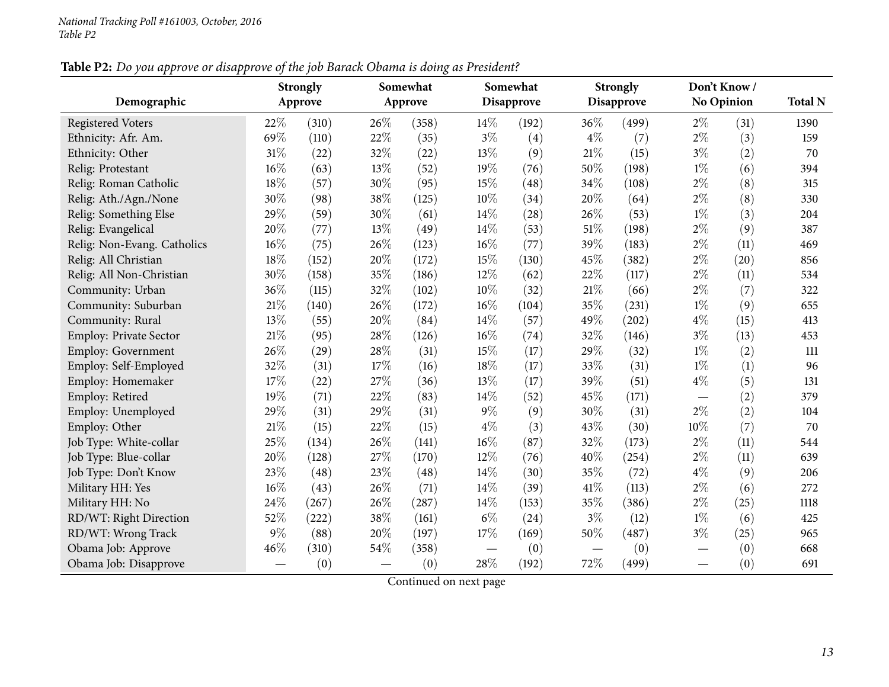**Table P2:** *Do you approve or disapprove of the job Barack Obama is doing as President?*

| Demographic | Strongly Approve | | Somewhat Approve | | Somewhat Disapprove | | Strongly Disapprove | | Don't Know / No Opinion | | Total N |
|---|---|---|---|---|---|---|---|---|---|---|---|
| Registered Voters | 22% | (310) | 26% | (358) | 14% | (192) | 36% | (499) | 2% | (31) | 1390 |
| Ethnicity: Afr. Am. | 69% | (110) | 22% | (35) | 3% | (4) | 4% | (7) | 2% | (3) | 159 |
| Ethnicity: Other | 31% | (22) | 32% | (22) | 13% | (9) | 21% | (15) | 3% | (2) | 70 |
| Relig: Protestant | 16% | (63) | 13% | (52) | 19% | (76) | 50% | (198) | 1% | (6) | 394 |
| Relig: Roman Catholic | 18% | (57) | 30% | (95) | 15% | (48) | 34% | (108) | 2% | (8) | 315 |
| Relig: Ath./Agn./None | 30% | (98) | 38% | (125) | 10% | (34) | 20% | (64) | 2% | (8) | 330 |
| Relig: Something Else | 29% | (59) | 30% | (61) | 14% | (28) | 26% | (53) | 1% | (3) | 204 |
| Relig: Evangelical | 20% | (77) | 13% | (49) | 14% | (53) | 51% | (198) | 2% | (9) | 387 |
| Relig: Non-Evang. Catholics | 16% | (75) | 26% | (123) | 16% | (77) | 39% | (183) | 2% | (11) | 469 |
| Relig: All Christian | 18% | (152) | 20% | (172) | 15% | (130) | 45% | (382) | 2% | (20) | 856 |
| Relig: All Non-Christian | 30% | (158) | 35% | (186) | 12% | (62) | 22% | (117) | 2% | (11) | 534 |
| Community: Urban | 36% | (115) | 32% | (102) | 10% | (32) | 21% | (66) | 2% | (7) | 322 |
| Community: Suburban | 21% | (140) | 26% | (172) | 16% | (104) | 35% | (231) | 1% | (9) | 655 |
| Community: Rural | 13% | (55) | 20% | (84) | 14% | (57) | 49% | (202) | 4% | (15) | 413 |
| Employ: Private Sector | 21% | (95) | 28% | (126) | 16% | (74) | 32% | (146) | 3% | (13) | 453 |
| Employ: Government | 26% | (29) | 28% | (31) | 15% | (17) | 29% | (32) | 1% | (2) | 111 |
| Employ: Self-Employed | 32% | (31) | 17% | (16) | 18% | (17) | 33% | (31) | 1% | (1) | 96 |
| Employ: Homemaker | 17% | (22) | 27% | (36) | 13% | (17) | 39% | (51) | 4% | (5) | 131 |
| Employ: Retired | 19% | (71) | 22% | (83) | 14% | (52) | 45% | (171) | — | (2) | 379 |
| Employ: Unemployed | 29% | (31) | 29% | (31) | 9% | (9) | 30% | (31) | 2% | (2) | 104 |
| Employ: Other | 21% | (15) | 22% | (15) | 4% | (3) | 43% | (30) | 10% | (7) | 70 |
| Job Type: White-collar | 25% | (134) | 26% | (141) | 16% | (87) | 32% | (173) | 2% | (11) | 544 |
| Job Type: Blue-collar | 20% | (128) | 27% | (170) | 12% | (76) | 40% | (254) | 2% | (11) | 639 |
| Job Type: Don't Know | 23% | (48) | 23% | (48) | 14% | (30) | 35% | (72) | 4% | (9) | 206 |
| Military HH: Yes | 16% | (43) | 26% | (71) | 14% | (39) | 41% | (113) | 2% | (6) | 272 |
| Military HH: No | 24% | (267) | 26% | (287) | 14% | (153) | 35% | (386) | 2% | (25) | 1118 |
| RD/WT: Right Direction | 52% | (222) | 38% | (161) | 6% | (24) | 3% | (12) | 1% | (6) | 425 |
| RD/WT: Wrong Track | 9% | (88) | 20% | (197) | 17% | (169) | 50% | (487) | 3% | (25) | 965 |
| Obama Job: Approve | 46% | (310) | 54% | (358) | — | (0) | — | (0) | — | (0) | 668 |
| Obama Job: Disapprove | — | (0) | — | (0) | 28% | (192) | 72% | (499) | — | (0) | 691 |

Continued on next page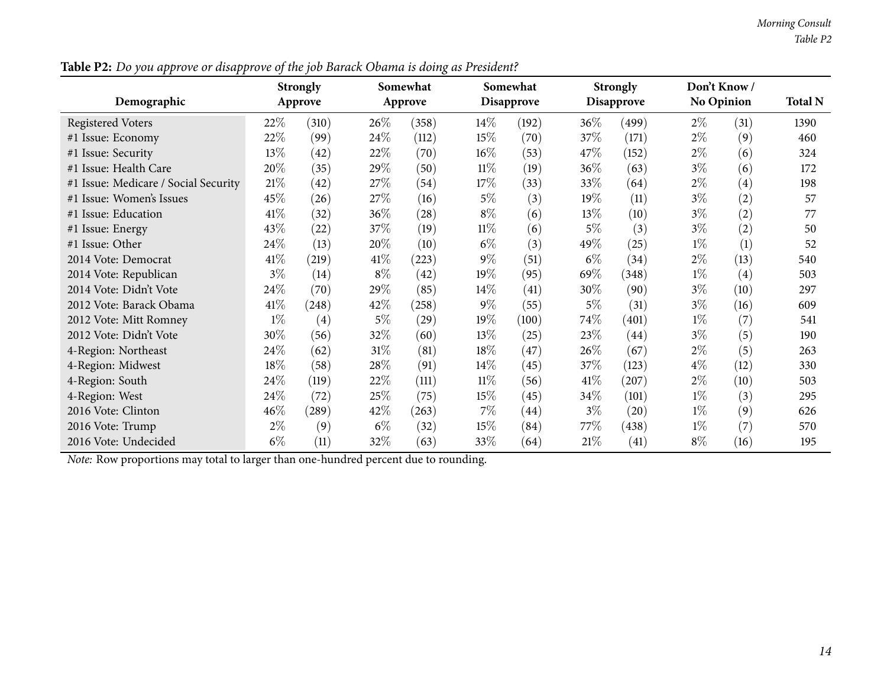**Table P2:** *Do you approve or disapprove of the job Barack Obama is doing as President?*

| Demographic | Strongly Approve | | Somewhat Approve | | Somewhat Disapprove | | Strongly Disapprove | | Don't Know / No Opinion | | Total N |
|---|---|---|---|---|---|---|---|---|---|---|---|
| Registered Voters | 22% | (310) | 26% | (358) | 14% | (192) | 36% | (499) | 2% | (31) | 1390 |
| #1 Issue: Economy | 22% | (99) | 24% | (112) | 15% | (70) | 37% | (171) | 2% | (9) | 460 |
| #1 Issue: Security | 13% | (42) | 22% | (70) | 16% | (53) | 47% | (152) | 2% | (6) | 324 |
| #1 Issue: Health Care | 20% | (35) | 29% | (50) | 11% | (19) | 36% | (63) | 3% | (6) | 172 |
| #1 Issue: Medicare / Social Security | 21% | (42) | 27% | (54) | 17% | (33) | 33% | (64) | 2% | (4) | 198 |
| #1 Issue: Women's Issues | 45% | (26) | 27% | (16) | 5% | (3) | 19% | (11) | 3% | (2) | 57 |
| #1 Issue: Education | 41% | (32) | 36% | (28) | 8% | (6) | 13% | (10) | 3% | (2) | 77 |
| #1 Issue: Energy | 43% | (22) | 37% | (19) | 11% | (6) | 5% | (3) | 3% | (2) | 50 |
| #1 Issue: Other | 24% | (13) | 20% | (10) | 6% | (3) | 49% | (25) | 1% | (1) | 52 |
| 2014 Vote: Democrat | 41% | (219) | 41% | (223) | 9% | (51) | 6% | (34) | 2% | (13) | 540 |
| 2014 Vote: Republican | 3% | (14) | 8% | (42) | 19% | (95) | 69% | (348) | 1% | (4) | 503 |
| 2014 Vote: Didn't Vote | 24% | (70) | 29% | (85) | 14% | (41) | 30% | (90) | 3% | (10) | 297 |
| 2012 Vote: Barack Obama | 41% | (248) | 42% | (258) | 9% | (55) | 5% | (31) | 3% | (16) | 609 |
| 2012 Vote: Mitt Romney | 1% | (4) | 5% | (29) | 19% | (100) | 74% | (401) | 1% | (7) | 541 |
| 2012 Vote: Didn't Vote | 30% | (56) | 32% | (60) | 13% | (25) | 23% | (44) | 3% | (5) | 190 |
| 4-Region: Northeast | 24% | (62) | 31% | (81) | 18% | (47) | 26% | (67) | 2% | (5) | 263 |
| 4-Region: Midwest | 18% | (58) | 28% | (91) | 14% | (45) | 37% | (123) | 4% | (12) | 330 |
| 4-Region: South | 24% | (119) | 22% | (111) | 11% | (56) | 41% | (207) | 2% | (10) | 503 |
| 4-Region: West | 24% | (72) | 25% | (75) | 15% | (45) | 34% | (101) | 1% | (3) | 295 |
| 2016 Vote: Clinton | 46% | (289) | 42% | (263) | 7% | (44) | 3% | (20) | 1% | (9) | 626 |
| 2016 Vote: Trump | 2% | (9) | 6% | (32) | 15% | (84) | 77% | (438) | 1% | (7) | 570 |
| 2016 Vote: Undecided | 6% | (11) | 32% | (63) | 33% | (64) | 21% | (41) | 8% | (16) | 195 |

*Note:* Row proportions may total to larger than one-hundred percent due to rounding.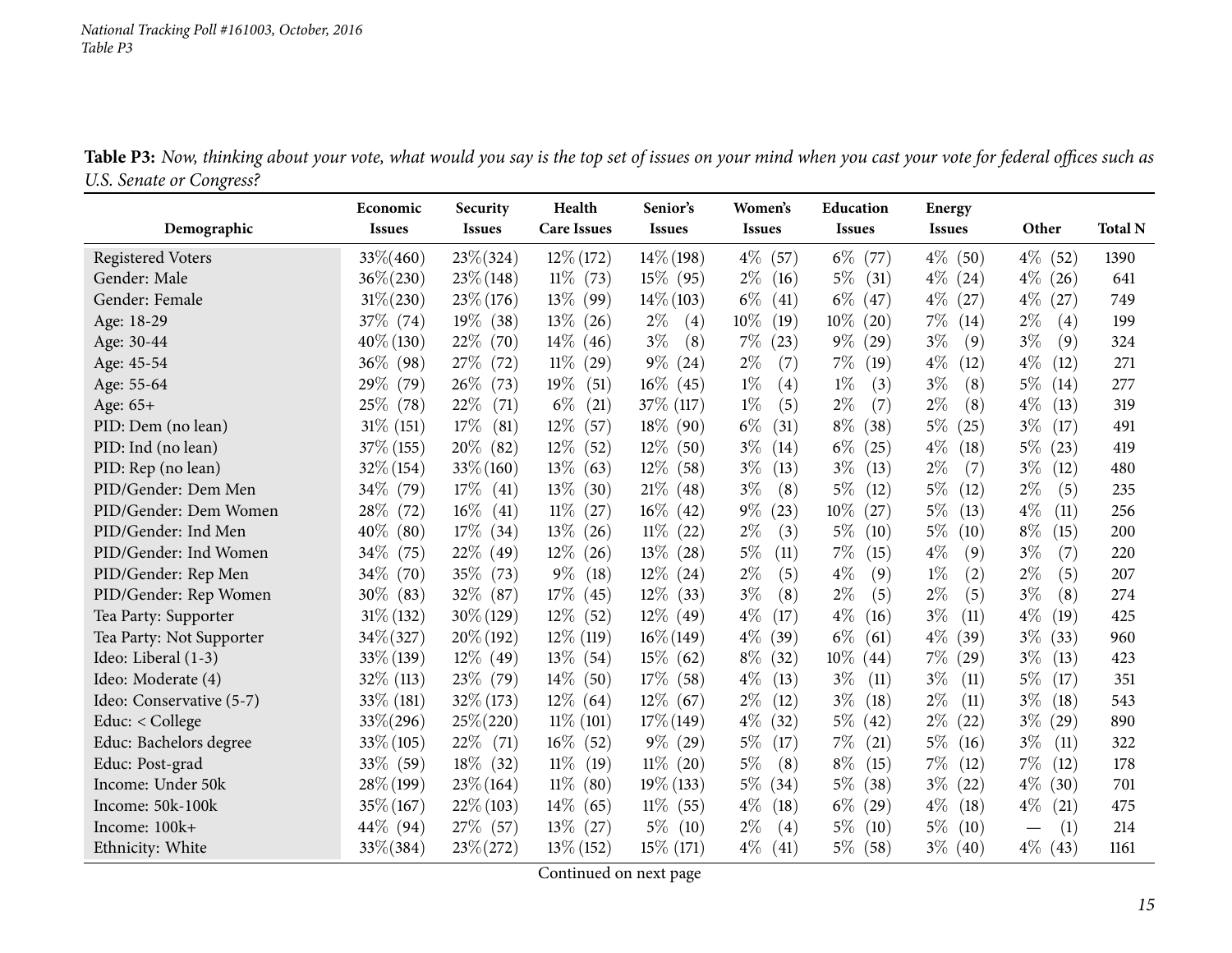**Table P3:** *Now, thinking about your vote, what would you say is the top set of issues on your mind when you cast your vote for federal offices such as U.S. Senate or Congress?*

| Demographic | Economic Issues | Security Issues | Health Care Issues | Senior's Issues | Women's Issues | Education Issues | Energy Issues | Other | Total N |
|---|---|---|---|---|---|---|---|---|---|
| Registered Voters | 33%(460) | 23%(324) | 12%(172) | 14%(198) | 4% (57) | 6% (77) | 4% (50) | 4% (52) | 1390 |
| Gender: Male | 36%(230) | 23%(148) | 11% (73) | 15% (95) | 2% (16) | 5% (31) | 4% (24) | 4% (26) | 641 |
| Gender: Female | 31%(230) | 23%(176) | 13% (99) | 14%(103) | 6% (41) | 6% (47) | 4% (27) | 4% (27) | 749 |
| Age: 18-29 | 37% (74) | 19% (38) | 13% (26) | 2% (4) | 10% (19) | 10% (20) | 7% (14) | 2% (4) | 199 |
| Age: 30-44 | 40%(130) | 22% (70) | 14% (46) | 3% (8) | 7% (23) | 9% (29) | 3% (9) | 3% (9) | 324 |
| Age: 45-54 | 36% (98) | 27% (72) | 11% (29) | 9% (24) | 2% (7) | 7% (19) | 4% (12) | 4% (12) | 271 |
| Age: 55-64 | 29% (79) | 26% (73) | 19% (51) | 16% (45) | 1% (4) | 1% (3) | 3% (8) | 5% (14) | 277 |
| Age: 65+ | 25% (78) | 22% (71) | 6% (21) | 37% (117) | 1% (5) | 2% (7) | 2% (8) | 4% (13) | 319 |
| PID: Dem (no lean) | 31% (151) | 17% (81) | 12% (57) | 18% (90) | 6% (31) | 8% (38) | 5% (25) | 3% (17) | 491 |
| PID: Ind (no lean) | 37% (155) | 20% (82) | 12% (52) | 12% (50) | 3% (14) | 6% (25) | 4% (18) | 5% (23) | 419 |
| PID: Rep (no lean) | 32% (154) | 33%(160) | 13% (63) | 12% (58) | 3% (13) | 3% (13) | 2% (7) | 3% (12) | 480 |
| PID/Gender: Dem Men | 34% (79) | 17% (41) | 13% (30) | 21% (48) | 3% (8) | 5% (12) | 5% (12) | 2% (5) | 235 |
| PID/Gender: Dem Women | 28% (72) | 16% (41) | 11% (27) | 16% (42) | 9% (23) | 10% (27) | 5% (13) | 4% (11) | 256 |
| PID/Gender: Ind Men | 40% (80) | 17% (34) | 13% (26) | 11% (22) | 2% (3) | 5% (10) | 5% (10) | 8% (15) | 200 |
| PID/Gender: Ind Women | 34% (75) | 22% (49) | 12% (26) | 13% (28) | 5% (11) | 7% (15) | 4% (9) | 3% (7) | 220 |
| PID/Gender: Rep Men | 34% (70) | 35% (73) | 9% (18) | 12% (24) | 2% (5) | 4% (9) | 1% (2) | 2% (5) | 207 |
| PID/Gender: Rep Women | 30% (83) | 32% (87) | 17% (45) | 12% (33) | 3% (8) | 2% (5) | 2% (5) | 3% (8) | 274 |
| Tea Party: Supporter | 31% (132) | 30%(129) | 12% (52) | 12% (49) | 4% (17) | 4% (16) | 3% (11) | 4% (19) | 425 |
| Tea Party: Not Supporter | 34%(327) | 20%(192) | 12% (119) | 16%(149) | 4% (39) | 6% (61) | 4% (39) | 3% (33) | 960 |
| Ideo: Liberal (1-3) | 33% (139) | 12% (49) | 13% (54) | 15% (62) | 8% (32) | 10% (44) | 7% (29) | 3% (13) | 423 |
| Ideo: Moderate (4) | 32% (113) | 23% (79) | 14% (50) | 17% (58) | 4% (13) | 3% (11) | 3% (11) | 5% (17) | 351 |
| Ideo: Conservative (5-7) | 33% (181) | 32% (173) | 12% (64) | 12% (67) | 2% (12) | 3% (18) | 2% (11) | 3% (18) | 543 |
| Educ: < College | 33%(296) | 25%(220) | 11% (101) | 17%(149) | 4% (32) | 5% (42) | 2% (22) | 3% (29) | 890 |
| Educ: Bachelors degree | 33% (105) | 22% (71) | 16% (52) | 9% (29) | 5% (17) | 7% (21) | 5% (16) | 3% (11) | 322 |
| Educ: Post-grad | 33% (59) | 18% (32) | 11% (19) | 11% (20) | 5% (8) | 8% (15) | 7% (12) | 7% (12) | 178 |
| Income: Under 50k | 28%(199) | 23%(164) | 11% (80) | 19% (133) | 5% (34) | 5% (38) | 3% (22) | 4% (30) | 701 |
| Income: 50k-100k | 35%(167) | 22%(103) | 14% (65) | 11% (55) | 4% (18) | 6% (29) | 4% (18) | 4% (21) | 475 |
| Income: 100k+ | 44% (94) | 27% (57) | 13% (27) | 5% (10) | 2% (4) | 5% (10) | 5% (10) | — (1) | 214 |
| Ethnicity: White | 33%(384) | 23%(272) | 13% (152) | 15% (171) | 4% (41) | 5% (58) | 3% (40) | 4% (43) | 1161 |

Continued on next page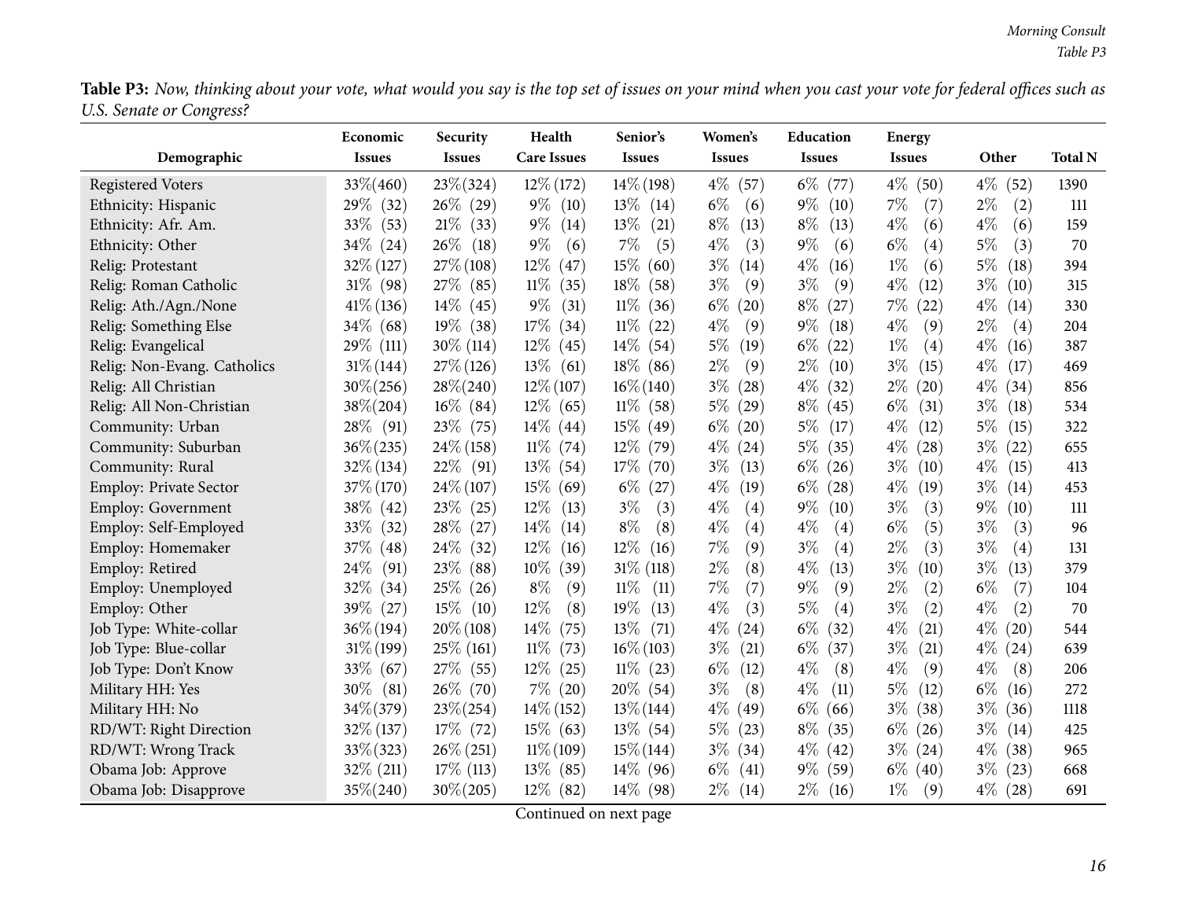**Table P3:** *Now, thinking about your vote, what would you say is the top set of issues on your mind when you cast your vote for federal offices such as U.S. Senate or Congress?*

| Demographic | Economic Issues | Security Issues | Health Care Issues | Senior's Issues | Women's Issues | Education Issues | Energy Issues | Other | Total N |
|---|---|---|---|---|---|---|---|---|---|
| Registered Voters | 33%(460) | 23%(324) | 12%(172) | 14%(198) | 4% (57) | 6% (77) | 4% (50) | 4% (52) | 1390 |
| Ethnicity: Hispanic | 29% (32) | 26% (29) | 9% (10) | 13% (14) | 6% (6) | 9% (10) | 7% (7) | 2% (2) | 111 |
| Ethnicity: Afr. Am. | 33% (53) | 21% (33) | 9% (14) | 13% (21) | 8% (13) | 8% (13) | 4% (6) | 4% (6) | 159 |
| Ethnicity: Other | 34% (24) | 26% (18) | 9% (6) | 7% (5) | 4% (3) | 9% (6) | 6% (4) | 5% (3) | 70 |
| Relig: Protestant | 32%(127) | 27%(108) | 12% (47) | 15% (60) | 3% (14) | 4% (16) | 1% (6) | 5% (18) | 394 |
| Relig: Roman Catholic | 31% (98) | 27% (85) | 11% (35) | 18% (58) | 3% (9) | 3% (9) | 4% (12) | 3% (10) | 315 |
| Relig: Ath./Agn./None | 41%(136) | 14% (45) | 9% (31) | 11% (36) | 6% (20) | 8% (27) | 7% (22) | 4% (14) | 330 |
| Relig: Something Else | 34% (68) | 19% (38) | 17% (34) | 11% (22) | 4% (9) | 9% (18) | 4% (9) | 2% (4) | 204 |
| Relig: Evangelical | 29% (111) | 30% (114) | 12% (45) | 14% (54) | 5% (19) | 6% (22) | 1% (4) | 4% (16) | 387 |
| Relig: Non-Evang. Catholics | 31%(144) | 27%(126) | 13% (61) | 18% (86) | 2% (9) | 2% (10) | 3% (15) | 4% (17) | 469 |
| Relig: All Christian | 30%(256) | 28%(240) | 12%(107) | 16%(140) | 3% (28) | 4% (32) | 2% (20) | 4% (34) | 856 |
| Relig: All Non-Christian | 38%(204) | 16% (84) | 12% (65) | 11% (58) | 5% (29) | 8% (45) | 6% (31) | 3% (18) | 534 |
| Community: Urban | 28% (91) | 23% (75) | 14% (44) | 15% (49) | 6% (20) | 5% (17) | 4% (12) | 5% (15) | 322 |
| Community: Suburban | 36%(235) | 24%(158) | 11% (74) | 12% (79) | 4% (24) | 5% (35) | 4% (28) | 3% (22) | 655 |
| Community: Rural | 32%(134) | 22% (91) | 13% (54) | 17% (70) | 3% (13) | 6% (26) | 3% (10) | 4% (15) | 413 |
| Employ: Private Sector | 37%(170) | 24%(107) | 15% (69) | 6% (27) | 4% (19) | 6% (28) | 4% (19) | 3% (14) | 453 |
| Employ: Government | 38% (42) | 23% (25) | 12% (13) | 3% (3) | 4% (4) | 9% (10) | 3% (3) | 9% (10) | 111 |
| Employ: Self-Employed | 33% (32) | 28% (27) | 14% (14) | 8% (8) | 4% (4) | 4% (4) | 6% (5) | 3% (3) | 96 |
| Employ: Homemaker | 37% (48) | 24% (32) | 12% (16) | 12% (16) | 7% (9) | 3% (4) | 2% (3) | 3% (4) | 131 |
| Employ: Retired | 24% (91) | 23% (88) | 10% (39) | 31% (118) | 2% (8) | 4% (13) | 3% (10) | 3% (13) | 379 |
| Employ: Unemployed | 32% (34) | 25% (26) | 8% (9) | 11% (11) | 7% (7) | 9% (9) | 2% (2) | 6% (7) | 104 |
| Employ: Other | 39% (27) | 15% (10) | 12% (8) | 19% (13) | 4% (3) | 5% (4) | 3% (2) | 4% (2) | 70 |
| Job Type: White-collar | 36%(194) | 20%(108) | 14% (75) | 13% (71) | 4% (24) | 6% (32) | 4% (21) | 4% (20) | 544 |
| Job Type: Blue-collar | 31%(199) | 25% (161) | 11% (73) | 16%(103) | 3% (21) | 6% (37) | 3% (21) | 4% (24) | 639 |
| Job Type: Don't Know | 33% (67) | 27% (55) | 12% (25) | 11% (23) | 6% (12) | 4% (8) | 4% (9) | 4% (8) | 206 |
| Military HH: Yes | 30% (81) | 26% (70) | 7% (20) | 20% (54) | 3% (8) | 4% (11) | 5% (12) | 6% (16) | 272 |
| Military HH: No | 34%(379) | 23%(254) | 14%(152) | 13%(144) | 4% (49) | 6% (66) | 3% (38) | 3% (36) | 1118 |
| RD/WT: Right Direction | 32%(137) | 17% (72) | 15% (63) | 13% (54) | 5% (23) | 8% (35) | 6% (26) | 3% (14) | 425 |
| RD/WT: Wrong Track | 33%(323) | 26%(251) | 11%(109) | 15%(144) | 3% (34) | 4% (42) | 3% (24) | 4% (38) | 965 |
| Obama Job: Approve | 32% (211) | 17% (113) | 13% (85) | 14% (96) | 6% (41) | 9% (59) | 6% (40) | 3% (23) | 668 |
| Obama Job: Disapprove | 35%(240) | 30%(205) | 12% (82) | 14% (98) | 2% (14) | 2% (16) | 1% (9) | 4% (28) | 691 |

Continued on next page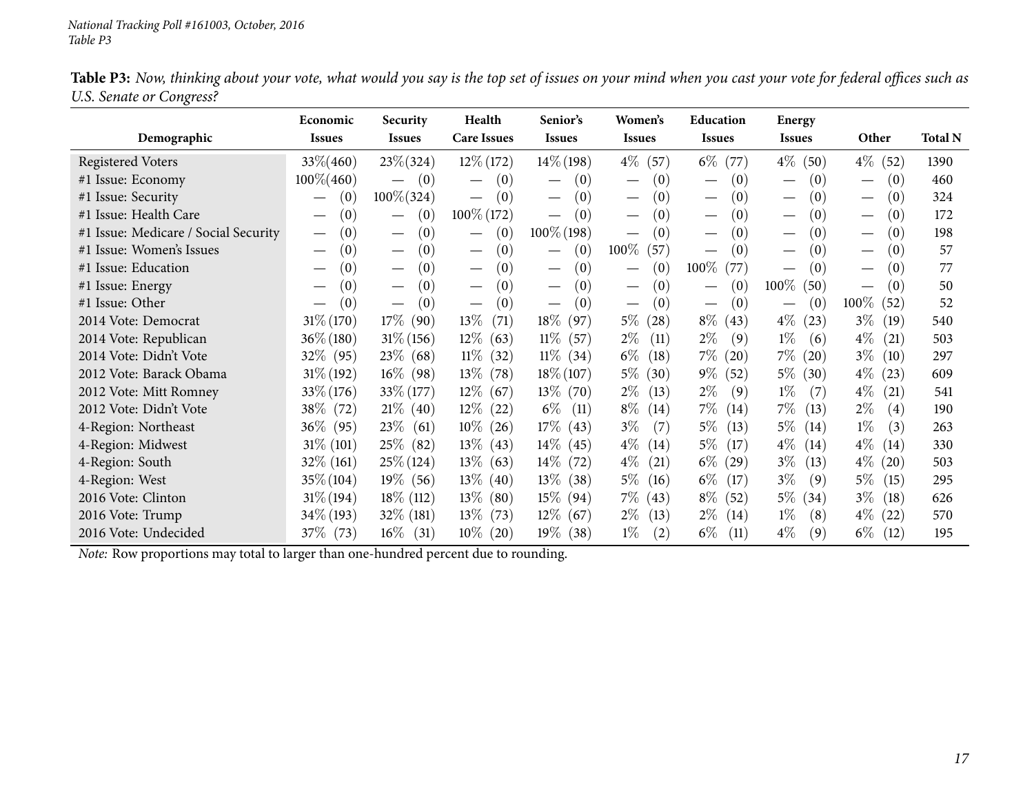**Table P3:** *Now, thinking about your vote, what would you say is the top set of issues on your mind when you cast your vote for federal offices such as U.S. Senate or Congress?*

| Demographic | Economic Issues | Security Issues | Health Care Issues | Senior's Issues | Women's Issues | Education Issues | Energy Issues | Other | Total N |
|---|---|---|---|---|---|---|---|---|---|
| Registered Voters | 33% (460) | 23% (324) | 12% (172) | 14% (198) | 4% (57) | 6% (77) | 4% (50) | 4% (52) | 1390 |
| #1 Issue: Economy | 100% (460) | — (0) | — (0) | — (0) | — (0) | — (0) | — (0) | — (0) | 460 |
| #1 Issue: Security | — (0) | 100% (324) | — (0) | — (0) | — (0) | — (0) | — (0) | — (0) | 324 |
| #1 Issue: Health Care | — (0) | — (0) | 100% (172) | — (0) | — (0) | — (0) | — (0) | — (0) | 172 |
| #1 Issue: Medicare / Social Security | — (0) | — (0) | — (0) | 100% (198) | — (0) | — (0) | — (0) | — (0) | 198 |
| #1 Issue: Women's Issues | — (0) | — (0) | — (0) | — (0) | 100% (57) | — (0) | — (0) | — (0) | 57 |
| #1 Issue: Education | — (0) | — (0) | — (0) | — (0) | — (0) | 100% (77) | — (0) | — (0) | 77 |
| #1 Issue: Energy | — (0) | — (0) | — (0) | — (0) | — (0) | — (0) | 100% (50) | — (0) | 50 |
| #1 Issue: Other | — (0) | — (0) | — (0) | — (0) | — (0) | — (0) | — (0) | 100% (52) | 52 |
| 2014 Vote: Democrat | 31% (170) | 17% (90) | 13% (71) | 18% (97) | 5% (28) | 8% (43) | 4% (23) | 3% (19) | 540 |
| 2014 Vote: Republican | 36% (180) | 31% (156) | 12% (63) | 11% (57) | 2% (11) | 2% (9) | 1% (6) | 4% (21) | 503 |
| 2014 Vote: Didn't Vote | 32% (95) | 23% (68) | 11% (32) | 11% (34) | 6% (18) | 7% (20) | 7% (20) | 3% (10) | 297 |
| 2012 Vote: Barack Obama | 31% (192) | 16% (98) | 13% (78) | 18% (107) | 5% (30) | 9% (52) | 5% (30) | 4% (23) | 609 |
| 2012 Vote: Mitt Romney | 33% (176) | 33% (177) | 12% (67) | 13% (70) | 2% (13) | 2% (9) | 1% (7) | 4% (21) | 541 |
| 2012 Vote: Didn't Vote | 38% (72) | 21% (40) | 12% (22) | 6% (11) | 8% (14) | 7% (14) | 7% (13) | 2% (4) | 190 |
| 4-Region: Northeast | 36% (95) | 23% (61) | 10% (26) | 17% (43) | 3% (7) | 5% (13) | 5% (14) | 1% (3) | 263 |
| 4-Region: Midwest | 31% (101) | 25% (82) | 13% (43) | 14% (45) | 4% (14) | 5% (17) | 4% (14) | 4% (14) | 330 |
| 4-Region: South | 32% (161) | 25% (124) | 13% (63) | 14% (72) | 4% (21) | 6% (29) | 3% (13) | 4% (20) | 503 |
| 4-Region: West | 35% (104) | 19% (56) | 13% (40) | 13% (38) | 5% (16) | 6% (17) | 3% (9) | 5% (15) | 295 |
| 2016 Vote: Clinton | 31% (194) | 18% (112) | 13% (80) | 15% (94) | 7% (43) | 8% (52) | 5% (34) | 3% (18) | 626 |
| 2016 Vote: Trump | 34% (193) | 32% (181) | 13% (73) | 12% (67) | 2% (13) | 2% (14) | 1% (8) | 4% (22) | 570 |
| 2016 Vote: Undecided | 37% (73) | 16% (31) | 10% (20) | 19% (38) | 1% (2) | 6% (11) | 4% (9) | 6% (12) | 195 |

*Note:* Row proportions may total to larger than one-hundred percent due to rounding.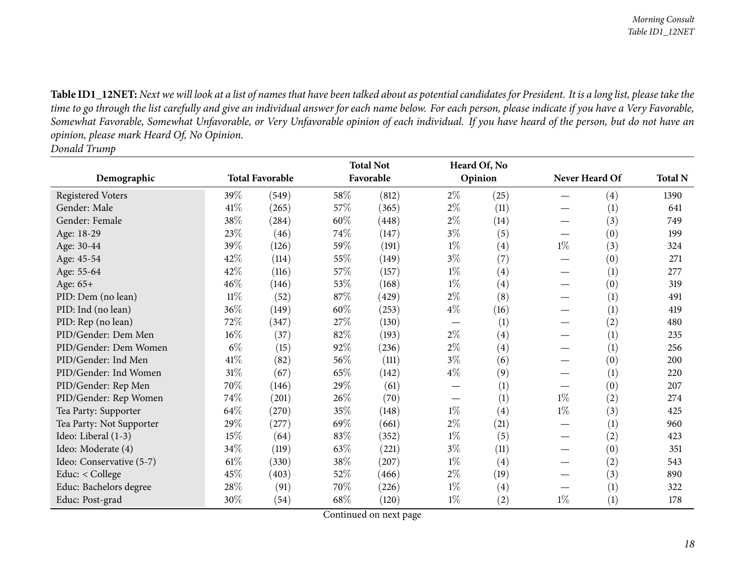**Table ID1_12NET:** *Next we will look at a list of names that have been talked about as potential candidates for President. It is a long list, please take the time to go through the list carefully and give an individual answer for each name below. For each person, please indicate if you have a Very Favorable, Somewhat Favorable, Somewhat Unfavorable, or Very Unfavorable opinion of each individual. If you have heard of the person, but do not have an opinion, please mark Heard Of, No Opinion.*
*Donald Trump*

| Demographic | Total Favorable | | Total Not Favorable | | Heard Of, No Opinion | | Never Heard Of | | Total N |
|---|---|---|---|---|---|---|---|---|---|
| Registered Voters | 39% | (549) | 58% | (812) | 2% | (25) | — | (4) | 1390 |
| Gender: Male | 41% | (265) | 57% | (365) | 2% | (11) | — | (1) | 641 |
| Gender: Female | 38% | (284) | 60% | (448) | 2% | (14) | — | (3) | 749 |
| Age: 18-29 | 23% | (46) | 74% | (147) | 3% | (5) | — | (0) | 199 |
| Age: 30-44 | 39% | (126) | 59% | (191) | 1% | (4) | 1% | (3) | 324 |
| Age: 45-54 | 42% | (114) | 55% | (149) | 3% | (7) | — | (0) | 271 |
| Age: 55-64 | 42% | (116) | 57% | (157) | 1% | (4) | — | (1) | 277 |
| Age: 65+ | 46% | (146) | 53% | (168) | 1% | (4) | — | (0) | 319 |
| PID: Dem (no lean) | 11% | (52) | 87% | (429) | 2% | (8) | — | (1) | 491 |
| PID: Ind (no lean) | 36% | (149) | 60% | (253) | 4% | (16) | — | (1) | 419 |
| PID: Rep (no lean) | 72% | (347) | 27% | (130) | — | (1) | — | (2) | 480 |
| PID/Gender: Dem Men | 16% | (37) | 82% | (193) | 2% | (4) | — | (1) | 235 |
| PID/Gender: Dem Women | 6% | (15) | 92% | (236) | 2% | (4) | — | (1) | 256 |
| PID/Gender: Ind Men | 41% | (82) | 56% | (111) | 3% | (6) | — | (0) | 200 |
| PID/Gender: Ind Women | 31% | (67) | 65% | (142) | 4% | (9) | — | (1) | 220 |
| PID/Gender: Rep Men | 70% | (146) | 29% | (61) | — | (1) | — | (0) | 207 |
| PID/Gender: Rep Women | 74% | (201) | 26% | (70) | — | (1) | 1% | (2) | 274 |
| Tea Party: Supporter | 64% | (270) | 35% | (148) | 1% | (4) | 1% | (3) | 425 |
| Tea Party: Not Supporter | 29% | (277) | 69% | (661) | 2% | (21) | — | (1) | 960 |
| Ideo: Liberal (1-3) | 15% | (64) | 83% | (352) | 1% | (5) | — | (2) | 423 |
| Ideo: Moderate (4) | 34% | (119) | 63% | (221) | 3% | (11) | — | (0) | 351 |
| Ideo: Conservative (5-7) | 61% | (330) | 38% | (207) | 1% | (4) | — | (2) | 543 |
| Educ: < College | 45% | (403) | 52% | (466) | 2% | (19) | — | (3) | 890 |
| Educ: Bachelors degree | 28% | (91) | 70% | (226) | 1% | (4) | — | (1) | 322 |
| Educ: Post-grad | 30% | (54) | 68% | (120) | 1% | (2) | 1% | (1) | 178 |

Continued on next page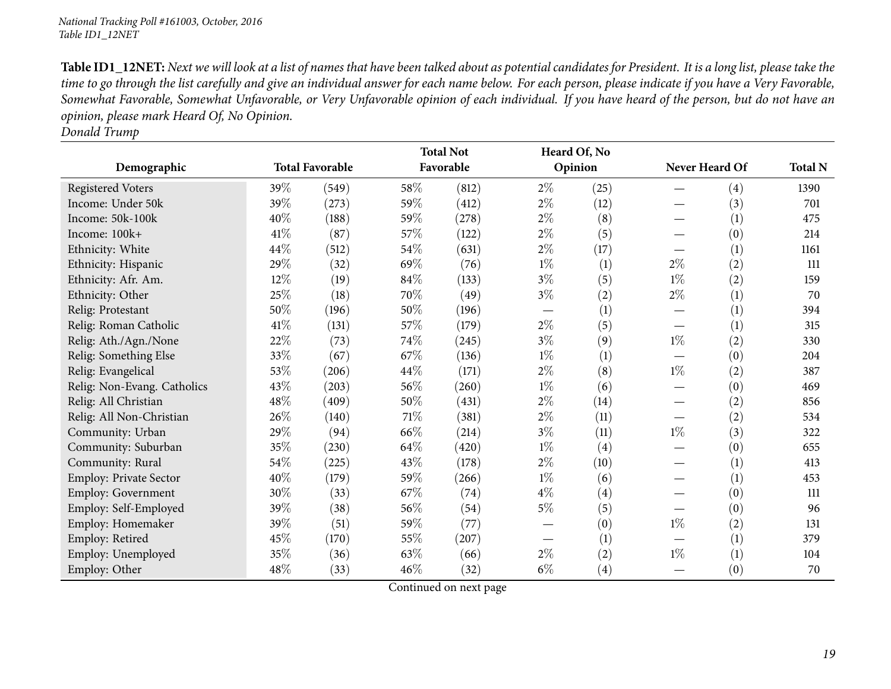**Table ID1_12NET:** *Next we will look at a list of names that have been talked about as potential candidates for President. It is a long list, please take the time to go through the list carefully and give an individual answer for each name below. For each person, please indicate if you have a Very Favorable, Somewhat Favorable, Somewhat Unfavorable, or Very Unfavorable opinion of each individual. If you have heard of the person, but do not have an opinion, please mark Heard Of, No Opinion.*
*Donald Trump*

| Demographic | Total Favorable | | Total Not Favorable | | Heard Of, No Opinion | | Never Heard Of | | Total N |
|---|---|---|---|---|---|---|---|---|---|
| Registered Voters | 39% | (549) | 58% | (812) | 2% | (25) | — | (4) | 1390 |
| Income: Under 50k | 39% | (273) | 59% | (412) | 2% | (12) | — | (3) | 701 |
| Income: 50k-100k | 40% | (188) | 59% | (278) | 2% | (8) | — | (1) | 475 |
| Income: 100k+ | 41% | (87) | 57% | (122) | 2% | (5) | — | (0) | 214 |
| Ethnicity: White | 44% | (512) | 54% | (631) | 2% | (17) | — | (1) | 1161 |
| Ethnicity: Hispanic | 29% | (32) | 69% | (76) | 1% | (1) | 2% | (2) | 111 |
| Ethnicity: Afr. Am. | 12% | (19) | 84% | (133) | 3% | (5) | 1% | (2) | 159 |
| Ethnicity: Other | 25% | (18) | 70% | (49) | 3% | (2) | 2% | (1) | 70 |
| Relig: Protestant | 50% | (196) | 50% | (196) | — | (1) | — | (1) | 394 |
| Relig: Roman Catholic | 41% | (131) | 57% | (179) | 2% | (5) | — | (1) | 315 |
| Relig: Ath./Agn./None | 22% | (73) | 74% | (245) | 3% | (9) | 1% | (2) | 330 |
| Relig: Something Else | 33% | (67) | 67% | (136) | 1% | (1) | — | (0) | 204 |
| Relig: Evangelical | 53% | (206) | 44% | (171) | 2% | (8) | 1% | (2) | 387 |
| Relig: Non-Evang. Catholics | 43% | (203) | 56% | (260) | 1% | (6) | — | (0) | 469 |
| Relig: All Christian | 48% | (409) | 50% | (431) | 2% | (14) | — | (2) | 856 |
| Relig: All Non-Christian | 26% | (140) | 71% | (381) | 2% | (11) | — | (2) | 534 |
| Community: Urban | 29% | (94) | 66% | (214) | 3% | (11) | 1% | (3) | 322 |
| Community: Suburban | 35% | (230) | 64% | (420) | 1% | (4) | — | (0) | 655 |
| Community: Rural | 54% | (225) | 43% | (178) | 2% | (10) | — | (1) | 413 |
| Employ: Private Sector | 40% | (179) | 59% | (266) | 1% | (6) | — | (1) | 453 |
| Employ: Government | 30% | (33) | 67% | (74) | 4% | (4) | — | (0) | 111 |
| Employ: Self-Employed | 39% | (38) | 56% | (54) | 5% | (5) | — | (0) | 96 |
| Employ: Homemaker | 39% | (51) | 59% | (77) | — | (0) | 1% | (2) | 131 |
| Employ: Retired | 45% | (170) | 55% | (207) | — | (1) | — | (1) | 379 |
| Employ: Unemployed | 35% | (36) | 63% | (66) | 2% | (2) | 1% | (1) | 104 |
| Employ: Other | 48% | (33) | 46% | (32) | 6% | (4) | — | (0) | 70 |

Continued on next page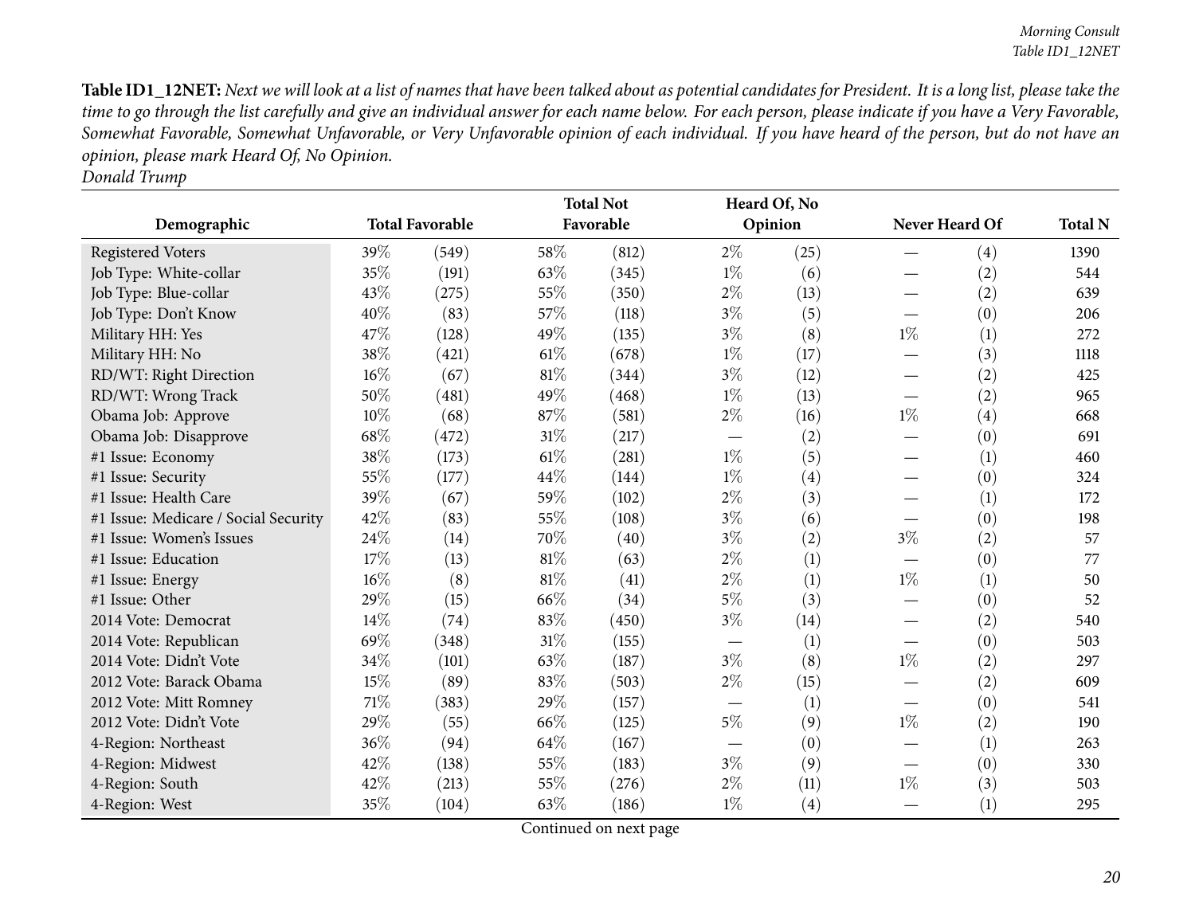**Table ID1_12NET:** *Next we will look at a list of names that have been talked about as potential candidates for President. It is a long list, please take the time to go through the list carefully and give an individual answer for each name below. For each person, please indicate if you have a Very Favorable, Somewhat Favorable, Somewhat Unfavorable, or Very Unfavorable opinion of each individual. If you have heard of the person, but do not have an opinion, please mark Heard Of, No Opinion.*
*Donald Trump*

| Demographic | Total Favorable | | Total Not Favorable | | Heard Of, No Opinion | | Never Heard Of | | Total N |
|---|---|---|---|---|---|---|---|---|---|
| Registered Voters | 39% | (549) | 58% | (812) | 2% | (25) | — | (4) | 1390 |
| Job Type: White-collar | 35% | (191) | 63% | (345) | 1% | (6) | — | (2) | 544 |
| Job Type: Blue-collar | 43% | (275) | 55% | (350) | 2% | (13) | — | (2) | 639 |
| Job Type: Don't Know | 40% | (83) | 57% | (118) | 3% | (5) | — | (0) | 206 |
| Military HH: Yes | 47% | (128) | 49% | (135) | 3% | (8) | 1% | (1) | 272 |
| Military HH: No | 38% | (421) | 61% | (678) | 1% | (17) | — | (3) | 1118 |
| RD/WT: Right Direction | 16% | (67) | 81% | (344) | 3% | (12) | — | (2) | 425 |
| RD/WT: Wrong Track | 50% | (481) | 49% | (468) | 1% | (13) | — | (2) | 965 |
| Obama Job: Approve | 10% | (68) | 87% | (581) | 2% | (16) | 1% | (4) | 668 |
| Obama Job: Disapprove | 68% | (472) | 31% | (217) | — | (2) | — | (0) | 691 |
| #1 Issue: Economy | 38% | (173) | 61% | (281) | 1% | (5) | — | (1) | 460 |
| #1 Issue: Security | 55% | (177) | 44% | (144) | 1% | (4) | — | (0) | 324 |
| #1 Issue: Health Care | 39% | (67) | 59% | (102) | 2% | (3) | — | (1) | 172 |
| #1 Issue: Medicare / Social Security | 42% | (83) | 55% | (108) | 3% | (6) | — | (0) | 198 |
| #1 Issue: Women's Issues | 24% | (14) | 70% | (40) | 3% | (2) | 3% | (2) | 57 |
| #1 Issue: Education | 17% | (13) | 81% | (63) | 2% | (1) | — | (0) | 77 |
| #1 Issue: Energy | 16% | (8) | 81% | (41) | 2% | (1) | 1% | (1) | 50 |
| #1 Issue: Other | 29% | (15) | 66% | (34) | 5% | (3) | — | (0) | 52 |
| 2014 Vote: Democrat | 14% | (74) | 83% | (450) | 3% | (14) | — | (2) | 540 |
| 2014 Vote: Republican | 69% | (348) | 31% | (155) | — | (1) | — | (0) | 503 |
| 2014 Vote: Didn't Vote | 34% | (101) | 63% | (187) | 3% | (8) | 1% | (2) | 297 |
| 2012 Vote: Barack Obama | 15% | (89) | 83% | (503) | 2% | (15) | — | (2) | 609 |
| 2012 Vote: Mitt Romney | 71% | (383) | 29% | (157) | — | (1) | — | (0) | 541 |
| 2012 Vote: Didn't Vote | 29% | (55) | 66% | (125) | 5% | (9) | 1% | (2) | 190 |
| 4-Region: Northeast | 36% | (94) | 64% | (167) | — | (0) | — | (1) | 263 |
| 4-Region: Midwest | 42% | (138) | 55% | (183) | 3% | (9) | — | (0) | 330 |
| 4-Region: South | 42% | (213) | 55% | (276) | 2% | (11) | 1% | (3) | 503 |
| 4-Region: West | 35% | (104) | 63% | (186) | 1% | (4) | — | (1) | 295 |

Continued on next page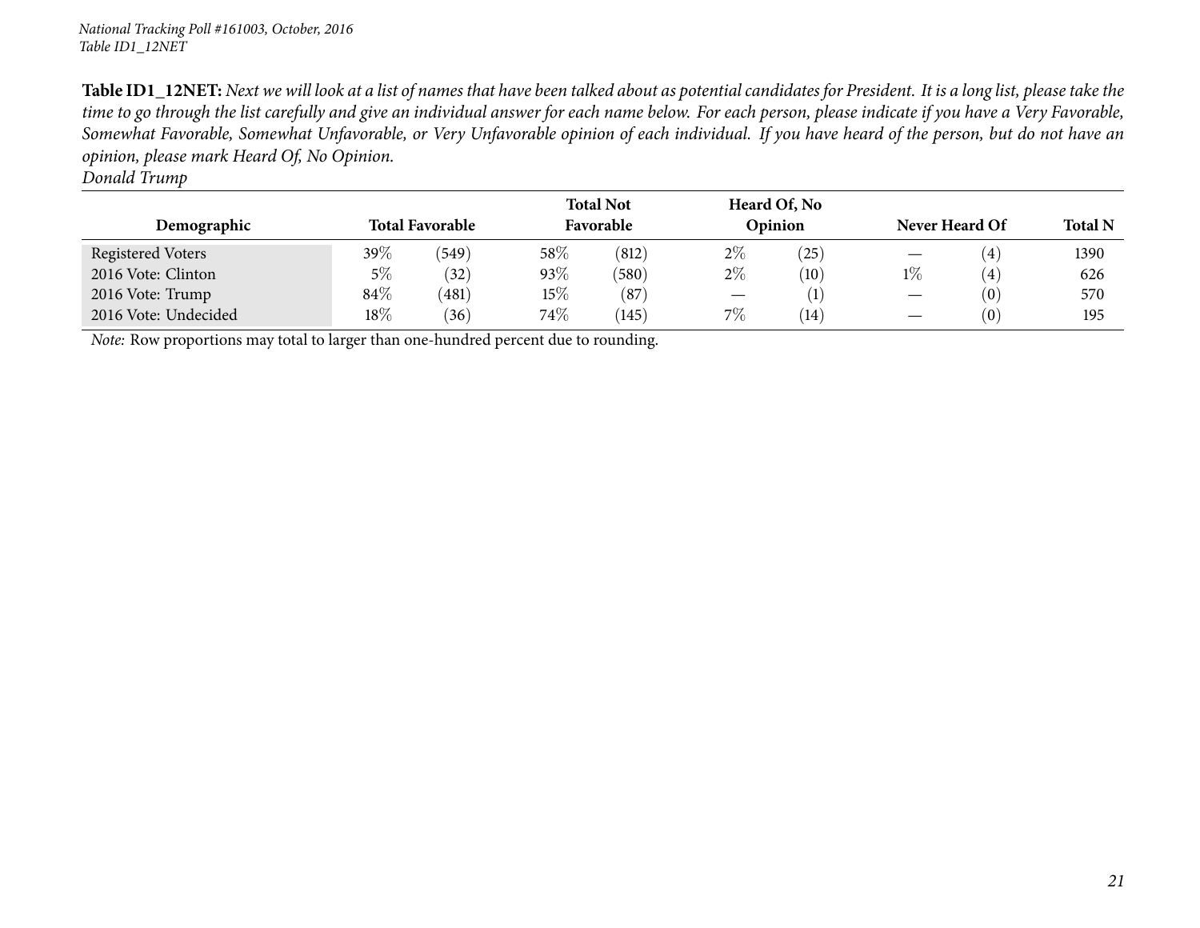*National Tracking Poll #161003, October, 2016*
*Table ID1_12NET*

**Table ID1_12NET:** *Next we will look at a list of names that have been talked about as potential candidates for President. It is a long list, please take the time to go through the list carefully and give an individual answer for each name below. For each person, please indicate if you have a Very Favorable, Somewhat Favorable, Somewhat Unfavorable, or Very Unfavorable opinion of each individual. If you have heard of the person, but do not have an opinion, please mark Heard Of, No Opinion.*
*Donald Trump*

| Demographic | Total Favorable | | Total Not Favorable | | Heard Of, No Opinion | | Never Heard Of | | Total N |
|---|---|---|---|---|---|---|---|---|---|
| Registered Voters | 39% | (549) | 58% | (812) | 2% | (25) | — | (4) | 1390 |
| 2016 Vote: Clinton | 5% | (32) | 93% | (580) | 2% | (10) | 1% | (4) | 626 |
| 2016 Vote: Trump | 84% | (481) | 15% | (87) | — | (1) | — | (0) | 570 |
| 2016 Vote: Undecided | 18% | (36) | 74% | (145) | 7% | (14) | — | (0) | 195 |

*Note:* Row proportions may total to larger than one-hundred percent due to rounding.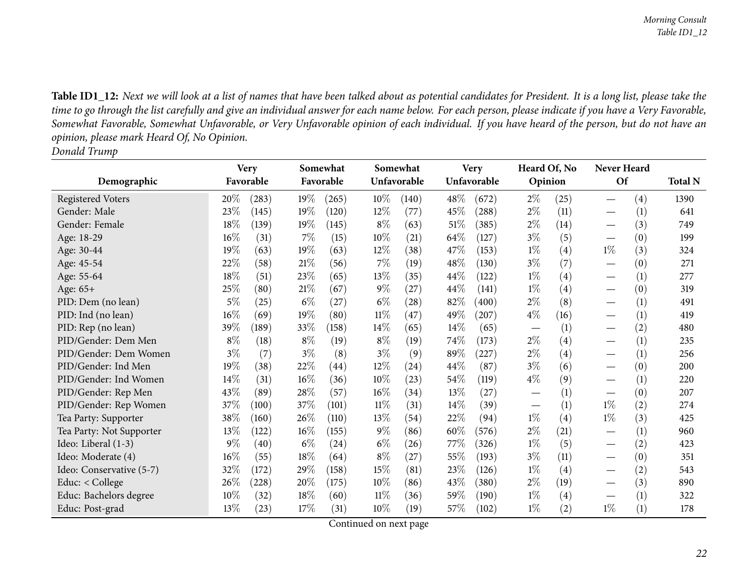**Table ID1_12:** *Next we will look at a list of names that have been talked about as potential candidates for President. It is a long list, please take the time to go through the list carefully and give an individual answer for each name below. For each person, please indicate if you have a Very Favorable, Somewhat Favorable, Somewhat Unfavorable, or Very Unfavorable opinion of each individual. If you have heard of the person, but do not have an opinion, please mark Heard Of, No Opinion.*
*Donald Trump*

| Demographic | Very Favorable | | Somewhat Favorable | | Somewhat Unfavorable | | Very Unfavorable | | Heard Of, No Opinion | | Never Heard Of | | Total N |
|---|---|---|---|---|---|---|---|---|---|---|---|---|---|
| Registered Voters | 20% | (283) | 19% | (265) | 10% | (140) | 48% | (672) | 2% | (25) | — | (4) | 1390 |
| Gender: Male | 23% | (145) | 19% | (120) | 12% | (77) | 45% | (288) | 2% | (11) | — | (1) | 641 |
| Gender: Female | 18% | (139) | 19% | (145) | 8% | (63) | 51% | (385) | 2% | (14) | — | (3) | 749 |
| Age: 18-29 | 16% | (31) | 7% | (15) | 10% | (21) | 64% | (127) | 3% | (5) | — | (0) | 199 |
| Age: 30-44 | 19% | (63) | 19% | (63) | 12% | (38) | 47% | (153) | 1% | (4) | 1% | (3) | 324 |
| Age: 45-54 | 22% | (58) | 21% | (56) | 7% | (19) | 48% | (130) | 3% | (7) | — | (0) | 271 |
| Age: 55-64 | 18% | (51) | 23% | (65) | 13% | (35) | 44% | (122) | 1% | (4) | — | (1) | 277 |
| Age: 65+ | 25% | (80) | 21% | (67) | 9% | (27) | 44% | (141) | 1% | (4) | — | (0) | 319 |
| PID: Dem (no lean) | 5% | (25) | 6% | (27) | 6% | (28) | 82% | (400) | 2% | (8) | — | (1) | 491 |
| PID: Ind (no lean) | 16% | (69) | 19% | (80) | 11% | (47) | 49% | (207) | 4% | (16) | — | (1) | 419 |
| PID: Rep (no lean) | 39% | (189) | 33% | (158) | 14% | (65) | 14% | (65) | — | (1) | — | (2) | 480 |
| PID/Gender: Dem Men | 8% | (18) | 8% | (19) | 8% | (19) | 74% | (173) | 2% | (4) | — | (1) | 235 |
| PID/Gender: Dem Women | 3% | (7) | 3% | (8) | 3% | (9) | 89% | (227) | 2% | (4) | — | (1) | 256 |
| PID/Gender: Ind Men | 19% | (38) | 22% | (44) | 12% | (24) | 44% | (87) | 3% | (6) | — | (0) | 200 |
| PID/Gender: Ind Women | 14% | (31) | 16% | (36) | 10% | (23) | 54% | (119) | 4% | (9) | — | (1) | 220 |
| PID/Gender: Rep Men | 43% | (89) | 28% | (57) | 16% | (34) | 13% | (27) | — | (1) | — | (0) | 207 |
| PID/Gender: Rep Women | 37% | (100) | 37% | (101) | 11% | (31) | 14% | (39) | — | (1) | 1% | (2) | 274 |
| Tea Party: Supporter | 38% | (160) | 26% | (110) | 13% | (54) | 22% | (94) | 1% | (4) | 1% | (3) | 425 |
| Tea Party: Not Supporter | 13% | (122) | 16% | (155) | 9% | (86) | 60% | (576) | 2% | (21) | — | (1) | 960 |
| Ideo: Liberal (1-3) | 9% | (40) | 6% | (24) | 6% | (26) | 77% | (326) | 1% | (5) | — | (2) | 423 |
| Ideo: Moderate (4) | 16% | (55) | 18% | (64) | 8% | (27) | 55% | (193) | 3% | (11) | — | (0) | 351 |
| Ideo: Conservative (5-7) | 32% | (172) | 29% | (158) | 15% | (81) | 23% | (126) | 1% | (4) | — | (2) | 543 |
| Educ: < College | 26% | (228) | 20% | (175) | 10% | (86) | 43% | (380) | 2% | (19) | — | (3) | 890 |
| Educ: Bachelors degree | 10% | (32) | 18% | (60) | 11% | (36) | 59% | (190) | 1% | (4) | — | (1) | 322 |
| Educ: Post-grad | 13% | (23) | 17% | (31) | 10% | (19) | 57% | (102) | 1% | (2) | 1% | (1) | 178 |

Continued on next page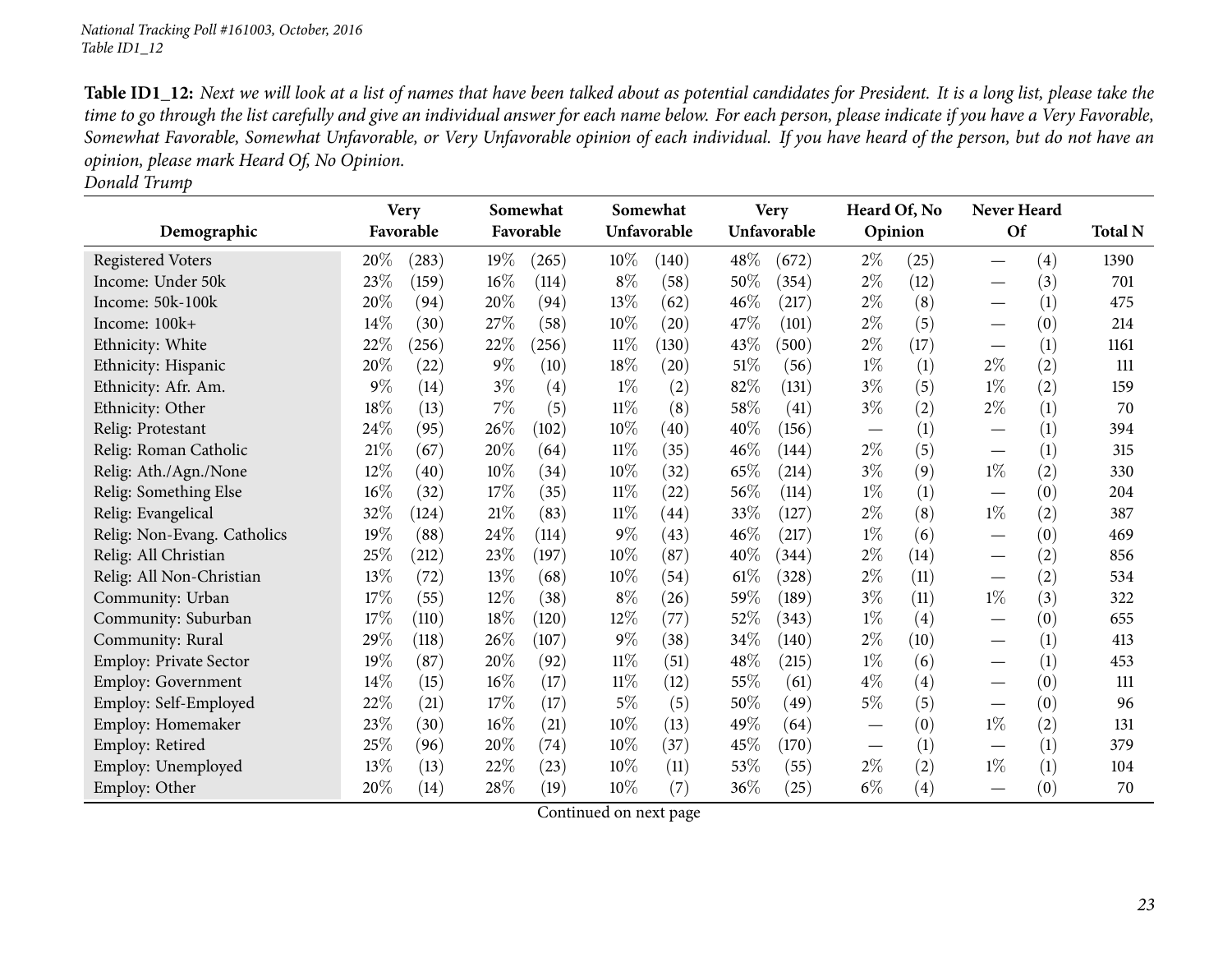**Table ID1_12:** *Next we will look at a list of names that have been talked about as potential candidates for President. It is a long list, please take the time to go through the list carefully and give an individual answer for each name below. For each person, please indicate if you have a Very Favorable, Somewhat Favorable, Somewhat Unfavorable, or Very Unfavorable opinion of each individual. If you have heard of the person, but do not have an opinion, please mark Heard Of, No Opinion.*
*Donald Trump*

| Demographic | Very Favorable | | Somewhat Favorable | | Somewhat Unfavorable | | Very Unfavorable | | Heard Of, No Opinion | | Never Heard Of | | Total N |
|---|---|---|---|---|---|---|---|---|---|---|---|---|---|
| Registered Voters | 20% | (283) | 19% | (265) | 10% | (140) | 48% | (672) | 2% | (25) | — | (4) | 1390 |
| Income: Under 50k | 23% | (159) | 16% | (114) | 8% | (58) | 50% | (354) | 2% | (12) | — | (3) | 701 |
| Income: 50k-100k | 20% | (94) | 20% | (94) | 13% | (62) | 46% | (217) | 2% | (8) | — | (1) | 475 |
| Income: 100k+ | 14% | (30) | 27% | (58) | 10% | (20) | 47% | (101) | 2% | (5) | — | (0) | 214 |
| Ethnicity: White | 22% | (256) | 22% | (256) | 11% | (130) | 43% | (500) | 2% | (17) | — | (1) | 1161 |
| Ethnicity: Hispanic | 20% | (22) | 9% | (10) | 18% | (20) | 51% | (56) | 1% | (1) | 2% | (2) | 111 |
| Ethnicity: Afr. Am. | 9% | (14) | 3% | (4) | 1% | (2) | 82% | (131) | 3% | (5) | 1% | (2) | 159 |
| Ethnicity: Other | 18% | (13) | 7% | (5) | 11% | (8) | 58% | (41) | 3% | (2) | 2% | (1) | 70 |
| Relig: Protestant | 24% | (95) | 26% | (102) | 10% | (40) | 40% | (156) | — | (1) | — | (1) | 394 |
| Relig: Roman Catholic | 21% | (67) | 20% | (64) | 11% | (35) | 46% | (144) | 2% | (5) | — | (1) | 315 |
| Relig: Ath./Agn./None | 12% | (40) | 10% | (34) | 10% | (32) | 65% | (214) | 3% | (9) | 1% | (2) | 330 |
| Relig: Something Else | 16% | (32) | 17% | (35) | 11% | (22) | 56% | (114) | 1% | (1) | — | (0) | 204 |
| Relig: Evangelical | 32% | (124) | 21% | (83) | 11% | (44) | 33% | (127) | 2% | (8) | 1% | (2) | 387 |
| Relig: Non-Evang. Catholics | 19% | (88) | 24% | (114) | 9% | (43) | 46% | (217) | 1% | (6) | — | (0) | 469 |
| Relig: All Christian | 25% | (212) | 23% | (197) | 10% | (87) | 40% | (344) | 2% | (14) | — | (2) | 856 |
| Relig: All Non-Christian | 13% | (72) | 13% | (68) | 10% | (54) | 61% | (328) | 2% | (11) | — | (2) | 534 |
| Community: Urban | 17% | (55) | 12% | (38) | 8% | (26) | 59% | (189) | 3% | (11) | 1% | (3) | 322 |
| Community: Suburban | 17% | (110) | 18% | (120) | 12% | (77) | 52% | (343) | 1% | (4) | — | (0) | 655 |
| Community: Rural | 29% | (118) | 26% | (107) | 9% | (38) | 34% | (140) | 2% | (10) | — | (1) | 413 |
| Employ: Private Sector | 19% | (87) | 20% | (92) | 11% | (51) | 48% | (215) | 1% | (6) | — | (1) | 453 |
| Employ: Government | 14% | (15) | 16% | (17) | 11% | (12) | 55% | (61) | 4% | (4) | — | (0) | 111 |
| Employ: Self-Employed | 22% | (21) | 17% | (17) | 5% | (5) | 50% | (49) | 5% | (5) | — | (0) | 96 |
| Employ: Homemaker | 23% | (30) | 16% | (21) | 10% | (13) | 49% | (64) | — | (0) | 1% | (2) | 131 |
| Employ: Retired | 25% | (96) | 20% | (74) | 10% | (37) | 45% | (170) | — | (1) | — | (1) | 379 |
| Employ: Unemployed | 13% | (13) | 22% | (23) | 10% | (11) | 53% | (55) | 2% | (2) | 1% | (1) | 104 |
| Employ: Other | 20% | (14) | 28% | (19) | 10% | (7) | 36% | (25) | 6% | (4) | — | (0) | 70 |

Continued on next page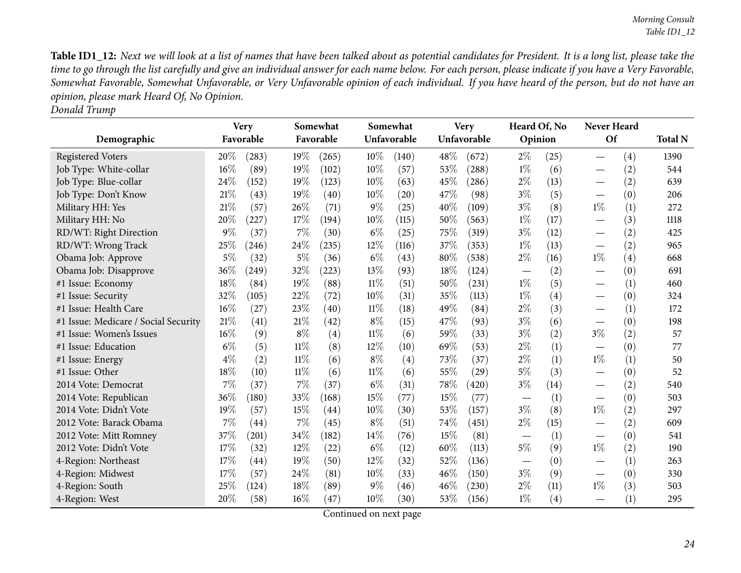**Table ID1_12:** *Next we will look at a list of names that have been talked about as potential candidates for President. It is a long list, please take the time to go through the list carefully and give an individual answer for each name below. For each person, please indicate if you have a Very Favorable, Somewhat Favorable, Somewhat Unfavorable, or Very Unfavorable opinion of each individual. If you have heard of the person, but do not have an opinion, please mark Heard Of, No Opinion.*
*Donald Trump*

| Demographic | Very Favorable | | Somewhat Favorable | | Somewhat Unfavorable | | Very Unfavorable | | Heard Of, No Opinion | | Never Heard Of | | Total N |
|---|---|---|---|---|---|---|---|---|---|---|---|---|---|
| Registered Voters | 20% | (283) | 19% | (265) | 10% | (140) | 48% | (672) | 2% | (25) | — | (4) | 1390 |
| Job Type: White-collar | 16% | (89) | 19% | (102) | 10% | (57) | 53% | (288) | 1% | (6) | — | (2) | 544 |
| Job Type: Blue-collar | 24% | (152) | 19% | (123) | 10% | (63) | 45% | (286) | 2% | (13) | — | (2) | 639 |
| Job Type: Don't Know | 21% | (43) | 19% | (40) | 10% | (20) | 47% | (98) | 3% | (5) | — | (0) | 206 |
| Military HH: Yes | 21% | (57) | 26% | (71) | 9% | (25) | 40% | (109) | 3% | (8) | 1% | (1) | 272 |
| Military HH: No | 20% | (227) | 17% | (194) | 10% | (115) | 50% | (563) | 1% | (17) | — | (3) | 1118 |
| RD/WT: Right Direction | 9% | (37) | 7% | (30) | 6% | (25) | 75% | (319) | 3% | (12) | — | (2) | 425 |
| RD/WT: Wrong Track | 25% | (246) | 24% | (235) | 12% | (116) | 37% | (353) | 1% | (13) | — | (2) | 965 |
| Obama Job: Approve | 5% | (32) | 5% | (36) | 6% | (43) | 80% | (538) | 2% | (16) | 1% | (4) | 668 |
| Obama Job: Disapprove | 36% | (249) | 32% | (223) | 13% | (93) | 18% | (124) | — | (2) | — | (0) | 691 |
| #1 Issue: Economy | 18% | (84) | 19% | (88) | 11% | (51) | 50% | (231) | 1% | (5) | — | (1) | 460 |
| #1 Issue: Security | 32% | (105) | 22% | (72) | 10% | (31) | 35% | (113) | 1% | (4) | — | (0) | 324 |
| #1 Issue: Health Care | 16% | (27) | 23% | (40) | 11% | (18) | 49% | (84) | 2% | (3) | — | (1) | 172 |
| #1 Issue: Medicare / Social Security | 21% | (41) | 21% | (42) | 8% | (15) | 47% | (93) | 3% | (6) | — | (0) | 198 |
| #1 Issue: Women's Issues | 16% | (9) | 8% | (4) | 11% | (6) | 59% | (33) | 3% | (2) | 3% | (2) | 57 |
| #1 Issue: Education | 6% | (5) | 11% | (8) | 12% | (10) | 69% | (53) | 2% | (1) | — | (0) | 77 |
| #1 Issue: Energy | 4% | (2) | 11% | (6) | 8% | (4) | 73% | (37) | 2% | (1) | 1% | (1) | 50 |
| #1 Issue: Other | 18% | (10) | 11% | (6) | 11% | (6) | 55% | (29) | 5% | (3) | — | (0) | 52 |
| 2014 Vote: Democrat | 7% | (37) | 7% | (37) | 6% | (31) | 78% | (420) | 3% | (14) | — | (2) | 540 |
| 2014 Vote: Republican | 36% | (180) | 33% | (168) | 15% | (77) | 15% | (77) | — | (1) | — | (0) | 503 |
| 2014 Vote: Didn't Vote | 19% | (57) | 15% | (44) | 10% | (30) | 53% | (157) | 3% | (8) | 1% | (2) | 297 |
| 2012 Vote: Barack Obama | 7% | (44) | 7% | (45) | 8% | (51) | 74% | (451) | 2% | (15) | — | (2) | 609 |
| 2012 Vote: Mitt Romney | 37% | (201) | 34% | (182) | 14% | (76) | 15% | (81) | — | (1) | — | (0) | 541 |
| 2012 Vote: Didn't Vote | 17% | (32) | 12% | (22) | 6% | (12) | 60% | (113) | 5% | (9) | 1% | (2) | 190 |
| 4-Region: Northeast | 17% | (44) | 19% | (50) | 12% | (32) | 52% | (136) | — | (0) | — | (1) | 263 |
| 4-Region: Midwest | 17% | (57) | 24% | (81) | 10% | (33) | 46% | (150) | 3% | (9) | — | (0) | 330 |
| 4-Region: South | 25% | (124) | 18% | (89) | 9% | (46) | 46% | (230) | 2% | (11) | 1% | (3) | 503 |
| 4-Region: West | 20% | (58) | 16% | (47) | 10% | (30) | 53% | (156) | 1% | (4) | — | (1) | 295 |

Continued on next page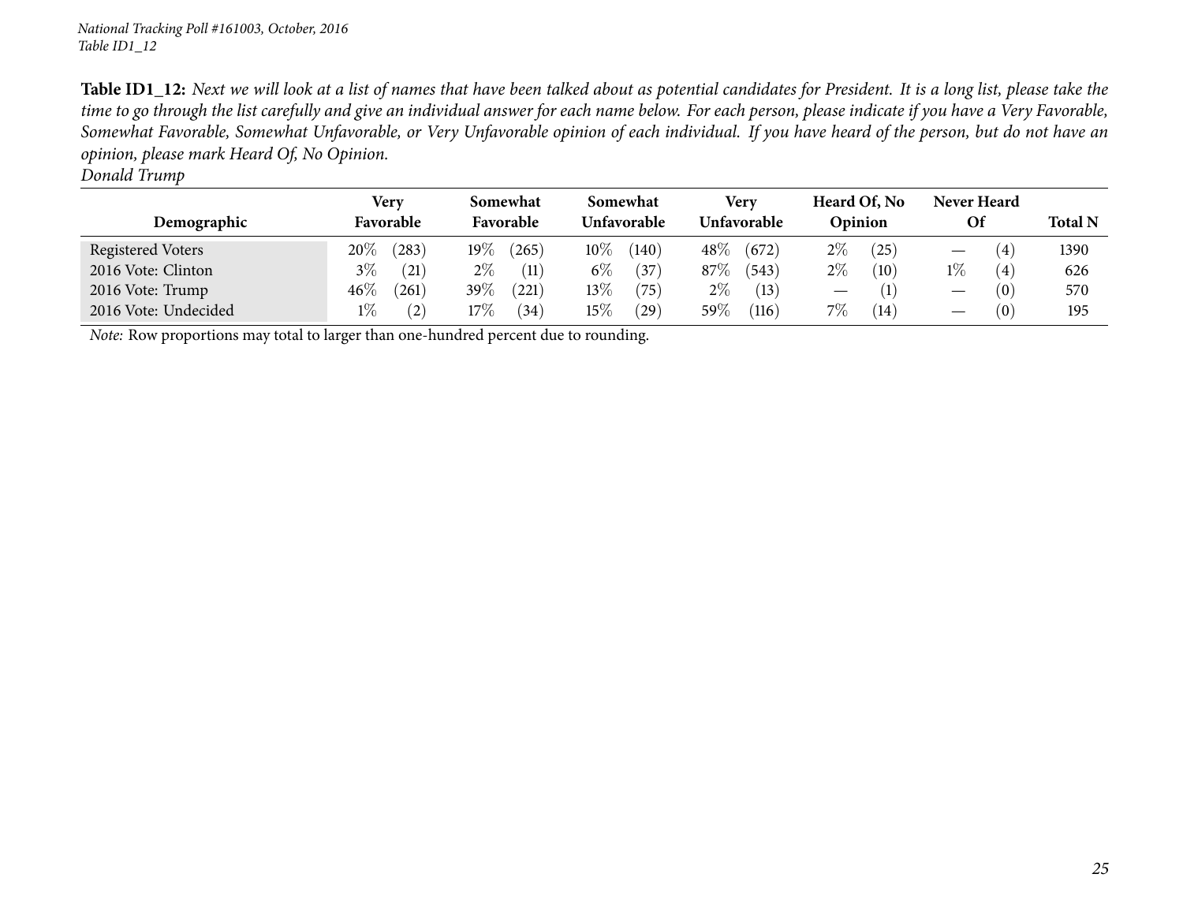*National Tracking Poll #161003, October, 2016*
*Table ID1_12*

**Table ID1_12:** *Next we will look at a list of names that have been talked about as potential candidates for President. It is a long list, please take the time to go through the list carefully and give an individual answer for each name below. For each person, please indicate if you have a Very Favorable, Somewhat Favorable, Somewhat Unfavorable, or Very Unfavorable opinion of each individual. If you have heard of the person, but do not have an opinion, please mark Heard Of, No Opinion.*
*Donald Trump*

| Demographic | Very Favorable | | Somewhat Favorable | | Somewhat Unfavorable | | Very Unfavorable | | Heard Of, No Opinion | | Never Heard Of | | Total N |
|---|---|---|---|---|---|---|---|---|---|---|---|---|---|
| Registered Voters | 20% | (283) | 19% | (265) | 10% | (140) | 48% | (672) | 2% | (25) | — | (4) | 1390 |
| 2016 Vote: Clinton | 3% | (21) | 2% | (11) | 6% | (37) | 87% | (543) | 2% | (10) | 1% | (4) | 626 |
| 2016 Vote: Trump | 46% | (261) | 39% | (221) | 13% | (75) | 2% | (13) | — | (1) | — | (0) | 570 |
| 2016 Vote: Undecided | 1% | (2) | 17% | (34) | 15% | (29) | 59% | (116) | 7% | (14) | — | (0) | 195 |

*Note:* Row proportions may total to larger than one-hundred percent due to rounding.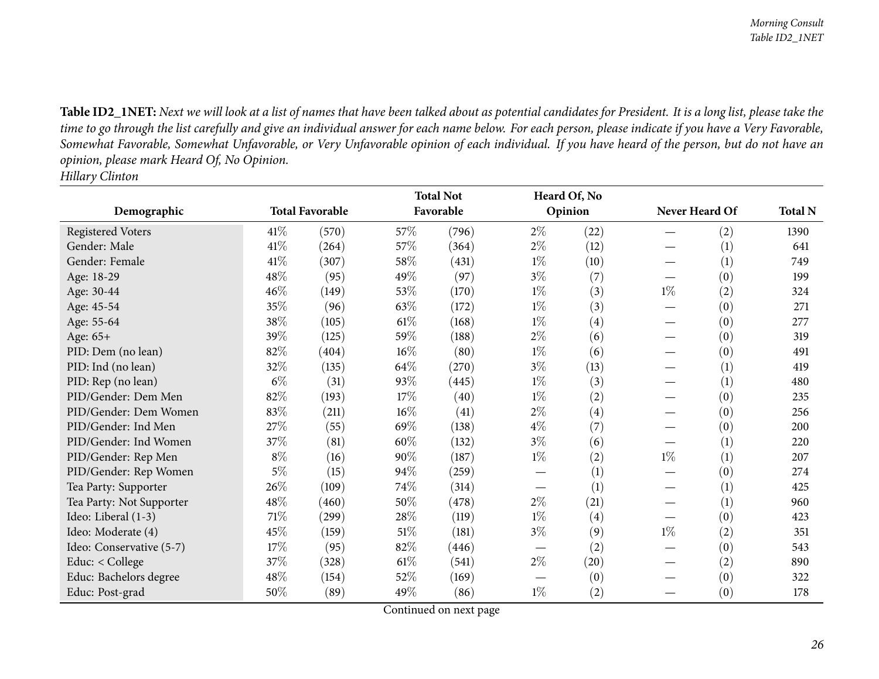**Table ID2_1NET:** *Next we will look at a list of names that have been talked about as potential candidates for President. It is a long list, please take the time to go through the list carefully and give an individual answer for each name below. For each person, please indicate if you have a Very Favorable, Somewhat Favorable, Somewhat Unfavorable, or Very Unfavorable opinion of each individual. If you have heard of the person, but do not have an opinion, please mark Heard Of, No Opinion.*
*Hillary Clinton*

| Demographic | Total Favorable | | Total Not Favorable | | Heard Of, No Opinion | | Never Heard Of | | Total N |
|---|---|---|---|---|---|---|---|---|---|
| Registered Voters | 41% | (570) | 57% | (796) | 2% | (22) | — | (2) | 1390 |
| Gender: Male | 41% | (264) | 57% | (364) | 2% | (12) | — | (1) | 641 |
| Gender: Female | 41% | (307) | 58% | (431) | 1% | (10) | — | (1) | 749 |
| Age: 18-29 | 48% | (95) | 49% | (97) | 3% | (7) | — | (0) | 199 |
| Age: 30-44 | 46% | (149) | 53% | (170) | 1% | (3) | 1% | (2) | 324 |
| Age: 45-54 | 35% | (96) | 63% | (172) | 1% | (3) | — | (0) | 271 |
| Age: 55-64 | 38% | (105) | 61% | (168) | 1% | (4) | — | (0) | 277 |
| Age: 65+ | 39% | (125) | 59% | (188) | 2% | (6) | — | (0) | 319 |
| PID: Dem (no lean) | 82% | (404) | 16% | (80) | 1% | (6) | — | (0) | 491 |
| PID: Ind (no lean) | 32% | (135) | 64% | (270) | 3% | (13) | — | (1) | 419 |
| PID: Rep (no lean) | 6% | (31) | 93% | (445) | 1% | (3) | — | (1) | 480 |
| PID/Gender: Dem Men | 82% | (193) | 17% | (40) | 1% | (2) | — | (0) | 235 |
| PID/Gender: Dem Women | 83% | (211) | 16% | (41) | 2% | (4) | — | (0) | 256 |
| PID/Gender: Ind Men | 27% | (55) | 69% | (138) | 4% | (7) | — | (0) | 200 |
| PID/Gender: Ind Women | 37% | (81) | 60% | (132) | 3% | (6) | — | (1) | 220 |
| PID/Gender: Rep Men | 8% | (16) | 90% | (187) | 1% | (2) | 1% | (1) | 207 |
| PID/Gender: Rep Women | 5% | (15) | 94% | (259) | — | (1) | — | (0) | 274 |
| Tea Party: Supporter | 26% | (109) | 74% | (314) | — | (1) | — | (1) | 425 |
| Tea Party: Not Supporter | 48% | (460) | 50% | (478) | 2% | (21) | — | (1) | 960 |
| Ideo: Liberal (1-3) | 71% | (299) | 28% | (119) | 1% | (4) | — | (0) | 423 |
| Ideo: Moderate (4) | 45% | (159) | 51% | (181) | 3% | (9) | 1% | (2) | 351 |
| Ideo: Conservative (5-7) | 17% | (95) | 82% | (446) | — | (2) | — | (0) | 543 |
| Educ: < College | 37% | (328) | 61% | (541) | 2% | (20) | — | (2) | 890 |
| Educ: Bachelors degree | 48% | (154) | 52% | (169) | — | (0) | — | (0) | 322 |
| Educ: Post-grad | 50% | (89) | 49% | (86) | 1% | (2) | — | (0) | 178 |

Continued on next page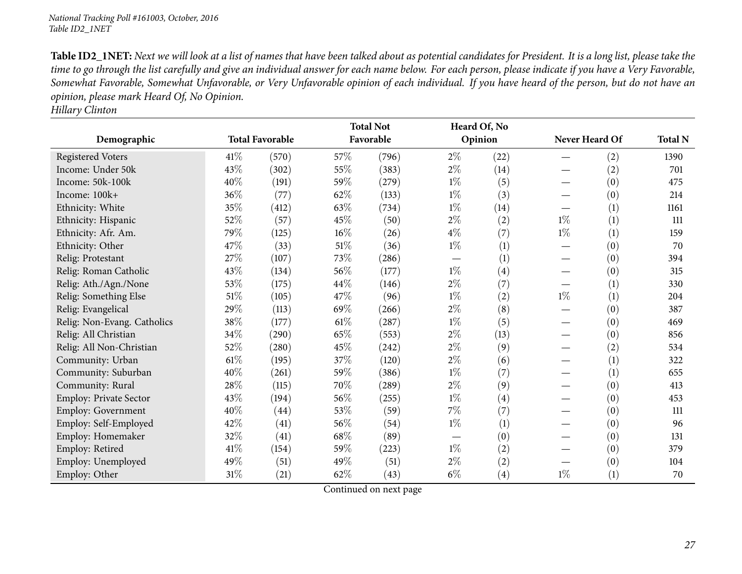**Table ID2_1NET:** *Next we will look at a list of names that have been talked about as potential candidates for President. It is a long list, please take the time to go through the list carefully and give an individual answer for each name below. For each person, please indicate if you have a Very Favorable, Somewhat Favorable, Somewhat Unfavorable, or Very Unfavorable opinion of each individual. If you have heard of the person, but do not have an opinion, please mark Heard Of, No Opinion.*
*Hillary Clinton*

| Demographic | Total Favorable | | Total Not Favorable | | Heard Of, No Opinion | | Never Heard Of | | Total N |
|---|---|---|---|---|---|---|---|---|---|
| Registered Voters | 41% | (570) | 57% | (796) | 2% | (22) | — | (2) | 1390 |
| Income: Under 50k | 43% | (302) | 55% | (383) | 2% | (14) | — | (2) | 701 |
| Income: 50k-100k | 40% | (191) | 59% | (279) | 1% | (5) | — | (0) | 475 |
| Income: 100k+ | 36% | (77) | 62% | (133) | 1% | (3) | — | (0) | 214 |
| Ethnicity: White | 35% | (412) | 63% | (734) | 1% | (14) | — | (1) | 1161 |
| Ethnicity: Hispanic | 52% | (57) | 45% | (50) | 2% | (2) | 1% | (1) | 111 |
| Ethnicity: Afr. Am. | 79% | (125) | 16% | (26) | 4% | (7) | 1% | (1) | 159 |
| Ethnicity: Other | 47% | (33) | 51% | (36) | 1% | (1) | — | (0) | 70 |
| Relig: Protestant | 27% | (107) | 73% | (286) | — | (1) | — | (0) | 394 |
| Relig: Roman Catholic | 43% | (134) | 56% | (177) | 1% | (4) | — | (0) | 315 |
| Relig: Ath./Agn./None | 53% | (175) | 44% | (146) | 2% | (7) | — | (1) | 330 |
| Relig: Something Else | 51% | (105) | 47% | (96) | 1% | (2) | 1% | (1) | 204 |
| Relig: Evangelical | 29% | (113) | 69% | (266) | 2% | (8) | — | (0) | 387 |
| Relig: Non-Evang. Catholics | 38% | (177) | 61% | (287) | 1% | (5) | — | (0) | 469 |
| Relig: All Christian | 34% | (290) | 65% | (553) | 2% | (13) | — | (0) | 856 |
| Relig: All Non-Christian | 52% | (280) | 45% | (242) | 2% | (9) | — | (2) | 534 |
| Community: Urban | 61% | (195) | 37% | (120) | 2% | (6) | — | (1) | 322 |
| Community: Suburban | 40% | (261) | 59% | (386) | 1% | (7) | — | (1) | 655 |
| Community: Rural | 28% | (115) | 70% | (289) | 2% | (9) | — | (0) | 413 |
| Employ: Private Sector | 43% | (194) | 56% | (255) | 1% | (4) | — | (0) | 453 |
| Employ: Government | 40% | (44) | 53% | (59) | 7% | (7) | — | (0) | 111 |
| Employ: Self-Employed | 42% | (41) | 56% | (54) | 1% | (1) | — | (0) | 96 |
| Employ: Homemaker | 32% | (41) | 68% | (89) | — | (0) | — | (0) | 131 |
| Employ: Retired | 41% | (154) | 59% | (223) | 1% | (2) | — | (0) | 379 |
| Employ: Unemployed | 49% | (51) | 49% | (51) | 2% | (2) | — | (0) | 104 |
| Employ: Other | 31% | (21) | 62% | (43) | 6% | (4) | 1% | (1) | 70 |

Continued on next page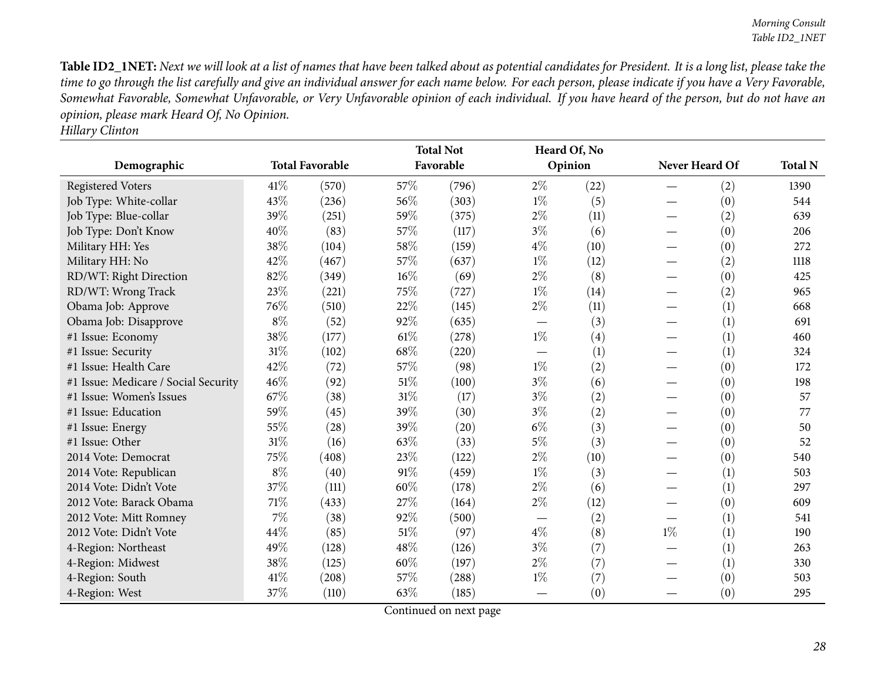**Table ID2_1NET:** *Next we will look at a list of names that have been talked about as potential candidates for President. It is a long list, please take the time to go through the list carefully and give an individual answer for each name below. For each person, please indicate if you have a Very Favorable, Somewhat Favorable, Somewhat Unfavorable, or Very Unfavorable opinion of each individual. If you have heard of the person, but do not have an opinion, please mark Heard Of, No Opinion.*
*Hillary Clinton*

| Demographic | Total Favorable | | Total Not Favorable | | Heard Of, No Opinion | | Never Heard Of | | Total N |
|---|---|---|---|---|---|---|---|---|---|
| Registered Voters | 41% | (570) | 57% | (796) | 2% | (22) | — | (2) | 1390 |
| Job Type: White-collar | 43% | (236) | 56% | (303) | 1% | (5) | — | (0) | 544 |
| Job Type: Blue-collar | 39% | (251) | 59% | (375) | 2% | (11) | — | (2) | 639 |
| Job Type: Don't Know | 40% | (83) | 57% | (117) | 3% | (6) | — | (0) | 206 |
| Military HH: Yes | 38% | (104) | 58% | (159) | 4% | (10) | — | (0) | 272 |
| Military HH: No | 42% | (467) | 57% | (637) | 1% | (12) | — | (2) | 1118 |
| RD/WT: Right Direction | 82% | (349) | 16% | (69) | 2% | (8) | — | (0) | 425 |
| RD/WT: Wrong Track | 23% | (221) | 75% | (727) | 1% | (14) | — | (2) | 965 |
| Obama Job: Approve | 76% | (510) | 22% | (145) | 2% | (11) | — | (1) | 668 |
| Obama Job: Disapprove | 8% | (52) | 92% | (635) | — | (3) | — | (1) | 691 |
| #1 Issue: Economy | 38% | (177) | 61% | (278) | 1% | (4) | — | (1) | 460 |
| #1 Issue: Security | 31% | (102) | 68% | (220) | — | (1) | — | (1) | 324 |
| #1 Issue: Health Care | 42% | (72) | 57% | (98) | 1% | (2) | — | (0) | 172 |
| #1 Issue: Medicare / Social Security | 46% | (92) | 51% | (100) | 3% | (6) | — | (0) | 198 |
| #1 Issue: Women's Issues | 67% | (38) | 31% | (17) | 3% | (2) | — | (0) | 57 |
| #1 Issue: Education | 59% | (45) | 39% | (30) | 3% | (2) | — | (0) | 77 |
| #1 Issue: Energy | 55% | (28) | 39% | (20) | 6% | (3) | — | (0) | 50 |
| #1 Issue: Other | 31% | (16) | 63% | (33) | 5% | (3) | — | (0) | 52 |
| 2014 Vote: Democrat | 75% | (408) | 23% | (122) | 2% | (10) | — | (0) | 540 |
| 2014 Vote: Republican | 8% | (40) | 91% | (459) | 1% | (3) | — | (1) | 503 |
| 2014 Vote: Didn't Vote | 37% | (111) | 60% | (178) | 2% | (6) | — | (1) | 297 |
| 2012 Vote: Barack Obama | 71% | (433) | 27% | (164) | 2% | (12) | — | (0) | 609 |
| 2012 Vote: Mitt Romney | 7% | (38) | 92% | (500) | — | (2) | — | (1) | 541 |
| 2012 Vote: Didn't Vote | 44% | (85) | 51% | (97) | 4% | (8) | 1% | (1) | 190 |
| 4-Region: Northeast | 49% | (128) | 48% | (126) | 3% | (7) | — | (1) | 263 |
| 4-Region: Midwest | 38% | (125) | 60% | (197) | 2% | (7) | — | (1) | 330 |
| 4-Region: South | 41% | (208) | 57% | (288) | 1% | (7) | — | (0) | 503 |
| 4-Region: West | 37% | (110) | 63% | (185) | — | (0) | — | (0) | 295 |

Continued on next page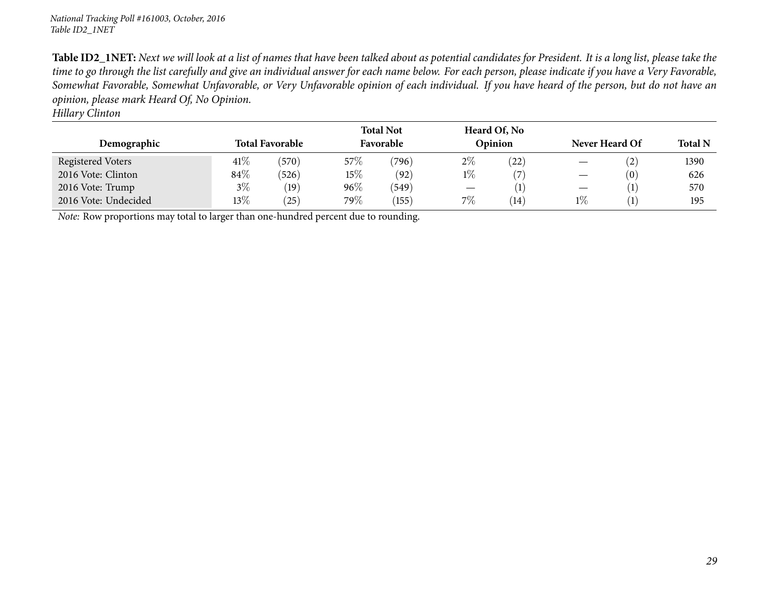**Table ID2_1NET:** *Next we will look at a list of names that have been talked about as potential candidates for President. It is a long list, please take the time to go through the list carefully and give an individual answer for each name below. For each person, please indicate if you have a Very Favorable, Somewhat Favorable, Somewhat Unfavorable, or Very Unfavorable opinion of each individual. If you have heard of the person, but do not have an opinion, please mark Heard Of, No Opinion.*
*Hillary Clinton*

| Demographic | Total Favorable | | Total Not Favorable | | Heard Of, No Opinion | | Never Heard Of | | Total N |
|---|---|---|---|---|---|---|---|---|---|
| Registered Voters | 41% | (570) | 57% | (796) | 2% | (22) | — | (2) | 1390 |
| 2016 Vote: Clinton | 84% | (526) | 15% | (92) | 1% | (7) | — | (0) | 626 |
| 2016 Vote: Trump | 3% | (19) | 96% | (549) | — | (1) | — | (1) | 570 |
| 2016 Vote: Undecided | 13% | (25) | 79% | (155) | 7% | (14) | 1% | (1) | 195 |

*Note:* Row proportions may total to larger than one-hundred percent due to rounding.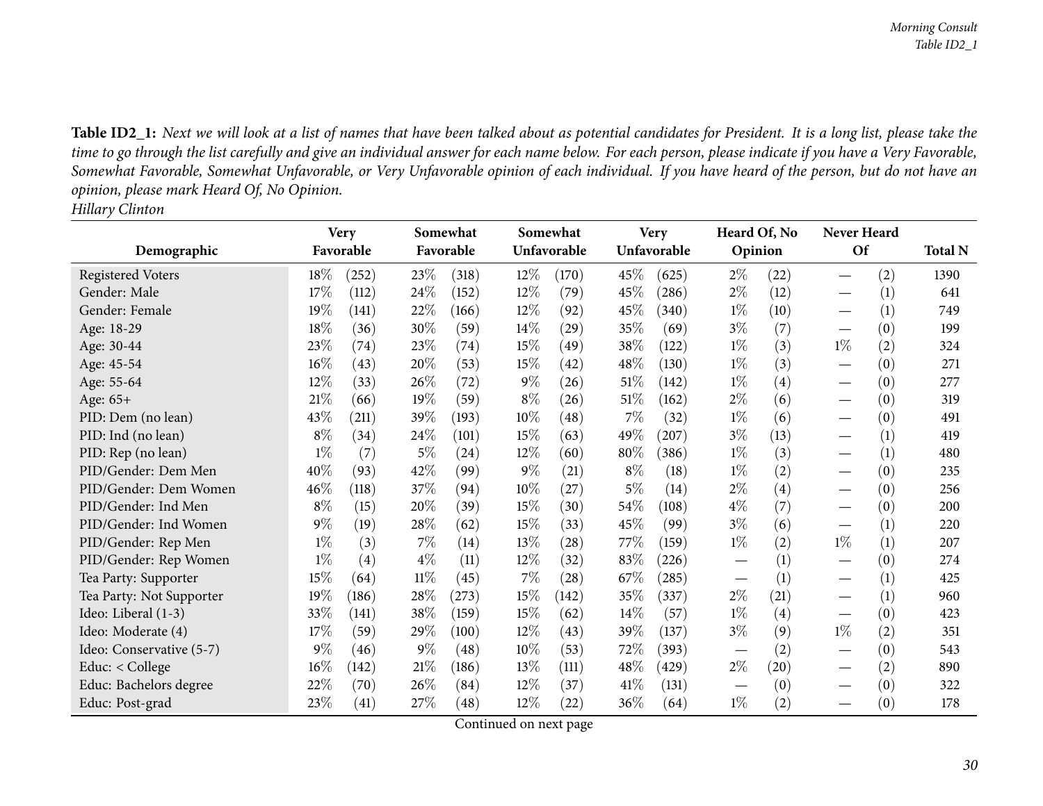**Table ID2_1:** *Next we will look at a list of names that have been talked about as potential candidates for President. It is a long list, please take the time to go through the list carefully and give an individual answer for each name below. For each person, please indicate if you have a Very Favorable, Somewhat Favorable, Somewhat Unfavorable, or Very Unfavorable opinion of each individual. If you have heard of the person, but do not have an opinion, please mark Heard Of, No Opinion.*
*Hillary Clinton*

| Demographic | Very Favorable | | Somewhat Favorable | | Somewhat Unfavorable | | Very Unfavorable | | Heard Of, No Opinion | | Never Heard Of | | Total N |
|---|---|---|---|---|---|---|---|---|---|---|---|---|---|
| Registered Voters | 18% | (252) | 23% | (318) | 12% | (170) | 45% | (625) | 2% | (22) | — | (2) | 1390 |
| Gender: Male | 17% | (112) | 24% | (152) | 12% | (79) | 45% | (286) | 2% | (12) | — | (1) | 641 |
| Gender: Female | 19% | (141) | 22% | (166) | 12% | (92) | 45% | (340) | 1% | (10) | — | (1) | 749 |
| Age: 18-29 | 18% | (36) | 30% | (59) | 14% | (29) | 35% | (69) | 3% | (7) | — | (0) | 199 |
| Age: 30-44 | 23% | (74) | 23% | (74) | 15% | (49) | 38% | (122) | 1% | (3) | 1% | (2) | 324 |
| Age: 45-54 | 16% | (43) | 20% | (53) | 15% | (42) | 48% | (130) | 1% | (3) | — | (0) | 271 |
| Age: 55-64 | 12% | (33) | 26% | (72) | 9% | (26) | 51% | (142) | 1% | (4) | — | (0) | 277 |
| Age: 65+ | 21% | (66) | 19% | (59) | 8% | (26) | 51% | (162) | 2% | (6) | — | (0) | 319 |
| PID: Dem (no lean) | 43% | (211) | 39% | (193) | 10% | (48) | 7% | (32) | 1% | (6) | — | (0) | 491 |
| PID: Ind (no lean) | 8% | (34) | 24% | (101) | 15% | (63) | 49% | (207) | 3% | (13) | — | (1) | 419 |
| PID: Rep (no lean) | 1% | (7) | 5% | (24) | 12% | (60) | 80% | (386) | 1% | (3) | — | (1) | 480 |
| PID/Gender: Dem Men | 40% | (93) | 42% | (99) | 9% | (21) | 8% | (18) | 1% | (2) | — | (0) | 235 |
| PID/Gender: Dem Women | 46% | (118) | 37% | (94) | 10% | (27) | 5% | (14) | 2% | (4) | — | (0) | 256 |
| PID/Gender: Ind Men | 8% | (15) | 20% | (39) | 15% | (30) | 54% | (108) | 4% | (7) | — | (0) | 200 |
| PID/Gender: Ind Women | 9% | (19) | 28% | (62) | 15% | (33) | 45% | (99) | 3% | (6) | — | (1) | 220 |
| PID/Gender: Rep Men | 1% | (3) | 7% | (14) | 13% | (28) | 77% | (159) | 1% | (2) | 1% | (1) | 207 |
| PID/Gender: Rep Women | 1% | (4) | 4% | (11) | 12% | (32) | 83% | (226) | — | (1) | — | (0) | 274 |
| Tea Party: Supporter | 15% | (64) | 11% | (45) | 7% | (28) | 67% | (285) | — | (1) | — | (1) | 425 |
| Tea Party: Not Supporter | 19% | (186) | 28% | (273) | 15% | (142) | 35% | (337) | 2% | (21) | — | (1) | 960 |
| Ideo: Liberal (1-3) | 33% | (141) | 38% | (159) | 15% | (62) | 14% | (57) | 1% | (4) | — | (0) | 423 |
| Ideo: Moderate (4) | 17% | (59) | 29% | (100) | 12% | (43) | 39% | (137) | 3% | (9) | 1% | (2) | 351 |
| Ideo: Conservative (5-7) | 9% | (46) | 9% | (48) | 10% | (53) | 72% | (393) | — | (2) | — | (0) | 543 |
| Educ: < College | 16% | (142) | 21% | (186) | 13% | (111) | 48% | (429) | 2% | (20) | — | (2) | 890 |
| Educ: Bachelors degree | 22% | (70) | 26% | (84) | 12% | (37) | 41% | (131) | — | (0) | — | (0) | 322 |
| Educ: Post-grad | 23% | (41) | 27% | (48) | 12% | (22) | 36% | (64) | 1% | (2) | — | (0) | 178 |

Continued on next page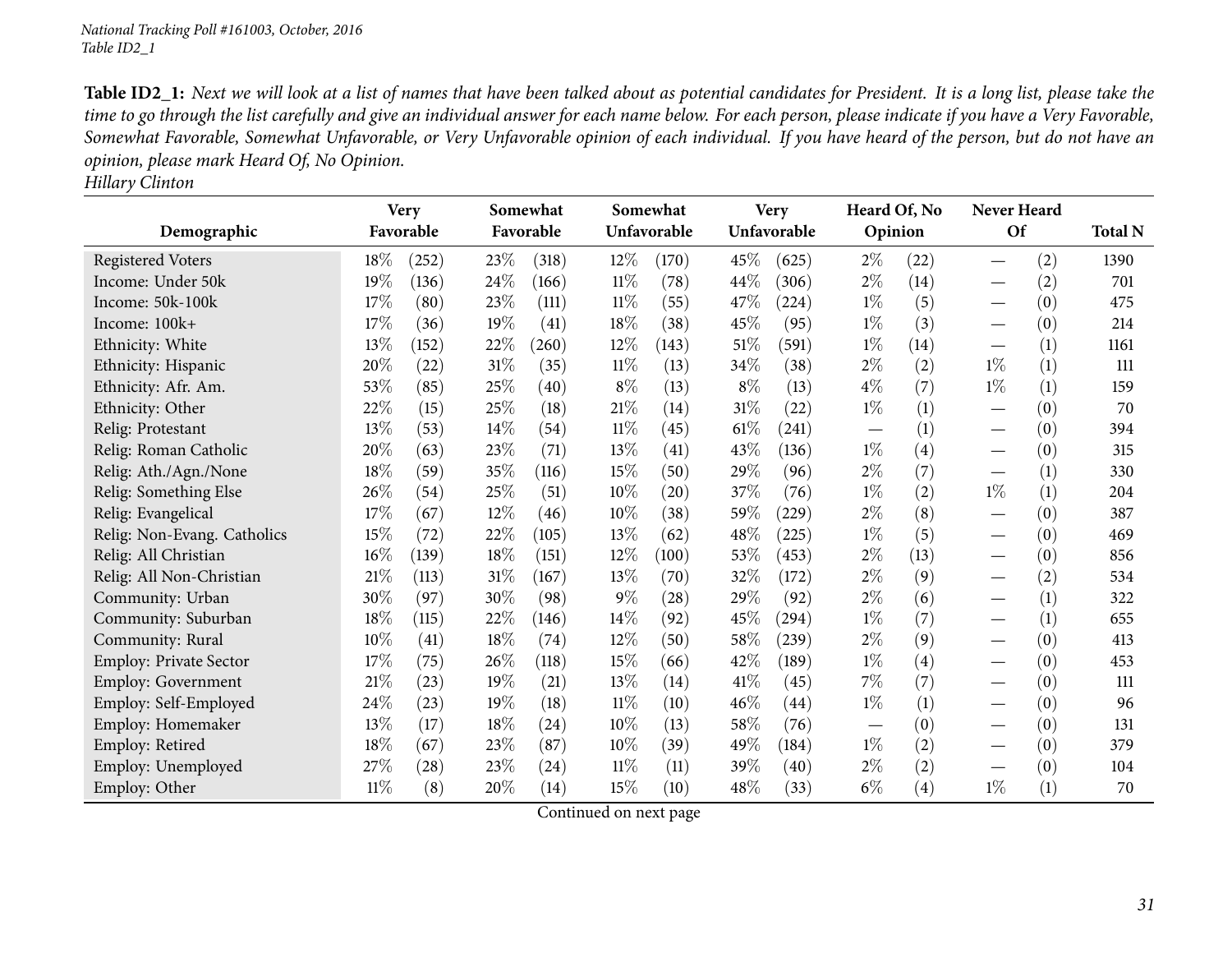**Table ID2_1:** *Next we will look at a list of names that have been talked about as potential candidates for President. It is a long list, please take the time to go through the list carefully and give an individual answer for each name below. For each person, please indicate if you have a Very Favorable, Somewhat Favorable, Somewhat Unfavorable, or Very Unfavorable opinion of each individual. If you have heard of the person, but do not have an opinion, please mark Heard Of, No Opinion.*
*Hillary Clinton*

| Demographic | Very Favorable | | Somewhat Favorable | | Somewhat Unfavorable | | Very Unfavorable | | Heard Of, No Opinion | | Never Heard Of | | Total N |
|---|---|---|---|---|---|---|---|---|---|---|---|---|---|
| Registered Voters | 18% | (252) | 23% | (318) | 12% | (170) | 45% | (625) | 2% | (22) | — | (2) | 1390 |
| Income: Under 50k | 19% | (136) | 24% | (166) | 11% | (78) | 44% | (306) | 2% | (14) | — | (2) | 701 |
| Income: 50k-100k | 17% | (80) | 23% | (111) | 11% | (55) | 47% | (224) | 1% | (5) | — | (0) | 475 |
| Income: 100k+ | 17% | (36) | 19% | (41) | 18% | (38) | 45% | (95) | 1% | (3) | — | (0) | 214 |
| Ethnicity: White | 13% | (152) | 22% | (260) | 12% | (143) | 51% | (591) | 1% | (14) | — | (1) | 1161 |
| Ethnicity: Hispanic | 20% | (22) | 31% | (35) | 11% | (13) | 34% | (38) | 2% | (2) | 1% | (1) | 111 |
| Ethnicity: Afr. Am. | 53% | (85) | 25% | (40) | 8% | (13) | 8% | (13) | 4% | (7) | 1% | (1) | 159 |
| Ethnicity: Other | 22% | (15) | 25% | (18) | 21% | (14) | 31% | (22) | 1% | (1) | — | (0) | 70 |
| Relig: Protestant | 13% | (53) | 14% | (54) | 11% | (45) | 61% | (241) | — | (1) | — | (0) | 394 |
| Relig: Roman Catholic | 20% | (63) | 23% | (71) | 13% | (41) | 43% | (136) | 1% | (4) | — | (0) | 315 |
| Relig: Ath./Agn./None | 18% | (59) | 35% | (116) | 15% | (50) | 29% | (96) | 2% | (7) | — | (1) | 330 |
| Relig: Something Else | 26% | (54) | 25% | (51) | 10% | (20) | 37% | (76) | 1% | (2) | 1% | (1) | 204 |
| Relig: Evangelical | 17% | (67) | 12% | (46) | 10% | (38) | 59% | (229) | 2% | (8) | — | (0) | 387 |
| Relig: Non-Evang. Catholics | 15% | (72) | 22% | (105) | 13% | (62) | 48% | (225) | 1% | (5) | — | (0) | 469 |
| Relig: All Christian | 16% | (139) | 18% | (151) | 12% | (100) | 53% | (453) | 2% | (13) | — | (0) | 856 |
| Relig: All Non-Christian | 21% | (113) | 31% | (167) | 13% | (70) | 32% | (172) | 2% | (9) | — | (2) | 534 |
| Community: Urban | 30% | (97) | 30% | (98) | 9% | (28) | 29% | (92) | 2% | (6) | — | (1) | 322 |
| Community: Suburban | 18% | (115) | 22% | (146) | 14% | (92) | 45% | (294) | 1% | (7) | — | (1) | 655 |
| Community: Rural | 10% | (41) | 18% | (74) | 12% | (50) | 58% | (239) | 2% | (9) | — | (0) | 413 |
| Employ: Private Sector | 17% | (75) | 26% | (118) | 15% | (66) | 42% | (189) | 1% | (4) | — | (0) | 453 |
| Employ: Government | 21% | (23) | 19% | (21) | 13% | (14) | 41% | (45) | 7% | (7) | — | (0) | 111 |
| Employ: Self-Employed | 24% | (23) | 19% | (18) | 11% | (10) | 46% | (44) | 1% | (1) | — | (0) | 96 |
| Employ: Homemaker | 13% | (17) | 18% | (24) | 10% | (13) | 58% | (76) | — | (0) | — | (0) | 131 |
| Employ: Retired | 18% | (67) | 23% | (87) | 10% | (39) | 49% | (184) | 1% | (2) | — | (0) | 379 |
| Employ: Unemployed | 27% | (28) | 23% | (24) | 11% | (11) | 39% | (40) | 2% | (2) | — | (0) | 104 |
| Employ: Other | 11% | (8) | 20% | (14) | 15% | (10) | 48% | (33) | 6% | (4) | 1% | (1) | 70 |

Continued on next page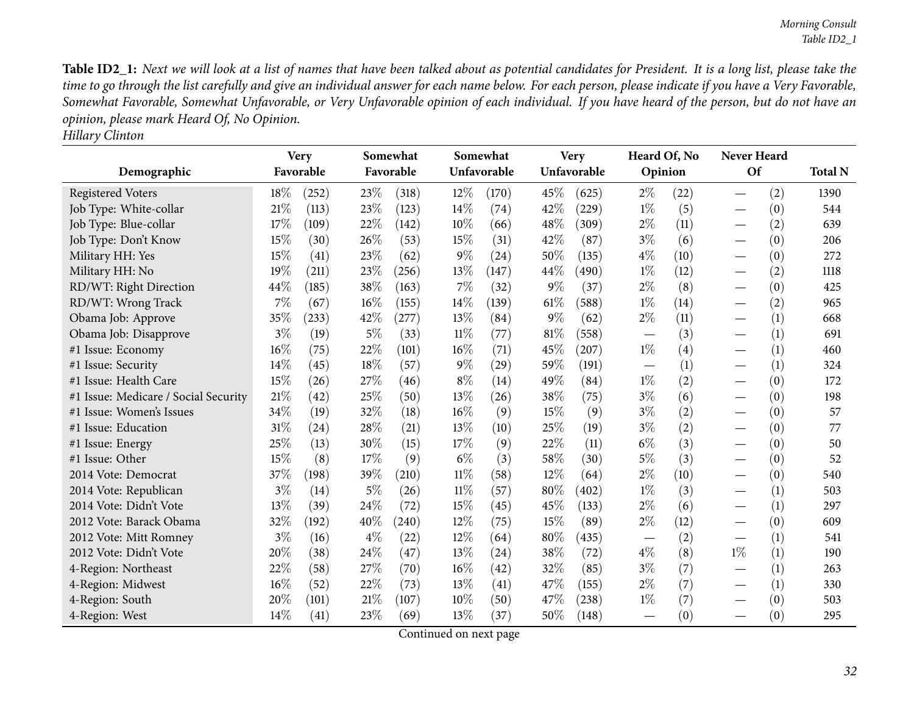**Table ID2_1:** *Next we will look at a list of names that have been talked about as potential candidates for President. It is a long list, please take the time to go through the list carefully and give an individual answer for each name below. For each person, please indicate if you have a Very Favorable, Somewhat Favorable, Somewhat Unfavorable, or Very Unfavorable opinion of each individual. If you have heard of the person, but do not have an opinion, please mark Heard Of, No Opinion.*
*Hillary Clinton*

| Demographic | Very Favorable | | Somewhat Favorable | | Somewhat Unfavorable | | Very Unfavorable | | Heard Of, No Opinion | | Never Heard Of | | Total N |
|---|---|---|---|---|---|---|---|---|---|---|---|---|---|
| Registered Voters | 18% | (252) | 23% | (318) | 12% | (170) | 45% | (625) | 2% | (22) | — | (2) | 1390 |
| Job Type: White-collar | 21% | (113) | 23% | (123) | 14% | (74) | 42% | (229) | 1% | (5) | — | (0) | 544 |
| Job Type: Blue-collar | 17% | (109) | 22% | (142) | 10% | (66) | 48% | (309) | 2% | (11) | — | (2) | 639 |
| Job Type: Don't Know | 15% | (30) | 26% | (53) | 15% | (31) | 42% | (87) | 3% | (6) | — | (0) | 206 |
| Military HH: Yes | 15% | (41) | 23% | (62) | 9% | (24) | 50% | (135) | 4% | (10) | — | (0) | 272 |
| Military HH: No | 19% | (211) | 23% | (256) | 13% | (147) | 44% | (490) | 1% | (12) | — | (2) | 1118 |
| RD/WT: Right Direction | 44% | (185) | 38% | (163) | 7% | (32) | 9% | (37) | 2% | (8) | — | (0) | 425 |
| RD/WT: Wrong Track | 7% | (67) | 16% | (155) | 14% | (139) | 61% | (588) | 1% | (14) | — | (2) | 965 |
| Obama Job: Approve | 35% | (233) | 42% | (277) | 13% | (84) | 9% | (62) | 2% | (11) | — | (1) | 668 |
| Obama Job: Disapprove | 3% | (19) | 5% | (33) | 11% | (77) | 81% | (558) | — | (3) | — | (1) | 691 |
| #1 Issue: Economy | 16% | (75) | 22% | (101) | 16% | (71) | 45% | (207) | 1% | (4) | — | (1) | 460 |
| #1 Issue: Security | 14% | (45) | 18% | (57) | 9% | (29) | 59% | (191) | — | (1) | — | (1) | 324 |
| #1 Issue: Health Care | 15% | (26) | 27% | (46) | 8% | (14) | 49% | (84) | 1% | (2) | — | (0) | 172 |
| #1 Issue: Medicare / Social Security | 21% | (42) | 25% | (50) | 13% | (26) | 38% | (75) | 3% | (6) | — | (0) | 198 |
| #1 Issue: Women's Issues | 34% | (19) | 32% | (18) | 16% | (9) | 15% | (9) | 3% | (2) | — | (0) | 57 |
| #1 Issue: Education | 31% | (24) | 28% | (21) | 13% | (10) | 25% | (19) | 3% | (2) | — | (0) | 77 |
| #1 Issue: Energy | 25% | (13) | 30% | (15) | 17% | (9) | 22% | (11) | 6% | (3) | — | (0) | 50 |
| #1 Issue: Other | 15% | (8) | 17% | (9) | 6% | (3) | 58% | (30) | 5% | (3) | — | (0) | 52 |
| 2014 Vote: Democrat | 37% | (198) | 39% | (210) | 11% | (58) | 12% | (64) | 2% | (10) | — | (0) | 540 |
| 2014 Vote: Republican | 3% | (14) | 5% | (26) | 11% | (57) | 80% | (402) | 1% | (3) | — | (1) | 503 |
| 2014 Vote: Didn't Vote | 13% | (39) | 24% | (72) | 15% | (45) | 45% | (133) | 2% | (6) | — | (1) | 297 |
| 2012 Vote: Barack Obama | 32% | (192) | 40% | (240) | 12% | (75) | 15% | (89) | 2% | (12) | — | (0) | 609 |
| 2012 Vote: Mitt Romney | 3% | (16) | 4% | (22) | 12% | (64) | 80% | (435) | — | (2) | — | (1) | 541 |
| 2012 Vote: Didn't Vote | 20% | (38) | 24% | (47) | 13% | (24) | 38% | (72) | 4% | (8) | 1% | (1) | 190 |
| 4-Region: Northeast | 22% | (58) | 27% | (70) | 16% | (42) | 32% | (85) | 3% | (7) | — | (1) | 263 |
| 4-Region: Midwest | 16% | (52) | 22% | (73) | 13% | (41) | 47% | (155) | 2% | (7) | — | (1) | 330 |
| 4-Region: South | 20% | (101) | 21% | (107) | 10% | (50) | 47% | (238) | 1% | (7) | — | (0) | 503 |
| 4-Region: West | 14% | (41) | 23% | (69) | 13% | (37) | 50% | (148) | — | (0) | — | (0) | 295 |

Continued on next page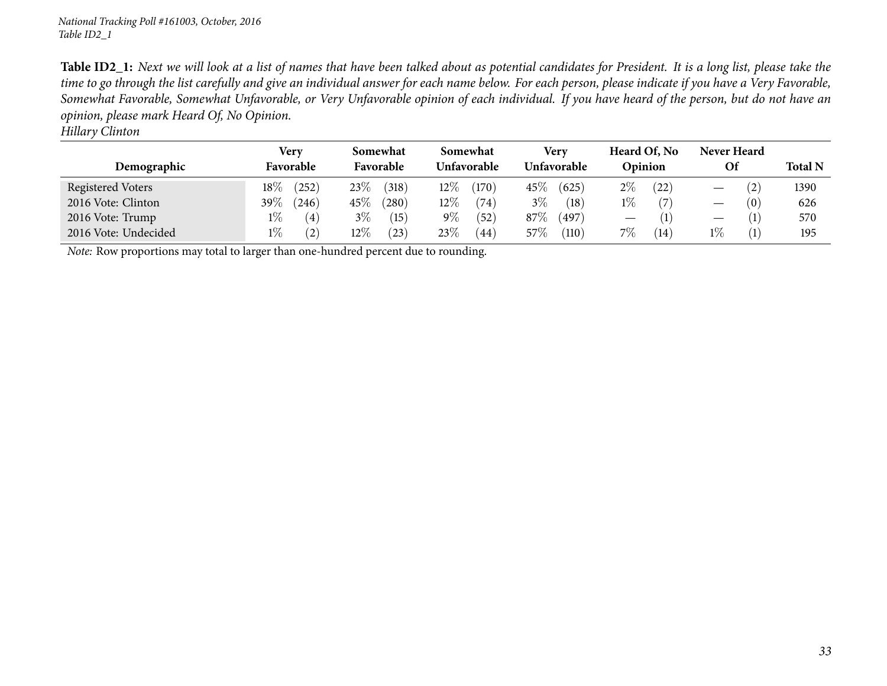*National Tracking Poll #161003, October, 2016*
*Table ID2_1*

**Table ID2_1:** *Next we will look at a list of names that have been talked about as potential candidates for President. It is a long list, please take the time to go through the list carefully and give an individual answer for each name below. For each person, please indicate if you have a Very Favorable, Somewhat Favorable, Somewhat Unfavorable, or Very Unfavorable opinion of each individual. If you have heard of the person, but do not have an opinion, please mark Heard Of, No Opinion.*
*Hillary Clinton*

| Demographic | Very Favorable | | Somewhat Favorable | | Somewhat Unfavorable | | Very Unfavorable | | Heard Of, No Opinion | | Never Heard Of | | Total N |
|---|---|---|---|---|---|---|---|---|---|---|---|---|---|
| Registered Voters | 18% | (252) | 23% | (318) | 12% | (170) | 45% | (625) | 2% | (22) | — | (2) | 1390 |
| 2016 Vote: Clinton | 39% | (246) | 45% | (280) | 12% | (74) | 3% | (18) | 1% | (7) | — | (0) | 626 |
| 2016 Vote: Trump | 1% | (4) | 3% | (15) | 9% | (52) | 87% | (497) | — | (1) | — | (1) | 570 |
| 2016 Vote: Undecided | 1% | (2) | 12% | (23) | 23% | (44) | 57% | (110) | 7% | (14) | 1% | (1) | 195 |

*Note:* Row proportions may total to larger than one-hundred percent due to rounding.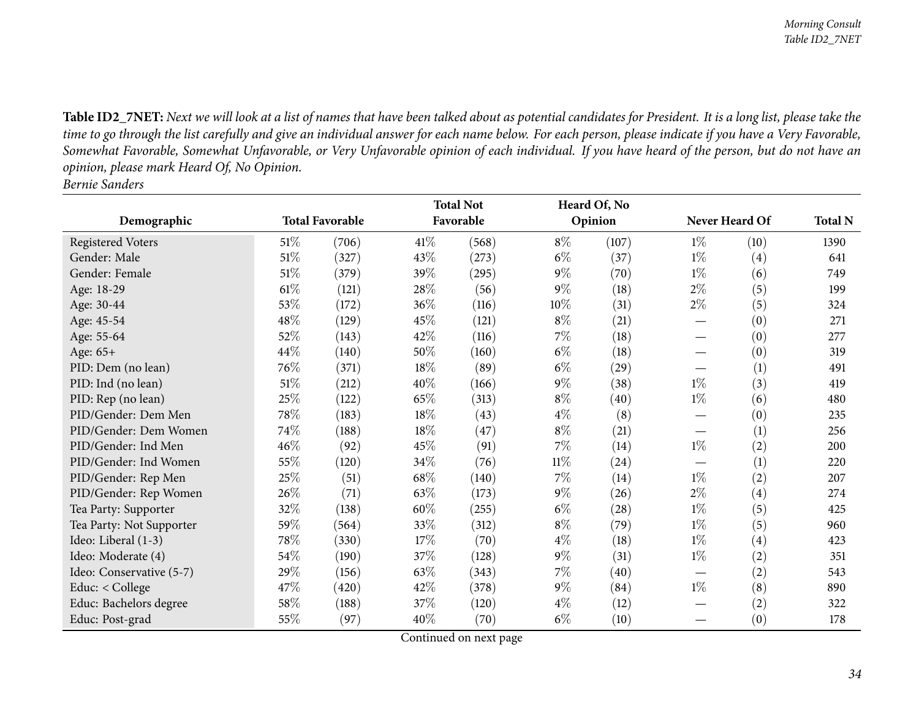**Table ID2_7NET:** *Next we will look at a list of names that have been talked about as potential candidates for President. It is a long list, please take the time to go through the list carefully and give an individual answer for each name below. For each person, please indicate if you have a Very Favorable, Somewhat Favorable, Somewhat Unfavorable, or Very Unfavorable opinion of each individual. If you have heard of the person, but do not have an opinion, please mark Heard Of, No Opinion.*
*Bernie Sanders*

| Demographic | Total Favorable | | Total Not Favorable | | Heard Of, No Opinion | | Never Heard Of | | Total N |
|---|---|---|---|---|---|---|---|---|---|
| Registered Voters | 51% | (706) | 41% | (568) | 8% | (107) | 1% | (10) | 1390 |
| Gender: Male | 51% | (327) | 43% | (273) | 6% | (37) | 1% | (4) | 641 |
| Gender: Female | 51% | (379) | 39% | (295) | 9% | (70) | 1% | (6) | 749 |
| Age: 18-29 | 61% | (121) | 28% | (56) | 9% | (18) | 2% | (5) | 199 |
| Age: 30-44 | 53% | (172) | 36% | (116) | 10% | (31) | 2% | (5) | 324 |
| Age: 45-54 | 48% | (129) | 45% | (121) | 8% | (21) | — | (0) | 271 |
| Age: 55-64 | 52% | (143) | 42% | (116) | 7% | (18) | — | (0) | 277 |
| Age: 65+ | 44% | (140) | 50% | (160) | 6% | (18) | — | (0) | 319 |
| PID: Dem (no lean) | 76% | (371) | 18% | (89) | 6% | (29) | — | (1) | 491 |
| PID: Ind (no lean) | 51% | (212) | 40% | (166) | 9% | (38) | 1% | (3) | 419 |
| PID: Rep (no lean) | 25% | (122) | 65% | (313) | 8% | (40) | 1% | (6) | 480 |
| PID/Gender: Dem Men | 78% | (183) | 18% | (43) | 4% | (8) | — | (0) | 235 |
| PID/Gender: Dem Women | 74% | (188) | 18% | (47) | 8% | (21) | — | (1) | 256 |
| PID/Gender: Ind Men | 46% | (92) | 45% | (91) | 7% | (14) | 1% | (2) | 200 |
| PID/Gender: Ind Women | 55% | (120) | 34% | (76) | 11% | (24) | — | (1) | 220 |
| PID/Gender: Rep Men | 25% | (51) | 68% | (140) | 7% | (14) | 1% | (2) | 207 |
| PID/Gender: Rep Women | 26% | (71) | 63% | (173) | 9% | (26) | 2% | (4) | 274 |
| Tea Party: Supporter | 32% | (138) | 60% | (255) | 6% | (28) | 1% | (5) | 425 |
| Tea Party: Not Supporter | 59% | (564) | 33% | (312) | 8% | (79) | 1% | (5) | 960 |
| Ideo: Liberal (1-3) | 78% | (330) | 17% | (70) | 4% | (18) | 1% | (4) | 423 |
| Ideo: Moderate (4) | 54% | (190) | 37% | (128) | 9% | (31) | 1% | (2) | 351 |
| Ideo: Conservative (5-7) | 29% | (156) | 63% | (343) | 7% | (40) | — | (2) | 543 |
| Educ: < College | 47% | (420) | 42% | (378) | 9% | (84) | 1% | (8) | 890 |
| Educ: Bachelors degree | 58% | (188) | 37% | (120) | 4% | (12) | — | (2) | 322 |
| Educ: Post-grad | 55% | (97) | 40% | (70) | 6% | (10) | — | (0) | 178 |

Continued on next page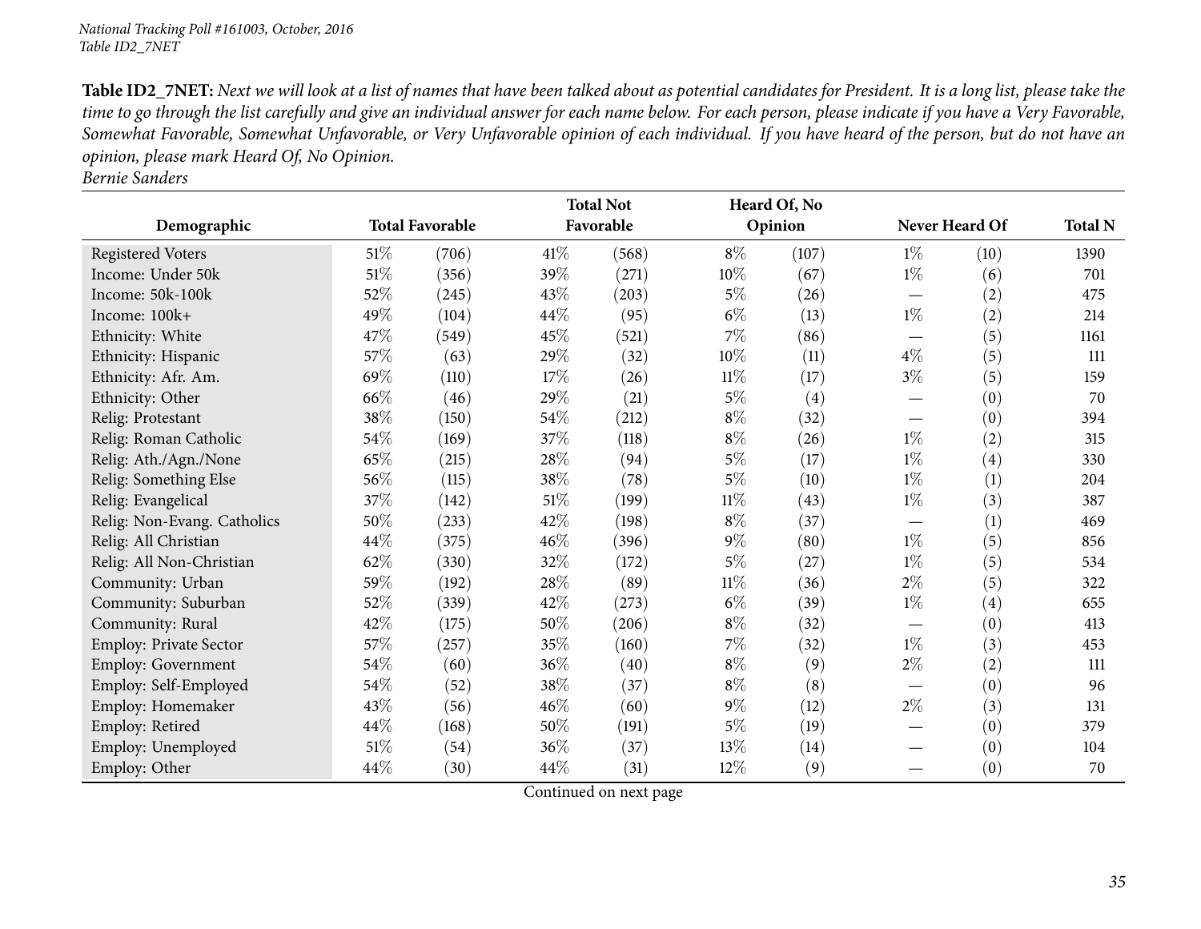*National Tracking Poll #161003, October, 2016*
*Table ID2_7NET*

**Table ID2_7NET:** *Next we will look at a list of names that have been talked about as potential candidates for President. It is a long list, please take the time to go through the list carefully and give an individual answer for each name below. For each person, please indicate if you have a Very Favorable, Somewhat Favorable, Somewhat Unfavorable, or Very Unfavorable opinion of each individual. If you have heard of the person, but do not have an opinion, please mark Heard Of, No Opinion.*
*Bernie Sanders*

| Demographic | Total Favorable | | Total Not Favorable | | Heard Of, No Opinion | | Never Heard Of | | Total N |
|---|---|---|---|---|---|---|---|---|---|
| Registered Voters | 51% | (706) | 41% | (568) | 8% | (107) | 1% | (10) | 1390 |
| Income: Under 50k | 51% | (356) | 39% | (271) | 10% | (67) | 1% | (6) | 701 |
| Income: 50k-100k | 52% | (245) | 43% | (203) | 5% | (26) | — | (2) | 475 |
| Income: 100k+ | 49% | (104) | 44% | (95) | 6% | (13) | 1% | (2) | 214 |
| Ethnicity: White | 47% | (549) | 45% | (521) | 7% | (86) | — | (5) | 1161 |
| Ethnicity: Hispanic | 57% | (63) | 29% | (32) | 10% | (11) | 4% | (5) | 111 |
| Ethnicity: Afr. Am. | 69% | (110) | 17% | (26) | 11% | (17) | 3% | (5) | 159 |
| Ethnicity: Other | 66% | (46) | 29% | (21) | 5% | (4) | — | (0) | 70 |
| Relig: Protestant | 38% | (150) | 54% | (212) | 8% | (32) | — | (0) | 394 |
| Relig: Roman Catholic | 54% | (169) | 37% | (118) | 8% | (26) | 1% | (2) | 315 |
| Relig: Ath./Agn./None | 65% | (215) | 28% | (94) | 5% | (17) | 1% | (4) | 330 |
| Relig: Something Else | 56% | (115) | 38% | (78) | 5% | (10) | 1% | (1) | 204 |
| Relig: Evangelical | 37% | (142) | 51% | (199) | 11% | (43) | 1% | (3) | 387 |
| Relig: Non-Evang. Catholics | 50% | (233) | 42% | (198) | 8% | (37) | — | (1) | 469 |
| Relig: All Christian | 44% | (375) | 46% | (396) | 9% | (80) | 1% | (5) | 856 |
| Relig: All Non-Christian | 62% | (330) | 32% | (172) | 5% | (27) | 1% | (5) | 534 |
| Community: Urban | 59% | (192) | 28% | (89) | 11% | (36) | 2% | (5) | 322 |
| Community: Suburban | 52% | (339) | 42% | (273) | 6% | (39) | 1% | (4) | 655 |
| Community: Rural | 42% | (175) | 50% | (206) | 8% | (32) | — | (0) | 413 |
| Employ: Private Sector | 57% | (257) | 35% | (160) | 7% | (32) | 1% | (3) | 453 |
| Employ: Government | 54% | (60) | 36% | (40) | 8% | (9) | 2% | (2) | 111 |
| Employ: Self-Employed | 54% | (52) | 38% | (37) | 8% | (8) | — | (0) | 96 |
| Employ: Homemaker | 43% | (56) | 46% | (60) | 9% | (12) | 2% | (3) | 131 |
| Employ: Retired | 44% | (168) | 50% | (191) | 5% | (19) | — | (0) | 379 |
| Employ: Unemployed | 51% | (54) | 36% | (37) | 13% | (14) | — | (0) | 104 |
| Employ: Other | 44% | (30) | 44% | (31) | 12% | (9) | — | (0) | 70 |

Continued on next page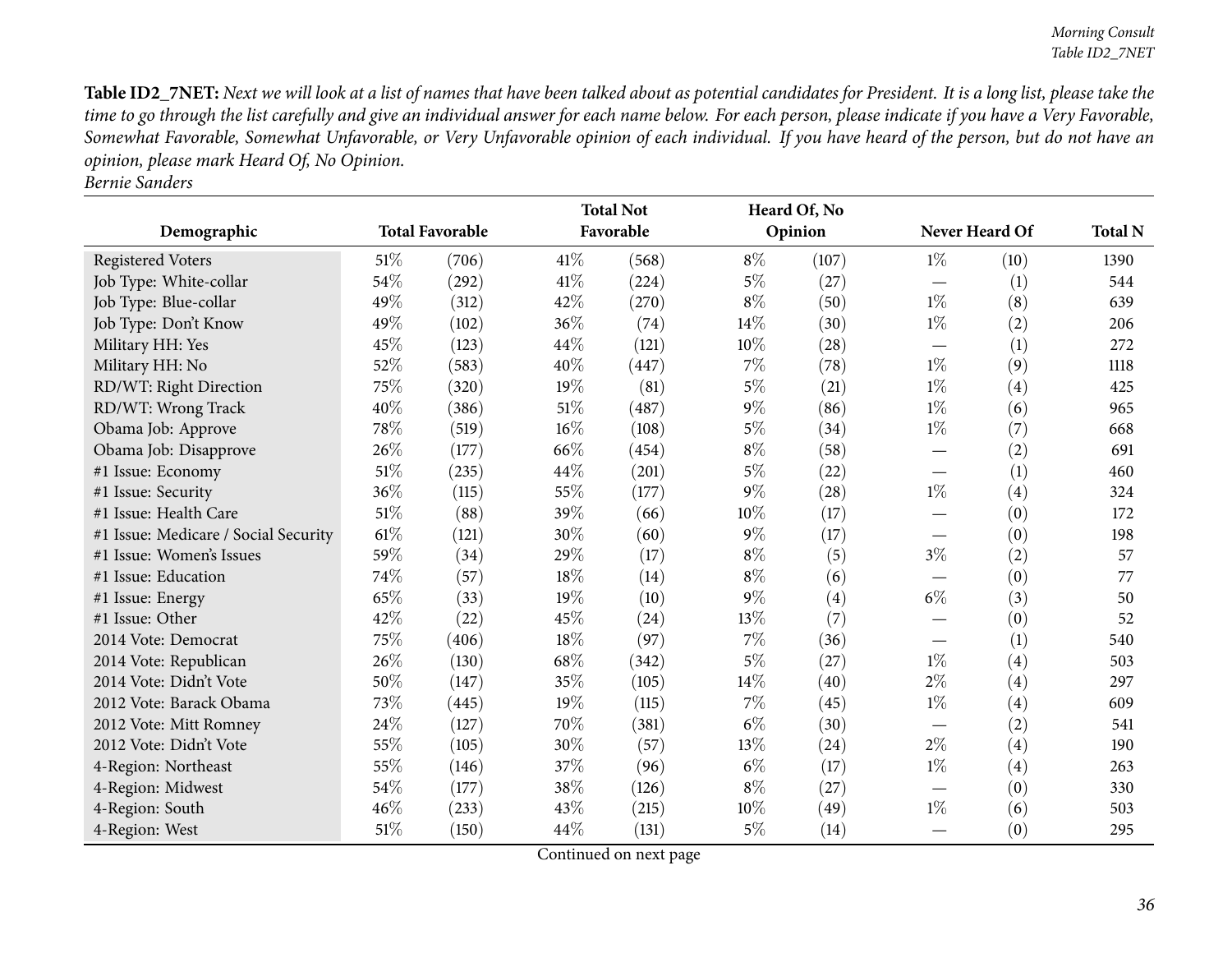**Table ID2_7NET:** *Next we will look at a list of names that have been talked about as potential candidates for President. It is a long list, please take the time to go through the list carefully and give an individual answer for each name below. For each person, please indicate if you have a Very Favorable, Somewhat Favorable, Somewhat Unfavorable, or Very Unfavorable opinion of each individual. If you have heard of the person, but do not have an opinion, please mark Heard Of, No Opinion.*
*Bernie Sanders*

| Demographic | Total Favorable | | Total Not Favorable | | Heard Of, No Opinion | | Never Heard Of | | Total N |
|---|---|---|---|---|---|---|---|---|---|
| Registered Voters | 51% | (706) | 41% | (568) | 8% | (107) | 1% | (10) | 1390 |
| Job Type: White-collar | 54% | (292) | 41% | (224) | 5% | (27) | — | (1) | 544 |
| Job Type: Blue-collar | 49% | (312) | 42% | (270) | 8% | (50) | 1% | (8) | 639 |
| Job Type: Don't Know | 49% | (102) | 36% | (74) | 14% | (30) | 1% | (2) | 206 |
| Military HH: Yes | 45% | (123) | 44% | (121) | 10% | (28) | — | (1) | 272 |
| Military HH: No | 52% | (583) | 40% | (447) | 7% | (78) | 1% | (9) | 1118 |
| RD/WT: Right Direction | 75% | (320) | 19% | (81) | 5% | (21) | 1% | (4) | 425 |
| RD/WT: Wrong Track | 40% | (386) | 51% | (487) | 9% | (86) | 1% | (6) | 965 |
| Obama Job: Approve | 78% | (519) | 16% | (108) | 5% | (34) | 1% | (7) | 668 |
| Obama Job: Disapprove | 26% | (177) | 66% | (454) | 8% | (58) | — | (2) | 691 |
| #1 Issue: Economy | 51% | (235) | 44% | (201) | 5% | (22) | — | (1) | 460 |
| #1 Issue: Security | 36% | (115) | 55% | (177) | 9% | (28) | 1% | (4) | 324 |
| #1 Issue: Health Care | 51% | (88) | 39% | (66) | 10% | (17) | — | (0) | 172 |
| #1 Issue: Medicare / Social Security | 61% | (121) | 30% | (60) | 9% | (17) | — | (0) | 198 |
| #1 Issue: Women's Issues | 59% | (34) | 29% | (17) | 8% | (5) | 3% | (2) | 57 |
| #1 Issue: Education | 74% | (57) | 18% | (14) | 8% | (6) | — | (0) | 77 |
| #1 Issue: Energy | 65% | (33) | 19% | (10) | 9% | (4) | 6% | (3) | 50 |
| #1 Issue: Other | 42% | (22) | 45% | (24) | 13% | (7) | — | (0) | 52 |
| 2014 Vote: Democrat | 75% | (406) | 18% | (97) | 7% | (36) | — | (1) | 540 |
| 2014 Vote: Republican | 26% | (130) | 68% | (342) | 5% | (27) | 1% | (4) | 503 |
| 2014 Vote: Didn't Vote | 50% | (147) | 35% | (105) | 14% | (40) | 2% | (4) | 297 |
| 2012 Vote: Barack Obama | 73% | (445) | 19% | (115) | 7% | (45) | 1% | (4) | 609 |
| 2012 Vote: Mitt Romney | 24% | (127) | 70% | (381) | 6% | (30) | — | (2) | 541 |
| 2012 Vote: Didn't Vote | 55% | (105) | 30% | (57) | 13% | (24) | 2% | (4) | 190 |
| 4-Region: Northeast | 55% | (146) | 37% | (96) | 6% | (17) | 1% | (4) | 263 |
| 4-Region: Midwest | 54% | (177) | 38% | (126) | 8% | (27) | — | (0) | 330 |
| 4-Region: South | 46% | (233) | 43% | (215) | 10% | (49) | 1% | (6) | 503 |
| 4-Region: West | 51% | (150) | 44% | (131) | 5% | (14) | — | (0) | 295 |

Continued on next page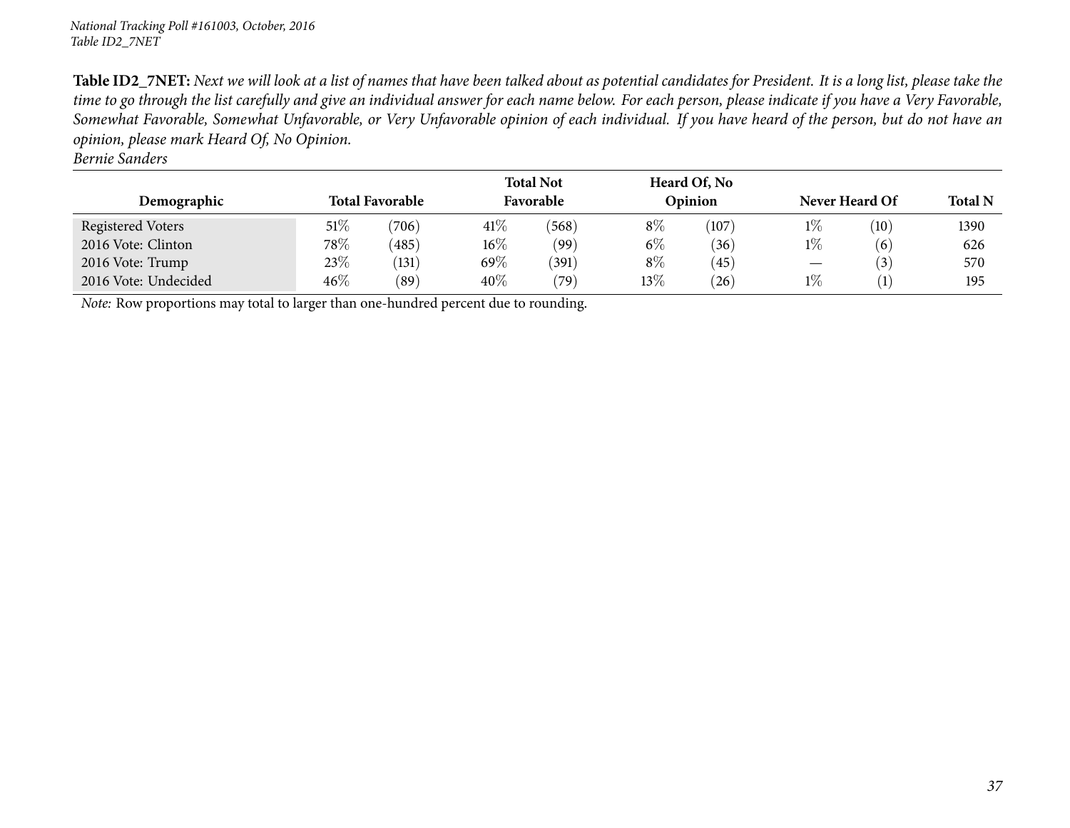**Table ID2_7NET:** *Next we will look at a list of names that have been talked about as potential candidates for President. It is a long list, please take the time to go through the list carefully and give an individual answer for each name below. For each person, please indicate if you have a Very Favorable, Somewhat Favorable, Somewhat Unfavorable, or Very Unfavorable opinion of each individual. If you have heard of the person, but do not have an opinion, please mark Heard Of, No Opinion.*
*Bernie Sanders*

| Demographic | Total Favorable | | Total Not Favorable | | Heard Of, No Opinion | | Never Heard Of | | Total N |
|---|---|---|---|---|---|---|---|---|---|
| Registered Voters | 51% | (706) | 41% | (568) | 8% | (107) | 1% | (10) | 1390 |
| 2016 Vote: Clinton | 78% | (485) | 16% | (99) | 6% | (36) | 1% | (6) | 626 |
| 2016 Vote: Trump | 23% | (131) | 69% | (391) | 8% | (45) | — | (3) | 570 |
| 2016 Vote: Undecided | 46% | (89) | 40% | (79) | 13% | (26) | 1% | (1) | 195 |

*Note:* Row proportions may total to larger than one-hundred percent due to rounding.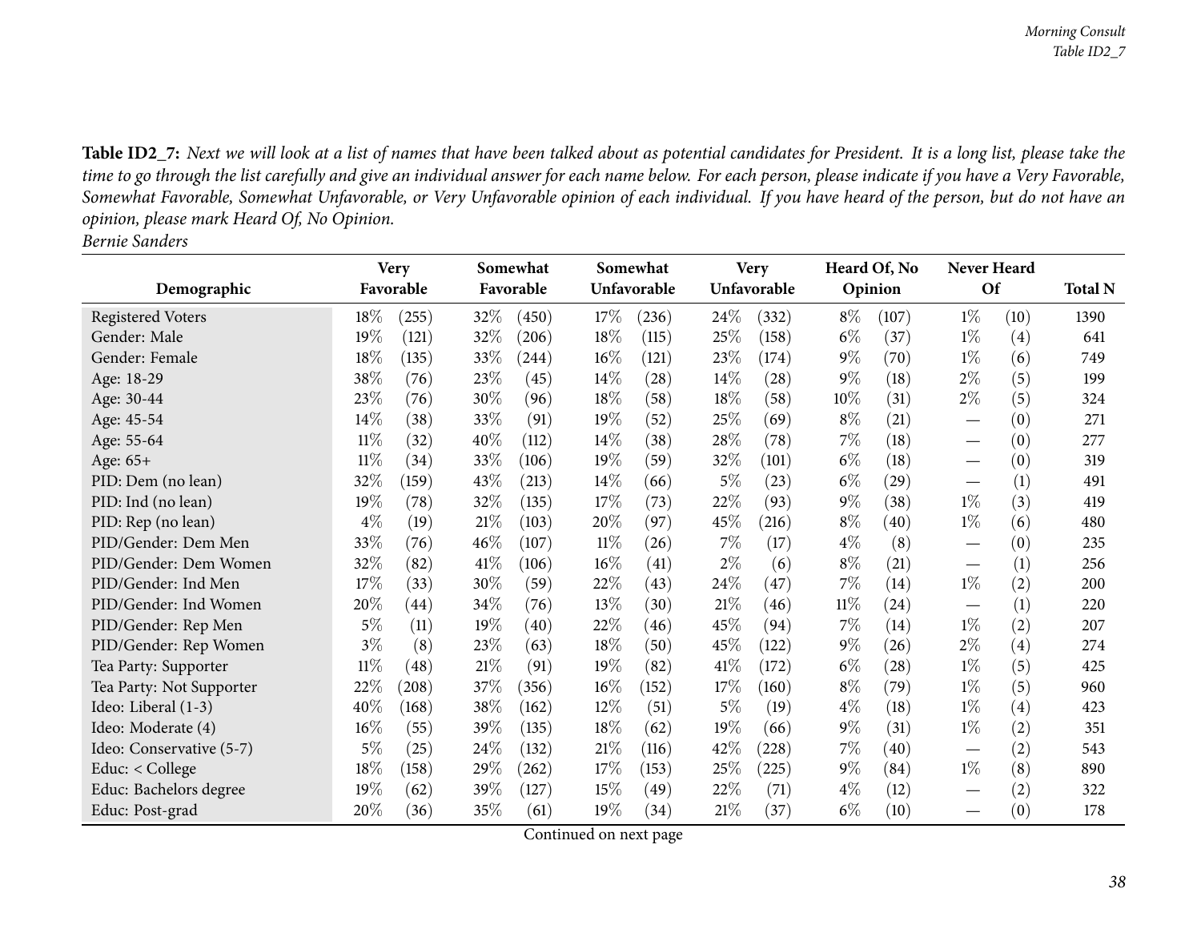**Table ID2_7:** *Next we will look at a list of names that have been talked about as potential candidates for President. It is a long list, please take the time to go through the list carefully and give an individual answer for each name below. For each person, please indicate if you have a Very Favorable, Somewhat Favorable, Somewhat Unfavorable, or Very Unfavorable opinion of each individual. If you have heard of the person, but do not have an opinion, please mark Heard Of, No Opinion.*
*Bernie Sanders*

| Demographic | Very Favorable | | Somewhat Favorable | | Somewhat Unfavorable | | Very Unfavorable | | Heard Of, No Opinion | | Never Heard Of | | Total N |
|---|---|---|---|---|---|---|---|---|---|---|---|---|---|
| Registered Voters | 18% | (255) | 32% | (450) | 17% | (236) | 24% | (332) | 8% | (107) | 1% | (10) | 1390 |
| Gender: Male | 19% | (121) | 32% | (206) | 18% | (115) | 25% | (158) | 6% | (37) | 1% | (4) | 641 |
| Gender: Female | 18% | (135) | 33% | (244) | 16% | (121) | 23% | (174) | 9% | (70) | 1% | (6) | 749 |
| Age: 18-29 | 38% | (76) | 23% | (45) | 14% | (28) | 14% | (28) | 9% | (18) | 2% | (5) | 199 |
| Age: 30-44 | 23% | (76) | 30% | (96) | 18% | (58) | 18% | (58) | 10% | (31) | 2% | (5) | 324 |
| Age: 45-54 | 14% | (38) | 33% | (91) | 19% | (52) | 25% | (69) | 8% | (21) | — | (0) | 271 |
| Age: 55-64 | 11% | (32) | 40% | (112) | 14% | (38) | 28% | (78) | 7% | (18) | — | (0) | 277 |
| Age: 65+ | 11% | (34) | 33% | (106) | 19% | (59) | 32% | (101) | 6% | (18) | — | (0) | 319 |
| PID: Dem (no lean) | 32% | (159) | 43% | (213) | 14% | (66) | 5% | (23) | 6% | (29) | — | (1) | 491 |
| PID: Ind (no lean) | 19% | (78) | 32% | (135) | 17% | (73) | 22% | (93) | 9% | (38) | 1% | (3) | 419 |
| PID: Rep (no lean) | 4% | (19) | 21% | (103) | 20% | (97) | 45% | (216) | 8% | (40) | 1% | (6) | 480 |
| PID/Gender: Dem Men | 33% | (76) | 46% | (107) | 11% | (26) | 7% | (17) | 4% | (8) | — | (0) | 235 |
| PID/Gender: Dem Women | 32% | (82) | 41% | (106) | 16% | (41) | 2% | (6) | 8% | (21) | — | (1) | 256 |
| PID/Gender: Ind Men | 17% | (33) | 30% | (59) | 22% | (43) | 24% | (47) | 7% | (14) | 1% | (2) | 200 |
| PID/Gender: Ind Women | 20% | (44) | 34% | (76) | 13% | (30) | 21% | (46) | 11% | (24) | — | (1) | 220 |
| PID/Gender: Rep Men | 5% | (11) | 19% | (40) | 22% | (46) | 45% | (94) | 7% | (14) | 1% | (2) | 207 |
| PID/Gender: Rep Women | 3% | (8) | 23% | (63) | 18% | (50) | 45% | (122) | 9% | (26) | 2% | (4) | 274 |
| Tea Party: Supporter | 11% | (48) | 21% | (91) | 19% | (82) | 41% | (172) | 6% | (28) | 1% | (5) | 425 |
| Tea Party: Not Supporter | 22% | (208) | 37% | (356) | 16% | (152) | 17% | (160) | 8% | (79) | 1% | (5) | 960 |
| Ideo: Liberal (1-3) | 40% | (168) | 38% | (162) | 12% | (51) | 5% | (19) | 4% | (18) | 1% | (4) | 423 |
| Ideo: Moderate (4) | 16% | (55) | 39% | (135) | 18% | (62) | 19% | (66) | 9% | (31) | 1% | (2) | 351 |
| Ideo: Conservative (5-7) | 5% | (25) | 24% | (132) | 21% | (116) | 42% | (228) | 7% | (40) | — | (2) | 543 |
| Educ: < College | 18% | (158) | 29% | (262) | 17% | (153) | 25% | (225) | 9% | (84) | 1% | (8) | 890 |
| Educ: Bachelors degree | 19% | (62) | 39% | (127) | 15% | (49) | 22% | (71) | 4% | (12) | — | (2) | 322 |
| Educ: Post-grad | 20% | (36) | 35% | (61) | 19% | (34) | 21% | (37) | 6% | (10) | — | (0) | 178 |

Continued on next page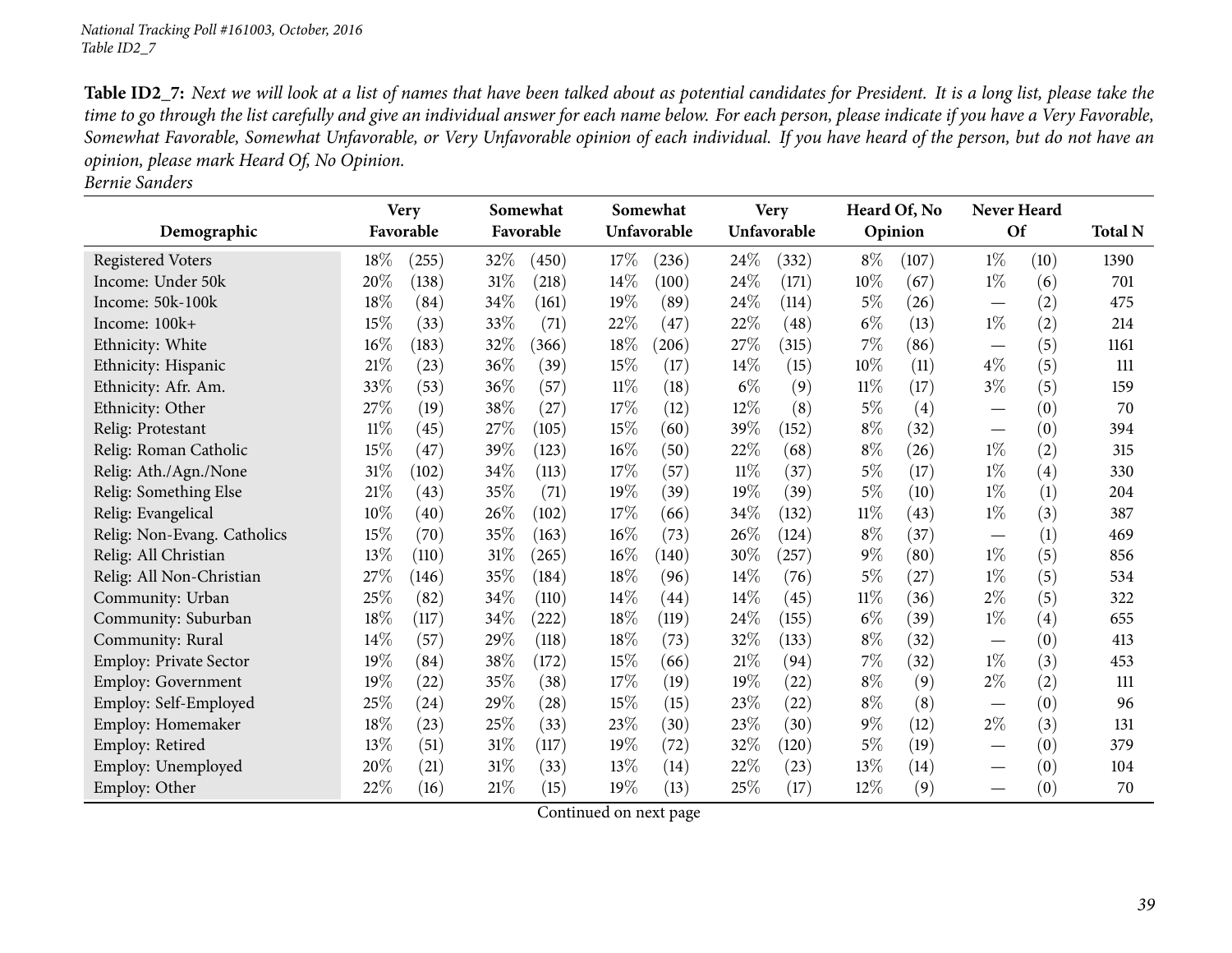**Table ID2_7:** *Next we will look at a list of names that have been talked about as potential candidates for President. It is a long list, please take the time to go through the list carefully and give an individual answer for each name below. For each person, please indicate if you have a Very Favorable, Somewhat Favorable, Somewhat Unfavorable, or Very Unfavorable opinion of each individual. If you have heard of the person, but do not have an opinion, please mark Heard Of, No Opinion.*
*Bernie Sanders*

| Demographic | Very Favorable | | Somewhat Favorable | | Somewhat Unfavorable | | Very Unfavorable | | Heard Of, No Opinion | | Never Heard Of | | Total N |
|---|---|---|---|---|---|---|---|---|---|---|---|---|---|
| Registered Voters | 18% | (255) | 32% | (450) | 17% | (236) | 24% | (332) | 8% | (107) | 1% | (10) | 1390 |
| Income: Under 50k | 20% | (138) | 31% | (218) | 14% | (100) | 24% | (171) | 10% | (67) | 1% | (6) | 701 |
| Income: 50k-100k | 18% | (84) | 34% | (161) | 19% | (89) | 24% | (114) | 5% | (26) | — | (2) | 475 |
| Income: 100k+ | 15% | (33) | 33% | (71) | 22% | (47) | 22% | (48) | 6% | (13) | 1% | (2) | 214 |
| Ethnicity: White | 16% | (183) | 32% | (366) | 18% | (206) | 27% | (315) | 7% | (86) | — | (5) | 1161 |
| Ethnicity: Hispanic | 21% | (23) | 36% | (39) | 15% | (17) | 14% | (15) | 10% | (11) | 4% | (5) | 111 |
| Ethnicity: Afr. Am. | 33% | (53) | 36% | (57) | 11% | (18) | 6% | (9) | 11% | (17) | 3% | (5) | 159 |
| Ethnicity: Other | 27% | (19) | 38% | (27) | 17% | (12) | 12% | (8) | 5% | (4) | — | (0) | 70 |
| Relig: Protestant | 11% | (45) | 27% | (105) | 15% | (60) | 39% | (152) | 8% | (32) | — | (0) | 394 |
| Relig: Roman Catholic | 15% | (47) | 39% | (123) | 16% | (50) | 22% | (68) | 8% | (26) | 1% | (2) | 315 |
| Relig: Ath./Agn./None | 31% | (102) | 34% | (113) | 17% | (57) | 11% | (37) | 5% | (17) | 1% | (4) | 330 |
| Relig: Something Else | 21% | (43) | 35% | (71) | 19% | (39) | 19% | (39) | 5% | (10) | 1% | (1) | 204 |
| Relig: Evangelical | 10% | (40) | 26% | (102) | 17% | (66) | 34% | (132) | 11% | (43) | 1% | (3) | 387 |
| Relig: Non-Evang. Catholics | 15% | (70) | 35% | (163) | 16% | (73) | 26% | (124) | 8% | (37) | — | (1) | 469 |
| Relig: All Christian | 13% | (110) | 31% | (265) | 16% | (140) | 30% | (257) | 9% | (80) | 1% | (5) | 856 |
| Relig: All Non-Christian | 27% | (146) | 35% | (184) | 18% | (96) | 14% | (76) | 5% | (27) | 1% | (5) | 534 |
| Community: Urban | 25% | (82) | 34% | (110) | 14% | (44) | 14% | (45) | 11% | (36) | 2% | (5) | 322 |
| Community: Suburban | 18% | (117) | 34% | (222) | 18% | (119) | 24% | (155) | 6% | (39) | 1% | (4) | 655 |
| Community: Rural | 14% | (57) | 29% | (118) | 18% | (73) | 32% | (133) | 8% | (32) | — | (0) | 413 |
| Employ: Private Sector | 19% | (84) | 38% | (172) | 15% | (66) | 21% | (94) | 7% | (32) | 1% | (3) | 453 |
| Employ: Government | 19% | (22) | 35% | (38) | 17% | (19) | 19% | (22) | 8% | (9) | 2% | (2) | 111 |
| Employ: Self-Employed | 25% | (24) | 29% | (28) | 15% | (15) | 23% | (22) | 8% | (8) | — | (0) | 96 |
| Employ: Homemaker | 18% | (23) | 25% | (33) | 23% | (30) | 23% | (30) | 9% | (12) | 2% | (3) | 131 |
| Employ: Retired | 13% | (51) | 31% | (117) | 19% | (72) | 32% | (120) | 5% | (19) | — | (0) | 379 |
| Employ: Unemployed | 20% | (21) | 31% | (33) | 13% | (14) | 22% | (23) | 13% | (14) | — | (0) | 104 |
| Employ: Other | 22% | (16) | 21% | (15) | 19% | (13) | 25% | (17) | 12% | (9) | — | (0) | 70 |

Continued on next page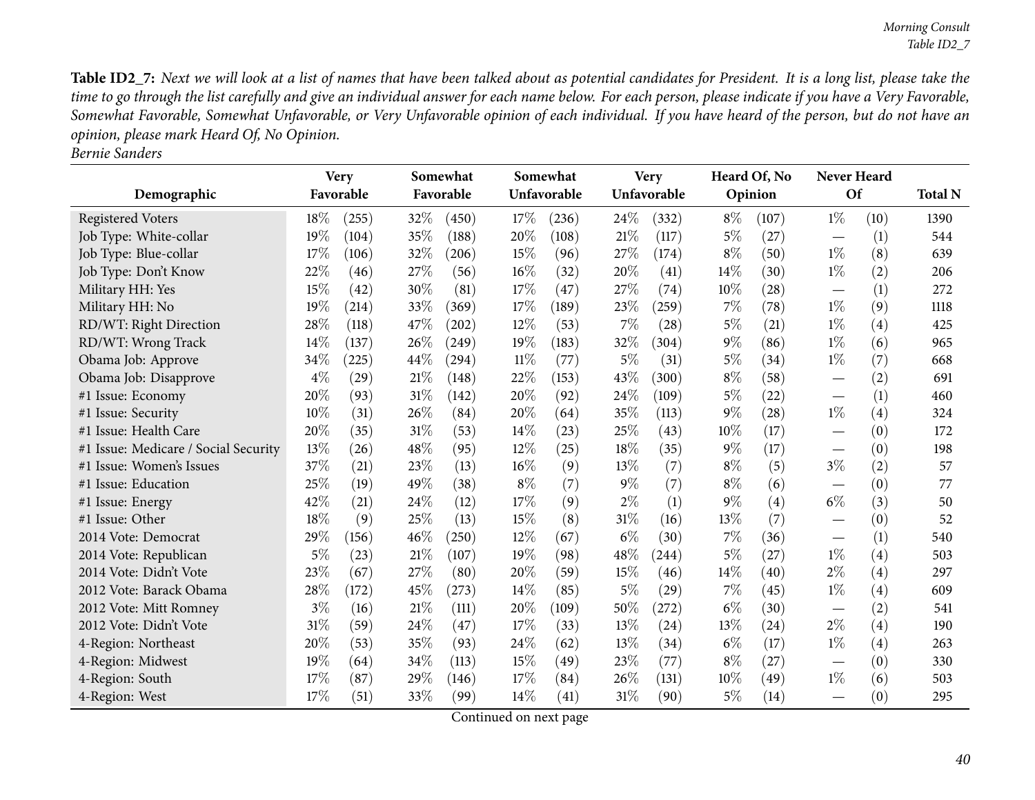**Table ID2_7:** *Next we will look at a list of names that have been talked about as potential candidates for President. It is a long list, please take the time to go through the list carefully and give an individual answer for each name below. For each person, please indicate if you have a Very Favorable, Somewhat Favorable, Somewhat Unfavorable, or Very Unfavorable opinion of each individual. If you have heard of the person, but do not have an opinion, please mark Heard Of, No Opinion.*

*Bernie Sanders*

| Demographic | Very Favorable | | Somewhat Favorable | | Somewhat Unfavorable | | Very Unfavorable | | Heard Of, No Opinion | | Never Heard Of | | Total N |
|---|---|---|---|---|---|---|---|---|---|---|---|---|---|
| Registered Voters | 18% | (255) | 32% | (450) | 17% | (236) | 24% | (332) | 8% | (107) | 1% | (10) | 1390 |
| Job Type: White-collar | 19% | (104) | 35% | (188) | 20% | (108) | 21% | (117) | 5% | (27) | — | (1) | 544 |
| Job Type: Blue-collar | 17% | (106) | 32% | (206) | 15% | (96) | 27% | (174) | 8% | (50) | 1% | (8) | 639 |
| Job Type: Don't Know | 22% | (46) | 27% | (56) | 16% | (32) | 20% | (41) | 14% | (30) | 1% | (2) | 206 |
| Military HH: Yes | 15% | (42) | 30% | (81) | 17% | (47) | 27% | (74) | 10% | (28) | — | (1) | 272 |
| Military HH: No | 19% | (214) | 33% | (369) | 17% | (189) | 23% | (259) | 7% | (78) | 1% | (9) | 1118 |
| RD/WT: Right Direction | 28% | (118) | 47% | (202) | 12% | (53) | 7% | (28) | 5% | (21) | 1% | (4) | 425 |
| RD/WT: Wrong Track | 14% | (137) | 26% | (249) | 19% | (183) | 32% | (304) | 9% | (86) | 1% | (6) | 965 |
| Obama Job: Approve | 34% | (225) | 44% | (294) | 11% | (77) | 5% | (31) | 5% | (34) | 1% | (7) | 668 |
| Obama Job: Disapprove | 4% | (29) | 21% | (148) | 22% | (153) | 43% | (300) | 8% | (58) | — | (2) | 691 |
| #1 Issue: Economy | 20% | (93) | 31% | (142) | 20% | (92) | 24% | (109) | 5% | (22) | — | (1) | 460 |
| #1 Issue: Security | 10% | (31) | 26% | (84) | 20% | (64) | 35% | (113) | 9% | (28) | 1% | (4) | 324 |
| #1 Issue: Health Care | 20% | (35) | 31% | (53) | 14% | (23) | 25% | (43) | 10% | (17) | — | (0) | 172 |
| #1 Issue: Medicare / Social Security | 13% | (26) | 48% | (95) | 12% | (25) | 18% | (35) | 9% | (17) | — | (0) | 198 |
| #1 Issue: Women's Issues | 37% | (21) | 23% | (13) | 16% | (9) | 13% | (7) | 8% | (5) | 3% | (2) | 57 |
| #1 Issue: Education | 25% | (19) | 49% | (38) | 8% | (7) | 9% | (7) | 8% | (6) | — | (0) | 77 |
| #1 Issue: Energy | 42% | (21) | 24% | (12) | 17% | (9) | 2% | (1) | 9% | (4) | 6% | (3) | 50 |
| #1 Issue: Other | 18% | (9) | 25% | (13) | 15% | (8) | 31% | (16) | 13% | (7) | — | (0) | 52 |
| 2014 Vote: Democrat | 29% | (156) | 46% | (250) | 12% | (67) | 6% | (30) | 7% | (36) | — | (1) | 540 |
| 2014 Vote: Republican | 5% | (23) | 21% | (107) | 19% | (98) | 48% | (244) | 5% | (27) | 1% | (4) | 503 |
| 2014 Vote: Didn't Vote | 23% | (67) | 27% | (80) | 20% | (59) | 15% | (46) | 14% | (40) | 2% | (4) | 297 |
| 2012 Vote: Barack Obama | 28% | (172) | 45% | (273) | 14% | (85) | 5% | (29) | 7% | (45) | 1% | (4) | 609 |
| 2012 Vote: Mitt Romney | 3% | (16) | 21% | (111) | 20% | (109) | 50% | (272) | 6% | (30) | — | (2) | 541 |
| 2012 Vote: Didn't Vote | 31% | (59) | 24% | (47) | 17% | (33) | 13% | (24) | 13% | (24) | 2% | (4) | 190 |
| 4-Region: Northeast | 20% | (53) | 35% | (93) | 24% | (62) | 13% | (34) | 6% | (17) | 1% | (4) | 263 |
| 4-Region: Midwest | 19% | (64) | 34% | (113) | 15% | (49) | 23% | (77) | 8% | (27) | — | (0) | 330 |
| 4-Region: South | 17% | (87) | 29% | (146) | 17% | (84) | 26% | (131) | 10% | (49) | 1% | (6) | 503 |
| 4-Region: West | 17% | (51) | 33% | (99) | 14% | (41) | 31% | (90) | 5% | (14) | — | (0) | 295 |

Continued on next page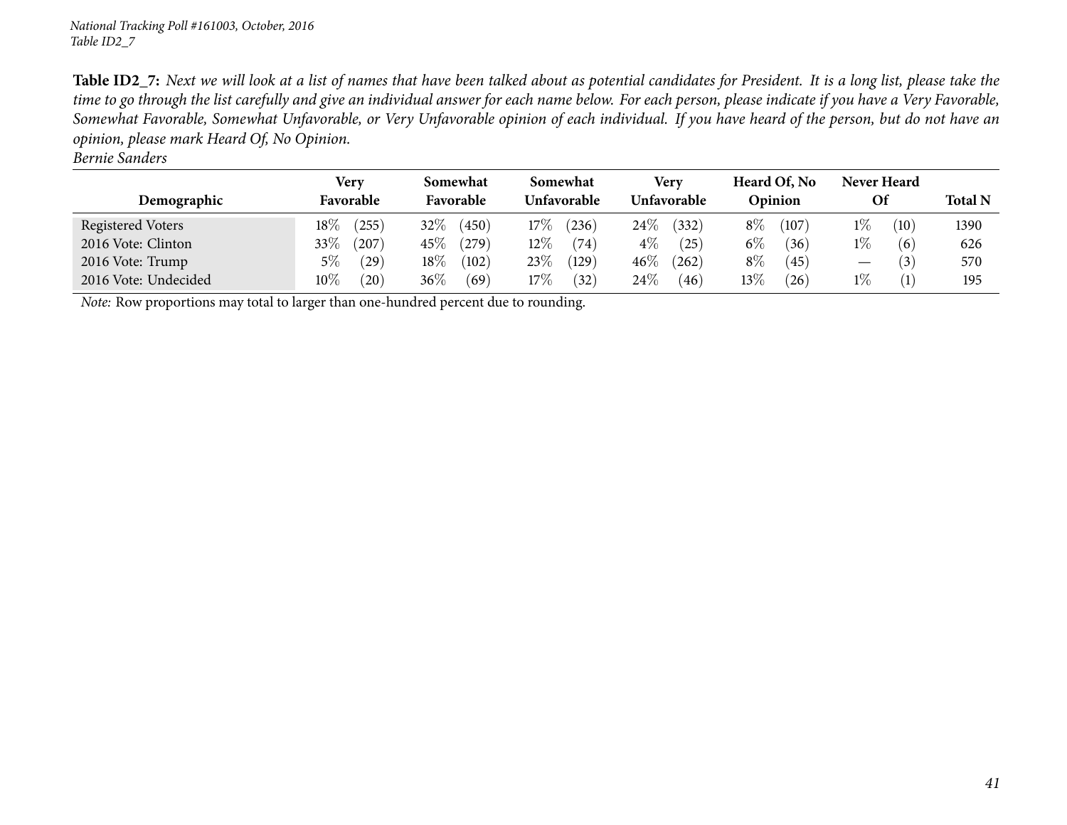**Table ID2_7:** *Next we will look at a list of names that have been talked about as potential candidates for President. It is a long list, please take the time to go through the list carefully and give an individual answer for each name below. For each person, please indicate if you have a Very Favorable, Somewhat Favorable, Somewhat Unfavorable, or Very Unfavorable opinion of each individual. If you have heard of the person, but do not have an opinion, please mark Heard Of, No Opinion.*
*Bernie Sanders*

| Demographic | Very Favorable | | Somewhat Favorable | | Somewhat Unfavorable | | Very Unfavorable | | Heard Of, No Opinion | | Never Heard Of | | Total N |
|---|---|---|---|---|---|---|---|---|---|---|---|---|---|
| Registered Voters | 18% | (255) | 32% | (450) | 17% | (236) | 24% | (332) | 8% | (107) | 1% | (10) | 1390 |
| 2016 Vote: Clinton | 33% | (207) | 45% | (279) | 12% | (74) | 4% | (25) | 6% | (36) | 1% | (6) | 626 |
| 2016 Vote: Trump | 5% | (29) | 18% | (102) | 23% | (129) | 46% | (262) | 8% | (45) | — | (3) | 570 |
| 2016 Vote: Undecided | 10% | (20) | 36% | (69) | 17% | (32) | 24% | (46) | 13% | (26) | 1% | (1) | 195 |

*Note:* Row proportions may total to larger than one-hundred percent due to rounding.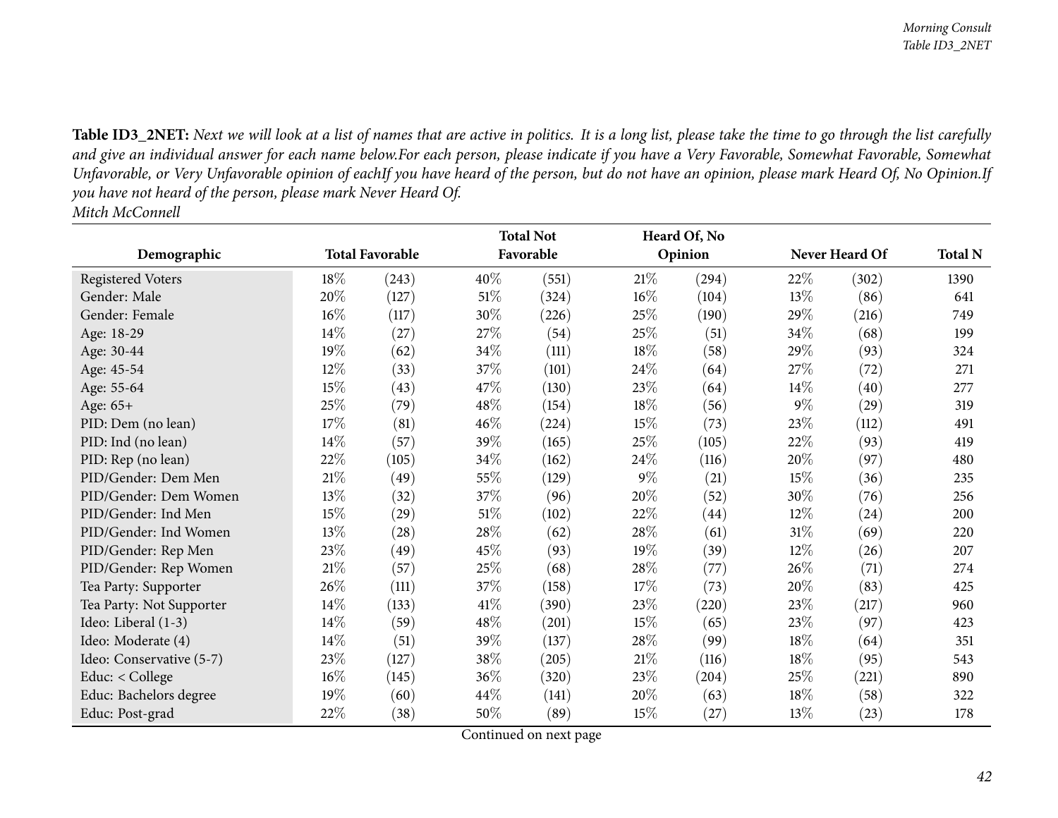**Table ID3_2NET:** *Next we will look at a list of names that are active in politics. It is a long list, please take the time to go through the list carefully and give an individual answer for each name below.For each person, please indicate if you have a Very Favorable, Somewhat Favorable, Somewhat Unfavorable, or Very Unfavorable opinion of eachIf you have heard of the person, but do not have an opinion, please mark Heard Of, No Opinion.If you have not heard of the person, please mark Never Heard Of.*

*Mitch McConnell*

| Demographic | Total Favorable | | Total Not Favorable | | Heard Of, No Opinion | | Never Heard Of | | Total N |
|---|---|---|---|---|---|---|---|---|---|
| Registered Voters | 18% | (243) | 40% | (551) | 21% | (294) | 22% | (302) | 1390 |
| Gender: Male | 20% | (127) | 51% | (324) | 16% | (104) | 13% | (86) | 641 |
| Gender: Female | 16% | (117) | 30% | (226) | 25% | (190) | 29% | (216) | 749 |
| Age: 18-29 | 14% | (27) | 27% | (54) | 25% | (51) | 34% | (68) | 199 |
| Age: 30-44 | 19% | (62) | 34% | (111) | 18% | (58) | 29% | (93) | 324 |
| Age: 45-54 | 12% | (33) | 37% | (101) | 24% | (64) | 27% | (72) | 271 |
| Age: 55-64 | 15% | (43) | 47% | (130) | 23% | (64) | 14% | (40) | 277 |
| Age: 65+ | 25% | (79) | 48% | (154) | 18% | (56) | 9% | (29) | 319 |
| PID: Dem (no lean) | 17% | (81) | 46% | (224) | 15% | (73) | 23% | (112) | 491 |
| PID: Ind (no lean) | 14% | (57) | 39% | (165) | 25% | (105) | 22% | (93) | 419 |
| PID: Rep (no lean) | 22% | (105) | 34% | (162) | 24% | (116) | 20% | (97) | 480 |
| PID/Gender: Dem Men | 21% | (49) | 55% | (129) | 9% | (21) | 15% | (36) | 235 |
| PID/Gender: Dem Women | 13% | (32) | 37% | (96) | 20% | (52) | 30% | (76) | 256 |
| PID/Gender: Ind Men | 15% | (29) | 51% | (102) | 22% | (44) | 12% | (24) | 200 |
| PID/Gender: Ind Women | 13% | (28) | 28% | (62) | 28% | (61) | 31% | (69) | 220 |
| PID/Gender: Rep Men | 23% | (49) | 45% | (93) | 19% | (39) | 12% | (26) | 207 |
| PID/Gender: Rep Women | 21% | (57) | 25% | (68) | 28% | (77) | 26% | (71) | 274 |
| Tea Party: Supporter | 26% | (111) | 37% | (158) | 17% | (73) | 20% | (83) | 425 |
| Tea Party: Not Supporter | 14% | (133) | 41% | (390) | 23% | (220) | 23% | (217) | 960 |
| Ideo: Liberal (1-3) | 14% | (59) | 48% | (201) | 15% | (65) | 23% | (97) | 423 |
| Ideo: Moderate (4) | 14% | (51) | 39% | (137) | 28% | (99) | 18% | (64) | 351 |
| Ideo: Conservative (5-7) | 23% | (127) | 38% | (205) | 21% | (116) | 18% | (95) | 543 |
| Educ: < College | 16% | (145) | 36% | (320) | 23% | (204) | 25% | (221) | 890 |
| Educ: Bachelors degree | 19% | (60) | 44% | (141) | 20% | (63) | 18% | (58) | 322 |
| Educ: Post-grad | 22% | (38) | 50% | (89) | 15% | (27) | 13% | (23) | 178 |

Continued on next page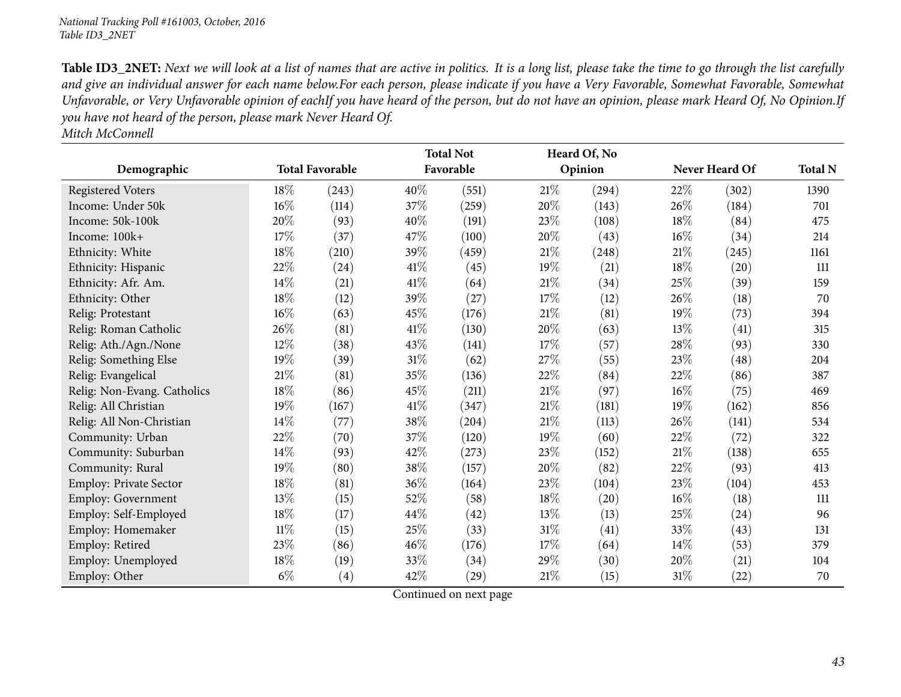**Table ID3_2NET:** *Next we will look at a list of names that are active in politics. It is a long list, please take the time to go through the list carefully and give an individual answer for each name below.For each person, please indicate if you have a Very Favorable, Somewhat Favorable, Somewhat Unfavorable, or Very Unfavorable opinion of eachIf you have heard of the person, but do not have an opinion, please mark Heard Of, No Opinion.If you have not heard of the person, please mark Never Heard Of.*
*Mitch McConnell*

| Demographic | Total Favorable | | Total Not Favorable | | Heard Of, No Opinion | | Never Heard Of | | Total N |
|---|---|---|---|---|---|---|---|---|---|
| Registered Voters | 18% | (243) | 40% | (551) | 21% | (294) | 22% | (302) | 1390 |
| Income: Under 50k | 16% | (114) | 37% | (259) | 20% | (143) | 26% | (184) | 701 |
| Income: 50k-100k | 20% | (93) | 40% | (191) | 23% | (108) | 18% | (84) | 475 |
| Income: 100k+ | 17% | (37) | 47% | (100) | 20% | (43) | 16% | (34) | 214 |
| Ethnicity: White | 18% | (210) | 39% | (459) | 21% | (248) | 21% | (245) | 1161 |
| Ethnicity: Hispanic | 22% | (24) | 41% | (45) | 19% | (21) | 18% | (20) | 111 |
| Ethnicity: Afr. Am. | 14% | (21) | 41% | (64) | 21% | (34) | 25% | (39) | 159 |
| Ethnicity: Other | 18% | (12) | 39% | (27) | 17% | (12) | 26% | (18) | 70 |
| Relig: Protestant | 16% | (63) | 45% | (176) | 21% | (81) | 19% | (73) | 394 |
| Relig: Roman Catholic | 26% | (81) | 41% | (130) | 20% | (63) | 13% | (41) | 315 |
| Relig: Ath./Agn./None | 12% | (38) | 43% | (141) | 17% | (57) | 28% | (93) | 330 |
| Relig: Something Else | 19% | (39) | 31% | (62) | 27% | (55) | 23% | (48) | 204 |
| Relig: Evangelical | 21% | (81) | 35% | (136) | 22% | (84) | 22% | (86) | 387 |
| Relig: Non-Evang. Catholics | 18% | (86) | 45% | (211) | 21% | (97) | 16% | (75) | 469 |
| Relig: All Christian | 19% | (167) | 41% | (347) | 21% | (181) | 19% | (162) | 856 |
| Relig: All Non-Christian | 14% | (77) | 38% | (204) | 21% | (113) | 26% | (141) | 534 |
| Community: Urban | 22% | (70) | 37% | (120) | 19% | (60) | 22% | (72) | 322 |
| Community: Suburban | 14% | (93) | 42% | (273) | 23% | (152) | 21% | (138) | 655 |
| Community: Rural | 19% | (80) | 38% | (157) | 20% | (82) | 22% | (93) | 413 |
| Employ: Private Sector | 18% | (81) | 36% | (164) | 23% | (104) | 23% | (104) | 453 |
| Employ: Government | 13% | (15) | 52% | (58) | 18% | (20) | 16% | (18) | 111 |
| Employ: Self-Employed | 18% | (17) | 44% | (42) | 13% | (13) | 25% | (24) | 96 |
| Employ: Homemaker | 11% | (15) | 25% | (33) | 31% | (41) | 33% | (43) | 131 |
| Employ: Retired | 23% | (86) | 46% | (176) | 17% | (64) | 14% | (53) | 379 |
| Employ: Unemployed | 18% | (19) | 33% | (34) | 29% | (30) | 20% | (21) | 104 |
| Employ: Other | 6% | (4) | 42% | (29) | 21% | (15) | 31% | (22) | 70 |

Continued on next page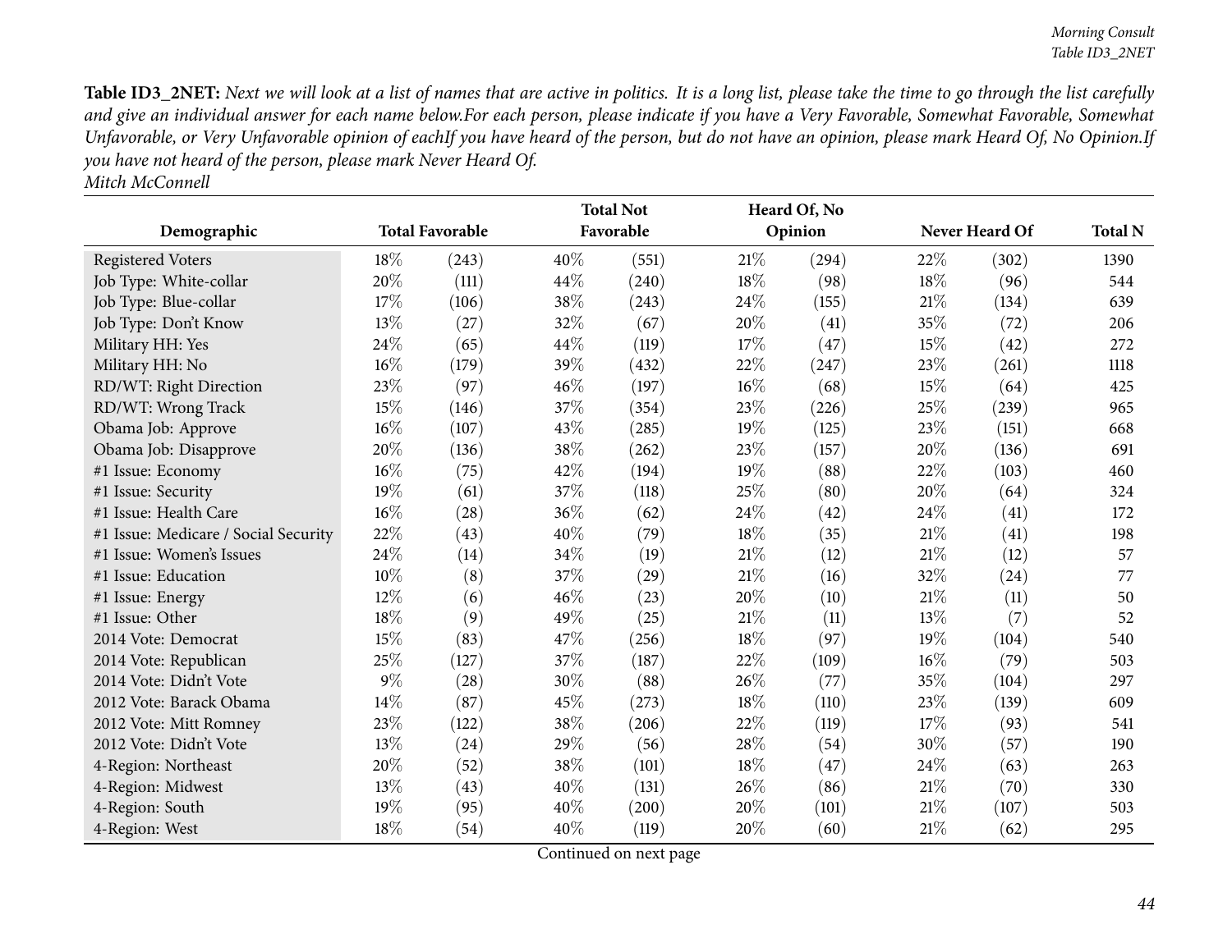**Table ID3_2NET:** *Next we will look at a list of names that are active in politics. It is a long list, please take the time to go through the list carefully and give an individual answer for each name below.For each person, please indicate if you have a Very Favorable, Somewhat Favorable, Somewhat Unfavorable, or Very Unfavorable opinion of eachIf you have heard of the person, but do not have an opinion, please mark Heard Of, No Opinion.If you have not heard of the person, please mark Never Heard Of.*

*Mitch McConnell*

| Demographic | Total Favorable | | Total Not Favorable | | Heard Of, No Opinion | | Never Heard Of | | Total N |
|---|---|---|---|---|---|---|---|---|---|
| Registered Voters | 18% | (243) | 40% | (551) | 21% | (294) | 22% | (302) | 1390 |
| Job Type: White-collar | 20% | (111) | 44% | (240) | 18% | (98) | 18% | (96) | 544 |
| Job Type: Blue-collar | 17% | (106) | 38% | (243) | 24% | (155) | 21% | (134) | 639 |
| Job Type: Don't Know | 13% | (27) | 32% | (67) | 20% | (41) | 35% | (72) | 206 |
| Military HH: Yes | 24% | (65) | 44% | (119) | 17% | (47) | 15% | (42) | 272 |
| Military HH: No | 16% | (179) | 39% | (432) | 22% | (247) | 23% | (261) | 1118 |
| RD/WT: Right Direction | 23% | (97) | 46% | (197) | 16% | (68) | 15% | (64) | 425 |
| RD/WT: Wrong Track | 15% | (146) | 37% | (354) | 23% | (226) | 25% | (239) | 965 |
| Obama Job: Approve | 16% | (107) | 43% | (285) | 19% | (125) | 23% | (151) | 668 |
| Obama Job: Disapprove | 20% | (136) | 38% | (262) | 23% | (157) | 20% | (136) | 691 |
| #1 Issue: Economy | 16% | (75) | 42% | (194) | 19% | (88) | 22% | (103) | 460 |
| #1 Issue: Security | 19% | (61) | 37% | (118) | 25% | (80) | 20% | (64) | 324 |
| #1 Issue: Health Care | 16% | (28) | 36% | (62) | 24% | (42) | 24% | (41) | 172 |
| #1 Issue: Medicare / Social Security | 22% | (43) | 40% | (79) | 18% | (35) | 21% | (41) | 198 |
| #1 Issue: Women's Issues | 24% | (14) | 34% | (19) | 21% | (12) | 21% | (12) | 57 |
| #1 Issue: Education | 10% | (8) | 37% | (29) | 21% | (16) | 32% | (24) | 77 |
| #1 Issue: Energy | 12% | (6) | 46% | (23) | 20% | (10) | 21% | (11) | 50 |
| #1 Issue: Other | 18% | (9) | 49% | (25) | 21% | (11) | 13% | (7) | 52 |
| 2014 Vote: Democrat | 15% | (83) | 47% | (256) | 18% | (97) | 19% | (104) | 540 |
| 2014 Vote: Republican | 25% | (127) | 37% | (187) | 22% | (109) | 16% | (79) | 503 |
| 2014 Vote: Didn't Vote | 9% | (28) | 30% | (88) | 26% | (77) | 35% | (104) | 297 |
| 2012 Vote: Barack Obama | 14% | (87) | 45% | (273) | 18% | (110) | 23% | (139) | 609 |
| 2012 Vote: Mitt Romney | 23% | (122) | 38% | (206) | 22% | (119) | 17% | (93) | 541 |
| 2012 Vote: Didn't Vote | 13% | (24) | 29% | (56) | 28% | (54) | 30% | (57) | 190 |
| 4-Region: Northeast | 20% | (52) | 38% | (101) | 18% | (47) | 24% | (63) | 263 |
| 4-Region: Midwest | 13% | (43) | 40% | (131) | 26% | (86) | 21% | (70) | 330 |
| 4-Region: South | 19% | (95) | 40% | (200) | 20% | (101) | 21% | (107) | 503 |
| 4-Region: West | 18% | (54) | 40% | (119) | 20% | (60) | 21% | (62) | 295 |

Continued on next page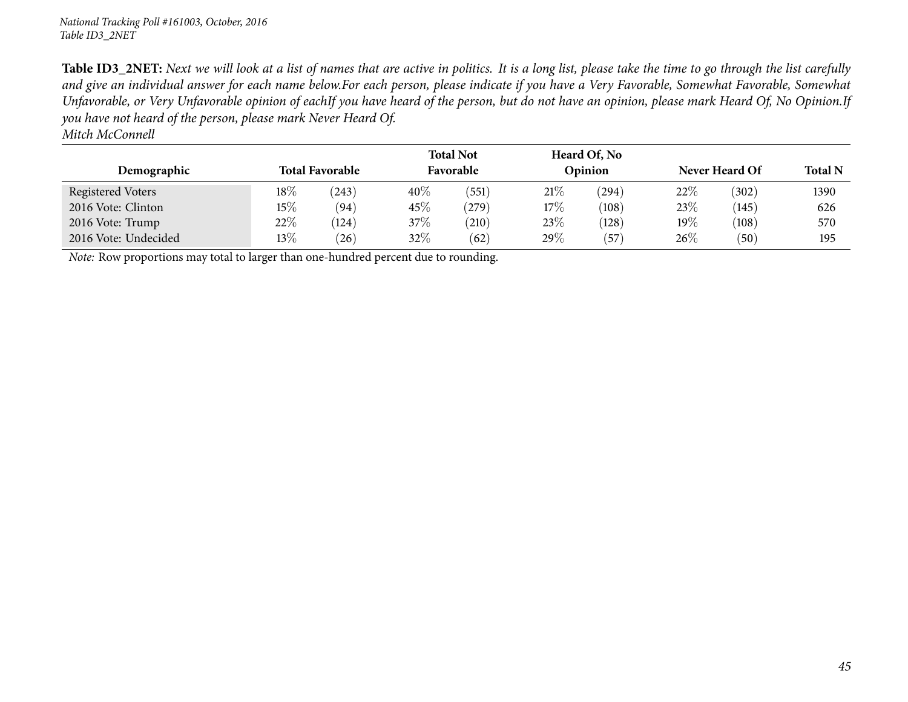*National Tracking Poll #161003, October, 2016*
*Table ID3_2NET*

**Table ID3_2NET:** *Next we will look at a list of names that are active in politics. It is a long list, please take the time to go through the list carefully and give an individual answer for each name below.For each person, please indicate if you have a Very Favorable, Somewhat Favorable, Somewhat Unfavorable, or Very Unfavorable opinion of eachIf you have heard of the person, but do not have an opinion, please mark Heard Of, No Opinion.If you have not heard of the person, please mark Never Heard Of.*
*Mitch McConnell*

| Demographic | Total Favorable | | Total Not Favorable | | Heard Of, No Opinion | | Never Heard Of | | Total N |
|---|---|---|---|---|---|---|---|---|---|
| Registered Voters | 18% | (243) | 40% | (551) | 21% | (294) | 22% | (302) | 1390 |
| 2016 Vote: Clinton | 15% | (94) | 45% | (279) | 17% | (108) | 23% | (145) | 626 |
| 2016 Vote: Trump | 22% | (124) | 37% | (210) | 23% | (128) | 19% | (108) | 570 |
| 2016 Vote: Undecided | 13% | (26) | 32% | (62) | 29% | (57) | 26% | (50) | 195 |

*Note:* Row proportions may total to larger than one-hundred percent due to rounding.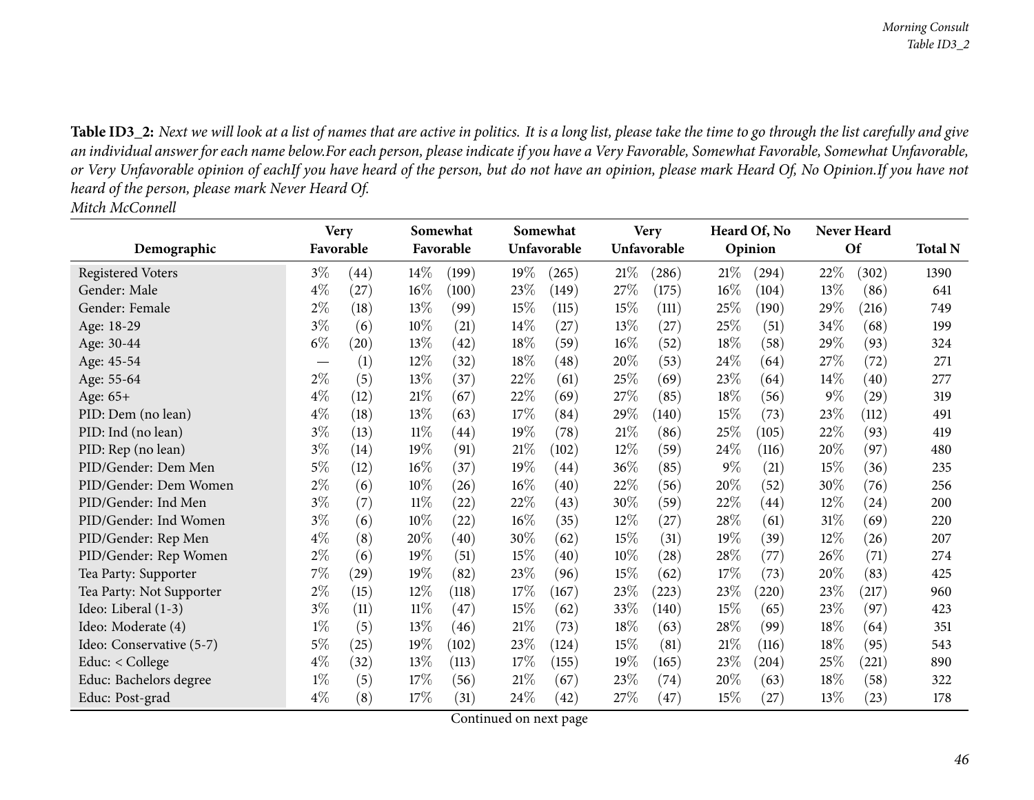**Table ID3_2:** *Next we will look at a list of names that are active in politics. It is a long list, please take the time to go through the list carefully and give an individual answer for each name below.For each person, please indicate if you have a Very Favorable, Somewhat Favorable, Somewhat Unfavorable, or Very Unfavorable opinion of eachIf you have heard of the person, but do not have an opinion, please mark Heard Of, No Opinion.If you have not heard of the person, please mark Never Heard Of.*

*Mitch McConnell*

| Demographic | Very Favorable | | Somewhat Favorable | | Somewhat Unfavorable | | Very Unfavorable | | Heard Of, No Opinion | | Never Heard Of | | Total N |
|---|---|---|---|---|---|---|---|---|---|---|---|---|---|
| Registered Voters | 3% | (44) | 14% | (199) | 19% | (265) | 21% | (286) | 21% | (294) | 22% | (302) | 1390 |
| Gender: Male | 4% | (27) | 16% | (100) | 23% | (149) | 27% | (175) | 16% | (104) | 13% | (86) | 641 |
| Gender: Female | 2% | (18) | 13% | (99) | 15% | (115) | 15% | (111) | 25% | (190) | 29% | (216) | 749 |
| Age: 18-29 | 3% | (6) | 10% | (21) | 14% | (27) | 13% | (27) | 25% | (51) | 34% | (68) | 199 |
| Age: 30-44 | 6% | (20) | 13% | (42) | 18% | (59) | 16% | (52) | 18% | (58) | 29% | (93) | 324 |
| Age: 45-54 | — | (1) | 12% | (32) | 18% | (48) | 20% | (53) | 24% | (64) | 27% | (72) | 271 |
| Age: 55-64 | 2% | (5) | 13% | (37) | 22% | (61) | 25% | (69) | 23% | (64) | 14% | (40) | 277 |
| Age: 65+ | 4% | (12) | 21% | (67) | 22% | (69) | 27% | (85) | 18% | (56) | 9% | (29) | 319 |
| PID: Dem (no lean) | 4% | (18) | 13% | (63) | 17% | (84) | 29% | (140) | 15% | (73) | 23% | (112) | 491 |
| PID: Ind (no lean) | 3% | (13) | 11% | (44) | 19% | (78) | 21% | (86) | 25% | (105) | 22% | (93) | 419 |
| PID: Rep (no lean) | 3% | (14) | 19% | (91) | 21% | (102) | 12% | (59) | 24% | (116) | 20% | (97) | 480 |
| PID/Gender: Dem Men | 5% | (12) | 16% | (37) | 19% | (44) | 36% | (85) | 9% | (21) | 15% | (36) | 235 |
| PID/Gender: Dem Women | 2% | (6) | 10% | (26) | 16% | (40) | 22% | (56) | 20% | (52) | 30% | (76) | 256 |
| PID/Gender: Ind Men | 3% | (7) | 11% | (22) | 22% | (43) | 30% | (59) | 22% | (44) | 12% | (24) | 200 |
| PID/Gender: Ind Women | 3% | (6) | 10% | (22) | 16% | (35) | 12% | (27) | 28% | (61) | 31% | (69) | 220 |
| PID/Gender: Rep Men | 4% | (8) | 20% | (40) | 30% | (62) | 15% | (31) | 19% | (39) | 12% | (26) | 207 |
| PID/Gender: Rep Women | 2% | (6) | 19% | (51) | 15% | (40) | 10% | (28) | 28% | (77) | 26% | (71) | 274 |
| Tea Party: Supporter | 7% | (29) | 19% | (82) | 23% | (96) | 15% | (62) | 17% | (73) | 20% | (83) | 425 |
| Tea Party: Not Supporter | 2% | (15) | 12% | (118) | 17% | (167) | 23% | (223) | 23% | (220) | 23% | (217) | 960 |
| Ideo: Liberal (1-3) | 3% | (11) | 11% | (47) | 15% | (62) | 33% | (140) | 15% | (65) | 23% | (97) | 423 |
| Ideo: Moderate (4) | 1% | (5) | 13% | (46) | 21% | (73) | 18% | (63) | 28% | (99) | 18% | (64) | 351 |
| Ideo: Conservative (5-7) | 5% | (25) | 19% | (102) | 23% | (124) | 15% | (81) | 21% | (116) | 18% | (95) | 543 |
| Educ: < College | 4% | (32) | 13% | (113) | 17% | (155) | 19% | (165) | 23% | (204) | 25% | (221) | 890 |
| Educ: Bachelors degree | 1% | (5) | 17% | (56) | 21% | (67) | 23% | (74) | 20% | (63) | 18% | (58) | 322 |
| Educ: Post-grad | 4% | (8) | 17% | (31) | 24% | (42) | 27% | (47) | 15% | (27) | 13% | (23) | 178 |

Continued on next page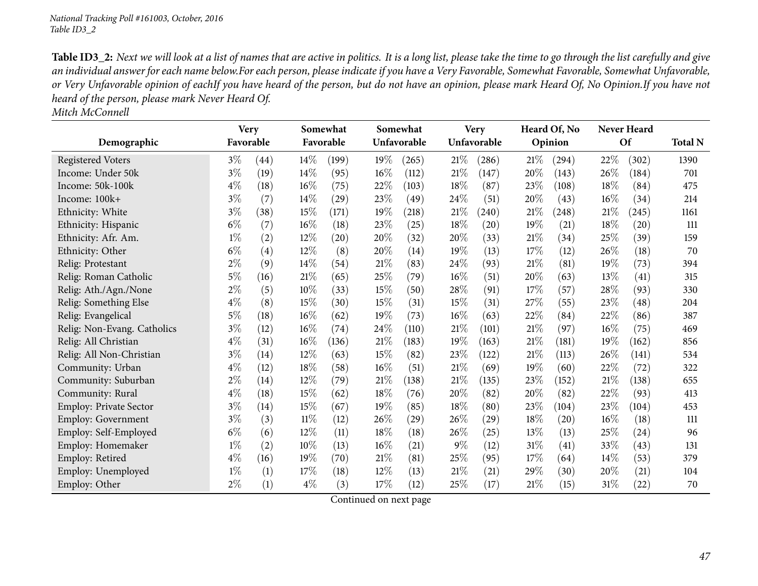**Table ID3_2:** *Next we will look at a list of names that are active in politics. It is a long list, please take the time to go through the list carefully and give an individual answer for each name below.For each person, please indicate if you have a Very Favorable, Somewhat Favorable, Somewhat Unfavorable, or Very Unfavorable opinion of eachIf you have heard of the person, but do not have an opinion, please mark Heard Of, No Opinion.If you have not heard of the person, please mark Never Heard Of.*

*Mitch McConnell*

| Demographic | Very Favorable | | Somewhat Favorable | | Somewhat Unfavorable | | Very Unfavorable | | Heard Of, No Opinion | | Never Heard Of | | Total N |
|---|---|---|---|---|---|---|---|---|---|---|---|---|---|
| Registered Voters | 3% | (44) | 14% | (199) | 19% | (265) | 21% | (286) | 21% | (294) | 22% | (302) | 1390 |
| Income: Under 50k | 3% | (19) | 14% | (95) | 16% | (112) | 21% | (147) | 20% | (143) | 26% | (184) | 701 |
| Income: 50k-100k | 4% | (18) | 16% | (75) | 22% | (103) | 18% | (87) | 23% | (108) | 18% | (84) | 475 |
| Income: 100k+ | 3% | (7) | 14% | (29) | 23% | (49) | 24% | (51) | 20% | (43) | 16% | (34) | 214 |
| Ethnicity: White | 3% | (38) | 15% | (171) | 19% | (218) | 21% | (240) | 21% | (248) | 21% | (245) | 1161 |
| Ethnicity: Hispanic | 6% | (7) | 16% | (18) | 23% | (25) | 18% | (20) | 19% | (21) | 18% | (20) | 111 |
| Ethnicity: Afr. Am. | 1% | (2) | 12% | (20) | 20% | (32) | 20% | (33) | 21% | (34) | 25% | (39) | 159 |
| Ethnicity: Other | 6% | (4) | 12% | (8) | 20% | (14) | 19% | (13) | 17% | (12) | 26% | (18) | 70 |
| Relig: Protestant | 2% | (9) | 14% | (54) | 21% | (83) | 24% | (93) | 21% | (81) | 19% | (73) | 394 |
| Relig: Roman Catholic | 5% | (16) | 21% | (65) | 25% | (79) | 16% | (51) | 20% | (63) | 13% | (41) | 315 |
| Relig: Ath./Agn./None | 2% | (5) | 10% | (33) | 15% | (50) | 28% | (91) | 17% | (57) | 28% | (93) | 330 |
| Relig: Something Else | 4% | (8) | 15% | (30) | 15% | (31) | 15% | (31) | 27% | (55) | 23% | (48) | 204 |
| Relig: Evangelical | 5% | (18) | 16% | (62) | 19% | (73) | 16% | (63) | 22% | (84) | 22% | (86) | 387 |
| Relig: Non-Evang. Catholics | 3% | (12) | 16% | (74) | 24% | (110) | 21% | (101) | 21% | (97) | 16% | (75) | 469 |
| Relig: All Christian | 4% | (31) | 16% | (136) | 21% | (183) | 19% | (163) | 21% | (181) | 19% | (162) | 856 |
| Relig: All Non-Christian | 3% | (14) | 12% | (63) | 15% | (82) | 23% | (122) | 21% | (113) | 26% | (141) | 534 |
| Community: Urban | 4% | (12) | 18% | (58) | 16% | (51) | 21% | (69) | 19% | (60) | 22% | (72) | 322 |
| Community: Suburban | 2% | (14) | 12% | (79) | 21% | (138) | 21% | (135) | 23% | (152) | 21% | (138) | 655 |
| Community: Rural | 4% | (18) | 15% | (62) | 18% | (76) | 20% | (82) | 20% | (82) | 22% | (93) | 413 |
| Employ: Private Sector | 3% | (14) | 15% | (67) | 19% | (85) | 18% | (80) | 23% | (104) | 23% | (104) | 453 |
| Employ: Government | 3% | (3) | 11% | (12) | 26% | (29) | 26% | (29) | 18% | (20) | 16% | (18) | 111 |
| Employ: Self-Employed | 6% | (6) | 12% | (11) | 18% | (18) | 26% | (25) | 13% | (13) | 25% | (24) | 96 |
| Employ: Homemaker | 1% | (2) | 10% | (13) | 16% | (21) | 9% | (12) | 31% | (41) | 33% | (43) | 131 |
| Employ: Retired | 4% | (16) | 19% | (70) | 21% | (81) | 25% | (95) | 17% | (64) | 14% | (53) | 379 |
| Employ: Unemployed | 1% | (1) | 17% | (18) | 12% | (13) | 21% | (21) | 29% | (30) | 20% | (21) | 104 |
| Employ: Other | 2% | (1) | 4% | (3) | 17% | (12) | 25% | (17) | 21% | (15) | 31% | (22) | 70 |

Continued on next page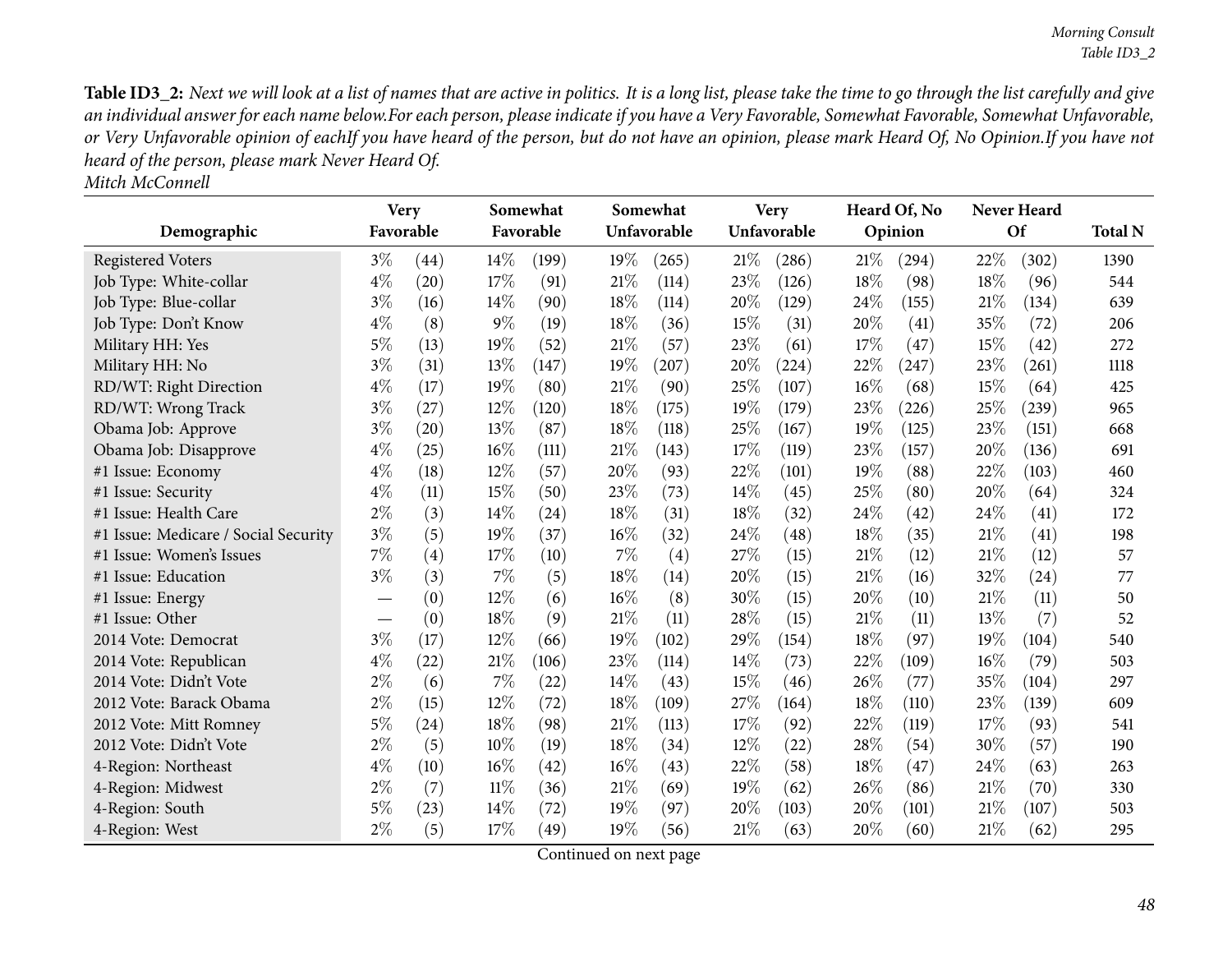**Table ID3_2:** *Next we will look at a list of names that are active in politics. It is a long list, please take the time to go through the list carefully and give an individual answer for each name below.For each person, please indicate if you have a Very Favorable, Somewhat Favorable, Somewhat Unfavorable, or Very Unfavorable opinion of eachIf you have heard of the person, but do not have an opinion, please mark Heard Of, No Opinion.If you have not heard of the person, please mark Never Heard Of.*
*Mitch McConnell*

| Demographic | Very Favorable | | Somewhat Favorable | | Somewhat Unfavorable | | Very Unfavorable | | Heard Of, No Opinion | | Never Heard Of | | Total N |
|---|---|---|---|---|---|---|---|---|---|---|---|---|---|
| Registered Voters | 3% | (44) | 14% | (199) | 19% | (265) | 21% | (286) | 21% | (294) | 22% | (302) | 1390 |
| Job Type: White-collar | 4% | (20) | 17% | (91) | 21% | (114) | 23% | (126) | 18% | (98) | 18% | (96) | 544 |
| Job Type: Blue-collar | 3% | (16) | 14% | (90) | 18% | (114) | 20% | (129) | 24% | (155) | 21% | (134) | 639 |
| Job Type: Don't Know | 4% | (8) | 9% | (19) | 18% | (36) | 15% | (31) | 20% | (41) | 35% | (72) | 206 |
| Military HH: Yes | 5% | (13) | 19% | (52) | 21% | (57) | 23% | (61) | 17% | (47) | 15% | (42) | 272 |
| Military HH: No | 3% | (31) | 13% | (147) | 19% | (207) | 20% | (224) | 22% | (247) | 23% | (261) | 1118 |
| RD/WT: Right Direction | 4% | (17) | 19% | (80) | 21% | (90) | 25% | (107) | 16% | (68) | 15% | (64) | 425 |
| RD/WT: Wrong Track | 3% | (27) | 12% | (120) | 18% | (175) | 19% | (179) | 23% | (226) | 25% | (239) | 965 |
| Obama Job: Approve | 3% | (20) | 13% | (87) | 18% | (118) | 25% | (167) | 19% | (125) | 23% | (151) | 668 |
| Obama Job: Disapprove | 4% | (25) | 16% | (111) | 21% | (143) | 17% | (119) | 23% | (157) | 20% | (136) | 691 |
| #1 Issue: Economy | 4% | (18) | 12% | (57) | 20% | (93) | 22% | (101) | 19% | (88) | 22% | (103) | 460 |
| #1 Issue: Security | 4% | (11) | 15% | (50) | 23% | (73) | 14% | (45) | 25% | (80) | 20% | (64) | 324 |
| #1 Issue: Health Care | 2% | (3) | 14% | (24) | 18% | (31) | 18% | (32) | 24% | (42) | 24% | (41) | 172 |
| #1 Issue: Medicare / Social Security | 3% | (5) | 19% | (37) | 16% | (32) | 24% | (48) | 18% | (35) | 21% | (41) | 198 |
| #1 Issue: Women's Issues | 7% | (4) | 17% | (10) | 7% | (4) | 27% | (15) | 21% | (12) | 21% | (12) | 57 |
| #1 Issue: Education | 3% | (3) | 7% | (5) | 18% | (14) | 20% | (15) | 21% | (16) | 32% | (24) | 77 |
| #1 Issue: Energy | — | (0) | 12% | (6) | 16% | (8) | 30% | (15) | 20% | (10) | 21% | (11) | 50 |
| #1 Issue: Other | — | (0) | 18% | (9) | 21% | (11) | 28% | (15) | 21% | (11) | 13% | (7) | 52 |
| 2014 Vote: Democrat | 3% | (17) | 12% | (66) | 19% | (102) | 29% | (154) | 18% | (97) | 19% | (104) | 540 |
| 2014 Vote: Republican | 4% | (22) | 21% | (106) | 23% | (114) | 14% | (73) | 22% | (109) | 16% | (79) | 503 |
| 2014 Vote: Didn't Vote | 2% | (6) | 7% | (22) | 14% | (43) | 15% | (46) | 26% | (77) | 35% | (104) | 297 |
| 2012 Vote: Barack Obama | 2% | (15) | 12% | (72) | 18% | (109) | 27% | (164) | 18% | (110) | 23% | (139) | 609 |
| 2012 Vote: Mitt Romney | 5% | (24) | 18% | (98) | 21% | (113) | 17% | (92) | 22% | (119) | 17% | (93) | 541 |
| 2012 Vote: Didn't Vote | 2% | (5) | 10% | (19) | 18% | (34) | 12% | (22) | 28% | (54) | 30% | (57) | 190 |
| 4-Region: Northeast | 4% | (10) | 16% | (42) | 16% | (43) | 22% | (58) | 18% | (47) | 24% | (63) | 263 |
| 4-Region: Midwest | 2% | (7) | 11% | (36) | 21% | (69) | 19% | (62) | 26% | (86) | 21% | (70) | 330 |
| 4-Region: South | 5% | (23) | 14% | (72) | 19% | (97) | 20% | (103) | 20% | (101) | 21% | (107) | 503 |
| 4-Region: West | 2% | (5) | 17% | (49) | 19% | (56) | 21% | (63) | 20% | (60) | 21% | (62) | 295 |

Continued on next page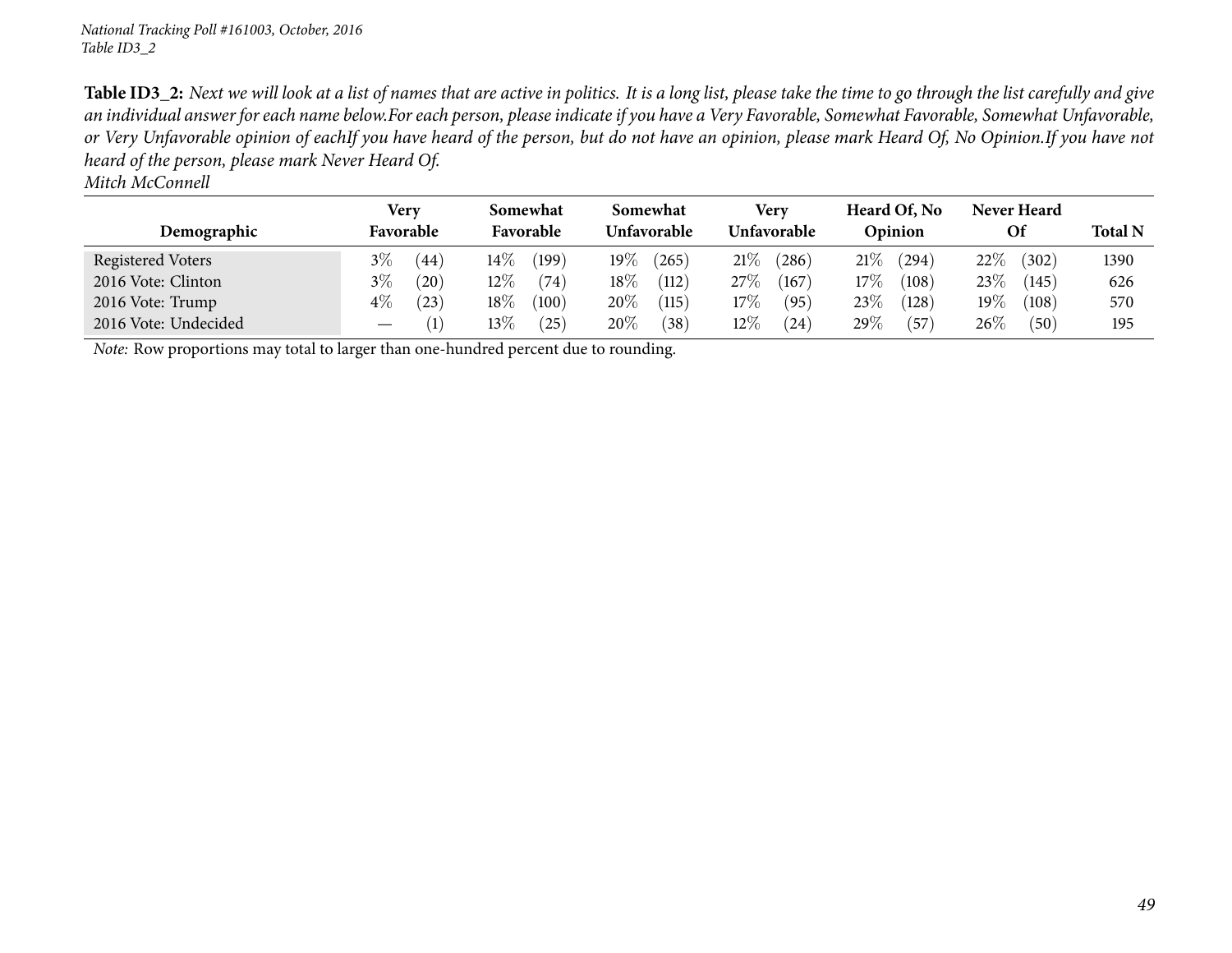**Table ID3_2:** *Next we will look at a list of names that are active in politics. It is a long list, please take the time to go through the list carefully and give an individual answer for each name below.For each person, please indicate if you have a Very Favorable, Somewhat Favorable, Somewhat Unfavorable, or Very Unfavorable opinion of eachIf you have heard of the person, but do not have an opinion, please mark Heard Of, No Opinion.If you have not heard of the person, please mark Never Heard Of.*
*Mitch McConnell*

| Demographic | Very Favorable | | Somewhat Favorable | | Somewhat Unfavorable | | Very Unfavorable | | Heard Of, No Opinion | | Never Heard Of | | Total N |
|---|---|---|---|---|---|---|---|---|---|---|---|---|---|
| Registered Voters | 3% | (44) | 14% | (199) | 19% | (265) | 21% | (286) | 21% | (294) | 22% | (302) | 1390 |
| 2016 Vote: Clinton | 3% | (20) | 12% | (74) | 18% | (112) | 27% | (167) | 17% | (108) | 23% | (145) | 626 |
| 2016 Vote: Trump | 4% | (23) | 18% | (100) | 20% | (115) | 17% | (95) | 23% | (128) | 19% | (108) | 570 |
| 2016 Vote: Undecided | — | (1) | 13% | (25) | 20% | (38) | 12% | (24) | 29% | (57) | 26% | (50) | 195 |

*Note:* Row proportions may total to larger than one-hundred percent due to rounding.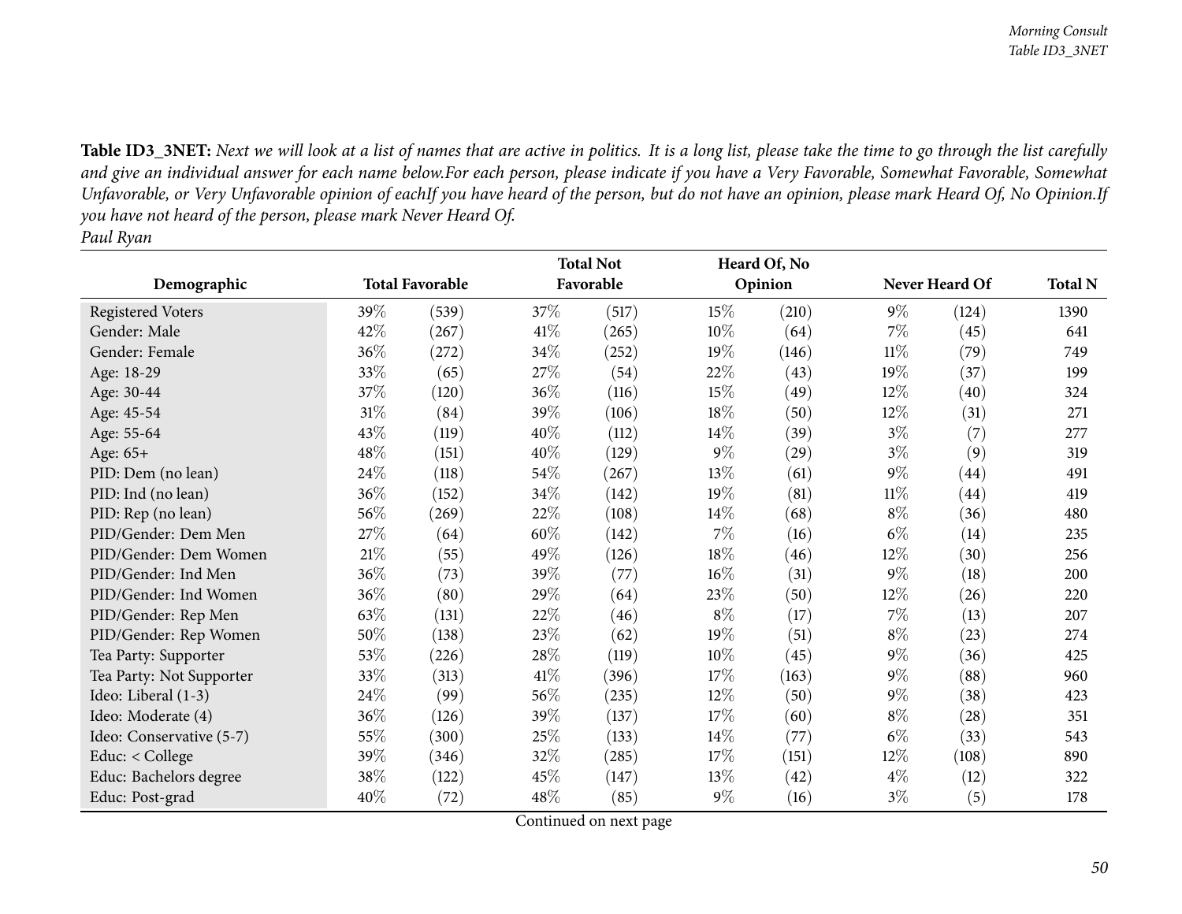**Table ID3_3NET:** *Next we will look at a list of names that are active in politics. It is a long list, please take the time to go through the list carefully and give an individual answer for each name below.For each person, please indicate if you have a Very Favorable, Somewhat Favorable, Somewhat Unfavorable, or Very Unfavorable opinion of eachIf you have heard of the person, but do not have an opinion, please mark Heard Of, No Opinion.If you have not heard of the person, please mark Never Heard Of.*

*Paul Ryan*

| Demographic | Total Favorable | | Total Not Favorable | | Heard Of, No Opinion | | Never Heard Of | | Total N |
|---|---|---|---|---|---|---|---|---|---|
| Registered Voters | 39% | (539) | 37% | (517) | 15% | (210) | 9% | (124) | 1390 |
| Gender: Male | 42% | (267) | 41% | (265) | 10% | (64) | 7% | (45) | 641 |
| Gender: Female | 36% | (272) | 34% | (252) | 19% | (146) | 11% | (79) | 749 |
| Age: 18-29 | 33% | (65) | 27% | (54) | 22% | (43) | 19% | (37) | 199 |
| Age: 30-44 | 37% | (120) | 36% | (116) | 15% | (49) | 12% | (40) | 324 |
| Age: 45-54 | 31% | (84) | 39% | (106) | 18% | (50) | 12% | (31) | 271 |
| Age: 55-64 | 43% | (119) | 40% | (112) | 14% | (39) | 3% | (7) | 277 |
| Age: 65+ | 48% | (151) | 40% | (129) | 9% | (29) | 3% | (9) | 319 |
| PID: Dem (no lean) | 24% | (118) | 54% | (267) | 13% | (61) | 9% | (44) | 491 |
| PID: Ind (no lean) | 36% | (152) | 34% | (142) | 19% | (81) | 11% | (44) | 419 |
| PID: Rep (no lean) | 56% | (269) | 22% | (108) | 14% | (68) | 8% | (36) | 480 |
| PID/Gender: Dem Men | 27% | (64) | 60% | (142) | 7% | (16) | 6% | (14) | 235 |
| PID/Gender: Dem Women | 21% | (55) | 49% | (126) | 18% | (46) | 12% | (30) | 256 |
| PID/Gender: Ind Men | 36% | (73) | 39% | (77) | 16% | (31) | 9% | (18) | 200 |
| PID/Gender: Ind Women | 36% | (80) | 29% | (64) | 23% | (50) | 12% | (26) | 220 |
| PID/Gender: Rep Men | 63% | (131) | 22% | (46) | 8% | (17) | 7% | (13) | 207 |
| PID/Gender: Rep Women | 50% | (138) | 23% | (62) | 19% | (51) | 8% | (23) | 274 |
| Tea Party: Supporter | 53% | (226) | 28% | (119) | 10% | (45) | 9% | (36) | 425 |
| Tea Party: Not Supporter | 33% | (313) | 41% | (396) | 17% | (163) | 9% | (88) | 960 |
| Ideo: Liberal (1-3) | 24% | (99) | 56% | (235) | 12% | (50) | 9% | (38) | 423 |
| Ideo: Moderate (4) | 36% | (126) | 39% | (137) | 17% | (60) | 8% | (28) | 351 |
| Ideo: Conservative (5-7) | 55% | (300) | 25% | (133) | 14% | (77) | 6% | (33) | 543 |
| Educ: < College | 39% | (346) | 32% | (285) | 17% | (151) | 12% | (108) | 890 |
| Educ: Bachelors degree | 38% | (122) | 45% | (147) | 13% | (42) | 4% | (12) | 322 |
| Educ: Post-grad | 40% | (72) | 48% | (85) | 9% | (16) | 3% | (5) | 178 |

Continued on next page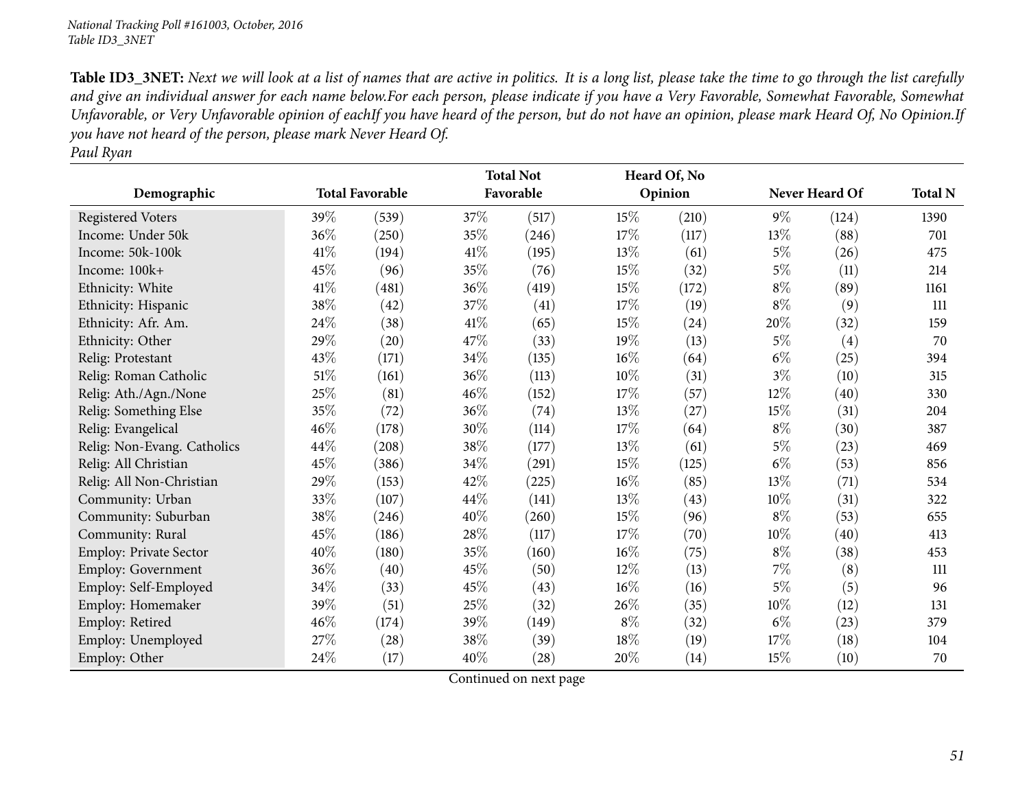**Table ID3_3NET:** *Next we will look at a list of names that are active in politics. It is a long list, please take the time to go through the list carefully and give an individual answer for each name below.For each person, please indicate if you have a Very Favorable, Somewhat Favorable, Somewhat Unfavorable, or Very Unfavorable opinion of eachIf you have heard of the person, but do not have an opinion, please mark Heard Of, No Opinion.If you have not heard of the person, please mark Never Heard Of.*
*Paul Ryan*

| Demographic | Total Favorable | | Total Not Favorable | | Heard Of, No Opinion | | Never Heard Of | | Total N |
|---|---|---|---|---|---|---|---|---|---|
| Registered Voters | 39% | (539) | 37% | (517) | 15% | (210) | 9% | (124) | 1390 |
| Income: Under 50k | 36% | (250) | 35% | (246) | 17% | (117) | 13% | (88) | 701 |
| Income: 50k-100k | 41% | (194) | 41% | (195) | 13% | (61) | 5% | (26) | 475 |
| Income: 100k+ | 45% | (96) | 35% | (76) | 15% | (32) | 5% | (11) | 214 |
| Ethnicity: White | 41% | (481) | 36% | (419) | 15% | (172) | 8% | (89) | 1161 |
| Ethnicity: Hispanic | 38% | (42) | 37% | (41) | 17% | (19) | 8% | (9) | 111 |
| Ethnicity: Afr. Am. | 24% | (38) | 41% | (65) | 15% | (24) | 20% | (32) | 159 |
| Ethnicity: Other | 29% | (20) | 47% | (33) | 19% | (13) | 5% | (4) | 70 |
| Relig: Protestant | 43% | (171) | 34% | (135) | 16% | (64) | 6% | (25) | 394 |
| Relig: Roman Catholic | 51% | (161) | 36% | (113) | 10% | (31) | 3% | (10) | 315 |
| Relig: Ath./Agn./None | 25% | (81) | 46% | (152) | 17% | (57) | 12% | (40) | 330 |
| Relig: Something Else | 35% | (72) | 36% | (74) | 13% | (27) | 15% | (31) | 204 |
| Relig: Evangelical | 46% | (178) | 30% | (114) | 17% | (64) | 8% | (30) | 387 |
| Relig: Non-Evang. Catholics | 44% | (208) | 38% | (177) | 13% | (61) | 5% | (23) | 469 |
| Relig: All Christian | 45% | (386) | 34% | (291) | 15% | (125) | 6% | (53) | 856 |
| Relig: All Non-Christian | 29% | (153) | 42% | (225) | 16% | (85) | 13% | (71) | 534 |
| Community: Urban | 33% | (107) | 44% | (141) | 13% | (43) | 10% | (31) | 322 |
| Community: Suburban | 38% | (246) | 40% | (260) | 15% | (96) | 8% | (53) | 655 |
| Community: Rural | 45% | (186) | 28% | (117) | 17% | (70) | 10% | (40) | 413 |
| Employ: Private Sector | 40% | (180) | 35% | (160) | 16% | (75) | 8% | (38) | 453 |
| Employ: Government | 36% | (40) | 45% | (50) | 12% | (13) | 7% | (8) | 111 |
| Employ: Self-Employed | 34% | (33) | 45% | (43) | 16% | (16) | 5% | (5) | 96 |
| Employ: Homemaker | 39% | (51) | 25% | (32) | 26% | (35) | 10% | (12) | 131 |
| Employ: Retired | 46% | (174) | 39% | (149) | 8% | (32) | 6% | (23) | 379 |
| Employ: Unemployed | 27% | (28) | 38% | (39) | 18% | (19) | 17% | (18) | 104 |
| Employ: Other | 24% | (17) | 40% | (28) | 20% | (14) | 15% | (10) | 70 |

Continued on next page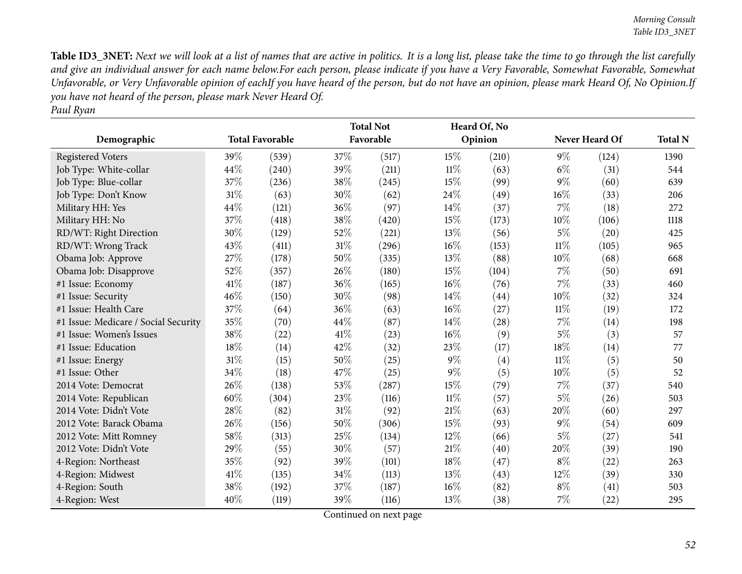**Table ID3_3NET:** *Next we will look at a list of names that are active in politics. It is a long list, please take the time to go through the list carefully and give an individual answer for each name below.For each person, please indicate if you have a Very Favorable, Somewhat Favorable, Somewhat Unfavorable, or Very Unfavorable opinion of eachIf you have heard of the person, but do not have an opinion, please mark Heard Of, No Opinion.If you have not heard of the person, please mark Never Heard Of.*
*Paul Ryan*

| Demographic | Total Favorable | | Total Not Favorable | | Heard Of, No Opinion | | Never Heard Of | | Total N |
|---|---|---|---|---|---|---|---|---|---|
| Registered Voters | 39% | (539) | 37% | (517) | 15% | (210) | 9% | (124) | 1390 |
| Job Type: White-collar | 44% | (240) | 39% | (211) | 11% | (63) | 6% | (31) | 544 |
| Job Type: Blue-collar | 37% | (236) | 38% | (245) | 15% | (99) | 9% | (60) | 639 |
| Job Type: Don't Know | 31% | (63) | 30% | (62) | 24% | (49) | 16% | (33) | 206 |
| Military HH: Yes | 44% | (121) | 36% | (97) | 14% | (37) | 7% | (18) | 272 |
| Military HH: No | 37% | (418) | 38% | (420) | 15% | (173) | 10% | (106) | 1118 |
| RD/WT: Right Direction | 30% | (129) | 52% | (221) | 13% | (56) | 5% | (20) | 425 |
| RD/WT: Wrong Track | 43% | (411) | 31% | (296) | 16% | (153) | 11% | (105) | 965 |
| Obama Job: Approve | 27% | (178) | 50% | (335) | 13% | (88) | 10% | (68) | 668 |
| Obama Job: Disapprove | 52% | (357) | 26% | (180) | 15% | (104) | 7% | (50) | 691 |
| #1 Issue: Economy | 41% | (187) | 36% | (165) | 16% | (76) | 7% | (33) | 460 |
| #1 Issue: Security | 46% | (150) | 30% | (98) | 14% | (44) | 10% | (32) | 324 |
| #1 Issue: Health Care | 37% | (64) | 36% | (63) | 16% | (27) | 11% | (19) | 172 |
| #1 Issue: Medicare / Social Security | 35% | (70) | 44% | (87) | 14% | (28) | 7% | (14) | 198 |
| #1 Issue: Women's Issues | 38% | (22) | 41% | (23) | 16% | (9) | 5% | (3) | 57 |
| #1 Issue: Education | 18% | (14) | 42% | (32) | 23% | (17) | 18% | (14) | 77 |
| #1 Issue: Energy | 31% | (15) | 50% | (25) | 9% | (4) | 11% | (5) | 50 |
| #1 Issue: Other | 34% | (18) | 47% | (25) | 9% | (5) | 10% | (5) | 52 |
| 2014 Vote: Democrat | 26% | (138) | 53% | (287) | 15% | (79) | 7% | (37) | 540 |
| 2014 Vote: Republican | 60% | (304) | 23% | (116) | 11% | (57) | 5% | (26) | 503 |
| 2014 Vote: Didn't Vote | 28% | (82) | 31% | (92) | 21% | (63) | 20% | (60) | 297 |
| 2012 Vote: Barack Obama | 26% | (156) | 50% | (306) | 15% | (93) | 9% | (54) | 609 |
| 2012 Vote: Mitt Romney | 58% | (313) | 25% | (134) | 12% | (66) | 5% | (27) | 541 |
| 2012 Vote: Didn't Vote | 29% | (55) | 30% | (57) | 21% | (40) | 20% | (39) | 190 |
| 4-Region: Northeast | 35% | (92) | 39% | (101) | 18% | (47) | 8% | (22) | 263 |
| 4-Region: Midwest | 41% | (135) | 34% | (113) | 13% | (43) | 12% | (39) | 330 |
| 4-Region: South | 38% | (192) | 37% | (187) | 16% | (82) | 8% | (41) | 503 |
| 4-Region: West | 40% | (119) | 39% | (116) | 13% | (38) | 7% | (22) | 295 |

Continued on next page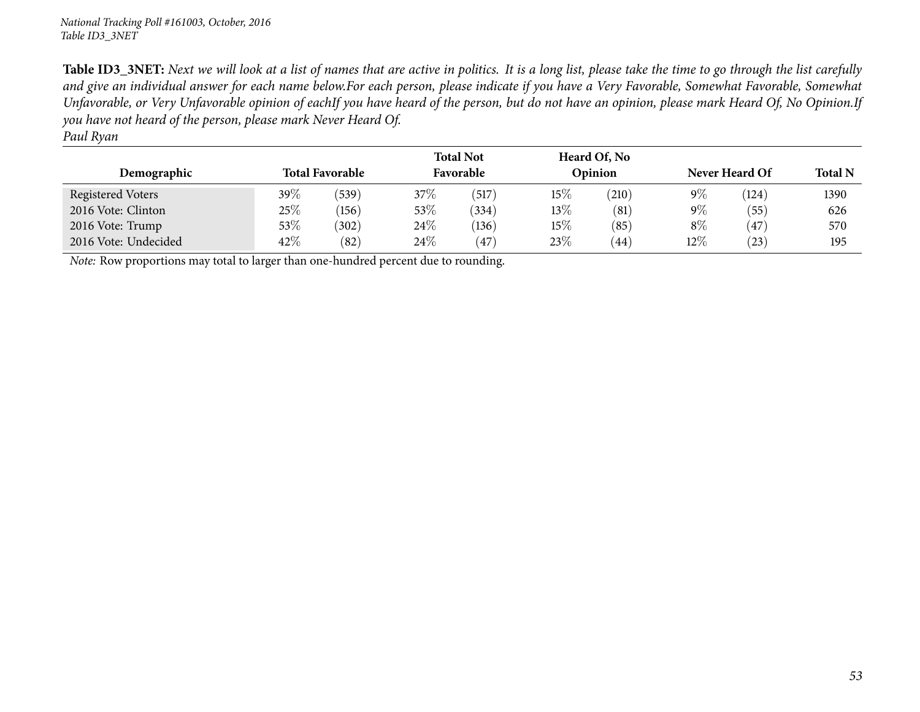**Table ID3_3NET:** *Next we will look at a list of names that are active in politics. It is a long list, please take the time to go through the list carefully and give an individual answer for each name below.For each person, please indicate if you have a Very Favorable, Somewhat Favorable, Somewhat Unfavorable, or Very Unfavorable opinion of eachIf you have heard of the person, but do not have an opinion, please mark Heard Of, No Opinion.If you have not heard of the person, please mark Never Heard Of.*
*Paul Ryan*

| Demographic | Total Favorable | | Total Not Favorable | | Heard Of, No Opinion | | Never Heard Of | | Total N |
|---|---|---|---|---|---|---|---|---|---|
| Registered Voters | 39% | (539) | 37% | (517) | 15% | (210) | 9% | (124) | 1390 |
| 2016 Vote: Clinton | 25% | (156) | 53% | (334) | 13% | (81) | 9% | (55) | 626 |
| 2016 Vote: Trump | 53% | (302) | 24% | (136) | 15% | (85) | 8% | (47) | 570 |
| 2016 Vote: Undecided | 42% | (82) | 24% | (47) | 23% | (44) | 12% | (23) | 195 |

*Note:* Row proportions may total to larger than one-hundred percent due to rounding.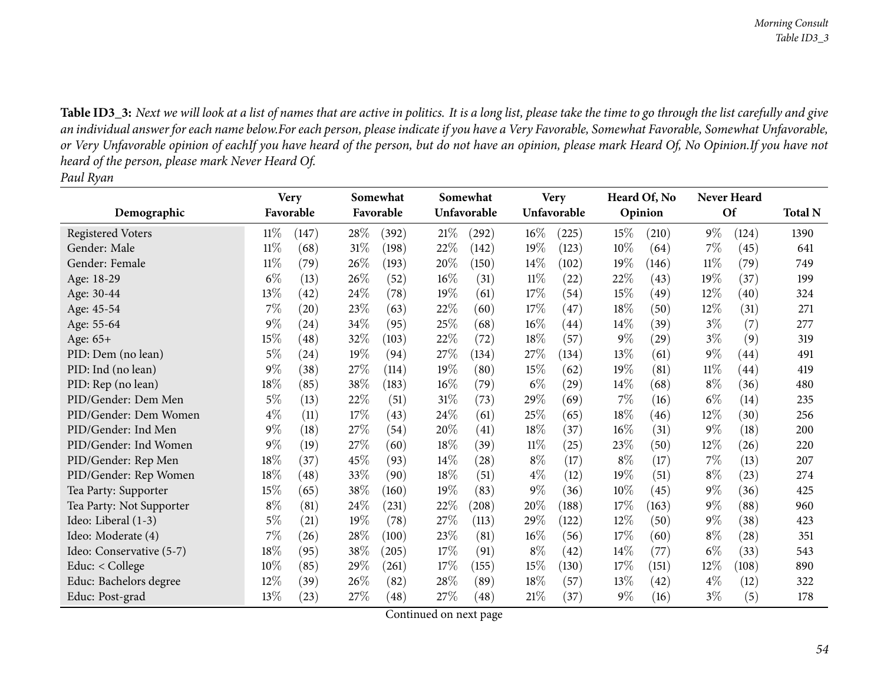**Table ID3_3:** *Next we will look at a list of names that are active in politics. It is a long list, please take the time to go through the list carefully and give an individual answer for each name below.For each person, please indicate if you have a Very Favorable, Somewhat Favorable, Somewhat Unfavorable, or Very Unfavorable opinion of eachIf you have heard of the person, but do not have an opinion, please mark Heard Of, No Opinion.If you have not heard of the person, please mark Never Heard Of.*

*Paul Ryan*

| Demographic | Very Favorable | | Somewhat Favorable | | Somewhat Unfavorable | | Very Unfavorable | | Heard Of, No Opinion | | Never Heard Of | | Total N |
|---|---|---|---|---|---|---|---|---|---|---|---|---|---|
| Registered Voters | 11% | (147) | 28% | (392) | 21% | (292) | 16% | (225) | 15% | (210) | 9% | (124) | 1390 |
| Gender: Male | 11% | (68) | 31% | (198) | 22% | (142) | 19% | (123) | 10% | (64) | 7% | (45) | 641 |
| Gender: Female | 11% | (79) | 26% | (193) | 20% | (150) | 14% | (102) | 19% | (146) | 11% | (79) | 749 |
| Age: 18-29 | 6% | (13) | 26% | (52) | 16% | (31) | 11% | (22) | 22% | (43) | 19% | (37) | 199 |
| Age: 30-44 | 13% | (42) | 24% | (78) | 19% | (61) | 17% | (54) | 15% | (49) | 12% | (40) | 324 |
| Age: 45-54 | 7% | (20) | 23% | (63) | 22% | (60) | 17% | (47) | 18% | (50) | 12% | (31) | 271 |
| Age: 55-64 | 9% | (24) | 34% | (95) | 25% | (68) | 16% | (44) | 14% | (39) | 3% | (7) | 277 |
| Age: 65+ | 15% | (48) | 32% | (103) | 22% | (72) | 18% | (57) | 9% | (29) | 3% | (9) | 319 |
| PID: Dem (no lean) | 5% | (24) | 19% | (94) | 27% | (134) | 27% | (134) | 13% | (61) | 9% | (44) | 491 |
| PID: Ind (no lean) | 9% | (38) | 27% | (114) | 19% | (80) | 15% | (62) | 19% | (81) | 11% | (44) | 419 |
| PID: Rep (no lean) | 18% | (85) | 38% | (183) | 16% | (79) | 6% | (29) | 14% | (68) | 8% | (36) | 480 |
| PID/Gender: Dem Men | 5% | (13) | 22% | (51) | 31% | (73) | 29% | (69) | 7% | (16) | 6% | (14) | 235 |
| PID/Gender: Dem Women | 4% | (11) | 17% | (43) | 24% | (61) | 25% | (65) | 18% | (46) | 12% | (30) | 256 |
| PID/Gender: Ind Men | 9% | (18) | 27% | (54) | 20% | (41) | 18% | (37) | 16% | (31) | 9% | (18) | 200 |
| PID/Gender: Ind Women | 9% | (19) | 27% | (60) | 18% | (39) | 11% | (25) | 23% | (50) | 12% | (26) | 220 |
| PID/Gender: Rep Men | 18% | (37) | 45% | (93) | 14% | (28) | 8% | (17) | 8% | (17) | 7% | (13) | 207 |
| PID/Gender: Rep Women | 18% | (48) | 33% | (90) | 18% | (51) | 4% | (12) | 19% | (51) | 8% | (23) | 274 |
| Tea Party: Supporter | 15% | (65) | 38% | (160) | 19% | (83) | 9% | (36) | 10% | (45) | 9% | (36) | 425 |
| Tea Party: Not Supporter | 8% | (81) | 24% | (231) | 22% | (208) | 20% | (188) | 17% | (163) | 9% | (88) | 960 |
| Ideo: Liberal (1-3) | 5% | (21) | 19% | (78) | 27% | (113) | 29% | (122) | 12% | (50) | 9% | (38) | 423 |
| Ideo: Moderate (4) | 7% | (26) | 28% | (100) | 23% | (81) | 16% | (56) | 17% | (60) | 8% | (28) | 351 |
| Ideo: Conservative (5-7) | 18% | (95) | 38% | (205) | 17% | (91) | 8% | (42) | 14% | (77) | 6% | (33) | 543 |
| Educ: < College | 10% | (85) | 29% | (261) | 17% | (155) | 15% | (130) | 17% | (151) | 12% | (108) | 890 |
| Educ: Bachelors degree | 12% | (39) | 26% | (82) | 28% | (89) | 18% | (57) | 13% | (42) | 4% | (12) | 322 |
| Educ: Post-grad | 13% | (23) | 27% | (48) | 27% | (48) | 21% | (37) | 9% | (16) | 3% | (5) | 178 |

Continued on next page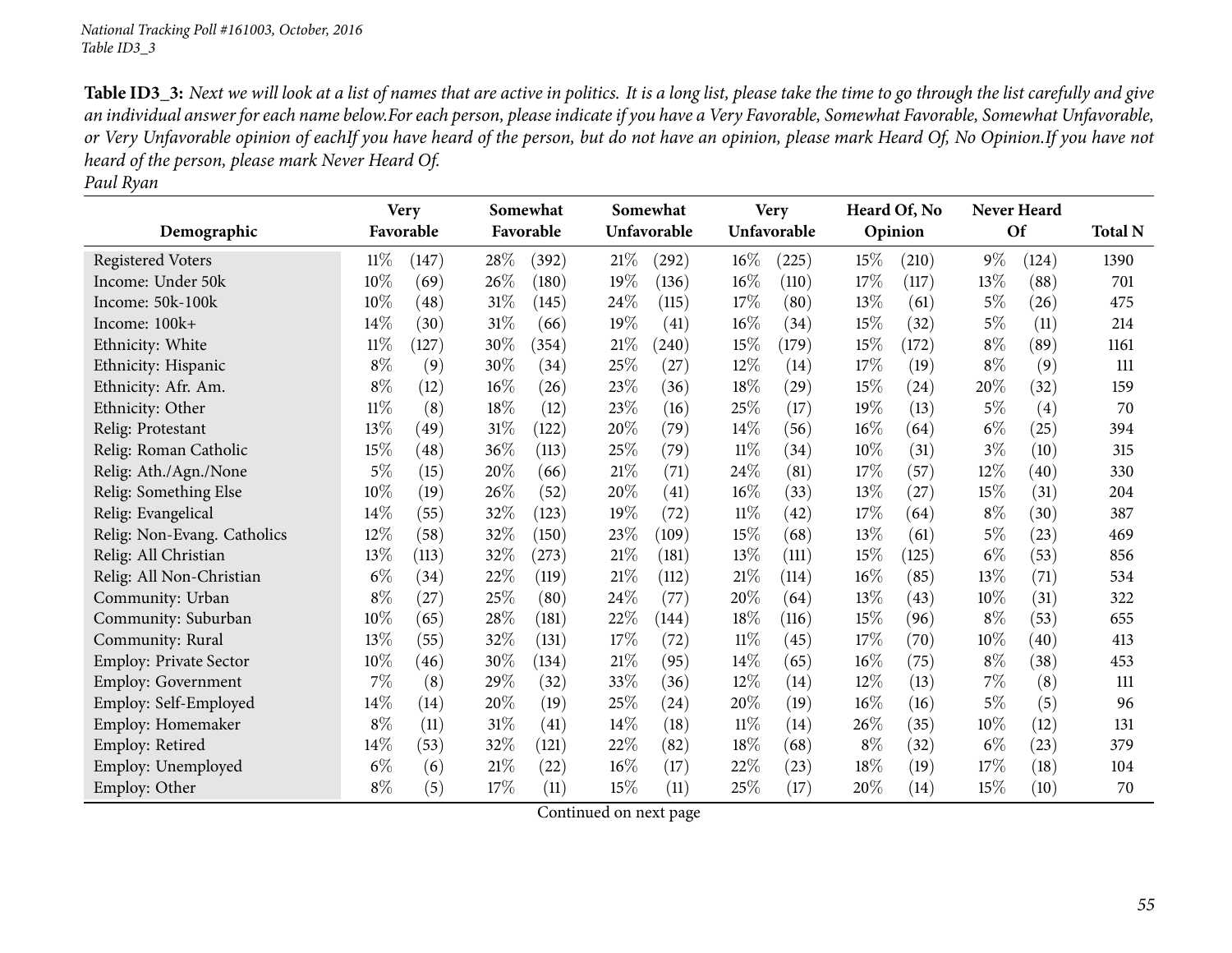**Table ID3_3:** *Next we will look at a list of names that are active in politics. It is a long list, please take the time to go through the list carefully and give an individual answer for each name below.For each person, please indicate if you have a Very Favorable, Somewhat Favorable, Somewhat Unfavorable, or Very Unfavorable opinion of eachIf you have heard of the person, but do not have an opinion, please mark Heard Of, No Opinion.If you have not heard of the person, please mark Never Heard Of.*

*Paul Ryan*

| Demographic | Very Favorable | | Somewhat Favorable | | Somewhat Unfavorable | | Very Unfavorable | | Heard Of, No Opinion | | Never Heard Of | | Total N |
|---|---|---|---|---|---|---|---|---|---|---|---|---|---|
| Registered Voters | 11% | (147) | 28% | (392) | 21% | (292) | 16% | (225) | 15% | (210) | 9% | (124) | 1390 |
| Income: Under 50k | 10% | (69) | 26% | (180) | 19% | (136) | 16% | (110) | 17% | (117) | 13% | (88) | 701 |
| Income: 50k-100k | 10% | (48) | 31% | (145) | 24% | (115) | 17% | (80) | 13% | (61) | 5% | (26) | 475 |
| Income: 100k+ | 14% | (30) | 31% | (66) | 19% | (41) | 16% | (34) | 15% | (32) | 5% | (11) | 214 |
| Ethnicity: White | 11% | (127) | 30% | (354) | 21% | (240) | 15% | (179) | 15% | (172) | 8% | (89) | 1161 |
| Ethnicity: Hispanic | 8% | (9) | 30% | (34) | 25% | (27) | 12% | (14) | 17% | (19) | 8% | (9) | 111 |
| Ethnicity: Afr. Am. | 8% | (12) | 16% | (26) | 23% | (36) | 18% | (29) | 15% | (24) | 20% | (32) | 159 |
| Ethnicity: Other | 11% | (8) | 18% | (12) | 23% | (16) | 25% | (17) | 19% | (13) | 5% | (4) | 70 |
| Relig: Protestant | 13% | (49) | 31% | (122) | 20% | (79) | 14% | (56) | 16% | (64) | 6% | (25) | 394 |
| Relig: Roman Catholic | 15% | (48) | 36% | (113) | 25% | (79) | 11% | (34) | 10% | (31) | 3% | (10) | 315 |
| Relig: Ath./Agn./None | 5% | (15) | 20% | (66) | 21% | (71) | 24% | (81) | 17% | (57) | 12% | (40) | 330 |
| Relig: Something Else | 10% | (19) | 26% | (52) | 20% | (41) | 16% | (33) | 13% | (27) | 15% | (31) | 204 |
| Relig: Evangelical | 14% | (55) | 32% | (123) | 19% | (72) | 11% | (42) | 17% | (64) | 8% | (30) | 387 |
| Relig: Non-Evang. Catholics | 12% | (58) | 32% | (150) | 23% | (109) | 15% | (68) | 13% | (61) | 5% | (23) | 469 |
| Relig: All Christian | 13% | (113) | 32% | (273) | 21% | (181) | 13% | (111) | 15% | (125) | 6% | (53) | 856 |
| Relig: All Non-Christian | 6% | (34) | 22% | (119) | 21% | (112) | 21% | (114) | 16% | (85) | 13% | (71) | 534 |
| Community: Urban | 8% | (27) | 25% | (80) | 24% | (77) | 20% | (64) | 13% | (43) | 10% | (31) | 322 |
| Community: Suburban | 10% | (65) | 28% | (181) | 22% | (144) | 18% | (116) | 15% | (96) | 8% | (53) | 655 |
| Community: Rural | 13% | (55) | 32% | (131) | 17% | (72) | 11% | (45) | 17% | (70) | 10% | (40) | 413 |
| Employ: Private Sector | 10% | (46) | 30% | (134) | 21% | (95) | 14% | (65) | 16% | (75) | 8% | (38) | 453 |
| Employ: Government | 7% | (8) | 29% | (32) | 33% | (36) | 12% | (14) | 12% | (13) | 7% | (8) | 111 |
| Employ: Self-Employed | 14% | (14) | 20% | (19) | 25% | (24) | 20% | (19) | 16% | (16) | 5% | (5) | 96 |
| Employ: Homemaker | 8% | (11) | 31% | (41) | 14% | (18) | 11% | (14) | 26% | (35) | 10% | (12) | 131 |
| Employ: Retired | 14% | (53) | 32% | (121) | 22% | (82) | 18% | (68) | 8% | (32) | 6% | (23) | 379 |
| Employ: Unemployed | 6% | (6) | 21% | (22) | 16% | (17) | 22% | (23) | 18% | (19) | 17% | (18) | 104 |
| Employ: Other | 8% | (5) | 17% | (11) | 15% | (11) | 25% | (17) | 20% | (14) | 15% | (10) | 70 |

Continued on next page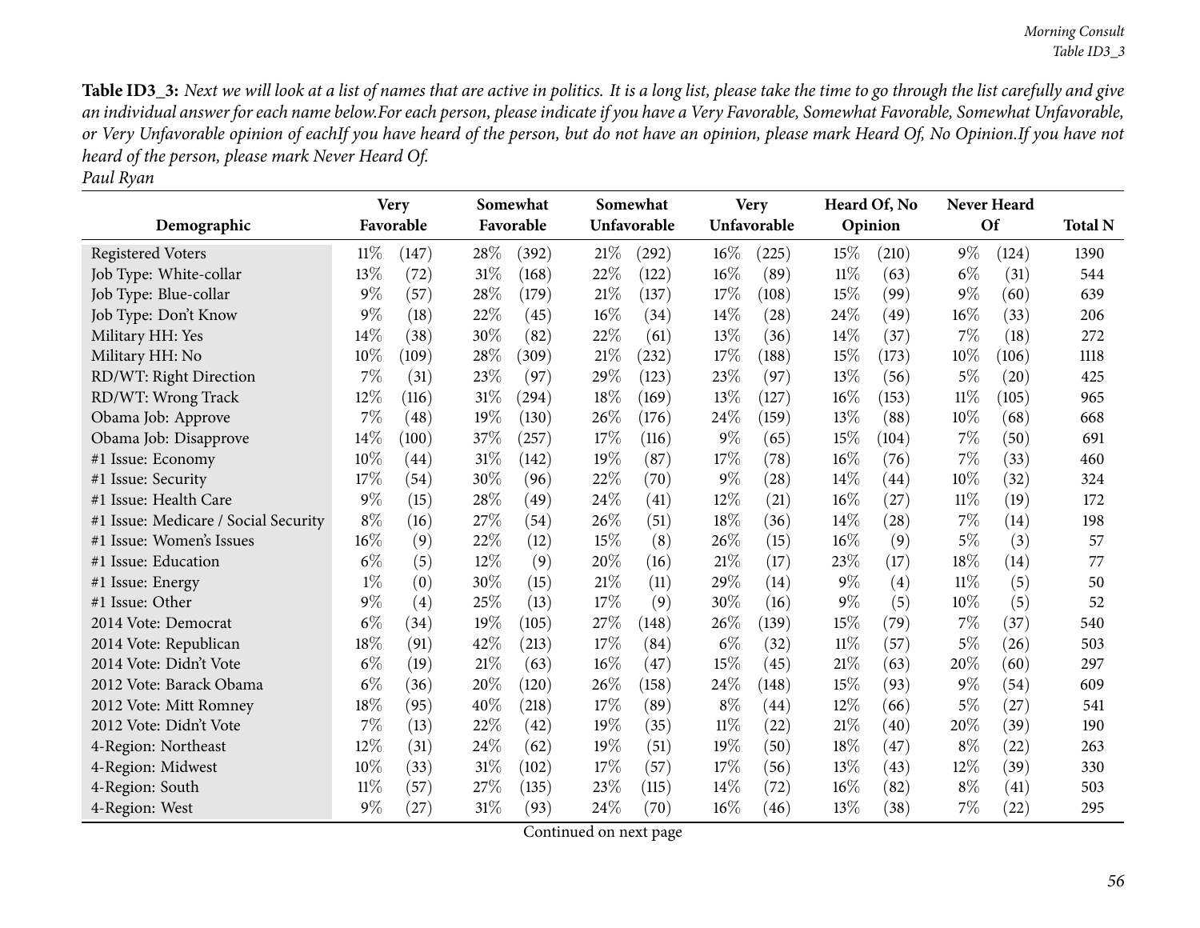**Table ID3_3:** *Next we will look at a list of names that are active in politics. It is a long list, please take the time to go through the list carefully and give an individual answer for each name below.For each person, please indicate if you have a Very Favorable, Somewhat Favorable, Somewhat Unfavorable, or Very Unfavorable opinion of eachIf you have heard of the person, but do not have an opinion, please mark Heard Of, No Opinion.If you have not heard of the person, please mark Never Heard Of.*

*Paul Ryan*

| Demographic | Very Favorable | | Somewhat Favorable | | Somewhat Unfavorable | | Very Unfavorable | | Heard Of, No Opinion | | Never Heard Of | | Total N |
|---|---|---|---|---|---|---|---|---|---|---|---|---|---|
| Registered Voters | 11% | (147) | 28% | (392) | 21% | (292) | 16% | (225) | 15% | (210) | 9% | (124) | 1390 |
| Job Type: White-collar | 13% | (72) | 31% | (168) | 22% | (122) | 16% | (89) | 11% | (63) | 6% | (31) | 544 |
| Job Type: Blue-collar | 9% | (57) | 28% | (179) | 21% | (137) | 17% | (108) | 15% | (99) | 9% | (60) | 639 |
| Job Type: Don't Know | 9% | (18) | 22% | (45) | 16% | (34) | 14% | (28) | 24% | (49) | 16% | (33) | 206 |
| Military HH: Yes | 14% | (38) | 30% | (82) | 22% | (61) | 13% | (36) | 14% | (37) | 7% | (18) | 272 |
| Military HH: No | 10% | (109) | 28% | (309) | 21% | (232) | 17% | (188) | 15% | (173) | 10% | (106) | 1118 |
| RD/WT: Right Direction | 7% | (31) | 23% | (97) | 29% | (123) | 23% | (97) | 13% | (56) | 5% | (20) | 425 |
| RD/WT: Wrong Track | 12% | (116) | 31% | (294) | 18% | (169) | 13% | (127) | 16% | (153) | 11% | (105) | 965 |
| Obama Job: Approve | 7% | (48) | 19% | (130) | 26% | (176) | 24% | (159) | 13% | (88) | 10% | (68) | 668 |
| Obama Job: Disapprove | 14% | (100) | 37% | (257) | 17% | (116) | 9% | (65) | 15% | (104) | 7% | (50) | 691 |
| #1 Issue: Economy | 10% | (44) | 31% | (142) | 19% | (87) | 17% | (78) | 16% | (76) | 7% | (33) | 460 |
| #1 Issue: Security | 17% | (54) | 30% | (96) | 22% | (70) | 9% | (28) | 14% | (44) | 10% | (32) | 324 |
| #1 Issue: Health Care | 9% | (15) | 28% | (49) | 24% | (41) | 12% | (21) | 16% | (27) | 11% | (19) | 172 |
| #1 Issue: Medicare / Social Security | 8% | (16) | 27% | (54) | 26% | (51) | 18% | (36) | 14% | (28) | 7% | (14) | 198 |
| #1 Issue: Women's Issues | 16% | (9) | 22% | (12) | 15% | (8) | 26% | (15) | 16% | (9) | 5% | (3) | 57 |
| #1 Issue: Education | 6% | (5) | 12% | (9) | 20% | (16) | 21% | (17) | 23% | (17) | 18% | (14) | 77 |
| #1 Issue: Energy | 1% | (0) | 30% | (15) | 21% | (11) | 29% | (14) | 9% | (4) | 11% | (5) | 50 |
| #1 Issue: Other | 9% | (4) | 25% | (13) | 17% | (9) | 30% | (16) | 9% | (5) | 10% | (5) | 52 |
| 2014 Vote: Democrat | 6% | (34) | 19% | (105) | 27% | (148) | 26% | (139) | 15% | (79) | 7% | (37) | 540 |
| 2014 Vote: Republican | 18% | (91) | 42% | (213) | 17% | (84) | 6% | (32) | 11% | (57) | 5% | (26) | 503 |
| 2014 Vote: Didn't Vote | 6% | (19) | 21% | (63) | 16% | (47) | 15% | (45) | 21% | (63) | 20% | (60) | 297 |
| 2012 Vote: Barack Obama | 6% | (36) | 20% | (120) | 26% | (158) | 24% | (148) | 15% | (93) | 9% | (54) | 609 |
| 2012 Vote: Mitt Romney | 18% | (95) | 40% | (218) | 17% | (89) | 8% | (44) | 12% | (66) | 5% | (27) | 541 |
| 2012 Vote: Didn't Vote | 7% | (13) | 22% | (42) | 19% | (35) | 11% | (22) | 21% | (40) | 20% | (39) | 190 |
| 4-Region: Northeast | 12% | (31) | 24% | (62) | 19% | (51) | 19% | (50) | 18% | (47) | 8% | (22) | 263 |
| 4-Region: Midwest | 10% | (33) | 31% | (102) | 17% | (57) | 17% | (56) | 13% | (43) | 12% | (39) | 330 |
| 4-Region: South | 11% | (57) | 27% | (135) | 23% | (115) | 14% | (72) | 16% | (82) | 8% | (41) | 503 |
| 4-Region: West | 9% | (27) | 31% | (93) | 24% | (70) | 16% | (46) | 13% | (38) | 7% | (22) | 295 |

Continued on next page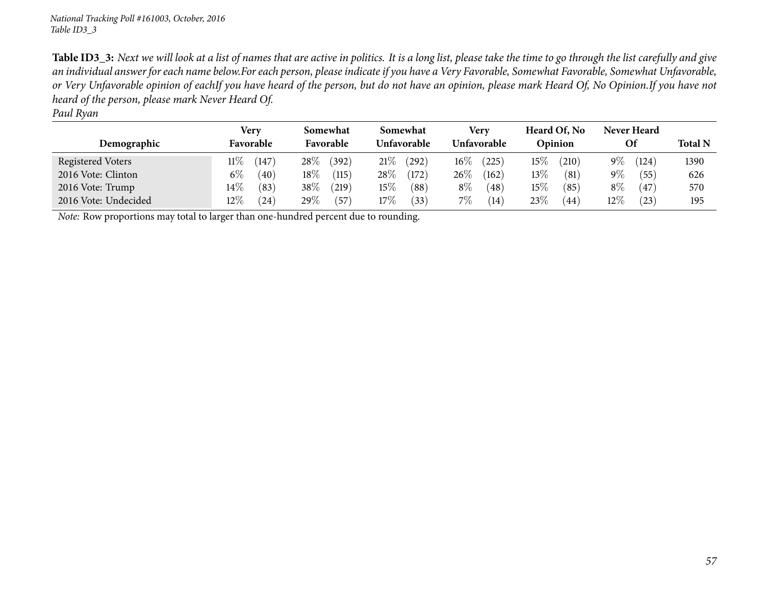*National Tracking Poll #161003, October, 2016*
*Table ID3_3*

**Table ID3_3:** *Next we will look at a list of names that are active in politics. It is a long list, please take the time to go through the list carefully and give an individual answer for each name below.For each person, please indicate if you have a Very Favorable, Somewhat Favorable, Somewhat Unfavorable, or Very Unfavorable opinion of eachIf you have heard of the person, but do not have an opinion, please mark Heard Of, No Opinion.If you have not heard of the person, please mark Never Heard Of.*
*Paul Ryan*

| Demographic | Very Favorable | | Somewhat Favorable | | Somewhat Unfavorable | | Very Unfavorable | | Heard Of, No Opinion | | Never Heard Of | | Total N |
|---|---|---|---|---|---|---|---|---|---|---|---|---|---|
| Registered Voters | 11% | (147) | 28% | (392) | 21% | (292) | 16% | (225) | 15% | (210) | 9% | (124) | 1390 |
| 2016 Vote: Clinton | 6% | (40) | 18% | (115) | 28% | (172) | 26% | (162) | 13% | (81) | 9% | (55) | 626 |
| 2016 Vote: Trump | 14% | (83) | 38% | (219) | 15% | (88) | 8% | (48) | 15% | (85) | 8% | (47) | 570 |
| 2016 Vote: Undecided | 12% | (24) | 29% | (57) | 17% | (33) | 7% | (14) | 23% | (44) | 12% | (23) | 195 |

*Note:* Row proportions may total to larger than one-hundred percent due to rounding.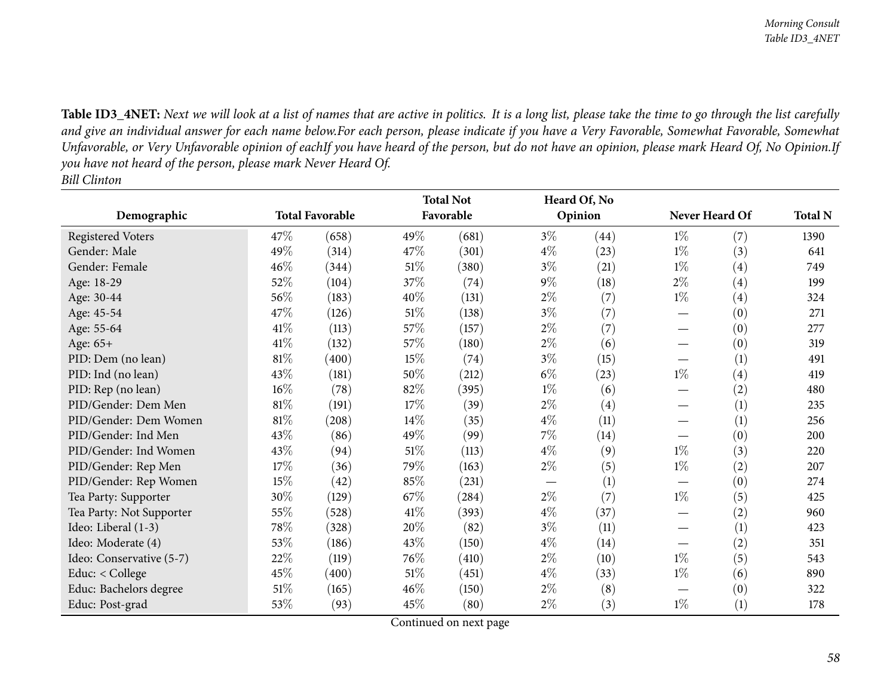**Table ID3_4NET:** *Next we will look at a list of names that are active in politics. It is a long list, please take the time to go through the list carefully and give an individual answer for each name below.For each person, please indicate if you have a Very Favorable, Somewhat Favorable, Somewhat Unfavorable, or Very Unfavorable opinion of eachIf you have heard of the person, but do not have an opinion, please mark Heard Of, No Opinion.If you have not heard of the person, please mark Never Heard Of.*
*Bill Clinton*

| Demographic | Total Favorable | | Total Not Favorable | | Heard Of, No Opinion | | Never Heard Of | | Total N |
|---|---|---|---|---|---|---|---|---|---|
| Registered Voters | 47% | (658) | 49% | (681) | 3% | (44) | 1% | (7) | 1390 |
| Gender: Male | 49% | (314) | 47% | (301) | 4% | (23) | 1% | (3) | 641 |
| Gender: Female | 46% | (344) | 51% | (380) | 3% | (21) | 1% | (4) | 749 |
| Age: 18-29 | 52% | (104) | 37% | (74) | 9% | (18) | 2% | (4) | 199 |
| Age: 30-44 | 56% | (183) | 40% | (131) | 2% | (7) | 1% | (4) | 324 |
| Age: 45-54 | 47% | (126) | 51% | (138) | 3% | (7) | — | (0) | 271 |
| Age: 55-64 | 41% | (113) | 57% | (157) | 2% | (7) | — | (0) | 277 |
| Age: 65+ | 41% | (132) | 57% | (180) | 2% | (6) | — | (0) | 319 |
| PID: Dem (no lean) | 81% | (400) | 15% | (74) | 3% | (15) | — | (1) | 491 |
| PID: Ind (no lean) | 43% | (181) | 50% | (212) | 6% | (23) | 1% | (4) | 419 |
| PID: Rep (no lean) | 16% | (78) | 82% | (395) | 1% | (6) | — | (2) | 480 |
| PID/Gender: Dem Men | 81% | (191) | 17% | (39) | 2% | (4) | — | (1) | 235 |
| PID/Gender: Dem Women | 81% | (208) | 14% | (35) | 4% | (11) | — | (1) | 256 |
| PID/Gender: Ind Men | 43% | (86) | 49% | (99) | 7% | (14) | — | (0) | 200 |
| PID/Gender: Ind Women | 43% | (94) | 51% | (113) | 4% | (9) | 1% | (3) | 220 |
| PID/Gender: Rep Men | 17% | (36) | 79% | (163) | 2% | (5) | 1% | (2) | 207 |
| PID/Gender: Rep Women | 15% | (42) | 85% | (231) | — | (1) | — | (0) | 274 |
| Tea Party: Supporter | 30% | (129) | 67% | (284) | 2% | (7) | 1% | (5) | 425 |
| Tea Party: Not Supporter | 55% | (528) | 41% | (393) | 4% | (37) | — | (2) | 960 |
| Ideo: Liberal (1-3) | 78% | (328) | 20% | (82) | 3% | (11) | — | (1) | 423 |
| Ideo: Moderate (4) | 53% | (186) | 43% | (150) | 4% | (14) | — | (2) | 351 |
| Ideo: Conservative (5-7) | 22% | (119) | 76% | (410) | 2% | (10) | 1% | (5) | 543 |
| Educ: < College | 45% | (400) | 51% | (451) | 4% | (33) | 1% | (6) | 890 |
| Educ: Bachelors degree | 51% | (165) | 46% | (150) | 2% | (8) | — | (0) | 322 |
| Educ: Post-grad | 53% | (93) | 45% | (80) | 2% | (3) | 1% | (1) | 178 |

Continued on next page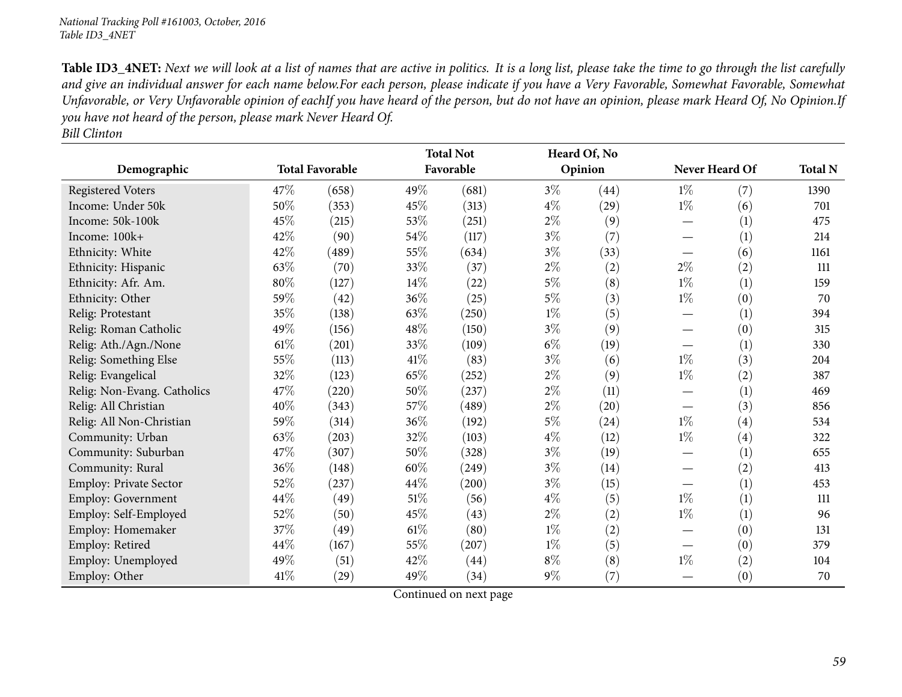**Table ID3_4NET:** *Next we will look at a list of names that are active in politics. It is a long list, please take the time to go through the list carefully and give an individual answer for each name below.For each person, please indicate if you have a Very Favorable, Somewhat Favorable, Somewhat Unfavorable, or Very Unfavorable opinion of eachIf you have heard of the person, but do not have an opinion, please mark Heard Of, No Opinion.If you have not heard of the person, please mark Never Heard Of.*
*Bill Clinton*

| Demographic | Total Favorable | | Total Not Favorable | | Heard Of, No Opinion | | Never Heard Of | | Total N |
|---|---|---|---|---|---|---|---|---|---|
| Registered Voters | 47% | (658) | 49% | (681) | 3% | (44) | 1% | (7) | 1390 |
| Income: Under 50k | 50% | (353) | 45% | (313) | 4% | (29) | 1% | (6) | 701 |
| Income: 50k-100k | 45% | (215) | 53% | (251) | 2% | (9) | — | (1) | 475 |
| Income: 100k+ | 42% | (90) | 54% | (117) | 3% | (7) | — | (1) | 214 |
| Ethnicity: White | 42% | (489) | 55% | (634) | 3% | (33) | — | (6) | 1161 |
| Ethnicity: Hispanic | 63% | (70) | 33% | (37) | 2% | (2) | 2% | (2) | 111 |
| Ethnicity: Afr. Am. | 80% | (127) | 14% | (22) | 5% | (8) | 1% | (1) | 159 |
| Ethnicity: Other | 59% | (42) | 36% | (25) | 5% | (3) | 1% | (0) | 70 |
| Relig: Protestant | 35% | (138) | 63% | (250) | 1% | (5) | — | (1) | 394 |
| Relig: Roman Catholic | 49% | (156) | 48% | (150) | 3% | (9) | — | (0) | 315 |
| Relig: Ath./Agn./None | 61% | (201) | 33% | (109) | 6% | (19) | — | (1) | 330 |
| Relig: Something Else | 55% | (113) | 41% | (83) | 3% | (6) | 1% | (3) | 204 |
| Relig: Evangelical | 32% | (123) | 65% | (252) | 2% | (9) | 1% | (2) | 387 |
| Relig: Non-Evang. Catholics | 47% | (220) | 50% | (237) | 2% | (11) | — | (1) | 469 |
| Relig: All Christian | 40% | (343) | 57% | (489) | 2% | (20) | — | (3) | 856 |
| Relig: All Non-Christian | 59% | (314) | 36% | (192) | 5% | (24) | 1% | (4) | 534 |
| Community: Urban | 63% | (203) | 32% | (103) | 4% | (12) | 1% | (4) | 322 |
| Community: Suburban | 47% | (307) | 50% | (328) | 3% | (19) | — | (1) | 655 |
| Community: Rural | 36% | (148) | 60% | (249) | 3% | (14) | — | (2) | 413 |
| Employ: Private Sector | 52% | (237) | 44% | (200) | 3% | (15) | — | (1) | 453 |
| Employ: Government | 44% | (49) | 51% | (56) | 4% | (5) | 1% | (1) | 111 |
| Employ: Self-Employed | 52% | (50) | 45% | (43) | 2% | (2) | 1% | (1) | 96 |
| Employ: Homemaker | 37% | (49) | 61% | (80) | 1% | (2) | — | (0) | 131 |
| Employ: Retired | 44% | (167) | 55% | (207) | 1% | (5) | — | (0) | 379 |
| Employ: Unemployed | 49% | (51) | 42% | (44) | 8% | (8) | 1% | (2) | 104 |
| Employ: Other | 41% | (29) | 49% | (34) | 9% | (7) | — | (0) | 70 |

Continued on next page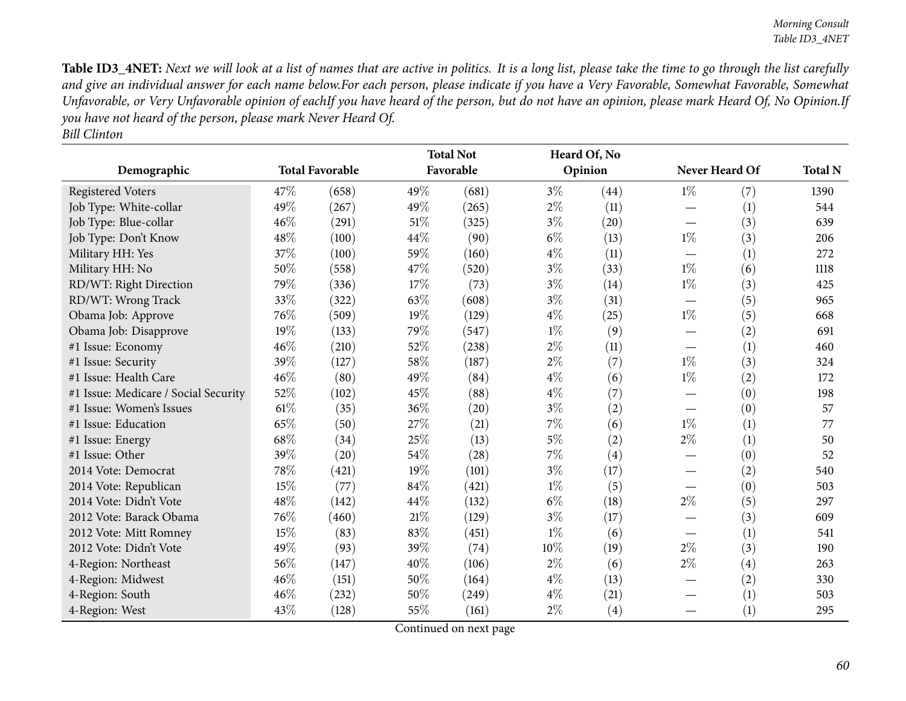**Table ID3_4NET:** *Next we will look at a list of names that are active in politics. It is a long list, please take the time to go through the list carefully and give an individual answer for each name below.For each person, please indicate if you have a Very Favorable, Somewhat Favorable, Somewhat Unfavorable, or Very Unfavorable opinion of eachIf you have heard of the person, but do not have an opinion, please mark Heard Of, No Opinion.If you have not heard of the person, please mark Never Heard Of.*
*Bill Clinton*

| Demographic | Total Favorable | | Total Not Favorable | | Heard Of, No Opinion | | Never Heard Of | | Total N |
|---|---|---|---|---|---|---|---|---|---|
| Registered Voters | 47% | (658) | 49% | (681) | 3% | (44) | 1% | (7) | 1390 |
| Job Type: White-collar | 49% | (267) | 49% | (265) | 2% | (11) | — | (1) | 544 |
| Job Type: Blue-collar | 46% | (291) | 51% | (325) | 3% | (20) | — | (3) | 639 |
| Job Type: Don't Know | 48% | (100) | 44% | (90) | 6% | (13) | 1% | (3) | 206 |
| Military HH: Yes | 37% | (100) | 59% | (160) | 4% | (11) | — | (1) | 272 |
| Military HH: No | 50% | (558) | 47% | (520) | 3% | (33) | 1% | (6) | 1118 |
| RD/WT: Right Direction | 79% | (336) | 17% | (73) | 3% | (14) | 1% | (3) | 425 |
| RD/WT: Wrong Track | 33% | (322) | 63% | (608) | 3% | (31) | — | (5) | 965 |
| Obama Job: Approve | 76% | (509) | 19% | (129) | 4% | (25) | 1% | (5) | 668 |
| Obama Job: Disapprove | 19% | (133) | 79% | (547) | 1% | (9) | — | (2) | 691 |
| #1 Issue: Economy | 46% | (210) | 52% | (238) | 2% | (11) | — | (1) | 460 |
| #1 Issue: Security | 39% | (127) | 58% | (187) | 2% | (7) | 1% | (3) | 324 |
| #1 Issue: Health Care | 46% | (80) | 49% | (84) | 4% | (6) | 1% | (2) | 172 |
| #1 Issue: Medicare / Social Security | 52% | (102) | 45% | (88) | 4% | (7) | — | (0) | 198 |
| #1 Issue: Women's Issues | 61% | (35) | 36% | (20) | 3% | (2) | — | (0) | 57 |
| #1 Issue: Education | 65% | (50) | 27% | (21) | 7% | (6) | 1% | (1) | 77 |
| #1 Issue: Energy | 68% | (34) | 25% | (13) | 5% | (2) | 2% | (1) | 50 |
| #1 Issue: Other | 39% | (20) | 54% | (28) | 7% | (4) | — | (0) | 52 |
| 2014 Vote: Democrat | 78% | (421) | 19% | (101) | 3% | (17) | — | (2) | 540 |
| 2014 Vote: Republican | 15% | (77) | 84% | (421) | 1% | (5) | — | (0) | 503 |
| 2014 Vote: Didn't Vote | 48% | (142) | 44% | (132) | 6% | (18) | 2% | (5) | 297 |
| 2012 Vote: Barack Obama | 76% | (460) | 21% | (129) | 3% | (17) | — | (3) | 609 |
| 2012 Vote: Mitt Romney | 15% | (83) | 83% | (451) | 1% | (6) | — | (1) | 541 |
| 2012 Vote: Didn't Vote | 49% | (93) | 39% | (74) | 10% | (19) | 2% | (3) | 190 |
| 4-Region: Northeast | 56% | (147) | 40% | (106) | 2% | (6) | 2% | (4) | 263 |
| 4-Region: Midwest | 46% | (151) | 50% | (164) | 4% | (13) | — | (2) | 330 |
| 4-Region: South | 46% | (232) | 50% | (249) | 4% | (21) | — | (1) | 503 |
| 4-Region: West | 43% | (128) | 55% | (161) | 2% | (4) | — | (1) | 295 |

Continued on next page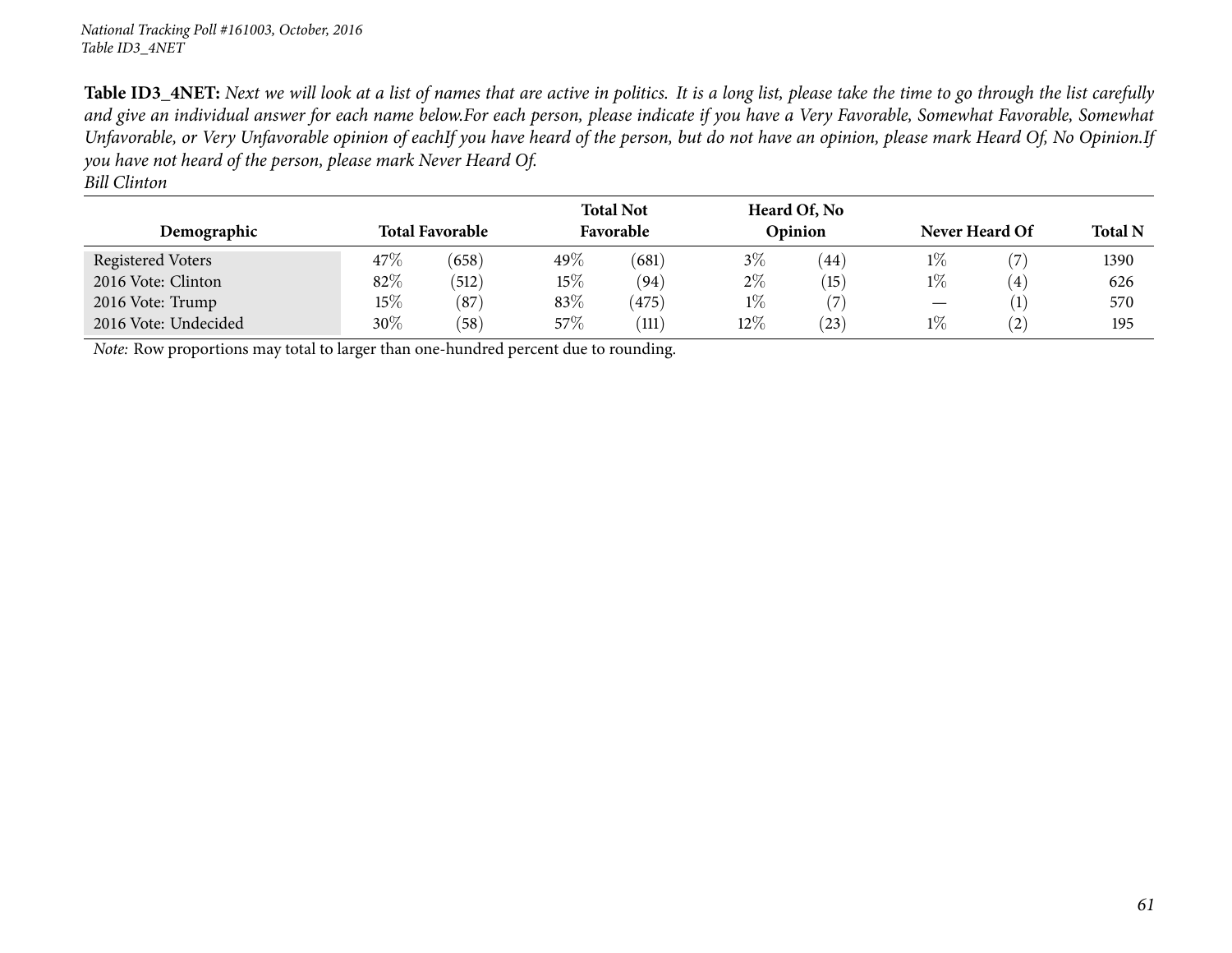*National Tracking Poll #161003, October, 2016*
*Table ID3_4NET*

**Table ID3_4NET:** *Next we will look at a list of names that are active in politics. It is a long list, please take the time to go through the list carefully and give an individual answer for each name below.For each person, please indicate if you have a Very Favorable, Somewhat Favorable, Somewhat Unfavorable, or Very Unfavorable opinion of eachIf you have heard of the person, but do not have an opinion, please mark Heard Of, No Opinion.If you have not heard of the person, please mark Never Heard Of.*
*Bill Clinton*

| Demographic | Total Favorable | | Total Not Favorable | | Heard Of, No Opinion | | Never Heard Of | | Total N |
|---|---|---|---|---|---|---|---|---|---|
| Registered Voters | 47% | (658) | 49% | (681) | 3% | (44) | 1% | (7) | 1390 |
| 2016 Vote: Clinton | 82% | (512) | 15% | (94) | 2% | (15) | 1% | (4) | 626 |
| 2016 Vote: Trump | 15% | (87) | 83% | (475) | 1% | (7) | — | (1) | 570 |
| 2016 Vote: Undecided | 30% | (58) | 57% | (111) | 12% | (23) | 1% | (2) | 195 |

*Note:* Row proportions may total to larger than one-hundred percent due to rounding.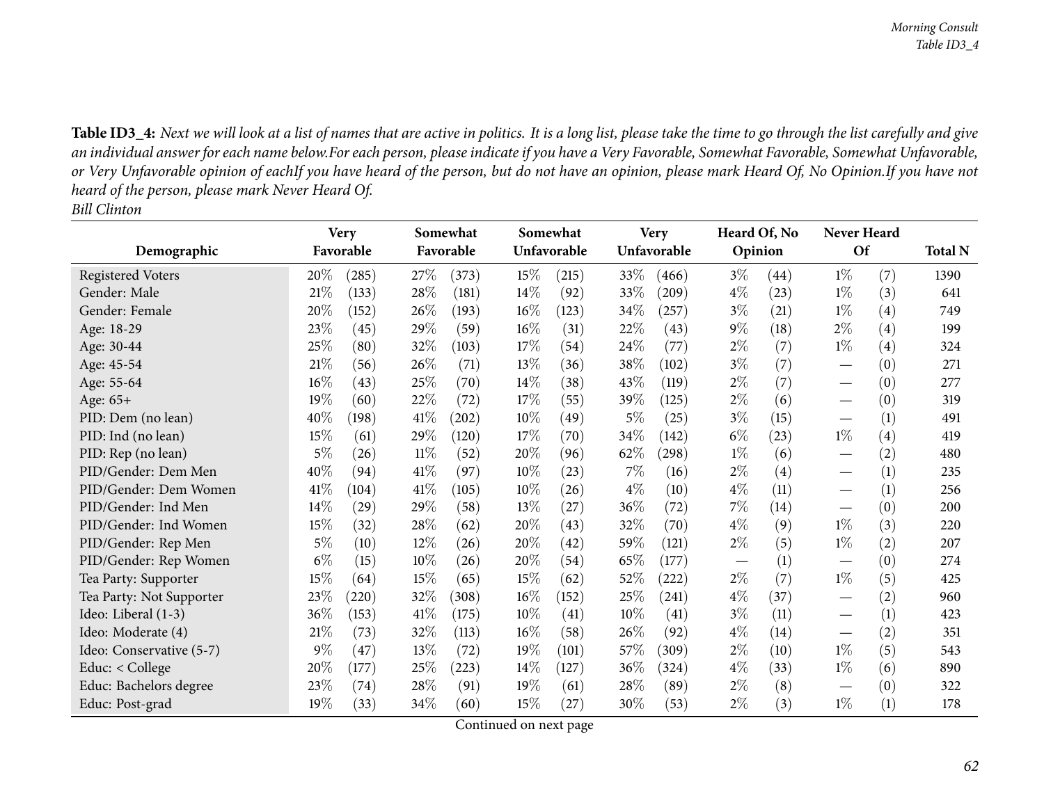**Table ID3_4:** *Next we will look at a list of names that are active in politics. It is a long list, please take the time to go through the list carefully and give an individual answer for each name below.For each person, please indicate if you have a Very Favorable, Somewhat Favorable, Somewhat Unfavorable, or Very Unfavorable opinion of eachIf you have heard of the person, but do not have an opinion, please mark Heard Of, No Opinion.If you have not heard of the person, please mark Never Heard Of.*
*Bill Clinton*

| Demographic | Very Favorable | | Somewhat Favorable | | Somewhat Unfavorable | | Very Unfavorable | | Heard Of, No Opinion | | Never Heard Of | | Total N |
|---|---|---|---|---|---|---|---|---|---|---|---|---|---|
| Registered Voters | 20% | (285) | 27% | (373) | 15% | (215) | 33% | (466) | 3% | (44) | 1% | (7) | 1390 |
| Gender: Male | 21% | (133) | 28% | (181) | 14% | (92) | 33% | (209) | 4% | (23) | 1% | (3) | 641 |
| Gender: Female | 20% | (152) | 26% | (193) | 16% | (123) | 34% | (257) | 3% | (21) | 1% | (4) | 749 |
| Age: 18-29 | 23% | (45) | 29% | (59) | 16% | (31) | 22% | (43) | 9% | (18) | 2% | (4) | 199 |
| Age: 30-44 | 25% | (80) | 32% | (103) | 17% | (54) | 24% | (77) | 2% | (7) | 1% | (4) | 324 |
| Age: 45-54 | 21% | (56) | 26% | (71) | 13% | (36) | 38% | (102) | 3% | (7) | — | (0) | 271 |
| Age: 55-64 | 16% | (43) | 25% | (70) | 14% | (38) | 43% | (119) | 2% | (7) | — | (0) | 277 |
| Age: 65+ | 19% | (60) | 22% | (72) | 17% | (55) | 39% | (125) | 2% | (6) | — | (0) | 319 |
| PID: Dem (no lean) | 40% | (198) | 41% | (202) | 10% | (49) | 5% | (25) | 3% | (15) | — | (1) | 491 |
| PID: Ind (no lean) | 15% | (61) | 29% | (120) | 17% | (70) | 34% | (142) | 6% | (23) | 1% | (4) | 419 |
| PID: Rep (no lean) | 5% | (26) | 11% | (52) | 20% | (96) | 62% | (298) | 1% | (6) | — | (2) | 480 |
| PID/Gender: Dem Men | 40% | (94) | 41% | (97) | 10% | (23) | 7% | (16) | 2% | (4) | — | (1) | 235 |
| PID/Gender: Dem Women | 41% | (104) | 41% | (105) | 10% | (26) | 4% | (10) | 4% | (11) | — | (1) | 256 |
| PID/Gender: Ind Men | 14% | (29) | 29% | (58) | 13% | (27) | 36% | (72) | 7% | (14) | — | (0) | 200 |
| PID/Gender: Ind Women | 15% | (32) | 28% | (62) | 20% | (43) | 32% | (70) | 4% | (9) | 1% | (3) | 220 |
| PID/Gender: Rep Men | 5% | (10) | 12% | (26) | 20% | (42) | 59% | (121) | 2% | (5) | 1% | (2) | 207 |
| PID/Gender: Rep Women | 6% | (15) | 10% | (26) | 20% | (54) | 65% | (177) | — | (1) | — | (0) | 274 |
| Tea Party: Supporter | 15% | (64) | 15% | (65) | 15% | (62) | 52% | (222) | 2% | (7) | 1% | (5) | 425 |
| Tea Party: Not Supporter | 23% | (220) | 32% | (308) | 16% | (152) | 25% | (241) | 4% | (37) | — | (2) | 960 |
| Ideo: Liberal (1-3) | 36% | (153) | 41% | (175) | 10% | (41) | 10% | (41) | 3% | (11) | — | (1) | 423 |
| Ideo: Moderate (4) | 21% | (73) | 32% | (113) | 16% | (58) | 26% | (92) | 4% | (14) | — | (2) | 351 |
| Ideo: Conservative (5-7) | 9% | (47) | 13% | (72) | 19% | (101) | 57% | (309) | 2% | (10) | 1% | (5) | 543 |
| Educ: < College | 20% | (177) | 25% | (223) | 14% | (127) | 36% | (324) | 4% | (33) | 1% | (6) | 890 |
| Educ: Bachelors degree | 23% | (74) | 28% | (91) | 19% | (61) | 28% | (89) | 2% | (8) | — | (0) | 322 |
| Educ: Post-grad | 19% | (33) | 34% | (60) | 15% | (27) | 30% | (53) | 2% | (3) | 1% | (1) | 178 |

Continued on next page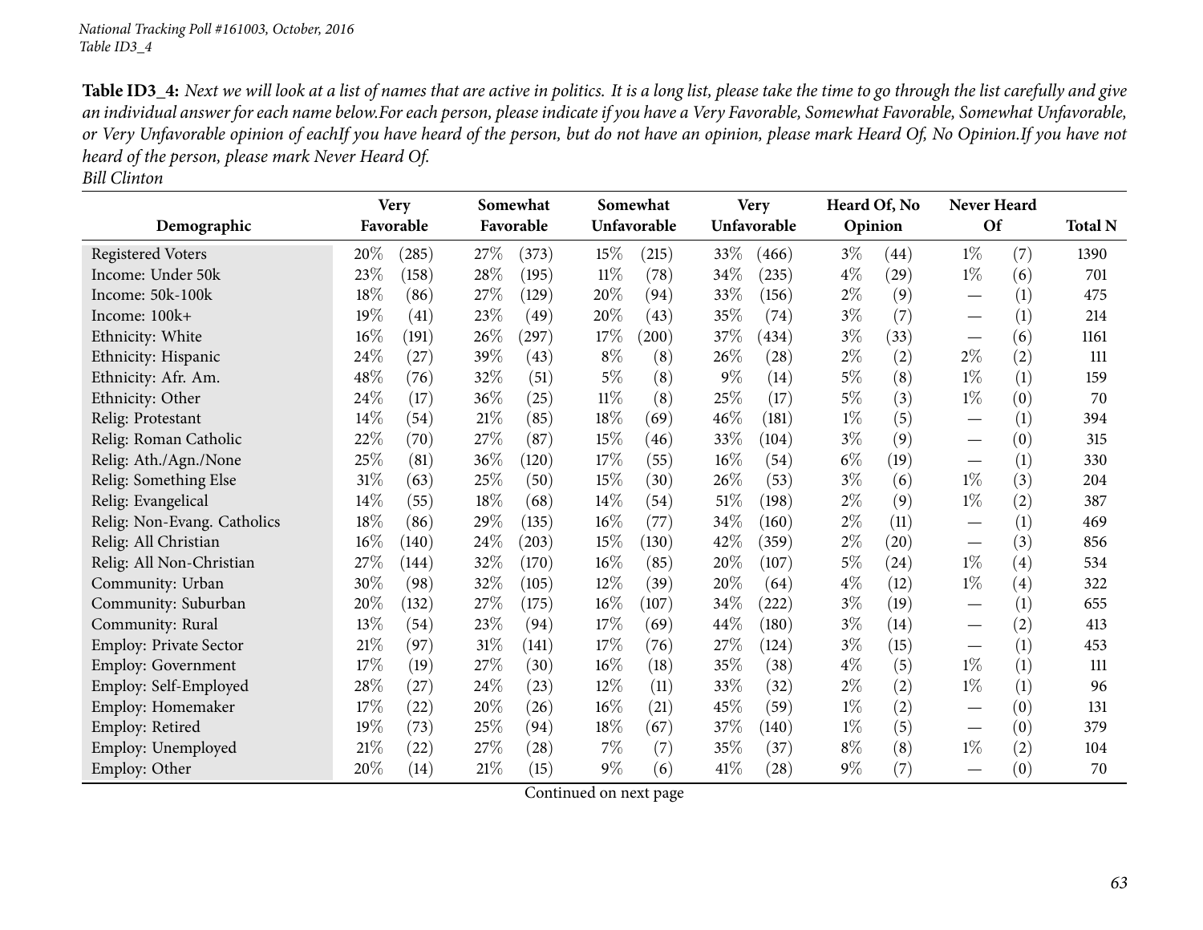**Table ID3_4:** *Next we will look at a list of names that are active in politics. It is a long list, please take the time to go through the list carefully and give an individual answer for each name below.For each person, please indicate if you have a Very Favorable, Somewhat Favorable, Somewhat Unfavorable, or Very Unfavorable opinion of eachIf you have heard of the person, but do not have an opinion, please mark Heard Of, No Opinion.If you have not heard of the person, please mark Never Heard Of.*
*Bill Clinton*

| Demographic | Very Favorable | | Somewhat Favorable | | Somewhat Unfavorable | | Very Unfavorable | | Heard Of, No Opinion | | Never Heard Of | | Total N |
|---|---|---|---|---|---|---|---|---|---|---|---|---|---|
| Registered Voters | 20% | (285) | 27% | (373) | 15% | (215) | 33% | (466) | 3% | (44) | 1% | (7) | 1390 |
| Income: Under 50k | 23% | (158) | 28% | (195) | 11% | (78) | 34% | (235) | 4% | (29) | 1% | (6) | 701 |
| Income: 50k-100k | 18% | (86) | 27% | (129) | 20% | (94) | 33% | (156) | 2% | (9) | — | (1) | 475 |
| Income: 100k+ | 19% | (41) | 23% | (49) | 20% | (43) | 35% | (74) | 3% | (7) | — | (1) | 214 |
| Ethnicity: White | 16% | (191) | 26% | (297) | 17% | (200) | 37% | (434) | 3% | (33) | — | (6) | 1161 |
| Ethnicity: Hispanic | 24% | (27) | 39% | (43) | 8% | (8) | 26% | (28) | 2% | (2) | 2% | (2) | 111 |
| Ethnicity: Afr. Am. | 48% | (76) | 32% | (51) | 5% | (8) | 9% | (14) | 5% | (8) | 1% | (1) | 159 |
| Ethnicity: Other | 24% | (17) | 36% | (25) | 11% | (8) | 25% | (17) | 5% | (3) | 1% | (0) | 70 |
| Relig: Protestant | 14% | (54) | 21% | (85) | 18% | (69) | 46% | (181) | 1% | (5) | — | (1) | 394 |
| Relig: Roman Catholic | 22% | (70) | 27% | (87) | 15% | (46) | 33% | (104) | 3% | (9) | — | (0) | 315 |
| Relig: Ath./Agn./None | 25% | (81) | 36% | (120) | 17% | (55) | 16% | (54) | 6% | (19) | — | (1) | 330 |
| Relig: Something Else | 31% | (63) | 25% | (50) | 15% | (30) | 26% | (53) | 3% | (6) | 1% | (3) | 204 |
| Relig: Evangelical | 14% | (55) | 18% | (68) | 14% | (54) | 51% | (198) | 2% | (9) | 1% | (2) | 387 |
| Relig: Non-Evang. Catholics | 18% | (86) | 29% | (135) | 16% | (77) | 34% | (160) | 2% | (11) | — | (1) | 469 |
| Relig: All Christian | 16% | (140) | 24% | (203) | 15% | (130) | 42% | (359) | 2% | (20) | — | (3) | 856 |
| Relig: All Non-Christian | 27% | (144) | 32% | (170) | 16% | (85) | 20% | (107) | 5% | (24) | 1% | (4) | 534 |
| Community: Urban | 30% | (98) | 32% | (105) | 12% | (39) | 20% | (64) | 4% | (12) | 1% | (4) | 322 |
| Community: Suburban | 20% | (132) | 27% | (175) | 16% | (107) | 34% | (222) | 3% | (19) | — | (1) | 655 |
| Community: Rural | 13% | (54) | 23% | (94) | 17% | (69) | 44% | (180) | 3% | (14) | — | (2) | 413 |
| Employ: Private Sector | 21% | (97) | 31% | (141) | 17% | (76) | 27% | (124) | 3% | (15) | — | (1) | 453 |
| Employ: Government | 17% | (19) | 27% | (30) | 16% | (18) | 35% | (38) | 4% | (5) | 1% | (1) | 111 |
| Employ: Self-Employed | 28% | (27) | 24% | (23) | 12% | (11) | 33% | (32) | 2% | (2) | 1% | (1) | 96 |
| Employ: Homemaker | 17% | (22) | 20% | (26) | 16% | (21) | 45% | (59) | 1% | (2) | — | (0) | 131 |
| Employ: Retired | 19% | (73) | 25% | (94) | 18% | (67) | 37% | (140) | 1% | (5) | — | (0) | 379 |
| Employ: Unemployed | 21% | (22) | 27% | (28) | 7% | (7) | 35% | (37) | 8% | (8) | 1% | (2) | 104 |
| Employ: Other | 20% | (14) | 21% | (15) | 9% | (6) | 41% | (28) | 9% | (7) | — | (0) | 70 |

Continued on next page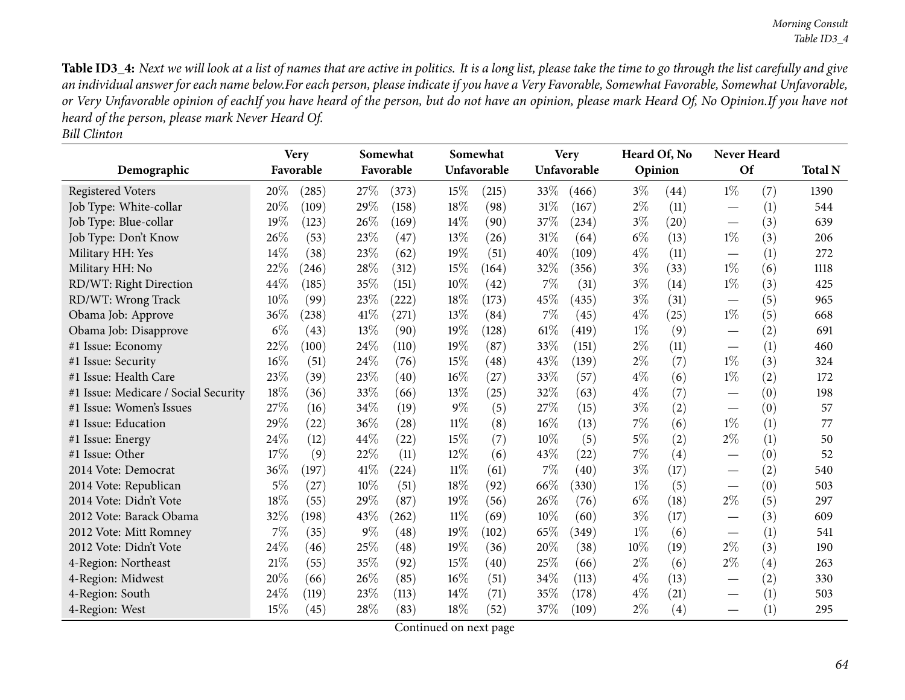**Table ID3_4:** *Next we will look at a list of names that are active in politics. It is a long list, please take the time to go through the list carefully and give an individual answer for each name below.For each person, please indicate if you have a Very Favorable, Somewhat Favorable, Somewhat Unfavorable, or Very Unfavorable opinion of eachIf you have heard of the person, but do not have an opinion, please mark Heard Of, No Opinion.If you have not heard of the person, please mark Never Heard Of.*
*Bill Clinton*

| Demographic | Very Favorable | | Somewhat Favorable | | Somewhat Unfavorable | | Very Unfavorable | | Heard Of, No Opinion | | Never Heard Of | | Total N |
|---|---|---|---|---|---|---|---|---|---|---|---|---|---|
| Registered Voters | 20% | (285) | 27% | (373) | 15% | (215) | 33% | (466) | 3% | (44) | 1% | (7) | 1390 |
| Job Type: White-collar | 20% | (109) | 29% | (158) | 18% | (98) | 31% | (167) | 2% | (11) | — | (1) | 544 |
| Job Type: Blue-collar | 19% | (123) | 26% | (169) | 14% | (90) | 37% | (234) | 3% | (20) | — | (3) | 639 |
| Job Type: Don't Know | 26% | (53) | 23% | (47) | 13% | (26) | 31% | (64) | 6% | (13) | 1% | (3) | 206 |
| Military HH: Yes | 14% | (38) | 23% | (62) | 19% | (51) | 40% | (109) | 4% | (11) | — | (1) | 272 |
| Military HH: No | 22% | (246) | 28% | (312) | 15% | (164) | 32% | (356) | 3% | (33) | 1% | (6) | 1118 |
| RD/WT: Right Direction | 44% | (185) | 35% | (151) | 10% | (42) | 7% | (31) | 3% | (14) | 1% | (3) | 425 |
| RD/WT: Wrong Track | 10% | (99) | 23% | (222) | 18% | (173) | 45% | (435) | 3% | (31) | — | (5) | 965 |
| Obama Job: Approve | 36% | (238) | 41% | (271) | 13% | (84) | 7% | (45) | 4% | (25) | 1% | (5) | 668 |
| Obama Job: Disapprove | 6% | (43) | 13% | (90) | 19% | (128) | 61% | (419) | 1% | (9) | — | (2) | 691 |
| #1 Issue: Economy | 22% | (100) | 24% | (110) | 19% | (87) | 33% | (151) | 2% | (11) | — | (1) | 460 |
| #1 Issue: Security | 16% | (51) | 24% | (76) | 15% | (48) | 43% | (139) | 2% | (7) | 1% | (3) | 324 |
| #1 Issue: Health Care | 23% | (39) | 23% | (40) | 16% | (27) | 33% | (57) | 4% | (6) | 1% | (2) | 172 |
| #1 Issue: Medicare / Social Security | 18% | (36) | 33% | (66) | 13% | (25) | 32% | (63) | 4% | (7) | — | (0) | 198 |
| #1 Issue: Women's Issues | 27% | (16) | 34% | (19) | 9% | (5) | 27% | (15) | 3% | (2) | — | (0) | 57 |
| #1 Issue: Education | 29% | (22) | 36% | (28) | 11% | (8) | 16% | (13) | 7% | (6) | 1% | (1) | 77 |
| #1 Issue: Energy | 24% | (12) | 44% | (22) | 15% | (7) | 10% | (5) | 5% | (2) | 2% | (1) | 50 |
| #1 Issue: Other | 17% | (9) | 22% | (11) | 12% | (6) | 43% | (22) | 7% | (4) | — | (0) | 52 |
| 2014 Vote: Democrat | 36% | (197) | 41% | (224) | 11% | (61) | 7% | (40) | 3% | (17) | — | (2) | 540 |
| 2014 Vote: Republican | 5% | (27) | 10% | (51) | 18% | (92) | 66% | (330) | 1% | (5) | — | (0) | 503 |
| 2014 Vote: Didn't Vote | 18% | (55) | 29% | (87) | 19% | (56) | 26% | (76) | 6% | (18) | 2% | (5) | 297 |
| 2012 Vote: Barack Obama | 32% | (198) | 43% | (262) | 11% | (69) | 10% | (60) | 3% | (17) | — | (3) | 609 |
| 2012 Vote: Mitt Romney | 7% | (35) | 9% | (48) | 19% | (102) | 65% | (349) | 1% | (6) | — | (1) | 541 |
| 2012 Vote: Didn't Vote | 24% | (46) | 25% | (48) | 19% | (36) | 20% | (38) | 10% | (19) | 2% | (3) | 190 |
| 4-Region: Northeast | 21% | (55) | 35% | (92) | 15% | (40) | 25% | (66) | 2% | (6) | 2% | (4) | 263 |
| 4-Region: Midwest | 20% | (66) | 26% | (85) | 16% | (51) | 34% | (113) | 4% | (13) | — | (2) | 330 |
| 4-Region: South | 24% | (119) | 23% | (113) | 14% | (71) | 35% | (178) | 4% | (21) | — | (1) | 503 |
| 4-Region: West | 15% | (45) | 28% | (83) | 18% | (52) | 37% | (109) | 2% | (4) | — | (1) | 295 |

Continued on next page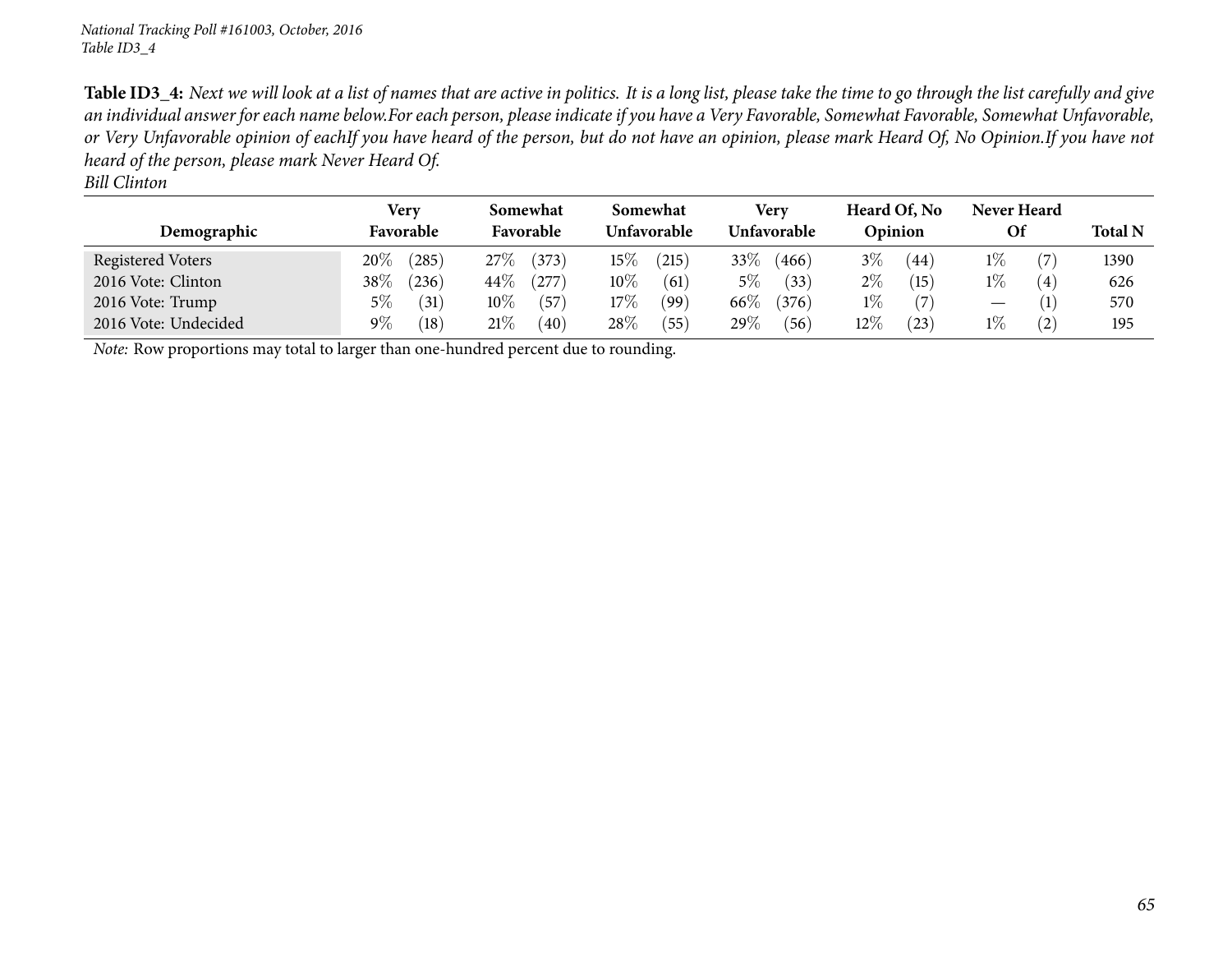*National Tracking Poll #161003, October, 2016*
*Table ID3_4*

**Table ID3_4:** *Next we will look at a list of names that are active in politics. It is a long list, please take the time to go through the list carefully and give an individual answer for each name below.For each person, please indicate if you have a Very Favorable, Somewhat Favorable, Somewhat Unfavorable, or Very Unfavorable opinion of eachIf you have heard of the person, but do not have an opinion, please mark Heard Of, No Opinion.If you have not heard of the person, please mark Never Heard Of.*
*Bill Clinton*

| Demographic | Very Favorable | | Somewhat Favorable | | Somewhat Unfavorable | | Very Unfavorable | | Heard Of, No Opinion | | Never Heard Of | | Total N |
|---|---|---|---|---|---|---|---|---|---|---|---|---|---|
| Registered Voters | 20% | (285) | 27% | (373) | 15% | (215) | 33% | (466) | 3% | (44) | 1% | (7) | 1390 |
| 2016 Vote: Clinton | 38% | (236) | 44% | (277) | 10% | (61) | 5% | (33) | 2% | (15) | 1% | (4) | 626 |
| 2016 Vote: Trump | 5% | (31) | 10% | (57) | 17% | (99) | 66% | (376) | 1% | (7) | — | (1) | 570 |
| 2016 Vote: Undecided | 9% | (18) | 21% | (40) | 28% | (55) | 29% | (56) | 12% | (23) | 1% | (2) | 195 |

*Note:* Row proportions may total to larger than one-hundred percent due to rounding.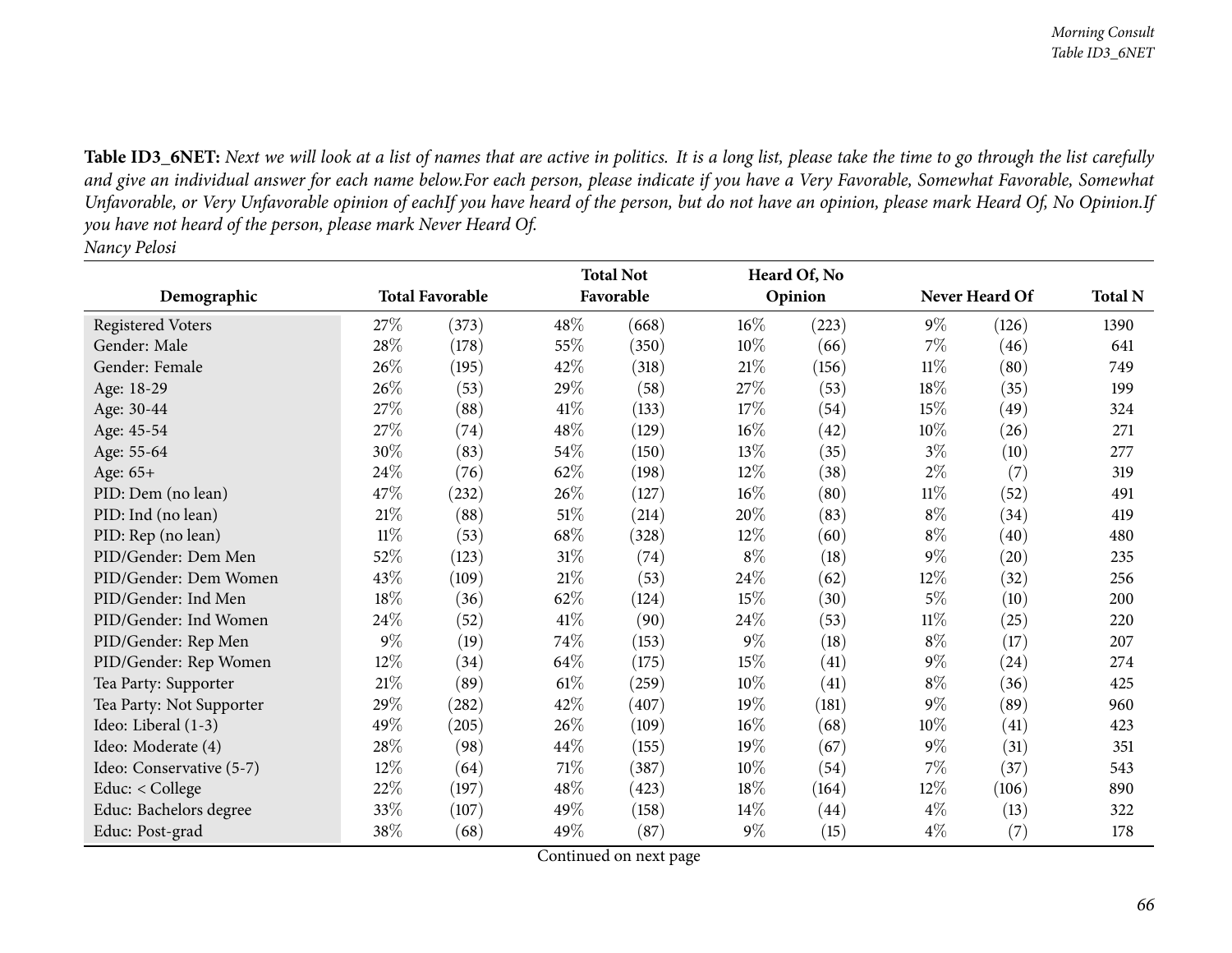**Table ID3_6NET:** *Next we will look at a list of names that are active in politics. It is a long list, please take the time to go through the list carefully and give an individual answer for each name below.For each person, please indicate if you have a Very Favorable, Somewhat Favorable, Somewhat Unfavorable, or Very Unfavorable opinion of eachIf you have heard of the person, but do not have an opinion, please mark Heard Of, No Opinion.If you have not heard of the person, please mark Never Heard Of.*
*Nancy Pelosi*

| Demographic | Total Favorable | | Total Not Favorable | | Heard Of, No Opinion | | Never Heard Of | | Total N |
|---|---|---|---|---|---|---|---|---|---|
| Registered Voters | 27% | (373) | 48% | (668) | 16% | (223) | 9% | (126) | 1390 |
| Gender: Male | 28% | (178) | 55% | (350) | 10% | (66) | 7% | (46) | 641 |
| Gender: Female | 26% | (195) | 42% | (318) | 21% | (156) | 11% | (80) | 749 |
| Age: 18-29 | 26% | (53) | 29% | (58) | 27% | (53) | 18% | (35) | 199 |
| Age: 30-44 | 27% | (88) | 41% | (133) | 17% | (54) | 15% | (49) | 324 |
| Age: 45-54 | 27% | (74) | 48% | (129) | 16% | (42) | 10% | (26) | 271 |
| Age: 55-64 | 30% | (83) | 54% | (150) | 13% | (35) | 3% | (10) | 277 |
| Age: 65+ | 24% | (76) | 62% | (198) | 12% | (38) | 2% | (7) | 319 |
| PID: Dem (no lean) | 47% | (232) | 26% | (127) | 16% | (80) | 11% | (52) | 491 |
| PID: Ind (no lean) | 21% | (88) | 51% | (214) | 20% | (83) | 8% | (34) | 419 |
| PID: Rep (no lean) | 11% | (53) | 68% | (328) | 12% | (60) | 8% | (40) | 480 |
| PID/Gender: Dem Men | 52% | (123) | 31% | (74) | 8% | (18) | 9% | (20) | 235 |
| PID/Gender: Dem Women | 43% | (109) | 21% | (53) | 24% | (62) | 12% | (32) | 256 |
| PID/Gender: Ind Men | 18% | (36) | 62% | (124) | 15% | (30) | 5% | (10) | 200 |
| PID/Gender: Ind Women | 24% | (52) | 41% | (90) | 24% | (53) | 11% | (25) | 220 |
| PID/Gender: Rep Men | 9% | (19) | 74% | (153) | 9% | (18) | 8% | (17) | 207 |
| PID/Gender: Rep Women | 12% | (34) | 64% | (175) | 15% | (41) | 9% | (24) | 274 |
| Tea Party: Supporter | 21% | (89) | 61% | (259) | 10% | (41) | 8% | (36) | 425 |
| Tea Party: Not Supporter | 29% | (282) | 42% | (407) | 19% | (181) | 9% | (89) | 960 |
| Ideo: Liberal (1-3) | 49% | (205) | 26% | (109) | 16% | (68) | 10% | (41) | 423 |
| Ideo: Moderate (4) | 28% | (98) | 44% | (155) | 19% | (67) | 9% | (31) | 351 |
| Ideo: Conservative (5-7) | 12% | (64) | 71% | (387) | 10% | (54) | 7% | (37) | 543 |
| Educ: < College | 22% | (197) | 48% | (423) | 18% | (164) | 12% | (106) | 890 |
| Educ: Bachelors degree | 33% | (107) | 49% | (158) | 14% | (44) | 4% | (13) | 322 |
| Educ: Post-grad | 38% | (68) | 49% | (87) | 9% | (15) | 4% | (7) | 178 |

Continued on next page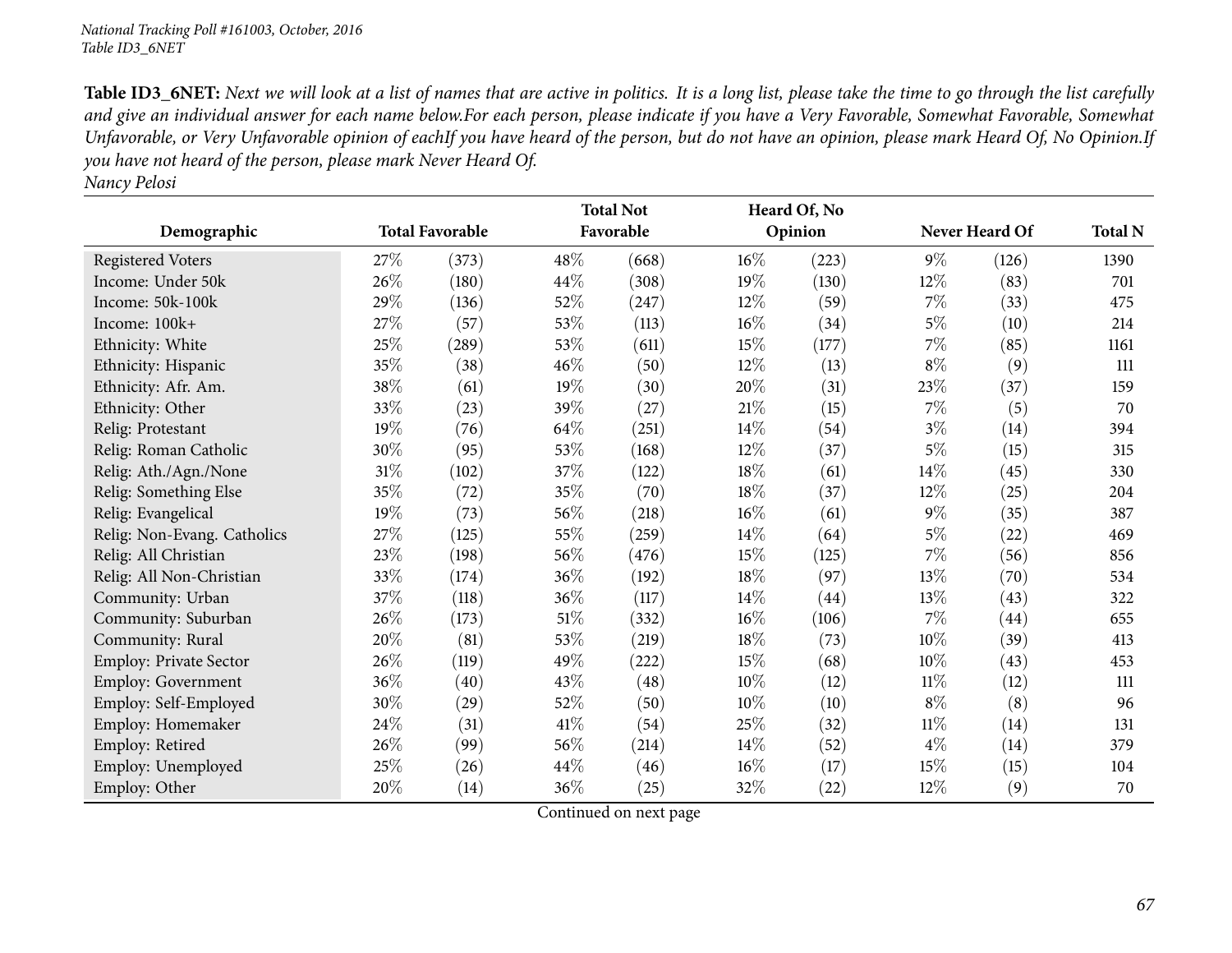*National Tracking Poll #161003, October, 2016*
*Table ID3_6NET*

**Table ID3_6NET:** *Next we will look at a list of names that are active in politics. It is a long list, please take the time to go through the list carefully and give an individual answer for each name below.For each person, please indicate if you have a Very Favorable, Somewhat Favorable, Somewhat Unfavorable, or Very Unfavorable opinion of eachIf you have heard of the person, but do not have an opinion, please mark Heard Of, No Opinion.If you have not heard of the person, please mark Never Heard Of.*
*Nancy Pelosi*

| Demographic | Total Favorable | | Total Not Favorable | | Heard Of, No Opinion | | Never Heard Of | | Total N |
|---|---|---|---|---|---|---|---|---|---|
| Registered Voters | 27% | (373) | 48% | (668) | 16% | (223) | 9% | (126) | 1390 |
| Income: Under 50k | 26% | (180) | 44% | (308) | 19% | (130) | 12% | (83) | 701 |
| Income: 50k-100k | 29% | (136) | 52% | (247) | 12% | (59) | 7% | (33) | 475 |
| Income: 100k+ | 27% | (57) | 53% | (113) | 16% | (34) | 5% | (10) | 214 |
| Ethnicity: White | 25% | (289) | 53% | (611) | 15% | (177) | 7% | (85) | 1161 |
| Ethnicity: Hispanic | 35% | (38) | 46% | (50) | 12% | (13) | 8% | (9) | 111 |
| Ethnicity: Afr. Am. | 38% | (61) | 19% | (30) | 20% | (31) | 23% | (37) | 159 |
| Ethnicity: Other | 33% | (23) | 39% | (27) | 21% | (15) | 7% | (5) | 70 |
| Relig: Protestant | 19% | (76) | 64% | (251) | 14% | (54) | 3% | (14) | 394 |
| Relig: Roman Catholic | 30% | (95) | 53% | (168) | 12% | (37) | 5% | (15) | 315 |
| Relig: Ath./Agn./None | 31% | (102) | 37% | (122) | 18% | (61) | 14% | (45) | 330 |
| Relig: Something Else | 35% | (72) | 35% | (70) | 18% | (37) | 12% | (25) | 204 |
| Relig: Evangelical | 19% | (73) | 56% | (218) | 16% | (61) | 9% | (35) | 387 |
| Relig: Non-Evang. Catholics | 27% | (125) | 55% | (259) | 14% | (64) | 5% | (22) | 469 |
| Relig: All Christian | 23% | (198) | 56% | (476) | 15% | (125) | 7% | (56) | 856 |
| Relig: All Non-Christian | 33% | (174) | 36% | (192) | 18% | (97) | 13% | (70) | 534 |
| Community: Urban | 37% | (118) | 36% | (117) | 14% | (44) | 13% | (43) | 322 |
| Community: Suburban | 26% | (173) | 51% | (332) | 16% | (106) | 7% | (44) | 655 |
| Community: Rural | 20% | (81) | 53% | (219) | 18% | (73) | 10% | (39) | 413 |
| Employ: Private Sector | 26% | (119) | 49% | (222) | 15% | (68) | 10% | (43) | 453 |
| Employ: Government | 36% | (40) | 43% | (48) | 10% | (12) | 11% | (12) | 111 |
| Employ: Self-Employed | 30% | (29) | 52% | (50) | 10% | (10) | 8% | (8) | 96 |
| Employ: Homemaker | 24% | (31) | 41% | (54) | 25% | (32) | 11% | (14) | 131 |
| Employ: Retired | 26% | (99) | 56% | (214) | 14% | (52) | 4% | (14) | 379 |
| Employ: Unemployed | 25% | (26) | 44% | (46) | 16% | (17) | 15% | (15) | 104 |
| Employ: Other | 20% | (14) | 36% | (25) | 32% | (22) | 12% | (9) | 70 |

Continued on next page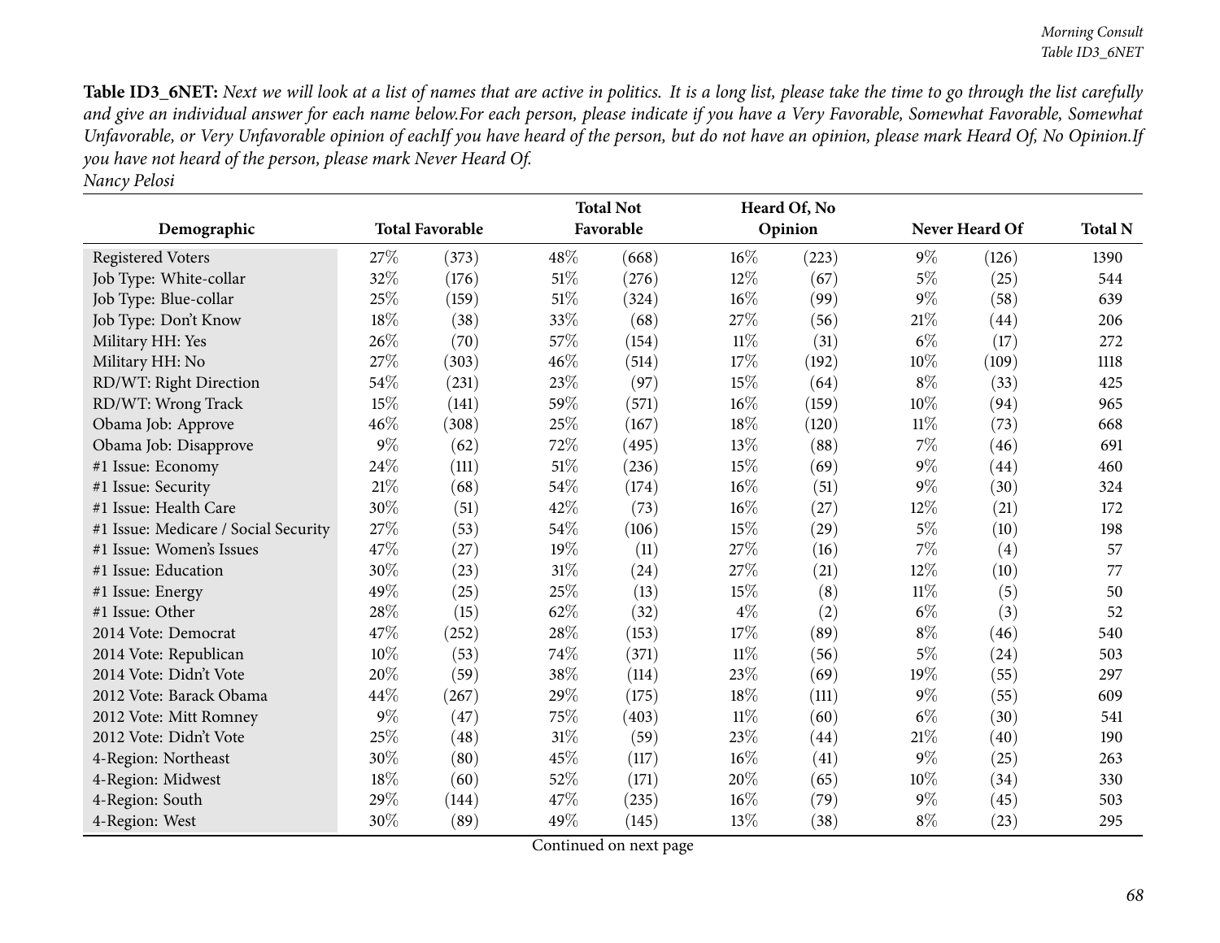**Table ID3_6NET:** *Next we will look at a list of names that are active in politics. It is a long list, please take the time to go through the list carefully and give an individual answer for each name below.For each person, please indicate if you have a Very Favorable, Somewhat Favorable, Somewhat Unfavorable, or Very Unfavorable opinion of eachIf you have heard of the person, but do not have an opinion, please mark Heard Of, No Opinion.If you have not heard of the person, please mark Never Heard Of.*
*Nancy Pelosi*

| Demographic | Total Favorable | | Total Not Favorable | | Heard Of, No Opinion | | Never Heard Of | | Total N |
|---|---|---|---|---|---|---|---|---|---|
| Registered Voters | 27% | (373) | 48% | (668) | 16% | (223) | 9% | (126) | 1390 |
| Job Type: White-collar | 32% | (176) | 51% | (276) | 12% | (67) | 5% | (25) | 544 |
| Job Type: Blue-collar | 25% | (159) | 51% | (324) | 16% | (99) | 9% | (58) | 639 |
| Job Type: Don't Know | 18% | (38) | 33% | (68) | 27% | (56) | 21% | (44) | 206 |
| Military HH: Yes | 26% | (70) | 57% | (154) | 11% | (31) | 6% | (17) | 272 |
| Military HH: No | 27% | (303) | 46% | (514) | 17% | (192) | 10% | (109) | 1118 |
| RD/WT: Right Direction | 54% | (231) | 23% | (97) | 15% | (64) | 8% | (33) | 425 |
| RD/WT: Wrong Track | 15% | (141) | 59% | (571) | 16% | (159) | 10% | (94) | 965 |
| Obama Job: Approve | 46% | (308) | 25% | (167) | 18% | (120) | 11% | (73) | 668 |
| Obama Job: Disapprove | 9% | (62) | 72% | (495) | 13% | (88) | 7% | (46) | 691 |
| #1 Issue: Economy | 24% | (111) | 51% | (236) | 15% | (69) | 9% | (44) | 460 |
| #1 Issue: Security | 21% | (68) | 54% | (174) | 16% | (51) | 9% | (30) | 324 |
| #1 Issue: Health Care | 30% | (51) | 42% | (73) | 16% | (27) | 12% | (21) | 172 |
| #1 Issue: Medicare / Social Security | 27% | (53) | 54% | (106) | 15% | (29) | 5% | (10) | 198 |
| #1 Issue: Women's Issues | 47% | (27) | 19% | (11) | 27% | (16) | 7% | (4) | 57 |
| #1 Issue: Education | 30% | (23) | 31% | (24) | 27% | (21) | 12% | (10) | 77 |
| #1 Issue: Energy | 49% | (25) | 25% | (13) | 15% | (8) | 11% | (5) | 50 |
| #1 Issue: Other | 28% | (15) | 62% | (32) | 4% | (2) | 6% | (3) | 52 |
| 2014 Vote: Democrat | 47% | (252) | 28% | (153) | 17% | (89) | 8% | (46) | 540 |
| 2014 Vote: Republican | 10% | (53) | 74% | (371) | 11% | (56) | 5% | (24) | 503 |
| 2014 Vote: Didn't Vote | 20% | (59) | 38% | (114) | 23% | (69) | 19% | (55) | 297 |
| 2012 Vote: Barack Obama | 44% | (267) | 29% | (175) | 18% | (111) | 9% | (55) | 609 |
| 2012 Vote: Mitt Romney | 9% | (47) | 75% | (403) | 11% | (60) | 6% | (30) | 541 |
| 2012 Vote: Didn't Vote | 25% | (48) | 31% | (59) | 23% | (44) | 21% | (40) | 190 |
| 4-Region: Northeast | 30% | (80) | 45% | (117) | 16% | (41) | 9% | (25) | 263 |
| 4-Region: Midwest | 18% | (60) | 52% | (171) | 20% | (65) | 10% | (34) | 330 |
| 4-Region: South | 29% | (144) | 47% | (235) | 16% | (79) | 9% | (45) | 503 |
| 4-Region: West | 30% | (89) | 49% | (145) | 13% | (38) | 8% | (23) | 295 |

Continued on next page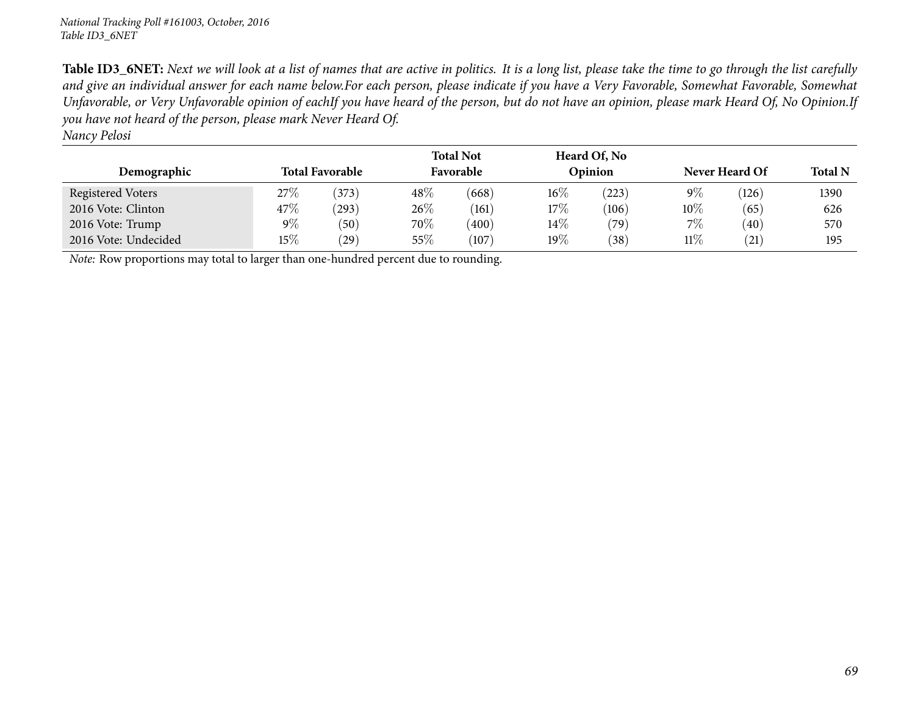*National Tracking Poll #161003, October, 2016*
*Table ID3_6NET*

**Table ID3_6NET:** *Next we will look at a list of names that are active in politics. It is a long list, please take the time to go through the list carefully and give an individual answer for each name below.For each person, please indicate if you have a Very Favorable, Somewhat Favorable, Somewhat Unfavorable, or Very Unfavorable opinion of eachIf you have heard of the person, but do not have an opinion, please mark Heard Of, No Opinion.If you have not heard of the person, please mark Never Heard Of.*
*Nancy Pelosi*

| Demographic | Total Favorable | | Total Not Favorable | | Heard Of, No Opinion | | Never Heard Of | | Total N |
|---|---|---|---|---|---|---|---|---|---|
| Registered Voters | 27% | (373) | 48% | (668) | 16% | (223) | 9% | (126) | 1390 |
| 2016 Vote: Clinton | 47% | (293) | 26% | (161) | 17% | (106) | 10% | (65) | 626 |
| 2016 Vote: Trump | 9% | (50) | 70% | (400) | 14% | (79) | 7% | (40) | 570 |
| 2016 Vote: Undecided | 15% | (29) | 55% | (107) | 19% | (38) | 11% | (21) | 195 |

*Note:* Row proportions may total to larger than one-hundred percent due to rounding.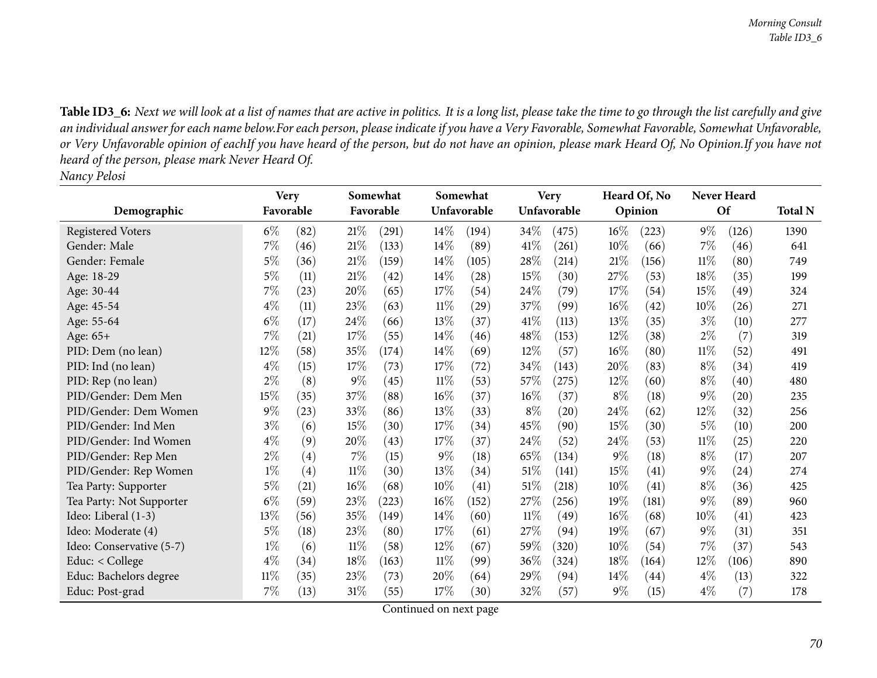**Table ID3_6:** *Next we will look at a list of names that are active in politics. It is a long list, please take the time to go through the list carefully and give an individual answer for each name below.For each person, please indicate if you have a Very Favorable, Somewhat Favorable, Somewhat Unfavorable, or Very Unfavorable opinion of eachIf you have heard of the person, but do not have an opinion, please mark Heard Of, No Opinion.If you have not heard of the person, please mark Never Heard Of.*

*Nancy Pelosi*

| Demographic | Very Favorable | | Somewhat Favorable | | Somewhat Unfavorable | | Very Unfavorable | | Heard Of, No Opinion | | Never Heard Of | | Total N |
|---|---|---|---|---|---|---|---|---|---|---|---|---|---|
| Registered Voters | 6% | (82) | 21% | (291) | 14% | (194) | 34% | (475) | 16% | (223) | 9% | (126) | 1390 |
| Gender: Male | 7% | (46) | 21% | (133) | 14% | (89) | 41% | (261) | 10% | (66) | 7% | (46) | 641 |
| Gender: Female | 5% | (36) | 21% | (159) | 14% | (105) | 28% | (214) | 21% | (156) | 11% | (80) | 749 |
| Age: 18-29 | 5% | (11) | 21% | (42) | 14% | (28) | 15% | (30) | 27% | (53) | 18% | (35) | 199 |
| Age: 30-44 | 7% | (23) | 20% | (65) | 17% | (54) | 24% | (79) | 17% | (54) | 15% | (49) | 324 |
| Age: 45-54 | 4% | (11) | 23% | (63) | 11% | (29) | 37% | (99) | 16% | (42) | 10% | (26) | 271 |
| Age: 55-64 | 6% | (17) | 24% | (66) | 13% | (37) | 41% | (113) | 13% | (35) | 3% | (10) | 277 |
| Age: 65+ | 7% | (21) | 17% | (55) | 14% | (46) | 48% | (153) | 12% | (38) | 2% | (7) | 319 |
| PID: Dem (no lean) | 12% | (58) | 35% | (174) | 14% | (69) | 12% | (57) | 16% | (80) | 11% | (52) | 491 |
| PID: Ind (no lean) | 4% | (15) | 17% | (73) | 17% | (72) | 34% | (143) | 20% | (83) | 8% | (34) | 419 |
| PID: Rep (no lean) | 2% | (8) | 9% | (45) | 11% | (53) | 57% | (275) | 12% | (60) | 8% | (40) | 480 |
| PID/Gender: Dem Men | 15% | (35) | 37% | (88) | 16% | (37) | 16% | (37) | 8% | (18) | 9% | (20) | 235 |
| PID/Gender: Dem Women | 9% | (23) | 33% | (86) | 13% | (33) | 8% | (20) | 24% | (62) | 12% | (32) | 256 |
| PID/Gender: Ind Men | 3% | (6) | 15% | (30) | 17% | (34) | 45% | (90) | 15% | (30) | 5% | (10) | 200 |
| PID/Gender: Ind Women | 4% | (9) | 20% | (43) | 17% | (37) | 24% | (52) | 24% | (53) | 11% | (25) | 220 |
| PID/Gender: Rep Men | 2% | (4) | 7% | (15) | 9% | (18) | 65% | (134) | 9% | (18) | 8% | (17) | 207 |
| PID/Gender: Rep Women | 1% | (4) | 11% | (30) | 13% | (34) | 51% | (141) | 15% | (41) | 9% | (24) | 274 |
| Tea Party: Supporter | 5% | (21) | 16% | (68) | 10% | (41) | 51% | (218) | 10% | (41) | 8% | (36) | 425 |
| Tea Party: Not Supporter | 6% | (59) | 23% | (223) | 16% | (152) | 27% | (256) | 19% | (181) | 9% | (89) | 960 |
| Ideo: Liberal (1-3) | 13% | (56) | 35% | (149) | 14% | (60) | 11% | (49) | 16% | (68) | 10% | (41) | 423 |
| Ideo: Moderate (4) | 5% | (18) | 23% | (80) | 17% | (61) | 27% | (94) | 19% | (67) | 9% | (31) | 351 |
| Ideo: Conservative (5-7) | 1% | (6) | 11% | (58) | 12% | (67) | 59% | (320) | 10% | (54) | 7% | (37) | 543 |
| Educ: < College | 4% | (34) | 18% | (163) | 11% | (99) | 36% | (324) | 18% | (164) | 12% | (106) | 890 |
| Educ: Bachelors degree | 11% | (35) | 23% | (73) | 20% | (64) | 29% | (94) | 14% | (44) | 4% | (13) | 322 |
| Educ: Post-grad | 7% | (13) | 31% | (55) | 17% | (30) | 32% | (57) | 9% | (15) | 4% | (7) | 178 |

Continued on next page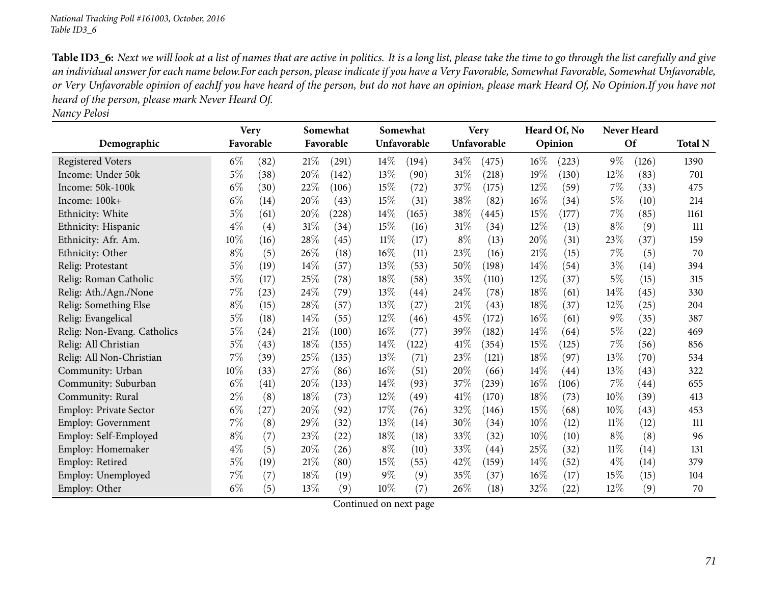**Table ID3_6:** *Next we will look at a list of names that are active in politics. It is a long list, please take the time to go through the list carefully and give an individual answer for each name below.For each person, please indicate if you have a Very Favorable, Somewhat Favorable, Somewhat Unfavorable, or Very Unfavorable opinion of eachIf you have heard of the person, but do not have an opinion, please mark Heard Of, No Opinion.If you have not heard of the person, please mark Never Heard Of.*

*Nancy Pelosi*

| Demographic | Very Favorable | | Somewhat Favorable | | Somewhat Unfavorable | | Very Unfavorable | | Heard Of, No Opinion | | Never Heard Of | | Total N |
|---|---|---|---|---|---|---|---|---|---|---|---|---|---|
| Registered Voters | 6% | (82) | 21% | (291) | 14% | (194) | 34% | (475) | 16% | (223) | 9% | (126) | 1390 |
| Income: Under 50k | 5% | (38) | 20% | (142) | 13% | (90) | 31% | (218) | 19% | (130) | 12% | (83) | 701 |
| Income: 50k-100k | 6% | (30) | 22% | (106) | 15% | (72) | 37% | (175) | 12% | (59) | 7% | (33) | 475 |
| Income: 100k+ | 6% | (14) | 20% | (43) | 15% | (31) | 38% | (82) | 16% | (34) | 5% | (10) | 214 |
| Ethnicity: White | 5% | (61) | 20% | (228) | 14% | (165) | 38% | (445) | 15% | (177) | 7% | (85) | 1161 |
| Ethnicity: Hispanic | 4% | (4) | 31% | (34) | 15% | (16) | 31% | (34) | 12% | (13) | 8% | (9) | 111 |
| Ethnicity: Afr. Am. | 10% | (16) | 28% | (45) | 11% | (17) | 8% | (13) | 20% | (31) | 23% | (37) | 159 |
| Ethnicity: Other | 8% | (5) | 26% | (18) | 16% | (11) | 23% | (16) | 21% | (15) | 7% | (5) | 70 |
| Relig: Protestant | 5% | (19) | 14% | (57) | 13% | (53) | 50% | (198) | 14% | (54) | 3% | (14) | 394 |
| Relig: Roman Catholic | 5% | (17) | 25% | (78) | 18% | (58) | 35% | (110) | 12% | (37) | 5% | (15) | 315 |
| Relig: Ath./Agn./None | 7% | (23) | 24% | (79) | 13% | (44) | 24% | (78) | 18% | (61) | 14% | (45) | 330 |
| Relig: Something Else | 8% | (15) | 28% | (57) | 13% | (27) | 21% | (43) | 18% | (37) | 12% | (25) | 204 |
| Relig: Evangelical | 5% | (18) | 14% | (55) | 12% | (46) | 45% | (172) | 16% | (61) | 9% | (35) | 387 |
| Relig: Non-Evang. Catholics | 5% | (24) | 21% | (100) | 16% | (77) | 39% | (182) | 14% | (64) | 5% | (22) | 469 |
| Relig: All Christian | 5% | (43) | 18% | (155) | 14% | (122) | 41% | (354) | 15% | (125) | 7% | (56) | 856 |
| Relig: All Non-Christian | 7% | (39) | 25% | (135) | 13% | (71) | 23% | (121) | 18% | (97) | 13% | (70) | 534 |
| Community: Urban | 10% | (33) | 27% | (86) | 16% | (51) | 20% | (66) | 14% | (44) | 13% | (43) | 322 |
| Community: Suburban | 6% | (41) | 20% | (133) | 14% | (93) | 37% | (239) | 16% | (106) | 7% | (44) | 655 |
| Community: Rural | 2% | (8) | 18% | (73) | 12% | (49) | 41% | (170) | 18% | (73) | 10% | (39) | 413 |
| Employ: Private Sector | 6% | (27) | 20% | (92) | 17% | (76) | 32% | (146) | 15% | (68) | 10% | (43) | 453 |
| Employ: Government | 7% | (8) | 29% | (32) | 13% | (14) | 30% | (34) | 10% | (12) | 11% | (12) | 111 |
| Employ: Self-Employed | 8% | (7) | 23% | (22) | 18% | (18) | 33% | (32) | 10% | (10) | 8% | (8) | 96 |
| Employ: Homemaker | 4% | (5) | 20% | (26) | 8% | (10) | 33% | (44) | 25% | (32) | 11% | (14) | 131 |
| Employ: Retired | 5% | (19) | 21% | (80) | 15% | (55) | 42% | (159) | 14% | (52) | 4% | (14) | 379 |
| Employ: Unemployed | 7% | (7) | 18% | (19) | 9% | (9) | 35% | (37) | 16% | (17) | 15% | (15) | 104 |
| Employ: Other | 6% | (5) | 13% | (9) | 10% | (7) | 26% | (18) | 32% | (22) | 12% | (9) | 70 |

Continued on next page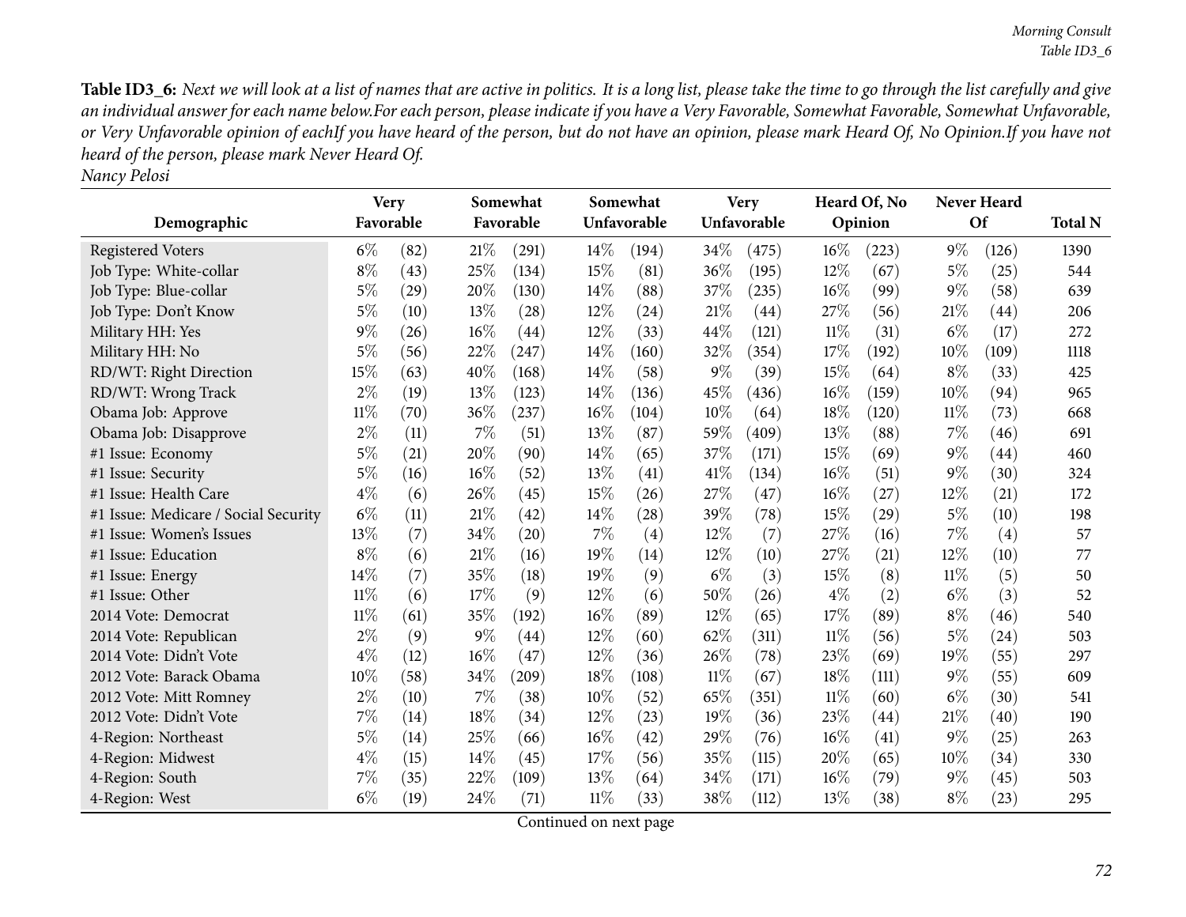**Table ID3_6:** *Next we will look at a list of names that are active in politics. It is a long list, please take the time to go through the list carefully and give an individual answer for each name below.For each person, please indicate if you have a Very Favorable, Somewhat Favorable, Somewhat Unfavorable, or Very Unfavorable opinion of eachIf you have heard of the person, but do not have an opinion, please mark Heard Of, No Opinion.If you have not heard of the person, please mark Never Heard Of.*
*Nancy Pelosi*

| Demographic | Very Favorable | | Somewhat Favorable | | Somewhat Unfavorable | | Very Unfavorable | | Heard Of, No Opinion | | Never Heard Of | | Total N |
|---|---|---|---|---|---|---|---|---|---|---|---|---|---|
| Registered Voters | 6% | (82) | 21% | (291) | 14% | (194) | 34% | (475) | 16% | (223) | 9% | (126) | 1390 |
| Job Type: White-collar | 8% | (43) | 25% | (134) | 15% | (81) | 36% | (195) | 12% | (67) | 5% | (25) | 544 |
| Job Type: Blue-collar | 5% | (29) | 20% | (130) | 14% | (88) | 37% | (235) | 16% | (99) | 9% | (58) | 639 |
| Job Type: Don't Know | 5% | (10) | 13% | (28) | 12% | (24) | 21% | (44) | 27% | (56) | 21% | (44) | 206 |
| Military HH: Yes | 9% | (26) | 16% | (44) | 12% | (33) | 44% | (121) | 11% | (31) | 6% | (17) | 272 |
| Military HH: No | 5% | (56) | 22% | (247) | 14% | (160) | 32% | (354) | 17% | (192) | 10% | (109) | 1118 |
| RD/WT: Right Direction | 15% | (63) | 40% | (168) | 14% | (58) | 9% | (39) | 15% | (64) | 8% | (33) | 425 |
| RD/WT: Wrong Track | 2% | (19) | 13% | (123) | 14% | (136) | 45% | (436) | 16% | (159) | 10% | (94) | 965 |
| Obama Job: Approve | 11% | (70) | 36% | (237) | 16% | (104) | 10% | (64) | 18% | (120) | 11% | (73) | 668 |
| Obama Job: Disapprove | 2% | (11) | 7% | (51) | 13% | (87) | 59% | (409) | 13% | (88) | 7% | (46) | 691 |
| #1 Issue: Economy | 5% | (21) | 20% | (90) | 14% | (65) | 37% | (171) | 15% | (69) | 9% | (44) | 460 |
| #1 Issue: Security | 5% | (16) | 16% | (52) | 13% | (41) | 41% | (134) | 16% | (51) | 9% | (30) | 324 |
| #1 Issue: Health Care | 4% | (6) | 26% | (45) | 15% | (26) | 27% | (47) | 16% | (27) | 12% | (21) | 172 |
| #1 Issue: Medicare / Social Security | 6% | (11) | 21% | (42) | 14% | (28) | 39% | (78) | 15% | (29) | 5% | (10) | 198 |
| #1 Issue: Women's Issues | 13% | (7) | 34% | (20) | 7% | (4) | 12% | (7) | 27% | (16) | 7% | (4) | 57 |
| #1 Issue: Education | 8% | (6) | 21% | (16) | 19% | (14) | 12% | (10) | 27% | (21) | 12% | (10) | 77 |
| #1 Issue: Energy | 14% | (7) | 35% | (18) | 19% | (9) | 6% | (3) | 15% | (8) | 11% | (5) | 50 |
| #1 Issue: Other | 11% | (6) | 17% | (9) | 12% | (6) | 50% | (26) | 4% | (2) | 6% | (3) | 52 |
| 2014 Vote: Democrat | 11% | (61) | 35% | (192) | 16% | (89) | 12% | (65) | 17% | (89) | 8% | (46) | 540 |
| 2014 Vote: Republican | 2% | (9) | 9% | (44) | 12% | (60) | 62% | (311) | 11% | (56) | 5% | (24) | 503 |
| 2014 Vote: Didn't Vote | 4% | (12) | 16% | (47) | 12% | (36) | 26% | (78) | 23% | (69) | 19% | (55) | 297 |
| 2012 Vote: Barack Obama | 10% | (58) | 34% | (209) | 18% | (108) | 11% | (67) | 18% | (111) | 9% | (55) | 609 |
| 2012 Vote: Mitt Romney | 2% | (10) | 7% | (38) | 10% | (52) | 65% | (351) | 11% | (60) | 6% | (30) | 541 |
| 2012 Vote: Didn't Vote | 7% | (14) | 18% | (34) | 12% | (23) | 19% | (36) | 23% | (44) | 21% | (40) | 190 |
| 4-Region: Northeast | 5% | (14) | 25% | (66) | 16% | (42) | 29% | (76) | 16% | (41) | 9% | (25) | 263 |
| 4-Region: Midwest | 4% | (15) | 14% | (45) | 17% | (56) | 35% | (115) | 20% | (65) | 10% | (34) | 330 |
| 4-Region: South | 7% | (35) | 22% | (109) | 13% | (64) | 34% | (171) | 16% | (79) | 9% | (45) | 503 |
| 4-Region: West | 6% | (19) | 24% | (71) | 11% | (33) | 38% | (112) | 13% | (38) | 8% | (23) | 295 |

Continued on next page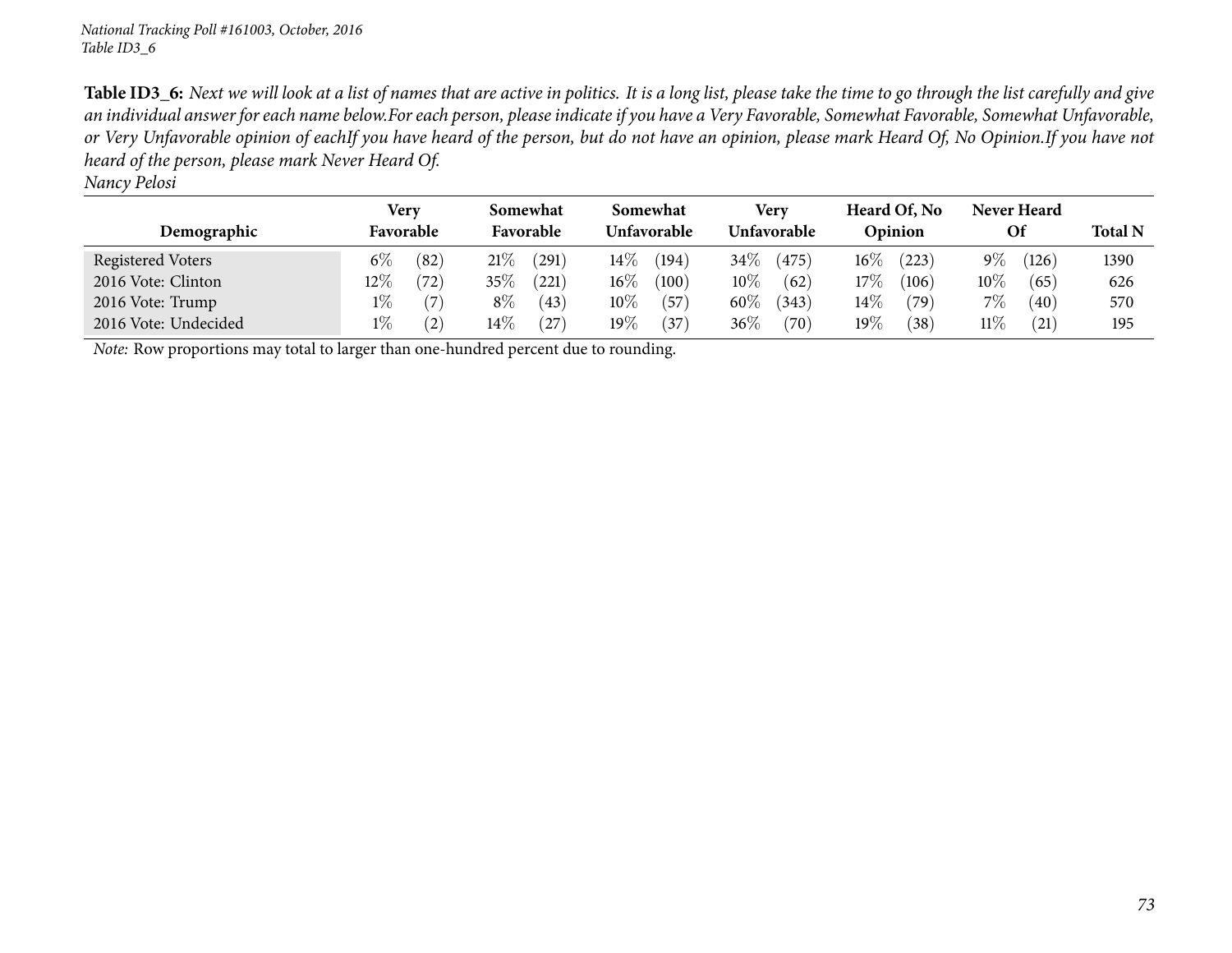**Table ID3_6:** *Next we will look at a list of names that are active in politics. It is a long list, please take the time to go through the list carefully and give an individual answer for each name below.For each person, please indicate if you have a Very Favorable, Somewhat Favorable, Somewhat Unfavorable, or Very Unfavorable opinion of eachIf you have heard of the person, but do not have an opinion, please mark Heard Of, No Opinion.If you have not heard of the person, please mark Never Heard Of.*

*Nancy Pelosi*

| Demographic | Very Favorable | | Somewhat Favorable | | Somewhat Unfavorable | | Very Unfavorable | | Heard Of, No Opinion | | Never Heard Of | | Total N |
|---|---|---|---|---|---|---|---|---|---|---|---|---|---|
| Registered Voters | 6% | (82) | 21% | (291) | 14% | (194) | 34% | (475) | 16% | (223) | 9% | (126) | 1390 |
| 2016 Vote: Clinton | 12% | (72) | 35% | (221) | 16% | (100) | 10% | (62) | 17% | (106) | 10% | (65) | 626 |
| 2016 Vote: Trump | 1% | (7) | 8% | (43) | 10% | (57) | 60% | (343) | 14% | (79) | 7% | (40) | 570 |
| 2016 Vote: Undecided | 1% | (2) | 14% | (27) | 19% | (37) | 36% | (70) | 19% | (38) | 11% | (21) | 195 |

*Note:* Row proportions may total to larger than one-hundred percent due to rounding.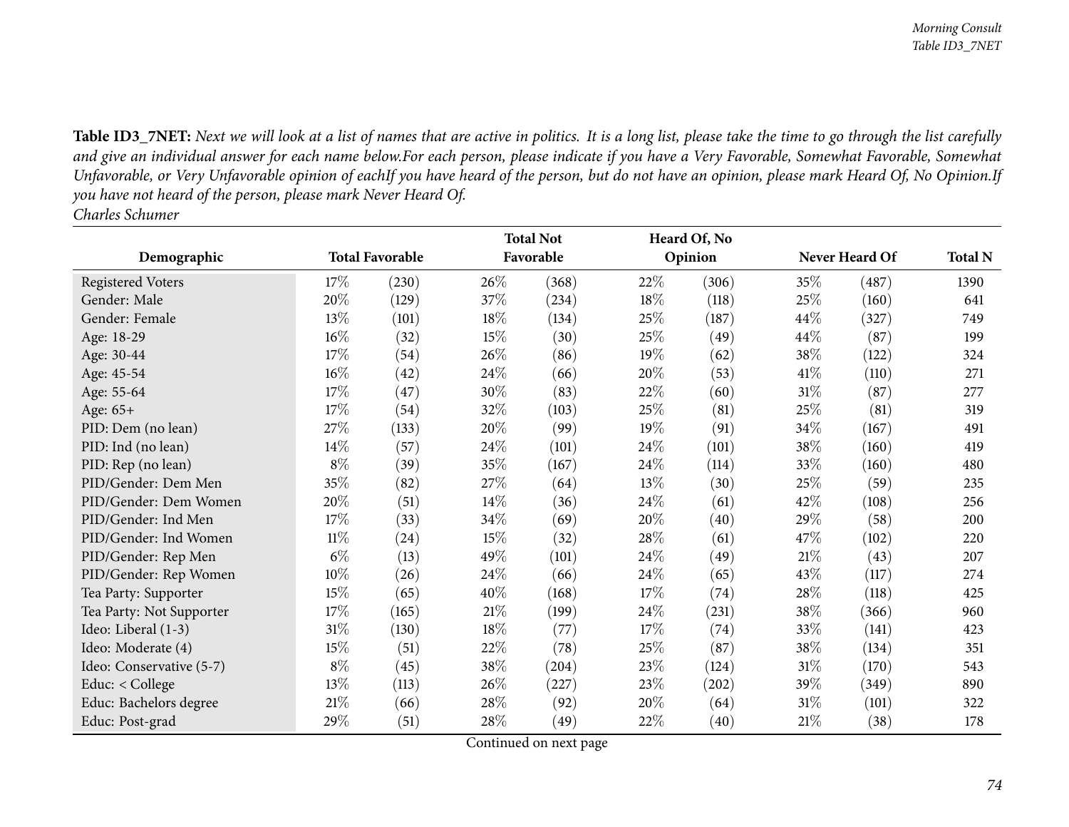**Table ID3_7NET:** *Next we will look at a list of names that are active in politics. It is a long list, please take the time to go through the list carefully and give an individual answer for each name below.For each person, please indicate if you have a Very Favorable, Somewhat Favorable, Somewhat Unfavorable, or Very Unfavorable opinion of eachIf you have heard of the person, but do not have an opinion, please mark Heard Of, No Opinion.If you have not heard of the person, please mark Never Heard Of.*

*Charles Schumer*

| Demographic | Total Favorable | | Total Not Favorable | | Heard Of, No Opinion | | Never Heard Of | | Total N |
|---|---|---|---|---|---|---|---|---|---|
| Registered Voters | 17% | (230) | 26% | (368) | 22% | (306) | 35% | (487) | 1390 |
| Gender: Male | 20% | (129) | 37% | (234) | 18% | (118) | 25% | (160) | 641 |
| Gender: Female | 13% | (101) | 18% | (134) | 25% | (187) | 44% | (327) | 749 |
| Age: 18-29 | 16% | (32) | 15% | (30) | 25% | (49) | 44% | (87) | 199 |
| Age: 30-44 | 17% | (54) | 26% | (86) | 19% | (62) | 38% | (122) | 324 |
| Age: 45-54 | 16% | (42) | 24% | (66) | 20% | (53) | 41% | (110) | 271 |
| Age: 55-64 | 17% | (47) | 30% | (83) | 22% | (60) | 31% | (87) | 277 |
| Age: 65+ | 17% | (54) | 32% | (103) | 25% | (81) | 25% | (81) | 319 |
| PID: Dem (no lean) | 27% | (133) | 20% | (99) | 19% | (91) | 34% | (167) | 491 |
| PID: Ind (no lean) | 14% | (57) | 24% | (101) | 24% | (101) | 38% | (160) | 419 |
| PID: Rep (no lean) | 8% | (39) | 35% | (167) | 24% | (114) | 33% | (160) | 480 |
| PID/Gender: Dem Men | 35% | (82) | 27% | (64) | 13% | (30) | 25% | (59) | 235 |
| PID/Gender: Dem Women | 20% | (51) | 14% | (36) | 24% | (61) | 42% | (108) | 256 |
| PID/Gender: Ind Men | 17% | (33) | 34% | (69) | 20% | (40) | 29% | (58) | 200 |
| PID/Gender: Ind Women | 11% | (24) | 15% | (32) | 28% | (61) | 47% | (102) | 220 |
| PID/Gender: Rep Men | 6% | (13) | 49% | (101) | 24% | (49) | 21% | (43) | 207 |
| PID/Gender: Rep Women | 10% | (26) | 24% | (66) | 24% | (65) | 43% | (117) | 274 |
| Tea Party: Supporter | 15% | (65) | 40% | (168) | 17% | (74) | 28% | (118) | 425 |
| Tea Party: Not Supporter | 17% | (165) | 21% | (199) | 24% | (231) | 38% | (366) | 960 |
| Ideo: Liberal (1-3) | 31% | (130) | 18% | (77) | 17% | (74) | 33% | (141) | 423 |
| Ideo: Moderate (4) | 15% | (51) | 22% | (78) | 25% | (87) | 38% | (134) | 351 |
| Ideo: Conservative (5-7) | 8% | (45) | 38% | (204) | 23% | (124) | 31% | (170) | 543 |
| Educ: < College | 13% | (113) | 26% | (227) | 23% | (202) | 39% | (349) | 890 |
| Educ: Bachelors degree | 21% | (66) | 28% | (92) | 20% | (64) | 31% | (101) | 322 |
| Educ: Post-grad | 29% | (51) | 28% | (49) | 22% | (40) | 21% | (38) | 178 |

Continued on next page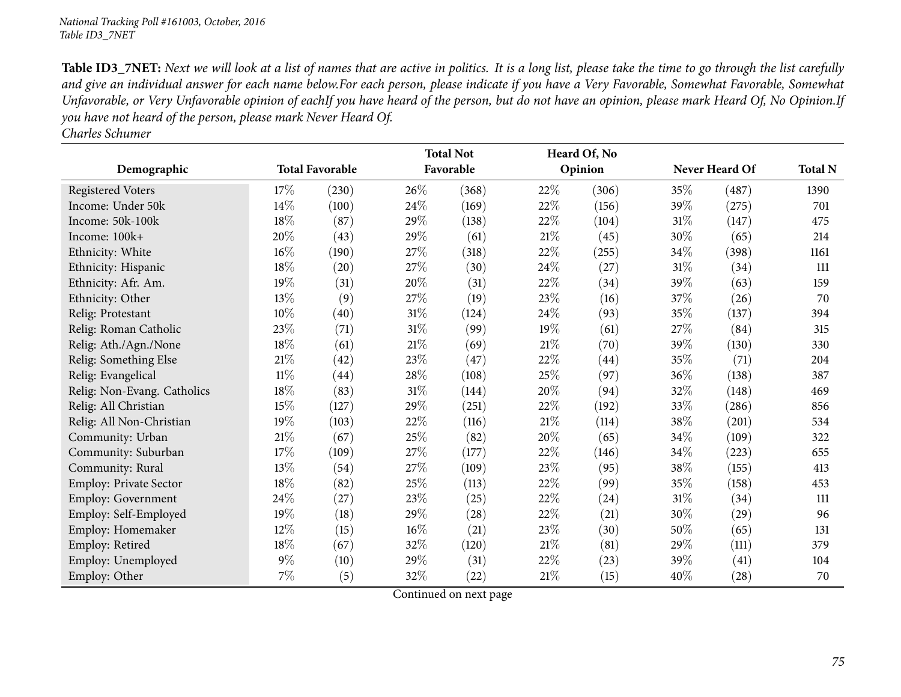**Table ID3_7NET:** *Next we will look at a list of names that are active in politics. It is a long list, please take the time to go through the list carefully and give an individual answer for each name below.For each person, please indicate if you have a Very Favorable, Somewhat Favorable, Somewhat Unfavorable, or Very Unfavorable opinion of eachIf you have heard of the person, but do not have an opinion, please mark Heard Of, No Opinion.If you have not heard of the person, please mark Never Heard Of.*
*Charles Schumer*

| Demographic | Total Favorable | | Total Not Favorable | | Heard Of, No Opinion | | Never Heard Of | | Total N |
|---|---|---|---|---|---|---|---|---|---|
| Registered Voters | 17% | (230) | 26% | (368) | 22% | (306) | 35% | (487) | 1390 |
| Income: Under 50k | 14% | (100) | 24% | (169) | 22% | (156) | 39% | (275) | 701 |
| Income: 50k-100k | 18% | (87) | 29% | (138) | 22% | (104) | 31% | (147) | 475 |
| Income: 100k+ | 20% | (43) | 29% | (61) | 21% | (45) | 30% | (65) | 214 |
| Ethnicity: White | 16% | (190) | 27% | (318) | 22% | (255) | 34% | (398) | 1161 |
| Ethnicity: Hispanic | 18% | (20) | 27% | (30) | 24% | (27) | 31% | (34) | 111 |
| Ethnicity: Afr. Am. | 19% | (31) | 20% | (31) | 22% | (34) | 39% | (63) | 159 |
| Ethnicity: Other | 13% | (9) | 27% | (19) | 23% | (16) | 37% | (26) | 70 |
| Relig: Protestant | 10% | (40) | 31% | (124) | 24% | (93) | 35% | (137) | 394 |
| Relig: Roman Catholic | 23% | (71) | 31% | (99) | 19% | (61) | 27% | (84) | 315 |
| Relig: Ath./Agn./None | 18% | (61) | 21% | (69) | 21% | (70) | 39% | (130) | 330 |
| Relig: Something Else | 21% | (42) | 23% | (47) | 22% | (44) | 35% | (71) | 204 |
| Relig: Evangelical | 11% | (44) | 28% | (108) | 25% | (97) | 36% | (138) | 387 |
| Relig: Non-Evang. Catholics | 18% | (83) | 31% | (144) | 20% | (94) | 32% | (148) | 469 |
| Relig: All Christian | 15% | (127) | 29% | (251) | 22% | (192) | 33% | (286) | 856 |
| Relig: All Non-Christian | 19% | (103) | 22% | (116) | 21% | (114) | 38% | (201) | 534 |
| Community: Urban | 21% | (67) | 25% | (82) | 20% | (65) | 34% | (109) | 322 |
| Community: Suburban | 17% | (109) | 27% | (177) | 22% | (146) | 34% | (223) | 655 |
| Community: Rural | 13% | (54) | 27% | (109) | 23% | (95) | 38% | (155) | 413 |
| Employ: Private Sector | 18% | (82) | 25% | (113) | 22% | (99) | 35% | (158) | 453 |
| Employ: Government | 24% | (27) | 23% | (25) | 22% | (24) | 31% | (34) | 111 |
| Employ: Self-Employed | 19% | (18) | 29% | (28) | 22% | (21) | 30% | (29) | 96 |
| Employ: Homemaker | 12% | (15) | 16% | (21) | 23% | (30) | 50% | (65) | 131 |
| Employ: Retired | 18% | (67) | 32% | (120) | 21% | (81) | 29% | (111) | 379 |
| Employ: Unemployed | 9% | (10) | 29% | (31) | 22% | (23) | 39% | (41) | 104 |
| Employ: Other | 7% | (5) | 32% | (22) | 21% | (15) | 40% | (28) | 70 |

Continued on next page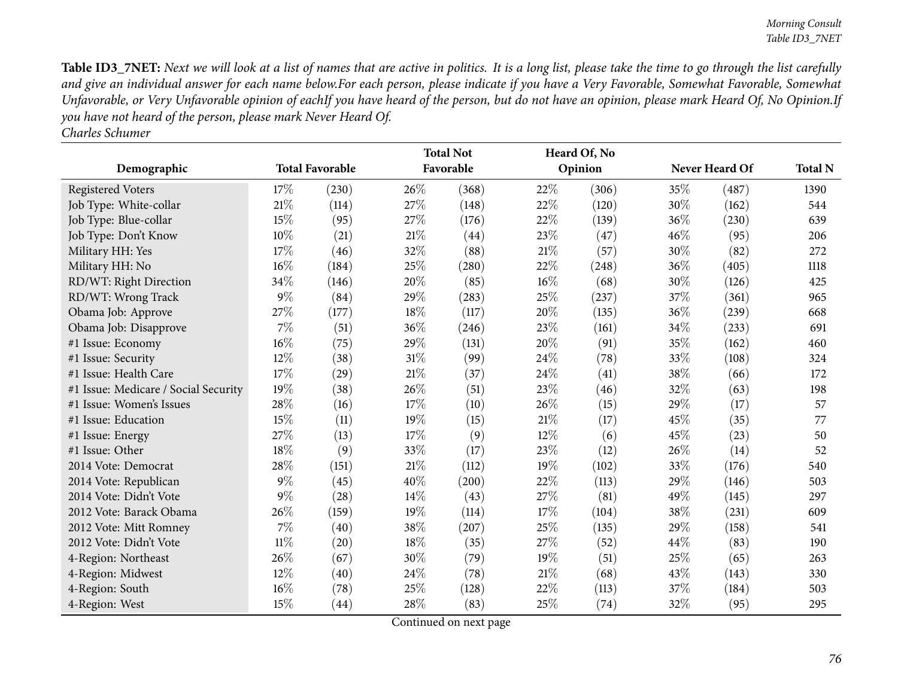**Table ID3_7NET:** *Next we will look at a list of names that are active in politics. It is a long list, please take the time to go through the list carefully and give an individual answer for each name below.For each person, please indicate if you have a Very Favorable, Somewhat Favorable, Somewhat Unfavorable, or Very Unfavorable opinion of eachIf you have heard of the person, but do not have an opinion, please mark Heard Of, No Opinion.If you have not heard of the person, please mark Never Heard Of.*
*Charles Schumer*

| Demographic | Total Favorable | | Total Not Favorable | | Heard Of, No Opinion | | Never Heard Of | | Total N |
|---|---|---|---|---|---|---|---|---|---|
| Registered Voters | 17% | (230) | 26% | (368) | 22% | (306) | 35% | (487) | 1390 |
| Job Type: White-collar | 21% | (114) | 27% | (148) | 22% | (120) | 30% | (162) | 544 |
| Job Type: Blue-collar | 15% | (95) | 27% | (176) | 22% | (139) | 36% | (230) | 639 |
| Job Type: Don't Know | 10% | (21) | 21% | (44) | 23% | (47) | 46% | (95) | 206 |
| Military HH: Yes | 17% | (46) | 32% | (88) | 21% | (57) | 30% | (82) | 272 |
| Military HH: No | 16% | (184) | 25% | (280) | 22% | (248) | 36% | (405) | 1118 |
| RD/WT: Right Direction | 34% | (146) | 20% | (85) | 16% | (68) | 30% | (126) | 425 |
| RD/WT: Wrong Track | 9% | (84) | 29% | (283) | 25% | (237) | 37% | (361) | 965 |
| Obama Job: Approve | 27% | (177) | 18% | (117) | 20% | (135) | 36% | (239) | 668 |
| Obama Job: Disapprove | 7% | (51) | 36% | (246) | 23% | (161) | 34% | (233) | 691 |
| #1 Issue: Economy | 16% | (75) | 29% | (131) | 20% | (91) | 35% | (162) | 460 |
| #1 Issue: Security | 12% | (38) | 31% | (99) | 24% | (78) | 33% | (108) | 324 |
| #1 Issue: Health Care | 17% | (29) | 21% | (37) | 24% | (41) | 38% | (66) | 172 |
| #1 Issue: Medicare / Social Security | 19% | (38) | 26% | (51) | 23% | (46) | 32% | (63) | 198 |
| #1 Issue: Women's Issues | 28% | (16) | 17% | (10) | 26% | (15) | 29% | (17) | 57 |
| #1 Issue: Education | 15% | (11) | 19% | (15) | 21% | (17) | 45% | (35) | 77 |
| #1 Issue: Energy | 27% | (13) | 17% | (9) | 12% | (6) | 45% | (23) | 50 |
| #1 Issue: Other | 18% | (9) | 33% | (17) | 23% | (12) | 26% | (14) | 52 |
| 2014 Vote: Democrat | 28% | (151) | 21% | (112) | 19% | (102) | 33% | (176) | 540 |
| 2014 Vote: Republican | 9% | (45) | 40% | (200) | 22% | (113) | 29% | (146) | 503 |
| 2014 Vote: Didn't Vote | 9% | (28) | 14% | (43) | 27% | (81) | 49% | (145) | 297 |
| 2012 Vote: Barack Obama | 26% | (159) | 19% | (114) | 17% | (104) | 38% | (231) | 609 |
| 2012 Vote: Mitt Romney | 7% | (40) | 38% | (207) | 25% | (135) | 29% | (158) | 541 |
| 2012 Vote: Didn't Vote | 11% | (20) | 18% | (35) | 27% | (52) | 44% | (83) | 190 |
| 4-Region: Northeast | 26% | (67) | 30% | (79) | 19% | (51) | 25% | (65) | 263 |
| 4-Region: Midwest | 12% | (40) | 24% | (78) | 21% | (68) | 43% | (143) | 330 |
| 4-Region: South | 16% | (78) | 25% | (128) | 22% | (113) | 37% | (184) | 503 |
| 4-Region: West | 15% | (44) | 28% | (83) | 25% | (74) | 32% | (95) | 295 |

Continued on next page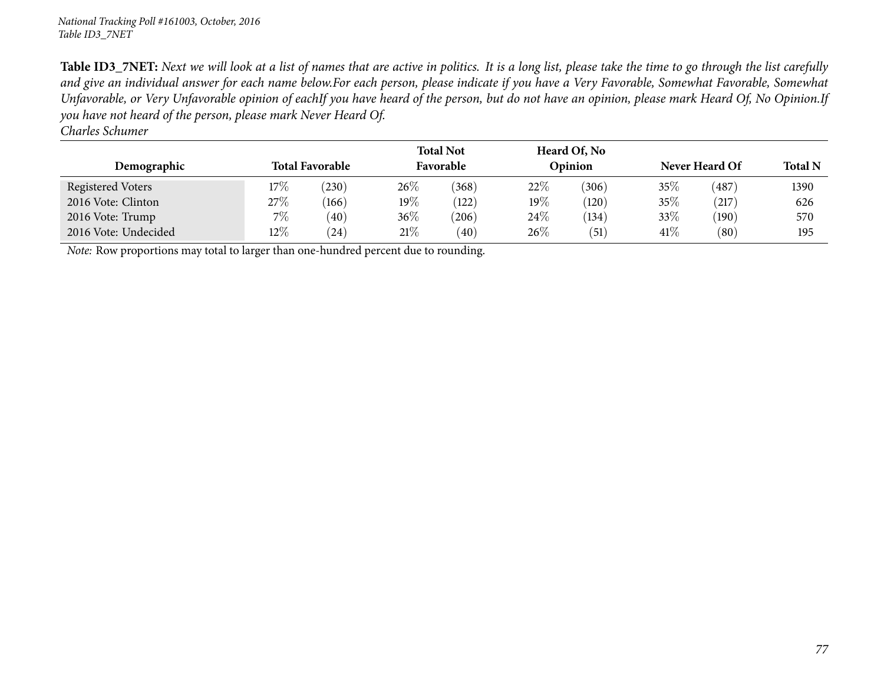**Table ID3_7NET:** *Next we will look at a list of names that are active in politics. It is a long list, please take the time to go through the list carefully and give an individual answer for each name below.For each person, please indicate if you have a Very Favorable, Somewhat Favorable, Somewhat Unfavorable, or Very Unfavorable opinion of eachIf you have heard of the person, but do not have an opinion, please mark Heard Of, No Opinion.If you have not heard of the person, please mark Never Heard Of.*
*Charles Schumer*

| Demographic | Total Favorable | | Total Not Favorable | | Heard Of, No Opinion | | Never Heard Of | | Total N |
|---|---|---|---|---|---|---|---|---|---|
| Registered Voters | 17% | (230) | 26% | (368) | 22% | (306) | 35% | (487) | 1390 |
| 2016 Vote: Clinton | 27% | (166) | 19% | (122) | 19% | (120) | 35% | (217) | 626 |
| 2016 Vote: Trump | 7% | (40) | 36% | (206) | 24% | (134) | 33% | (190) | 570 |
| 2016 Vote: Undecided | 12% | (24) | 21% | (40) | 26% | (51) | 41% | (80) | 195 |

*Note:* Row proportions may total to larger than one-hundred percent due to rounding.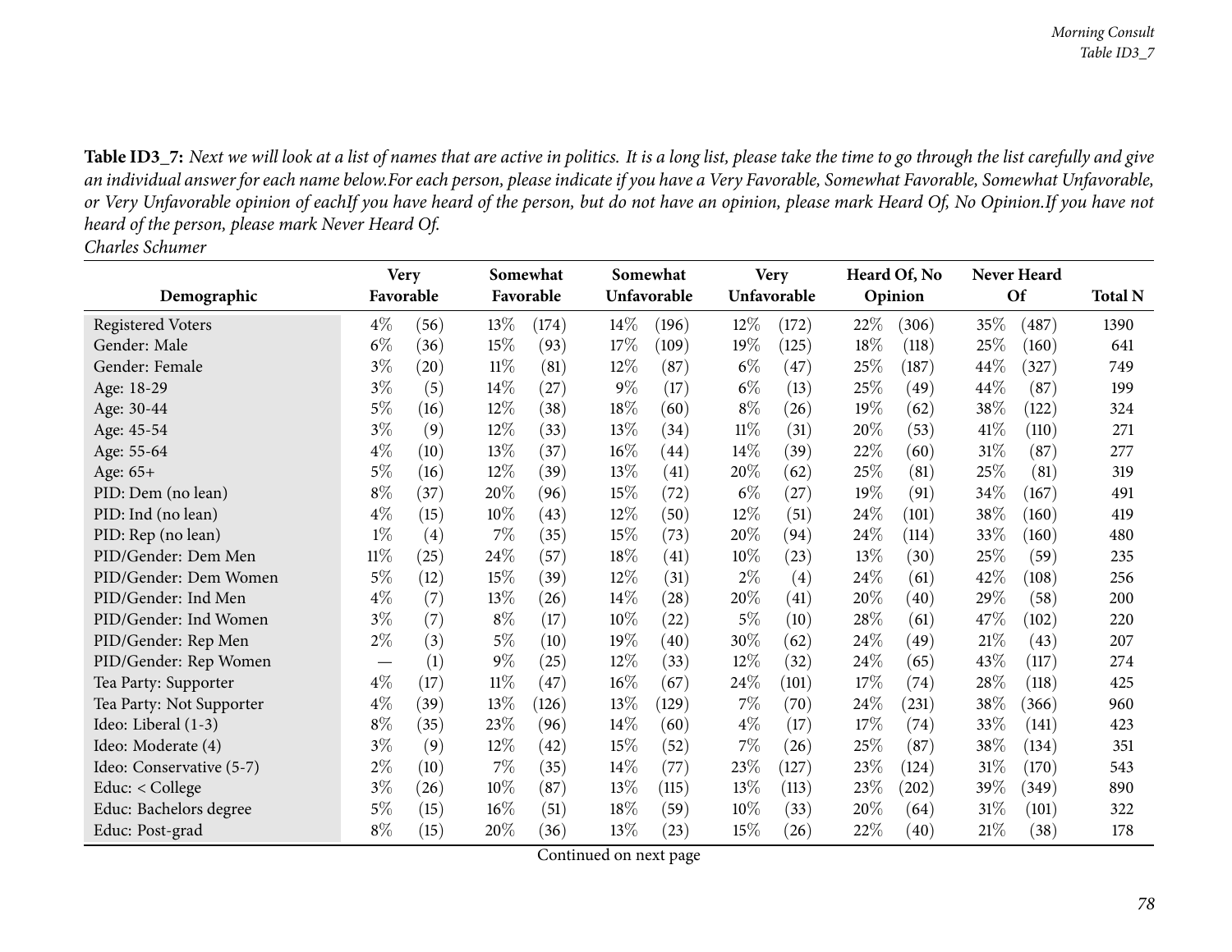**Table ID3_7:** *Next we will look at a list of names that are active in politics. It is a long list, please take the time to go through the list carefully and give an individual answer for each name below.For each person, please indicate if you have a Very Favorable, Somewhat Favorable, Somewhat Unfavorable, or Very Unfavorable opinion of eachIf you have heard of the person, but do not have an opinion, please mark Heard Of, No Opinion.If you have not heard of the person, please mark Never Heard Of.*
*Charles Schumer*

| Demographic | Very Favorable | | Somewhat Favorable | | Somewhat Unfavorable | | Very Unfavorable | | Heard Of, No Opinion | | Never Heard Of | | Total N |
|---|---|---|---|---|---|---|---|---|---|---|---|---|---|
| Registered Voters | 4% | (56) | 13% | (174) | 14% | (196) | 12% | (172) | 22% | (306) | 35% | (487) | 1390 |
| Gender: Male | 6% | (36) | 15% | (93) | 17% | (109) | 19% | (125) | 18% | (118) | 25% | (160) | 641 |
| Gender: Female | 3% | (20) | 11% | (81) | 12% | (87) | 6% | (47) | 25% | (187) | 44% | (327) | 749 |
| Age: 18-29 | 3% | (5) | 14% | (27) | 9% | (17) | 6% | (13) | 25% | (49) | 44% | (87) | 199 |
| Age: 30-44 | 5% | (16) | 12% | (38) | 18% | (60) | 8% | (26) | 19% | (62) | 38% | (122) | 324 |
| Age: 45-54 | 3% | (9) | 12% | (33) | 13% | (34) | 11% | (31) | 20% | (53) | 41% | (110) | 271 |
| Age: 55-64 | 4% | (10) | 13% | (37) | 16% | (44) | 14% | (39) | 22% | (60) | 31% | (87) | 277 |
| Age: 65+ | 5% | (16) | 12% | (39) | 13% | (41) | 20% | (62) | 25% | (81) | 25% | (81) | 319 |
| PID: Dem (no lean) | 8% | (37) | 20% | (96) | 15% | (72) | 6% | (27) | 19% | (91) | 34% | (167) | 491 |
| PID: Ind (no lean) | 4% | (15) | 10% | (43) | 12% | (50) | 12% | (51) | 24% | (101) | 38% | (160) | 419 |
| PID: Rep (no lean) | 1% | (4) | 7% | (35) | 15% | (73) | 20% | (94) | 24% | (114) | 33% | (160) | 480 |
| PID/Gender: Dem Men | 11% | (25) | 24% | (57) | 18% | (41) | 10% | (23) | 13% | (30) | 25% | (59) | 235 |
| PID/Gender: Dem Women | 5% | (12) | 15% | (39) | 12% | (31) | 2% | (4) | 24% | (61) | 42% | (108) | 256 |
| PID/Gender: Ind Men | 4% | (7) | 13% | (26) | 14% | (28) | 20% | (41) | 20% | (40) | 29% | (58) | 200 |
| PID/Gender: Ind Women | 3% | (7) | 8% | (17) | 10% | (22) | 5% | (10) | 28% | (61) | 47% | (102) | 220 |
| PID/Gender: Rep Men | 2% | (3) | 5% | (10) | 19% | (40) | 30% | (62) | 24% | (49) | 21% | (43) | 207 |
| PID/Gender: Rep Women | — | (1) | 9% | (25) | 12% | (33) | 12% | (32) | 24% | (65) | 43% | (117) | 274 |
| Tea Party: Supporter | 4% | (17) | 11% | (47) | 16% | (67) | 24% | (101) | 17% | (74) | 28% | (118) | 425 |
| Tea Party: Not Supporter | 4% | (39) | 13% | (126) | 13% | (129) | 7% | (70) | 24% | (231) | 38% | (366) | 960 |
| Ideo: Liberal (1-3) | 8% | (35) | 23% | (96) | 14% | (60) | 4% | (17) | 17% | (74) | 33% | (141) | 423 |
| Ideo: Moderate (4) | 3% | (9) | 12% | (42) | 15% | (52) | 7% | (26) | 25% | (87) | 38% | (134) | 351 |
| Ideo: Conservative (5-7) | 2% | (10) | 7% | (35) | 14% | (77) | 23% | (127) | 23% | (124) | 31% | (170) | 543 |
| Educ: < College | 3% | (26) | 10% | (87) | 13% | (115) | 13% | (113) | 23% | (202) | 39% | (349) | 890 |
| Educ: Bachelors degree | 5% | (15) | 16% | (51) | 18% | (59) | 10% | (33) | 20% | (64) | 31% | (101) | 322 |
| Educ: Post-grad | 8% | (15) | 20% | (36) | 13% | (23) | 15% | (26) | 22% | (40) | 21% | (38) | 178 |

Continued on next page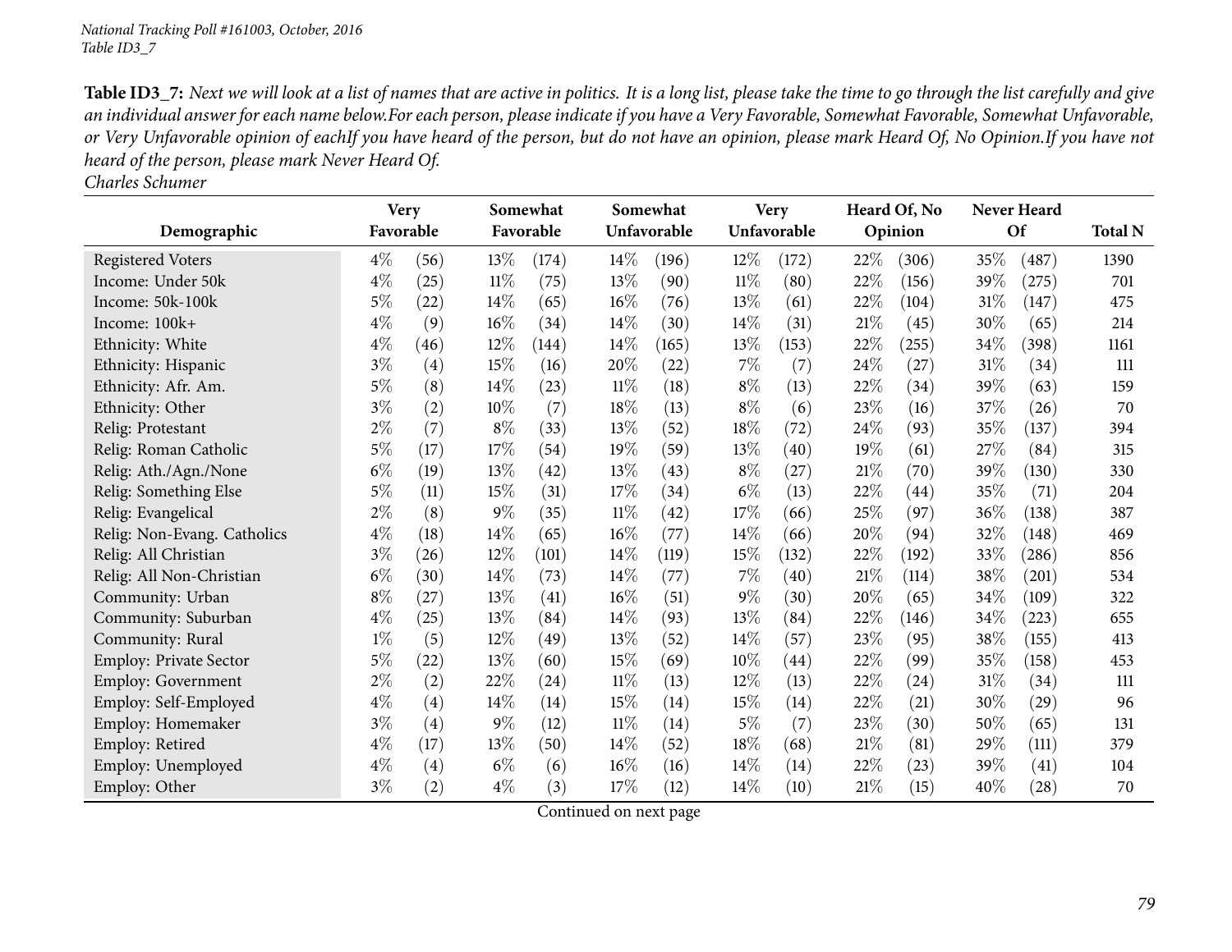**Table ID3_7:** *Next we will look at a list of names that are active in politics. It is a long list, please take the time to go through the list carefully and give an individual answer for each name below.For each person, please indicate if you have a Very Favorable, Somewhat Favorable, Somewhat Unfavorable, or Very Unfavorable opinion of eachIf you have heard of the person, but do not have an opinion, please mark Heard Of, No Opinion.If you have not heard of the person, please mark Never Heard Of.*

*Charles Schumer*

| Demographic | Very Favorable | | Somewhat Favorable | | Somewhat Unfavorable | | Very Unfavorable | | Heard Of, No Opinion | | Never Heard Of | | Total N |
|---|---|---|---|---|---|---|---|---|---|---|---|---|---|
| Registered Voters | 4% | (56) | 13% | (174) | 14% | (196) | 12% | (172) | 22% | (306) | 35% | (487) | 1390 |
| Income: Under 50k | 4% | (25) | 11% | (75) | 13% | (90) | 11% | (80) | 22% | (156) | 39% | (275) | 701 |
| Income: 50k-100k | 5% | (22) | 14% | (65) | 16% | (76) | 13% | (61) | 22% | (104) | 31% | (147) | 475 |
| Income: 100k+ | 4% | (9) | 16% | (34) | 14% | (30) | 14% | (31) | 21% | (45) | 30% | (65) | 214 |
| Ethnicity: White | 4% | (46) | 12% | (144) | 14% | (165) | 13% | (153) | 22% | (255) | 34% | (398) | 1161 |
| Ethnicity: Hispanic | 3% | (4) | 15% | (16) | 20% | (22) | 7% | (7) | 24% | (27) | 31% | (34) | 111 |
| Ethnicity: Afr. Am. | 5% | (8) | 14% | (23) | 11% | (18) | 8% | (13) | 22% | (34) | 39% | (63) | 159 |
| Ethnicity: Other | 3% | (2) | 10% | (7) | 18% | (13) | 8% | (6) | 23% | (16) | 37% | (26) | 70 |
| Relig: Protestant | 2% | (7) | 8% | (33) | 13% | (52) | 18% | (72) | 24% | (93) | 35% | (137) | 394 |
| Relig: Roman Catholic | 5% | (17) | 17% | (54) | 19% | (59) | 13% | (40) | 19% | (61) | 27% | (84) | 315 |
| Relig: Ath./Agn./None | 6% | (19) | 13% | (42) | 13% | (43) | 8% | (27) | 21% | (70) | 39% | (130) | 330 |
| Relig: Something Else | 5% | (11) | 15% | (31) | 17% | (34) | 6% | (13) | 22% | (44) | 35% | (71) | 204 |
| Relig: Evangelical | 2% | (8) | 9% | (35) | 11% | (42) | 17% | (66) | 25% | (97) | 36% | (138) | 387 |
| Relig: Non-Evang. Catholics | 4% | (18) | 14% | (65) | 16% | (77) | 14% | (66) | 20% | (94) | 32% | (148) | 469 |
| Relig: All Christian | 3% | (26) | 12% | (101) | 14% | (119) | 15% | (132) | 22% | (192) | 33% | (286) | 856 |
| Relig: All Non-Christian | 6% | (30) | 14% | (73) | 14% | (77) | 7% | (40) | 21% | (114) | 38% | (201) | 534 |
| Community: Urban | 8% | (27) | 13% | (41) | 16% | (51) | 9% | (30) | 20% | (65) | 34% | (109) | 322 |
| Community: Suburban | 4% | (25) | 13% | (84) | 14% | (93) | 13% | (84) | 22% | (146) | 34% | (223) | 655 |
| Community: Rural | 1% | (5) | 12% | (49) | 13% | (52) | 14% | (57) | 23% | (95) | 38% | (155) | 413 |
| Employ: Private Sector | 5% | (22) | 13% | (60) | 15% | (69) | 10% | (44) | 22% | (99) | 35% | (158) | 453 |
| Employ: Government | 2% | (2) | 22% | (24) | 11% | (13) | 12% | (13) | 22% | (24) | 31% | (34) | 111 |
| Employ: Self-Employed | 4% | (4) | 14% | (14) | 15% | (14) | 15% | (14) | 22% | (21) | 30% | (29) | 96 |
| Employ: Homemaker | 3% | (4) | 9% | (12) | 11% | (14) | 5% | (7) | 23% | (30) | 50% | (65) | 131 |
| Employ: Retired | 4% | (17) | 13% | (50) | 14% | (52) | 18% | (68) | 21% | (81) | 29% | (111) | 379 |
| Employ: Unemployed | 4% | (4) | 6% | (6) | 16% | (16) | 14% | (14) | 22% | (23) | 39% | (41) | 104 |
| Employ: Other | 3% | (2) | 4% | (3) | 17% | (12) | 14% | (10) | 21% | (15) | 40% | (28) | 70 |

Continued on next page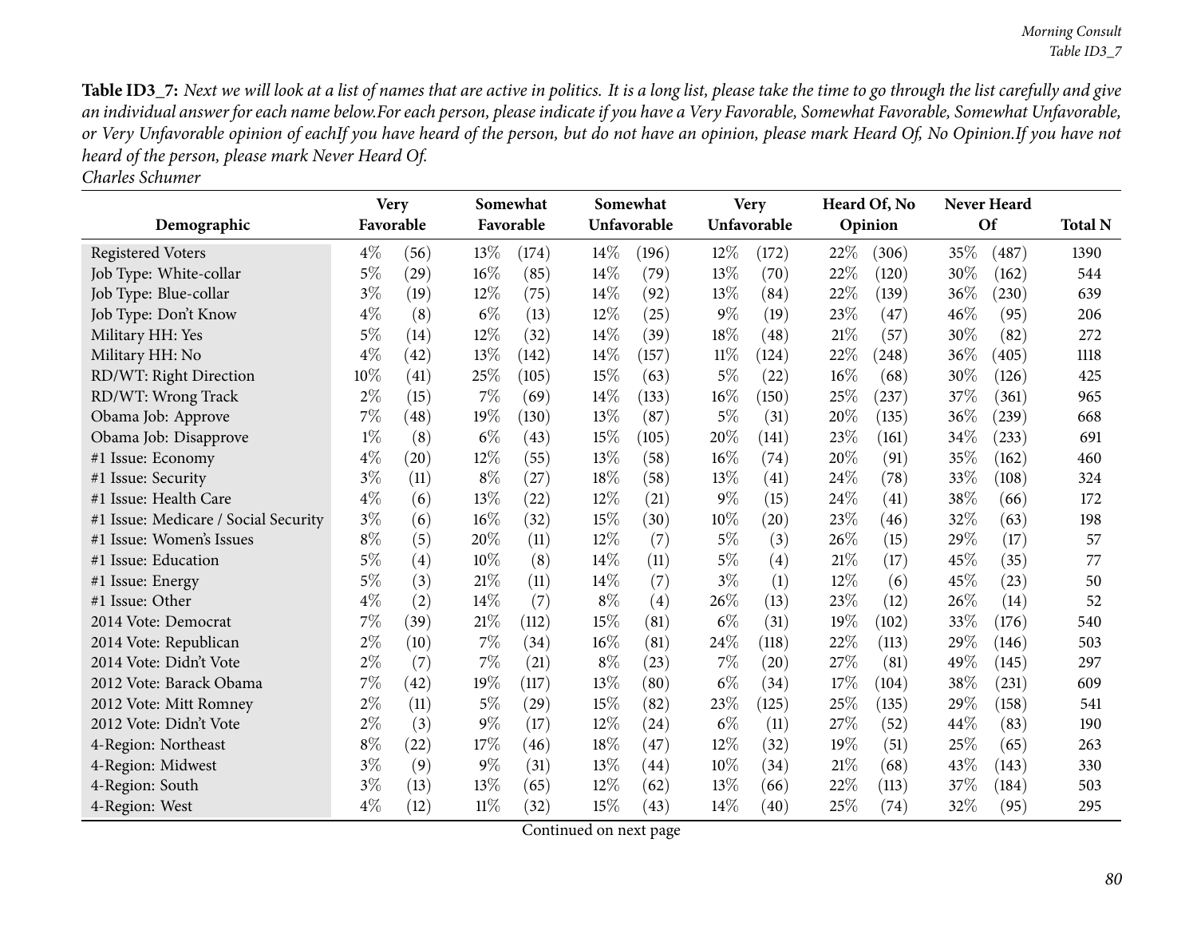**Table ID3_7:** *Next we will look at a list of names that are active in politics. It is a long list, please take the time to go through the list carefully and give an individual answer for each name below.For each person, please indicate if you have a Very Favorable, Somewhat Favorable, Somewhat Unfavorable, or Very Unfavorable opinion of eachIf you have heard of the person, but do not have an opinion, please mark Heard Of, No Opinion.If you have not heard of the person, please mark Never Heard Of.*

*Charles Schumer*

| Demographic | Very Favorable | | Somewhat Favorable | | Somewhat Unfavorable | | Very Unfavorable | | Heard Of, No Opinion | | Never Heard Of | | Total N |
|---|---|---|---|---|---|---|---|---|---|---|---|---|---|
| Registered Voters | 4% | (56) | 13% | (174) | 14% | (196) | 12% | (172) | 22% | (306) | 35% | (487) | 1390 |
| Job Type: White-collar | 5% | (29) | 16% | (85) | 14% | (79) | 13% | (70) | 22% | (120) | 30% | (162) | 544 |
| Job Type: Blue-collar | 3% | (19) | 12% | (75) | 14% | (92) | 13% | (84) | 22% | (139) | 36% | (230) | 639 |
| Job Type: Don't Know | 4% | (8) | 6% | (13) | 12% | (25) | 9% | (19) | 23% | (47) | 46% | (95) | 206 |
| Military HH: Yes | 5% | (14) | 12% | (32) | 14% | (39) | 18% | (48) | 21% | (57) | 30% | (82) | 272 |
| Military HH: No | 4% | (42) | 13% | (142) | 14% | (157) | 11% | (124) | 22% | (248) | 36% | (405) | 1118 |
| RD/WT: Right Direction | 10% | (41) | 25% | (105) | 15% | (63) | 5% | (22) | 16% | (68) | 30% | (126) | 425 |
| RD/WT: Wrong Track | 2% | (15) | 7% | (69) | 14% | (133) | 16% | (150) | 25% | (237) | 37% | (361) | 965 |
| Obama Job: Approve | 7% | (48) | 19% | (130) | 13% | (87) | 5% | (31) | 20% | (135) | 36% | (239) | 668 |
| Obama Job: Disapprove | 1% | (8) | 6% | (43) | 15% | (105) | 20% | (141) | 23% | (161) | 34% | (233) | 691 |
| #1 Issue: Economy | 4% | (20) | 12% | (55) | 13% | (58) | 16% | (74) | 20% | (91) | 35% | (162) | 460 |
| #1 Issue: Security | 3% | (11) | 8% | (27) | 18% | (58) | 13% | (41) | 24% | (78) | 33% | (108) | 324 |
| #1 Issue: Health Care | 4% | (6) | 13% | (22) | 12% | (21) | 9% | (15) | 24% | (41) | 38% | (66) | 172 |
| #1 Issue: Medicare / Social Security | 3% | (6) | 16% | (32) | 15% | (30) | 10% | (20) | 23% | (46) | 32% | (63) | 198 |
| #1 Issue: Women's Issues | 8% | (5) | 20% | (11) | 12% | (7) | 5% | (3) | 26% | (15) | 29% | (17) | 57 |
| #1 Issue: Education | 5% | (4) | 10% | (8) | 14% | (11) | 5% | (4) | 21% | (17) | 45% | (35) | 77 |
| #1 Issue: Energy | 5% | (3) | 21% | (11) | 14% | (7) | 3% | (1) | 12% | (6) | 45% | (23) | 50 |
| #1 Issue: Other | 4% | (2) | 14% | (7) | 8% | (4) | 26% | (13) | 23% | (12) | 26% | (14) | 52 |
| 2014 Vote: Democrat | 7% | (39) | 21% | (112) | 15% | (81) | 6% | (31) | 19% | (102) | 33% | (176) | 540 |
| 2014 Vote: Republican | 2% | (10) | 7% | (34) | 16% | (81) | 24% | (118) | 22% | (113) | 29% | (146) | 503 |
| 2014 Vote: Didn't Vote | 2% | (7) | 7% | (21) | 8% | (23) | 7% | (20) | 27% | (81) | 49% | (145) | 297 |
| 2012 Vote: Barack Obama | 7% | (42) | 19% | (117) | 13% | (80) | 6% | (34) | 17% | (104) | 38% | (231) | 609 |
| 2012 Vote: Mitt Romney | 2% | (11) | 5% | (29) | 15% | (82) | 23% | (125) | 25% | (135) | 29% | (158) | 541 |
| 2012 Vote: Didn't Vote | 2% | (3) | 9% | (17) | 12% | (24) | 6% | (11) | 27% | (52) | 44% | (83) | 190 |
| 4-Region: Northeast | 8% | (22) | 17% | (46) | 18% | (47) | 12% | (32) | 19% | (51) | 25% | (65) | 263 |
| 4-Region: Midwest | 3% | (9) | 9% | (31) | 13% | (44) | 10% | (34) | 21% | (68) | 43% | (143) | 330 |
| 4-Region: South | 3% | (13) | 13% | (65) | 12% | (62) | 13% | (66) | 22% | (113) | 37% | (184) | 503 |
| 4-Region: West | 4% | (12) | 11% | (32) | 15% | (43) | 14% | (40) | 25% | (74) | 32% | (95) | 295 |

Continued on next page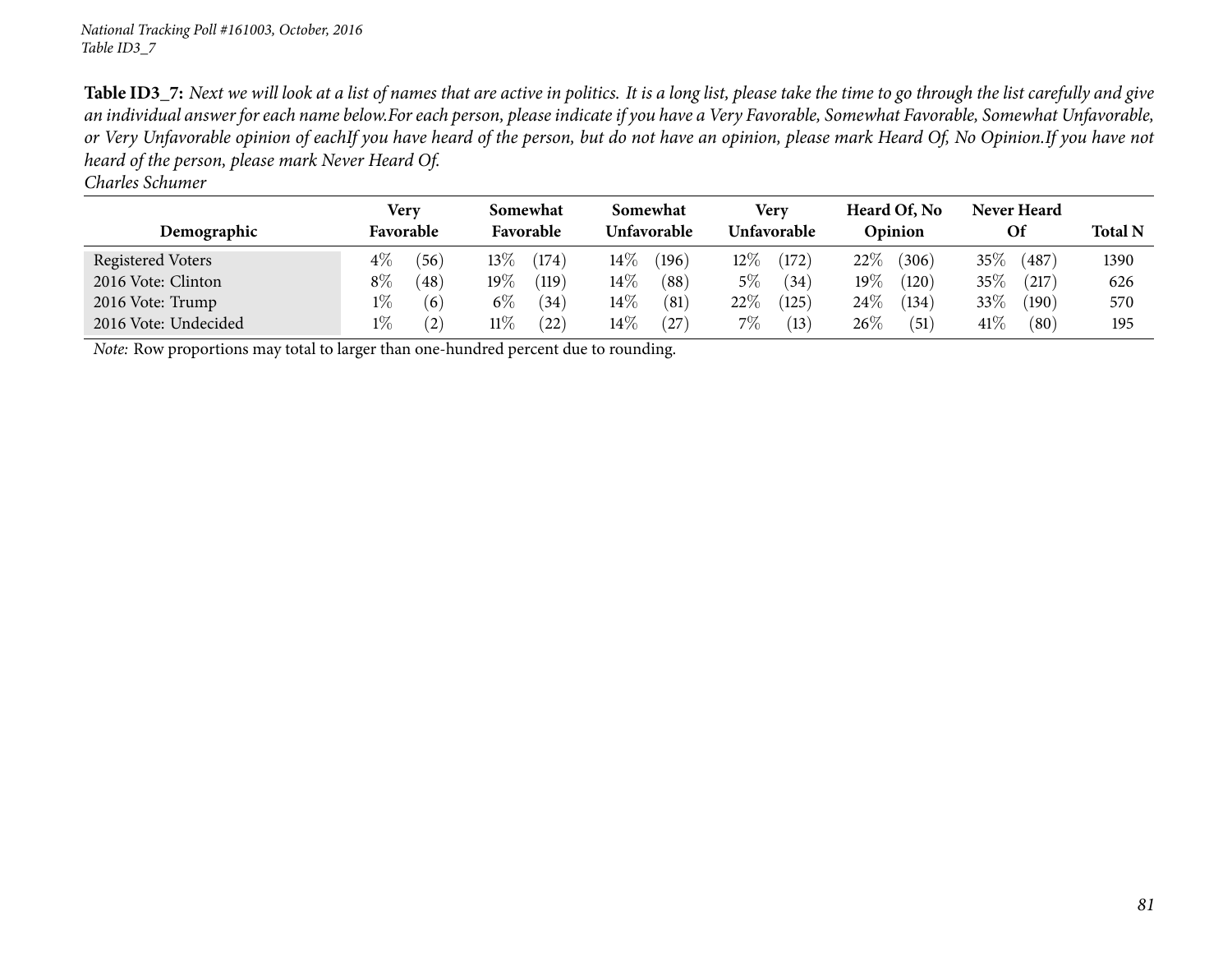**Table ID3_7:** *Next we will look at a list of names that are active in politics. It is a long list, please take the time to go through the list carefully and give an individual answer for each name below.For each person, please indicate if you have a Very Favorable, Somewhat Favorable, Somewhat Unfavorable, or Very Unfavorable opinion of eachIf you have heard of the person, but do not have an opinion, please mark Heard Of, No Opinion.If you have not heard of the person, please mark Never Heard Of.*

*Charles Schumer*

| Demographic | Very Favorable | | Somewhat Favorable | | Somewhat Unfavorable | | Very Unfavorable | | Heard Of, No Opinion | | Never Heard Of | | Total N |
|---|---|---|---|---|---|---|---|---|---|---|---|---|---|
| Registered Voters | 4% | (56) | 13% | (174) | 14% | (196) | 12% | (172) | 22% | (306) | 35% | (487) | 1390 |
| 2016 Vote: Clinton | 8% | (48) | 19% | (119) | 14% | (88) | 5% | (34) | 19% | (120) | 35% | (217) | 626 |
| 2016 Vote: Trump | 1% | (6) | 6% | (34) | 14% | (81) | 22% | (125) | 24% | (134) | 33% | (190) | 570 |
| 2016 Vote: Undecided | 1% | (2) | 11% | (22) | 14% | (27) | 7% | (13) | 26% | (51) | 41% | (80) | 195 |

*Note:* Row proportions may total to larger than one-hundred percent due to rounding.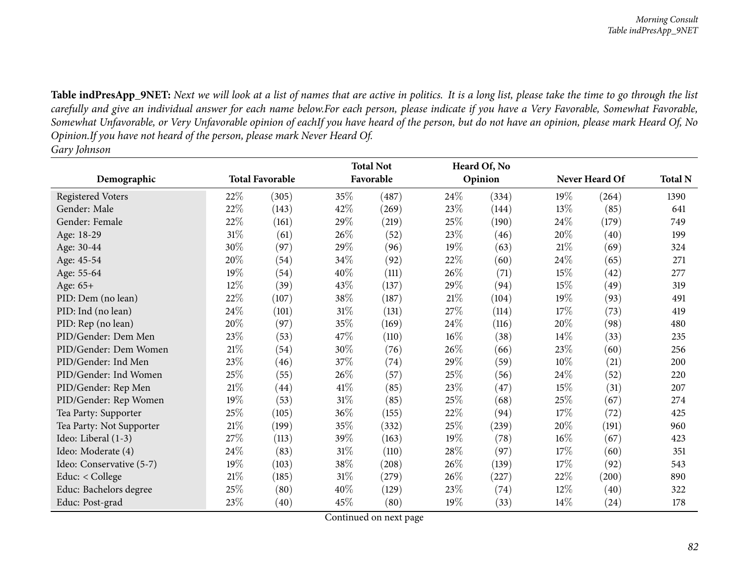**Table indPresApp_9NET:** *Next we will look at a list of names that are active in politics. It is a long list, please take the time to go through the list carefully and give an individual answer for each name below.For each person, please indicate if you have a Very Favorable, Somewhat Favorable, Somewhat Unfavorable, or Very Unfavorable opinion of eachIf you have heard of the person, but do not have an opinion, please mark Heard Of, No Opinion.If you have not heard of the person, please mark Never Heard Of.*

*Gary Johnson*

| Demographic | Total Favorable | | Total Not Favorable | | Heard Of, No Opinion | | Never Heard Of | | Total N |
|---|---|---|---|---|---|---|---|---|---|
| Registered Voters | 22% | (305) | 35% | (487) | 24% | (334) | 19% | (264) | 1390 |
| Gender: Male | 22% | (143) | 42% | (269) | 23% | (144) | 13% | (85) | 641 |
| Gender: Female | 22% | (161) | 29% | (219) | 25% | (190) | 24% | (179) | 749 |
| Age: 18-29 | 31% | (61) | 26% | (52) | 23% | (46) | 20% | (40) | 199 |
| Age: 30-44 | 30% | (97) | 29% | (96) | 19% | (63) | 21% | (69) | 324 |
| Age: 45-54 | 20% | (54) | 34% | (92) | 22% | (60) | 24% | (65) | 271 |
| Age: 55-64 | 19% | (54) | 40% | (111) | 26% | (71) | 15% | (42) | 277 |
| Age: 65+ | 12% | (39) | 43% | (137) | 29% | (94) | 15% | (49) | 319 |
| PID: Dem (no lean) | 22% | (107) | 38% | (187) | 21% | (104) | 19% | (93) | 491 |
| PID: Ind (no lean) | 24% | (101) | 31% | (131) | 27% | (114) | 17% | (73) | 419 |
| PID: Rep (no lean) | 20% | (97) | 35% | (169) | 24% | (116) | 20% | (98) | 480 |
| PID/Gender: Dem Men | 23% | (53) | 47% | (110) | 16% | (38) | 14% | (33) | 235 |
| PID/Gender: Dem Women | 21% | (54) | 30% | (76) | 26% | (66) | 23% | (60) | 256 |
| PID/Gender: Ind Men | 23% | (46) | 37% | (74) | 29% | (59) | 10% | (21) | 200 |
| PID/Gender: Ind Women | 25% | (55) | 26% | (57) | 25% | (56) | 24% | (52) | 220 |
| PID/Gender: Rep Men | 21% | (44) | 41% | (85) | 23% | (47) | 15% | (31) | 207 |
| PID/Gender: Rep Women | 19% | (53) | 31% | (85) | 25% | (68) | 25% | (67) | 274 |
| Tea Party: Supporter | 25% | (105) | 36% | (155) | 22% | (94) | 17% | (72) | 425 |
| Tea Party: Not Supporter | 21% | (199) | 35% | (332) | 25% | (239) | 20% | (191) | 960 |
| Ideo: Liberal (1-3) | 27% | (113) | 39% | (163) | 19% | (78) | 16% | (67) | 423 |
| Ideo: Moderate (4) | 24% | (83) | 31% | (110) | 28% | (97) | 17% | (60) | 351 |
| Ideo: Conservative (5-7) | 19% | (103) | 38% | (208) | 26% | (139) | 17% | (92) | 543 |
| Educ: < College | 21% | (185) | 31% | (279) | 26% | (227) | 22% | (200) | 890 |
| Educ: Bachelors degree | 25% | (80) | 40% | (129) | 23% | (74) | 12% | (40) | 322 |
| Educ: Post-grad | 23% | (40) | 45% | (80) | 19% | (33) | 14% | (24) | 178 |

Continued on next page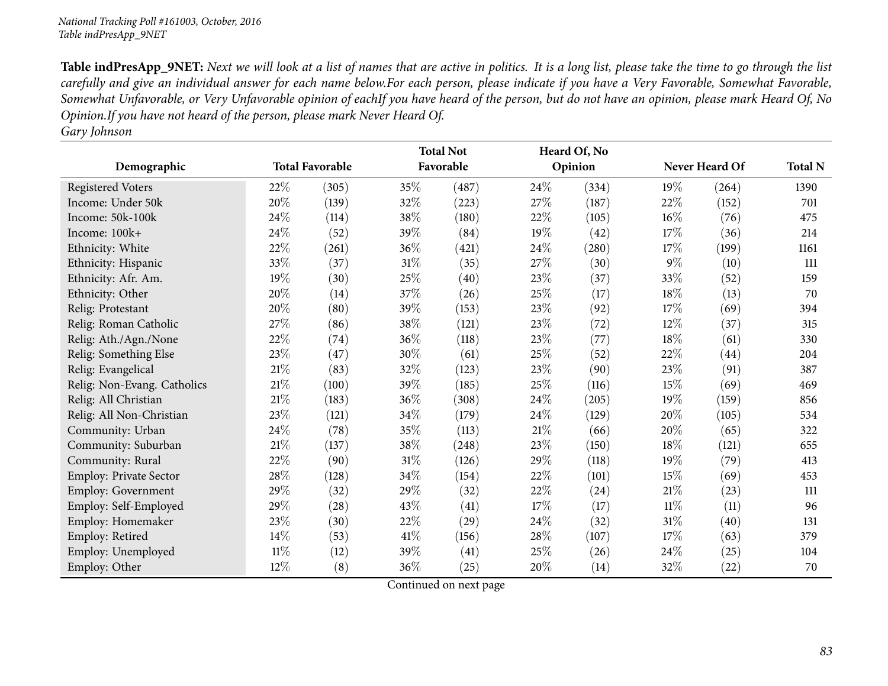**Table indPresApp_9NET:** *Next we will look at a list of names that are active in politics. It is a long list, please take the time to go through the list carefully and give an individual answer for each name below.For each person, please indicate if you have a Very Favorable, Somewhat Favorable, Somewhat Unfavorable, or Very Unfavorable opinion of eachIf you have heard of the person, but do not have an opinion, please mark Heard Of, No Opinion.If you have not heard of the person, please mark Never Heard Of.*
*Gary Johnson*

| Demographic | Total Favorable | | Total Not Favorable | | Heard Of, No Opinion | | Never Heard Of | | Total N |
|---|---|---|---|---|---|---|---|---|---|
| Registered Voters | 22% | (305) | 35% | (487) | 24% | (334) | 19% | (264) | 1390 |
| Income: Under 50k | 20% | (139) | 32% | (223) | 27% | (187) | 22% | (152) | 701 |
| Income: 50k-100k | 24% | (114) | 38% | (180) | 22% | (105) | 16% | (76) | 475 |
| Income: 100k+ | 24% | (52) | 39% | (84) | 19% | (42) | 17% | (36) | 214 |
| Ethnicity: White | 22% | (261) | 36% | (421) | 24% | (280) | 17% | (199) | 1161 |
| Ethnicity: Hispanic | 33% | (37) | 31% | (35) | 27% | (30) | 9% | (10) | 111 |
| Ethnicity: Afr. Am. | 19% | (30) | 25% | (40) | 23% | (37) | 33% | (52) | 159 |
| Ethnicity: Other | 20% | (14) | 37% | (26) | 25% | (17) | 18% | (13) | 70 |
| Relig: Protestant | 20% | (80) | 39% | (153) | 23% | (92) | 17% | (69) | 394 |
| Relig: Roman Catholic | 27% | (86) | 38% | (121) | 23% | (72) | 12% | (37) | 315 |
| Relig: Ath./Agn./None | 22% | (74) | 36% | (118) | 23% | (77) | 18% | (61) | 330 |
| Relig: Something Else | 23% | (47) | 30% | (61) | 25% | (52) | 22% | (44) | 204 |
| Relig: Evangelical | 21% | (83) | 32% | (123) | 23% | (90) | 23% | (91) | 387 |
| Relig: Non-Evang. Catholics | 21% | (100) | 39% | (185) | 25% | (116) | 15% | (69) | 469 |
| Relig: All Christian | 21% | (183) | 36% | (308) | 24% | (205) | 19% | (159) | 856 |
| Relig: All Non-Christian | 23% | (121) | 34% | (179) | 24% | (129) | 20% | (105) | 534 |
| Community: Urban | 24% | (78) | 35% | (113) | 21% | (66) | 20% | (65) | 322 |
| Community: Suburban | 21% | (137) | 38% | (248) | 23% | (150) | 18% | (121) | 655 |
| Community: Rural | 22% | (90) | 31% | (126) | 29% | (118) | 19% | (79) | 413 |
| Employ: Private Sector | 28% | (128) | 34% | (154) | 22% | (101) | 15% | (69) | 453 |
| Employ: Government | 29% | (32) | 29% | (32) | 22% | (24) | 21% | (23) | 111 |
| Employ: Self-Employed | 29% | (28) | 43% | (41) | 17% | (17) | 11% | (11) | 96 |
| Employ: Homemaker | 23% | (30) | 22% | (29) | 24% | (32) | 31% | (40) | 131 |
| Employ: Retired | 14% | (53) | 41% | (156) | 28% | (107) | 17% | (63) | 379 |
| Employ: Unemployed | 11% | (12) | 39% | (41) | 25% | (26) | 24% | (25) | 104 |
| Employ: Other | 12% | (8) | 36% | (25) | 20% | (14) | 32% | (22) | 70 |

Continued on next page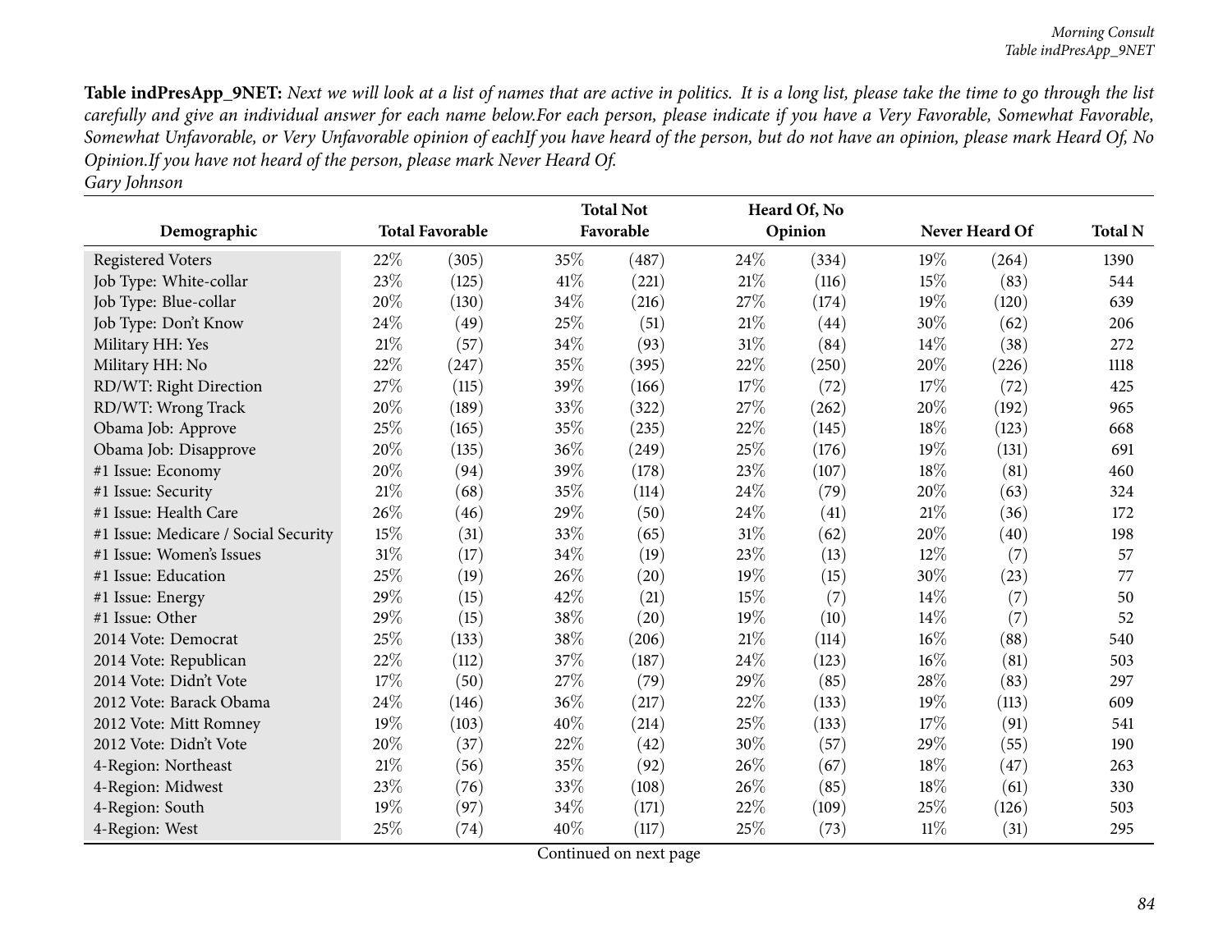**Table indPresApp_9NET:** *Next we will look at a list of names that are active in politics. It is a long list, please take the time to go through the list carefully and give an individual answer for each name below.For each person, please indicate if you have a Very Favorable, Somewhat Favorable, Somewhat Unfavorable, or Very Unfavorable opinion of eachIf you have heard of the person, but do not have an opinion, please mark Heard Of, No Opinion.If you have not heard of the person, please mark Never Heard Of.*

*Gary Johnson*

| Demographic | Total Favorable | | Total Not Favorable | | Heard Of, No Opinion | | Never Heard Of | | Total N |
|---|---|---|---|---|---|---|---|---|---|
| Registered Voters | 22% | (305) | 35% | (487) | 24% | (334) | 19% | (264) | 1390 |
| Job Type: White-collar | 23% | (125) | 41% | (221) | 21% | (116) | 15% | (83) | 544 |
| Job Type: Blue-collar | 20% | (130) | 34% | (216) | 27% | (174) | 19% | (120) | 639 |
| Job Type: Don't Know | 24% | (49) | 25% | (51) | 21% | (44) | 30% | (62) | 206 |
| Military HH: Yes | 21% | (57) | 34% | (93) | 31% | (84) | 14% | (38) | 272 |
| Military HH: No | 22% | (247) | 35% | (395) | 22% | (250) | 20% | (226) | 1118 |
| RD/WT: Right Direction | 27% | (115) | 39% | (166) | 17% | (72) | 17% | (72) | 425 |
| RD/WT: Wrong Track | 20% | (189) | 33% | (322) | 27% | (262) | 20% | (192) | 965 |
| Obama Job: Approve | 25% | (165) | 35% | (235) | 22% | (145) | 18% | (123) | 668 |
| Obama Job: Disapprove | 20% | (135) | 36% | (249) | 25% | (176) | 19% | (131) | 691 |
| #1 Issue: Economy | 20% | (94) | 39% | (178) | 23% | (107) | 18% | (81) | 460 |
| #1 Issue: Security | 21% | (68) | 35% | (114) | 24% | (79) | 20% | (63) | 324 |
| #1 Issue: Health Care | 26% | (46) | 29% | (50) | 24% | (41) | 21% | (36) | 172 |
| #1 Issue: Medicare / Social Security | 15% | (31) | 33% | (65) | 31% | (62) | 20% | (40) | 198 |
| #1 Issue: Women's Issues | 31% | (17) | 34% | (19) | 23% | (13) | 12% | (7) | 57 |
| #1 Issue: Education | 25% | (19) | 26% | (20) | 19% | (15) | 30% | (23) | 77 |
| #1 Issue: Energy | 29% | (15) | 42% | (21) | 15% | (7) | 14% | (7) | 50 |
| #1 Issue: Other | 29% | (15) | 38% | (20) | 19% | (10) | 14% | (7) | 52 |
| 2014 Vote: Democrat | 25% | (133) | 38% | (206) | 21% | (114) | 16% | (88) | 540 |
| 2014 Vote: Republican | 22% | (112) | 37% | (187) | 24% | (123) | 16% | (81) | 503 |
| 2014 Vote: Didn't Vote | 17% | (50) | 27% | (79) | 29% | (85) | 28% | (83) | 297 |
| 2012 Vote: Barack Obama | 24% | (146) | 36% | (217) | 22% | (133) | 19% | (113) | 609 |
| 2012 Vote: Mitt Romney | 19% | (103) | 40% | (214) | 25% | (133) | 17% | (91) | 541 |
| 2012 Vote: Didn't Vote | 20% | (37) | 22% | (42) | 30% | (57) | 29% | (55) | 190 |
| 4-Region: Northeast | 21% | (56) | 35% | (92) | 26% | (67) | 18% | (47) | 263 |
| 4-Region: Midwest | 23% | (76) | 33% | (108) | 26% | (85) | 18% | (61) | 330 |
| 4-Region: South | 19% | (97) | 34% | (171) | 22% | (109) | 25% | (126) | 503 |
| 4-Region: West | 25% | (74) | 40% | (117) | 25% | (73) | 11% | (31) | 295 |

Continued on next page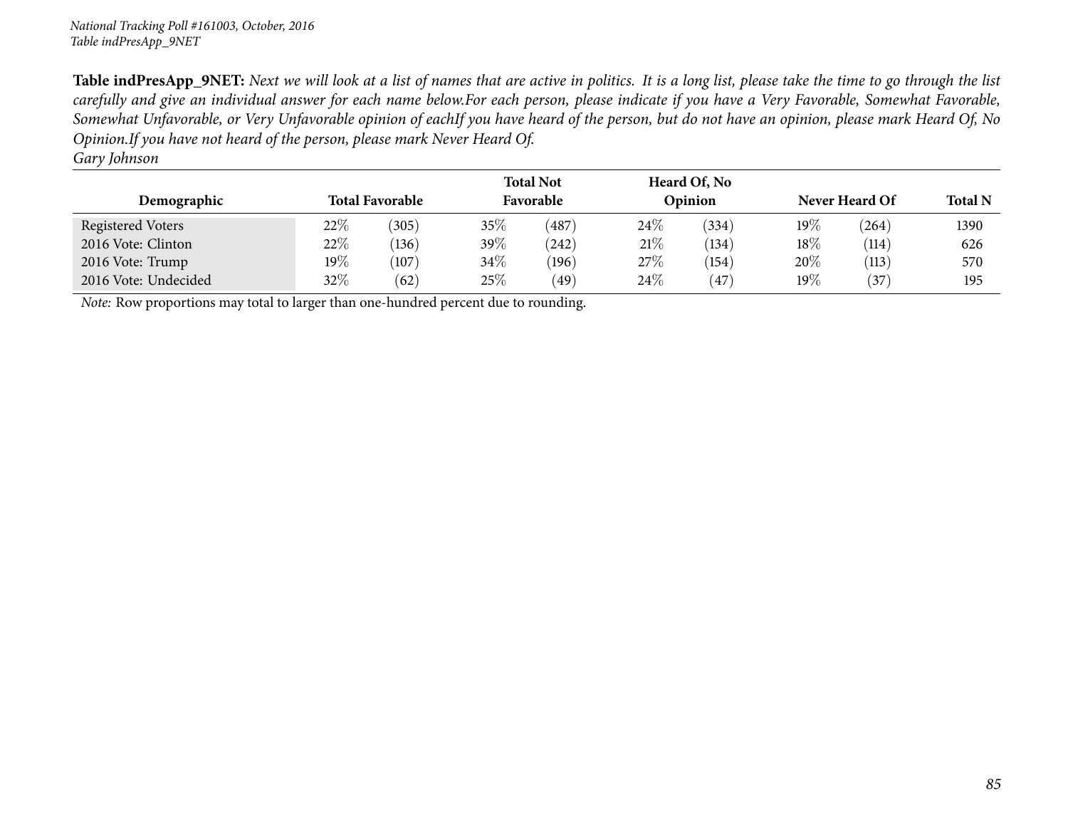**Table indPresApp_9NET:** *Next we will look at a list of names that are active in politics. It is a long list, please take the time to go through the list carefully and give an individual answer for each name below.For each person, please indicate if you have a Very Favorable, Somewhat Favorable, Somewhat Unfavorable, or Very Unfavorable opinion of eachIf you have heard of the person, but do not have an opinion, please mark Heard Of, No Opinion.If you have not heard of the person, please mark Never Heard Of.*
*Gary Johnson*

| Demographic | Total Favorable | | Total Not Favorable | | Heard Of, No Opinion | | Never Heard Of | | Total N |
|---|---|---|---|---|---|---|---|---|---|
| Registered Voters | 22% | (305) | 35% | (487) | 24% | (334) | 19% | (264) | 1390 |
| 2016 Vote: Clinton | 22% | (136) | 39% | (242) | 21% | (134) | 18% | (114) | 626 |
| 2016 Vote: Trump | 19% | (107) | 34% | (196) | 27% | (154) | 20% | (113) | 570 |
| 2016 Vote: Undecided | 32% | (62) | 25% | (49) | 24% | (47) | 19% | (37) | 195 |

*Note:* Row proportions may total to larger than one-hundred percent due to rounding.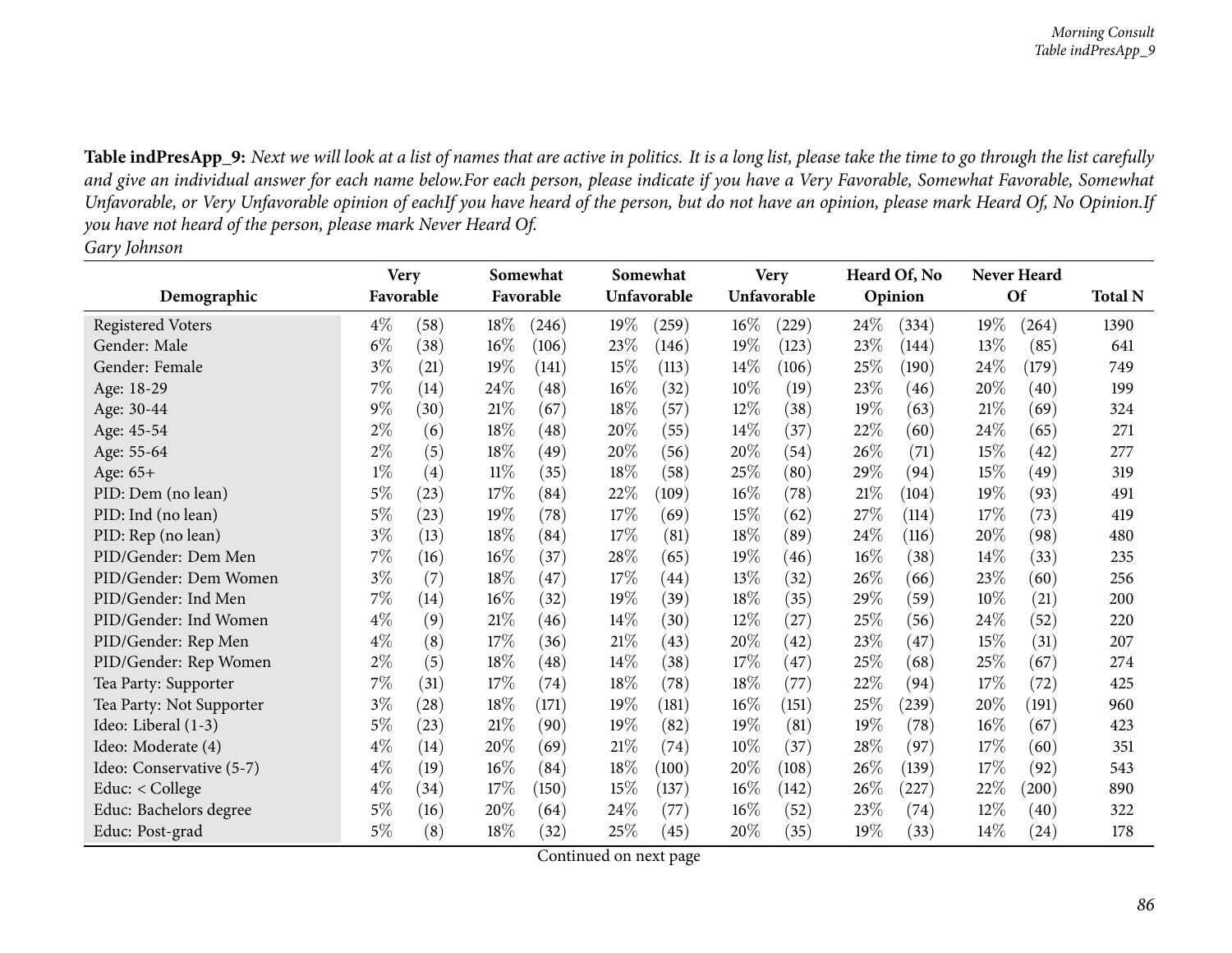**Table indPresApp_9:** *Next we will look at a list of names that are active in politics. It is a long list, please take the time to go through the list carefully and give an individual answer for each name below.For each person, please indicate if you have a Very Favorable, Somewhat Favorable, Somewhat Unfavorable, or Very Unfavorable opinion of eachIf you have heard of the person, but do not have an opinion, please mark Heard Of, No Opinion.If you have not heard of the person, please mark Never Heard Of.*

*Gary Johnson*

| Demographic | Very Favorable | | Somewhat Favorable | | Somewhat Unfavorable | | Very Unfavorable | | Heard Of, No Opinion | | Never Heard Of | | Total N |
|---|---|---|---|---|---|---|---|---|---|---|---|---|---|
| Registered Voters | 4% | (58) | 18% | (246) | 19% | (259) | 16% | (229) | 24% | (334) | 19% | (264) | 1390 |
| Gender: Male | 6% | (38) | 16% | (106) | 23% | (146) | 19% | (123) | 23% | (144) | 13% | (85) | 641 |
| Gender: Female | 3% | (21) | 19% | (141) | 15% | (113) | 14% | (106) | 25% | (190) | 24% | (179) | 749 |
| Age: 18-29 | 7% | (14) | 24% | (48) | 16% | (32) | 10% | (19) | 23% | (46) | 20% | (40) | 199 |
| Age: 30-44 | 9% | (30) | 21% | (67) | 18% | (57) | 12% | (38) | 19% | (63) | 21% | (69) | 324 |
| Age: 45-54 | 2% | (6) | 18% | (48) | 20% | (55) | 14% | (37) | 22% | (60) | 24% | (65) | 271 |
| Age: 55-64 | 2% | (5) | 18% | (49) | 20% | (56) | 20% | (54) | 26% | (71) | 15% | (42) | 277 |
| Age: 65+ | 1% | (4) | 11% | (35) | 18% | (58) | 25% | (80) | 29% | (94) | 15% | (49) | 319 |
| PID: Dem (no lean) | 5% | (23) | 17% | (84) | 22% | (109) | 16% | (78) | 21% | (104) | 19% | (93) | 491 |
| PID: Ind (no lean) | 5% | (23) | 19% | (78) | 17% | (69) | 15% | (62) | 27% | (114) | 17% | (73) | 419 |
| PID: Rep (no lean) | 3% | (13) | 18% | (84) | 17% | (81) | 18% | (89) | 24% | (116) | 20% | (98) | 480 |
| PID/Gender: Dem Men | 7% | (16) | 16% | (37) | 28% | (65) | 19% | (46) | 16% | (38) | 14% | (33) | 235 |
| PID/Gender: Dem Women | 3% | (7) | 18% | (47) | 17% | (44) | 13% | (32) | 26% | (66) | 23% | (60) | 256 |
| PID/Gender: Ind Men | 7% | (14) | 16% | (32) | 19% | (39) | 18% | (35) | 29% | (59) | 10% | (21) | 200 |
| PID/Gender: Ind Women | 4% | (9) | 21% | (46) | 14% | (30) | 12% | (27) | 25% | (56) | 24% | (52) | 220 |
| PID/Gender: Rep Men | 4% | (8) | 17% | (36) | 21% | (43) | 20% | (42) | 23% | (47) | 15% | (31) | 207 |
| PID/Gender: Rep Women | 2% | (5) | 18% | (48) | 14% | (38) | 17% | (47) | 25% | (68) | 25% | (67) | 274 |
| Tea Party: Supporter | 7% | (31) | 17% | (74) | 18% | (78) | 18% | (77) | 22% | (94) | 17% | (72) | 425 |
| Tea Party: Not Supporter | 3% | (28) | 18% | (171) | 19% | (181) | 16% | (151) | 25% | (239) | 20% | (191) | 960 |
| Ideo: Liberal (1-3) | 5% | (23) | 21% | (90) | 19% | (82) | 19% | (81) | 19% | (78) | 16% | (67) | 423 |
| Ideo: Moderate (4) | 4% | (14) | 20% | (69) | 21% | (74) | 10% | (37) | 28% | (97) | 17% | (60) | 351 |
| Ideo: Conservative (5-7) | 4% | (19) | 16% | (84) | 18% | (100) | 20% | (108) | 26% | (139) | 17% | (92) | 543 |
| Educ: < College | 4% | (34) | 17% | (150) | 15% | (137) | 16% | (142) | 26% | (227) | 22% | (200) | 890 |
| Educ: Bachelors degree | 5% | (16) | 20% | (64) | 24% | (77) | 16% | (52) | 23% | (74) | 12% | (40) | 322 |
| Educ: Post-grad | 5% | (8) | 18% | (32) | 25% | (45) | 20% | (35) | 19% | (33) | 14% | (24) | 178 |

Continued on next page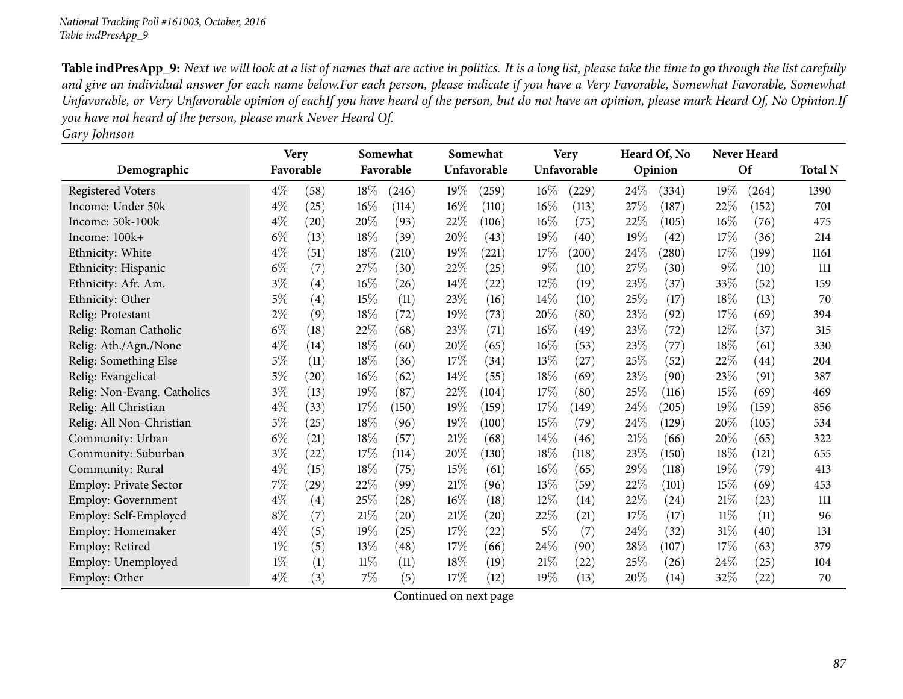**Table indPresApp_9:** *Next we will look at a list of names that are active in politics. It is a long list, please take the time to go through the list carefully and give an individual answer for each name below.For each person, please indicate if you have a Very Favorable, Somewhat Favorable, Somewhat Unfavorable, or Very Unfavorable opinion of eachIf you have heard of the person, but do not have an opinion, please mark Heard Of, No Opinion.If you have not heard of the person, please mark Never Heard Of.*

*Gary Johnson*

| Demographic | Very Favorable | | Somewhat Favorable | | Somewhat Unfavorable | | Very Unfavorable | | Heard Of, No Opinion | | Never Heard Of | | Total N |
|---|---|---|---|---|---|---|---|---|---|---|---|---|---|
| Registered Voters | 4% | (58) | 18% | (246) | 19% | (259) | 16% | (229) | 24% | (334) | 19% | (264) | 1390 |
| Income: Under 50k | 4% | (25) | 16% | (114) | 16% | (110) | 16% | (113) | 27% | (187) | 22% | (152) | 701 |
| Income: 50k-100k | 4% | (20) | 20% | (93) | 22% | (106) | 16% | (75) | 22% | (105) | 16% | (76) | 475 |
| Income: 100k+ | 6% | (13) | 18% | (39) | 20% | (43) | 19% | (40) | 19% | (42) | 17% | (36) | 214 |
| Ethnicity: White | 4% | (51) | 18% | (210) | 19% | (221) | 17% | (200) | 24% | (280) | 17% | (199) | 1161 |
| Ethnicity: Hispanic | 6% | (7) | 27% | (30) | 22% | (25) | 9% | (10) | 27% | (30) | 9% | (10) | 111 |
| Ethnicity: Afr. Am. | 3% | (4) | 16% | (26) | 14% | (22) | 12% | (19) | 23% | (37) | 33% | (52) | 159 |
| Ethnicity: Other | 5% | (4) | 15% | (11) | 23% | (16) | 14% | (10) | 25% | (17) | 18% | (13) | 70 |
| Relig: Protestant | 2% | (9) | 18% | (72) | 19% | (73) | 20% | (80) | 23% | (92) | 17% | (69) | 394 |
| Relig: Roman Catholic | 6% | (18) | 22% | (68) | 23% | (71) | 16% | (49) | 23% | (72) | 12% | (37) | 315 |
| Relig: Ath./Agn./None | 4% | (14) | 18% | (60) | 20% | (65) | 16% | (53) | 23% | (77) | 18% | (61) | 330 |
| Relig: Something Else | 5% | (11) | 18% | (36) | 17% | (34) | 13% | (27) | 25% | (52) | 22% | (44) | 204 |
| Relig: Evangelical | 5% | (20) | 16% | (62) | 14% | (55) | 18% | (69) | 23% | (90) | 23% | (91) | 387 |
| Relig: Non-Evang. Catholics | 3% | (13) | 19% | (87) | 22% | (104) | 17% | (80) | 25% | (116) | 15% | (69) | 469 |
| Relig: All Christian | 4% | (33) | 17% | (150) | 19% | (159) | 17% | (149) | 24% | (205) | 19% | (159) | 856 |
| Relig: All Non-Christian | 5% | (25) | 18% | (96) | 19% | (100) | 15% | (79) | 24% | (129) | 20% | (105) | 534 |
| Community: Urban | 6% | (21) | 18% | (57) | 21% | (68) | 14% | (46) | 21% | (66) | 20% | (65) | 322 |
| Community: Suburban | 3% | (22) | 17% | (114) | 20% | (130) | 18% | (118) | 23% | (150) | 18% | (121) | 655 |
| Community: Rural | 4% | (15) | 18% | (75) | 15% | (61) | 16% | (65) | 29% | (118) | 19% | (79) | 413 |
| Employ: Private Sector | 7% | (29) | 22% | (99) | 21% | (96) | 13% | (59) | 22% | (101) | 15% | (69) | 453 |
| Employ: Government | 4% | (4) | 25% | (28) | 16% | (18) | 12% | (14) | 22% | (24) | 21% | (23) | 111 |
| Employ: Self-Employed | 8% | (7) | 21% | (20) | 21% | (20) | 22% | (21) | 17% | (17) | 11% | (11) | 96 |
| Employ: Homemaker | 4% | (5) | 19% | (25) | 17% | (22) | 5% | (7) | 24% | (32) | 31% | (40) | 131 |
| Employ: Retired | 1% | (5) | 13% | (48) | 17% | (66) | 24% | (90) | 28% | (107) | 17% | (63) | 379 |
| Employ: Unemployed | 1% | (1) | 11% | (11) | 18% | (19) | 21% | (22) | 25% | (26) | 24% | (25) | 104 |
| Employ: Other | 4% | (3) | 7% | (5) | 17% | (12) | 19% | (13) | 20% | (14) | 32% | (22) | 70 |

Continued on next page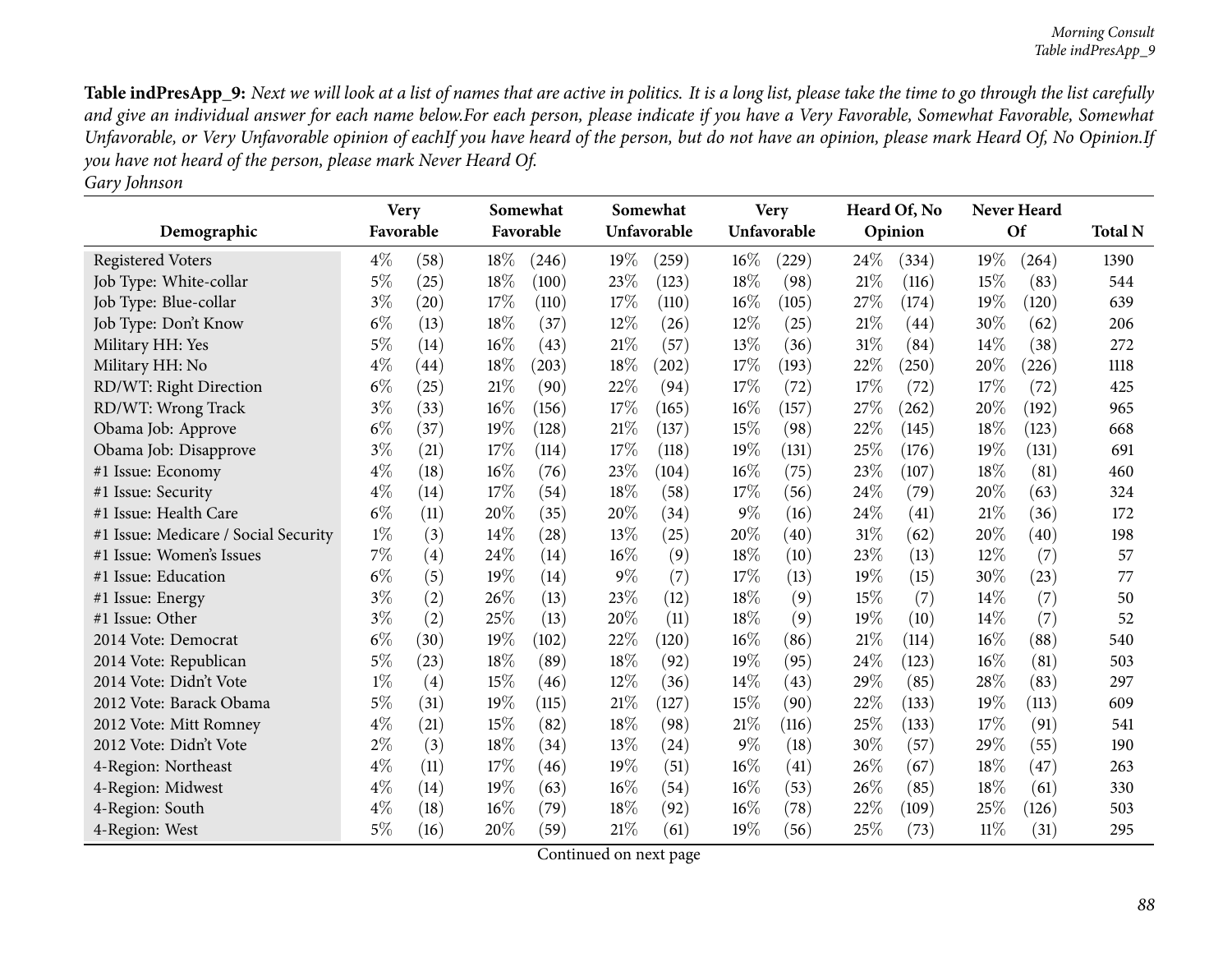**Table indPresApp_9:** *Next we will look at a list of names that are active in politics. It is a long list, please take the time to go through the list carefully and give an individual answer for each name below.For each person, please indicate if you have a Very Favorable, Somewhat Favorable, Somewhat Unfavorable, or Very Unfavorable opinion of eachIf you have heard of the person, but do not have an opinion, please mark Heard Of, No Opinion.If you have not heard of the person, please mark Never Heard Of.*

*Gary Johnson*

| Demographic | Very Favorable | | Somewhat Favorable | | Somewhat Unfavorable | | Very Unfavorable | | Heard Of, No Opinion | | Never Heard Of | | Total N |
|---|---|---|---|---|---|---|---|---|---|---|---|---|---|
| Registered Voters | 4% | (58) | 18% | (246) | 19% | (259) | 16% | (229) | 24% | (334) | 19% | (264) | 1390 |
| Job Type: White-collar | 5% | (25) | 18% | (100) | 23% | (123) | 18% | (98) | 21% | (116) | 15% | (83) | 544 |
| Job Type: Blue-collar | 3% | (20) | 17% | (110) | 17% | (110) | 16% | (105) | 27% | (174) | 19% | (120) | 639 |
| Job Type: Don't Know | 6% | (13) | 18% | (37) | 12% | (26) | 12% | (25) | 21% | (44) | 30% | (62) | 206 |
| Military HH: Yes | 5% | (14) | 16% | (43) | 21% | (57) | 13% | (36) | 31% | (84) | 14% | (38) | 272 |
| Military HH: No | 4% | (44) | 18% | (203) | 18% | (202) | 17% | (193) | 22% | (250) | 20% | (226) | 1118 |
| RD/WT: Right Direction | 6% | (25) | 21% | (90) | 22% | (94) | 17% | (72) | 17% | (72) | 17% | (72) | 425 |
| RD/WT: Wrong Track | 3% | (33) | 16% | (156) | 17% | (165) | 16% | (157) | 27% | (262) | 20% | (192) | 965 |
| Obama Job: Approve | 6% | (37) | 19% | (128) | 21% | (137) | 15% | (98) | 22% | (145) | 18% | (123) | 668 |
| Obama Job: Disapprove | 3% | (21) | 17% | (114) | 17% | (118) | 19% | (131) | 25% | (176) | 19% | (131) | 691 |
| #1 Issue: Economy | 4% | (18) | 16% | (76) | 23% | (104) | 16% | (75) | 23% | (107) | 18% | (81) | 460 |
| #1 Issue: Security | 4% | (14) | 17% | (54) | 18% | (58) | 17% | (56) | 24% | (79) | 20% | (63) | 324 |
| #1 Issue: Health Care | 6% | (11) | 20% | (35) | 20% | (34) | 9% | (16) | 24% | (41) | 21% | (36) | 172 |
| #1 Issue: Medicare / Social Security | 1% | (3) | 14% | (28) | 13% | (25) | 20% | (40) | 31% | (62) | 20% | (40) | 198 |
| #1 Issue: Women's Issues | 7% | (4) | 24% | (14) | 16% | (9) | 18% | (10) | 23% | (13) | 12% | (7) | 57 |
| #1 Issue: Education | 6% | (5) | 19% | (14) | 9% | (7) | 17% | (13) | 19% | (15) | 30% | (23) | 77 |
| #1 Issue: Energy | 3% | (2) | 26% | (13) | 23% | (12) | 18% | (9) | 15% | (7) | 14% | (7) | 50 |
| #1 Issue: Other | 3% | (2) | 25% | (13) | 20% | (11) | 18% | (9) | 19% | (10) | 14% | (7) | 52 |
| 2014 Vote: Democrat | 6% | (30) | 19% | (102) | 22% | (120) | 16% | (86) | 21% | (114) | 16% | (88) | 540 |
| 2014 Vote: Republican | 5% | (23) | 18% | (89) | 18% | (92) | 19% | (95) | 24% | (123) | 16% | (81) | 503 |
| 2014 Vote: Didn't Vote | 1% | (4) | 15% | (46) | 12% | (36) | 14% | (43) | 29% | (85) | 28% | (83) | 297 |
| 2012 Vote: Barack Obama | 5% | (31) | 19% | (115) | 21% | (127) | 15% | (90) | 22% | (133) | 19% | (113) | 609 |
| 2012 Vote: Mitt Romney | 4% | (21) | 15% | (82) | 18% | (98) | 21% | (116) | 25% | (133) | 17% | (91) | 541 |
| 2012 Vote: Didn't Vote | 2% | (3) | 18% | (34) | 13% | (24) | 9% | (18) | 30% | (57) | 29% | (55) | 190 |
| 4-Region: Northeast | 4% | (11) | 17% | (46) | 19% | (51) | 16% | (41) | 26% | (67) | 18% | (47) | 263 |
| 4-Region: Midwest | 4% | (14) | 19% | (63) | 16% | (54) | 16% | (53) | 26% | (85) | 18% | (61) | 330 |
| 4-Region: South | 4% | (18) | 16% | (79) | 18% | (92) | 16% | (78) | 22% | (109) | 25% | (126) | 503 |
| 4-Region: West | 5% | (16) | 20% | (59) | 21% | (61) | 19% | (56) | 25% | (73) | 11% | (31) | 295 |

Continued on next page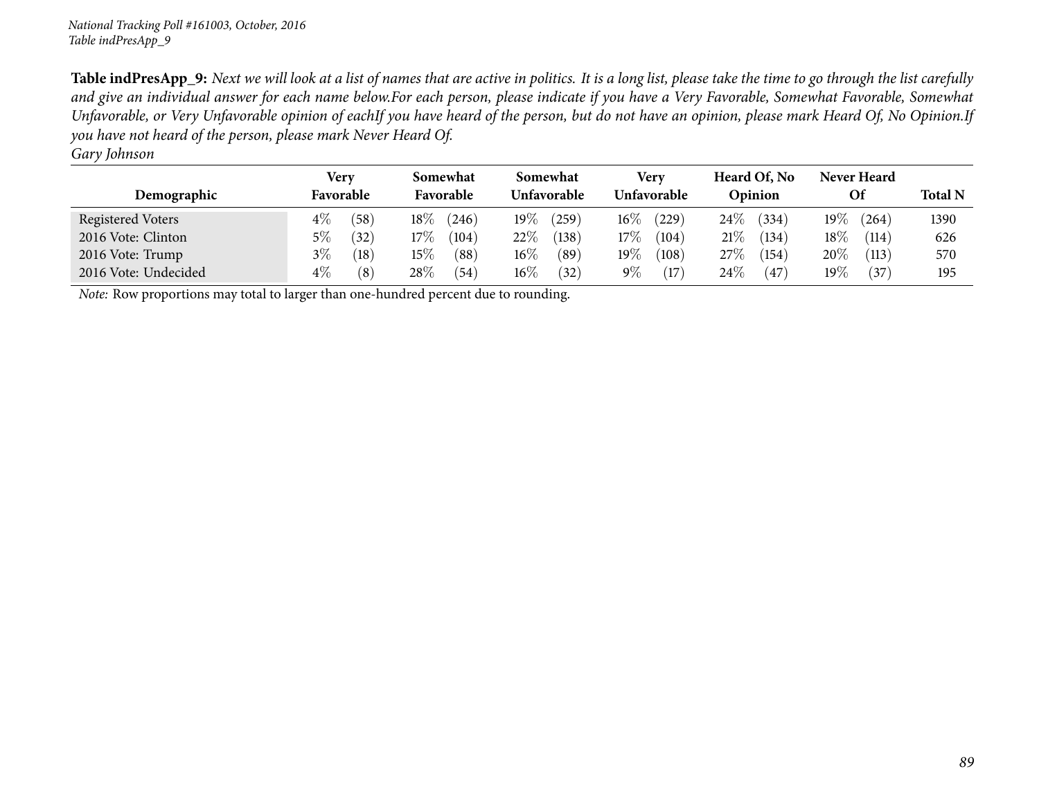**Table indPresApp_9:** *Next we will look at a list of names that are active in politics. It is a long list, please take the time to go through the list carefully and give an individual answer for each name below.For each person, please indicate if you have a Very Favorable, Somewhat Favorable, Somewhat Unfavorable, or Very Unfavorable opinion of eachIf you have heard of the person, but do not have an opinion, please mark Heard Of, No Opinion.If you have not heard of the person, please mark Never Heard Of.*

*Gary Johnson*

| Demographic | Very Favorable | Somewhat Favorable | Somewhat Unfavorable | Very Unfavorable | Heard Of, No Opinion | Never Heard Of | Total N |
|---|---|---|---|---|---|---|---|
| Registered Voters | 4% (58) | 18% (246) | 19% (259) | 16% (229) | 24% (334) | 19% (264) | 1390 |
| 2016 Vote: Clinton | 5% (32) | 17% (104) | 22% (138) | 17% (104) | 21% (134) | 18% (114) | 626 |
| 2016 Vote: Trump | 3% (18) | 15% (88) | 16% (89) | 19% (108) | 27% (154) | 20% (113) | 570 |
| 2016 Vote: Undecided | 4% (8) | 28% (54) | 16% (32) | 9% (17) | 24% (47) | 19% (37) | 195 |

*Note:* Row proportions may total to larger than one-hundred percent due to rounding.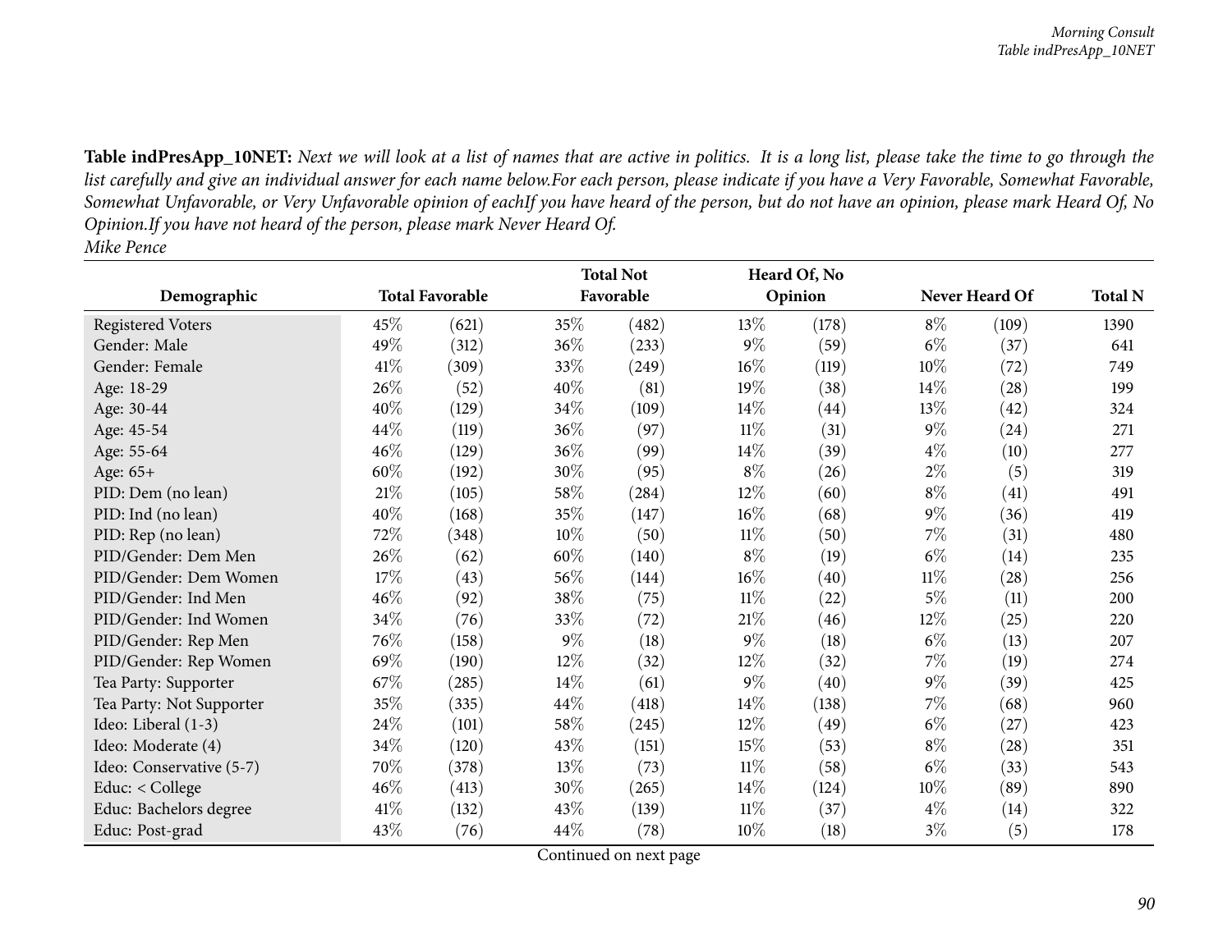**Table indPresApp_10NET:** *Next we will look at a list of names that are active in politics. It is a long list, please take the time to go through the list carefully and give an individual answer for each name below.For each person, please indicate if you have a Very Favorable, Somewhat Favorable, Somewhat Unfavorable, or Very Unfavorable opinion of eachIf you have heard of the person, but do not have an opinion, please mark Heard Of, No Opinion.If you have not heard of the person, please mark Never Heard Of.*

*Mike Pence*

| Demographic | Total Favorable | | Total Not Favorable | | Heard Of, No Opinion | | Never Heard Of | | Total N |
|---|---|---|---|---|---|---|---|---|---|
| Registered Voters | 45% | (621) | 35% | (482) | 13% | (178) | 8% | (109) | 1390 |
| Gender: Male | 49% | (312) | 36% | (233) | 9% | (59) | 6% | (37) | 641 |
| Gender: Female | 41% | (309) | 33% | (249) | 16% | (119) | 10% | (72) | 749 |
| Age: 18-29 | 26% | (52) | 40% | (81) | 19% | (38) | 14% | (28) | 199 |
| Age: 30-44 | 40% | (129) | 34% | (109) | 14% | (44) | 13% | (42) | 324 |
| Age: 45-54 | 44% | (119) | 36% | (97) | 11% | (31) | 9% | (24) | 271 |
| Age: 55-64 | 46% | (129) | 36% | (99) | 14% | (39) | 4% | (10) | 277 |
| Age: 65+ | 60% | (192) | 30% | (95) | 8% | (26) | 2% | (5) | 319 |
| PID: Dem (no lean) | 21% | (105) | 58% | (284) | 12% | (60) | 8% | (41) | 491 |
| PID: Ind (no lean) | 40% | (168) | 35% | (147) | 16% | (68) | 9% | (36) | 419 |
| PID: Rep (no lean) | 72% | (348) | 10% | (50) | 11% | (50) | 7% | (31) | 480 |
| PID/Gender: Dem Men | 26% | (62) | 60% | (140) | 8% | (19) | 6% | (14) | 235 |
| PID/Gender: Dem Women | 17% | (43) | 56% | (144) | 16% | (40) | 11% | (28) | 256 |
| PID/Gender: Ind Men | 46% | (92) | 38% | (75) | 11% | (22) | 5% | (11) | 200 |
| PID/Gender: Ind Women | 34% | (76) | 33% | (72) | 21% | (46) | 12% | (25) | 220 |
| PID/Gender: Rep Men | 76% | (158) | 9% | (18) | 9% | (18) | 6% | (13) | 207 |
| PID/Gender: Rep Women | 69% | (190) | 12% | (32) | 12% | (32) | 7% | (19) | 274 |
| Tea Party: Supporter | 67% | (285) | 14% | (61) | 9% | (40) | 9% | (39) | 425 |
| Tea Party: Not Supporter | 35% | (335) | 44% | (418) | 14% | (138) | 7% | (68) | 960 |
| Ideo: Liberal (1-3) | 24% | (101) | 58% | (245) | 12% | (49) | 6% | (27) | 423 |
| Ideo: Moderate (4) | 34% | (120) | 43% | (151) | 15% | (53) | 8% | (28) | 351 |
| Ideo: Conservative (5-7) | 70% | (378) | 13% | (73) | 11% | (58) | 6% | (33) | 543 |
| Educ: < College | 46% | (413) | 30% | (265) | 14% | (124) | 10% | (89) | 890 |
| Educ: Bachelors degree | 41% | (132) | 43% | (139) | 11% | (37) | 4% | (14) | 322 |
| Educ: Post-grad | 43% | (76) | 44% | (78) | 10% | (18) | 3% | (5) | 178 |

Continued on next page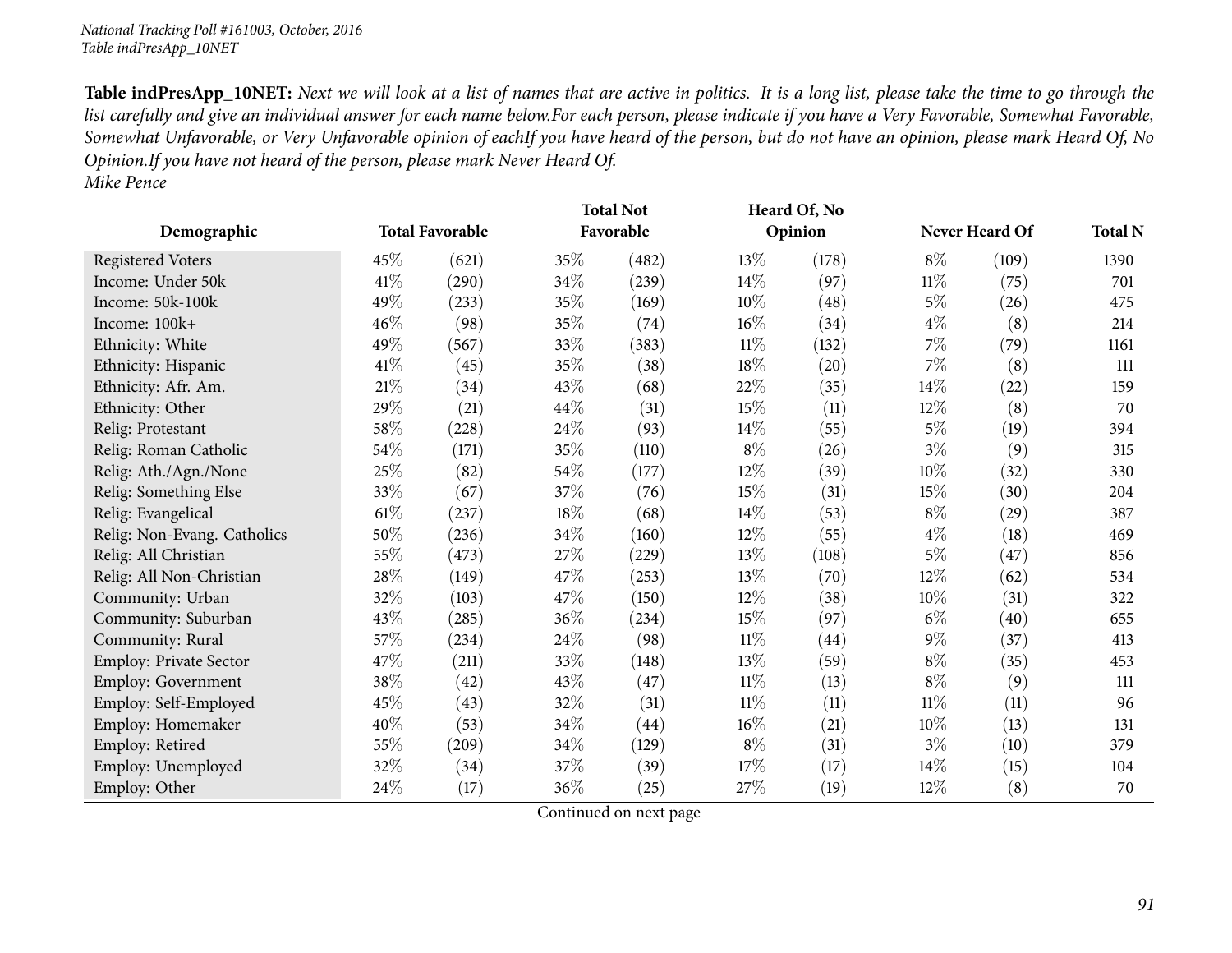*National Tracking Poll #161003, October, 2016*
*Table indPresApp_10NET*

**Table indPresApp_10NET:** *Next we will look at a list of names that are active in politics. It is a long list, please take the time to go through the list carefully and give an individual answer for each name below.For each person, please indicate if you have a Very Favorable, Somewhat Favorable, Somewhat Unfavorable, or Very Unfavorable opinion of eachIf you have heard of the person, but do not have an opinion, please mark Heard Of, No Opinion.If you have not heard of the person, please mark Never Heard Of.*
*Mike Pence*

| Demographic | Total Favorable | | Total Not Favorable | | Heard Of, No Opinion | | Never Heard Of | | Total N |
|---|---|---|---|---|---|---|---|---|---|
| Registered Voters | 45% | (621) | 35% | (482) | 13% | (178) | 8% | (109) | 1390 |
| Income: Under 50k | 41% | (290) | 34% | (239) | 14% | (97) | 11% | (75) | 701 |
| Income: 50k-100k | 49% | (233) | 35% | (169) | 10% | (48) | 5% | (26) | 475 |
| Income: 100k+ | 46% | (98) | 35% | (74) | 16% | (34) | 4% | (8) | 214 |
| Ethnicity: White | 49% | (567) | 33% | (383) | 11% | (132) | 7% | (79) | 1161 |
| Ethnicity: Hispanic | 41% | (45) | 35% | (38) | 18% | (20) | 7% | (8) | 111 |
| Ethnicity: Afr. Am. | 21% | (34) | 43% | (68) | 22% | (35) | 14% | (22) | 159 |
| Ethnicity: Other | 29% | (21) | 44% | (31) | 15% | (11) | 12% | (8) | 70 |
| Relig: Protestant | 58% | (228) | 24% | (93) | 14% | (55) | 5% | (19) | 394 |
| Relig: Roman Catholic | 54% | (171) | 35% | (110) | 8% | (26) | 3% | (9) | 315 |
| Relig: Ath./Agn./None | 25% | (82) | 54% | (177) | 12% | (39) | 10% | (32) | 330 |
| Relig: Something Else | 33% | (67) | 37% | (76) | 15% | (31) | 15% | (30) | 204 |
| Relig: Evangelical | 61% | (237) | 18% | (68) | 14% | (53) | 8% | (29) | 387 |
| Relig: Non-Evang. Catholics | 50% | (236) | 34% | (160) | 12% | (55) | 4% | (18) | 469 |
| Relig: All Christian | 55% | (473) | 27% | (229) | 13% | (108) | 5% | (47) | 856 |
| Relig: All Non-Christian | 28% | (149) | 47% | (253) | 13% | (70) | 12% | (62) | 534 |
| Community: Urban | 32% | (103) | 47% | (150) | 12% | (38) | 10% | (31) | 322 |
| Community: Suburban | 43% | (285) | 36% | (234) | 15% | (97) | 6% | (40) | 655 |
| Community: Rural | 57% | (234) | 24% | (98) | 11% | (44) | 9% | (37) | 413 |
| Employ: Private Sector | 47% | (211) | 33% | (148) | 13% | (59) | 8% | (35) | 453 |
| Employ: Government | 38% | (42) | 43% | (47) | 11% | (13) | 8% | (9) | 111 |
| Employ: Self-Employed | 45% | (43) | 32% | (31) | 11% | (11) | 11% | (11) | 96 |
| Employ: Homemaker | 40% | (53) | 34% | (44) | 16% | (21) | 10% | (13) | 131 |
| Employ: Retired | 55% | (209) | 34% | (129) | 8% | (31) | 3% | (10) | 379 |
| Employ: Unemployed | 32% | (34) | 37% | (39) | 17% | (17) | 14% | (15) | 104 |
| Employ: Other | 24% | (17) | 36% | (25) | 27% | (19) | 12% | (8) | 70 |

Continued on next page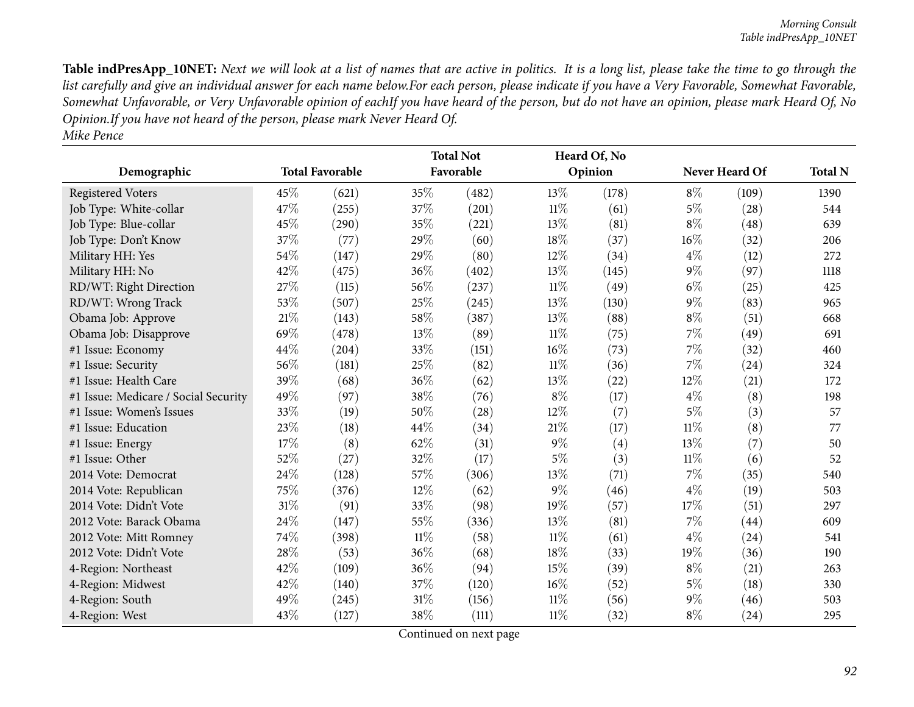**Table indPresApp_10NET:** *Next we will look at a list of names that are active in politics. It is a long list, please take the time to go through the list carefully and give an individual answer for each name below.For each person, please indicate if you have a Very Favorable, Somewhat Favorable, Somewhat Unfavorable, or Very Unfavorable opinion of eachIf you have heard of the person, but do not have an opinion, please mark Heard Of, No Opinion.If you have not heard of the person, please mark Never Heard Of.*
*Mike Pence*

| Demographic | Total Favorable | | Total Not Favorable | | Heard Of, No Opinion | | Never Heard Of | | Total N |
|---|---|---|---|---|---|---|---|---|---|
| Registered Voters | 45% | (621) | 35% | (482) | 13% | (178) | 8% | (109) | 1390 |
| Job Type: White-collar | 47% | (255) | 37% | (201) | 11% | (61) | 5% | (28) | 544 |
| Job Type: Blue-collar | 45% | (290) | 35% | (221) | 13% | (81) | 8% | (48) | 639 |
| Job Type: Don't Know | 37% | (77) | 29% | (60) | 18% | (37) | 16% | (32) | 206 |
| Military HH: Yes | 54% | (147) | 29% | (80) | 12% | (34) | 4% | (12) | 272 |
| Military HH: No | 42% | (475) | 36% | (402) | 13% | (145) | 9% | (97) | 1118 |
| RD/WT: Right Direction | 27% | (115) | 56% | (237) | 11% | (49) | 6% | (25) | 425 |
| RD/WT: Wrong Track | 53% | (507) | 25% | (245) | 13% | (130) | 9% | (83) | 965 |
| Obama Job: Approve | 21% | (143) | 58% | (387) | 13% | (88) | 8% | (51) | 668 |
| Obama Job: Disapprove | 69% | (478) | 13% | (89) | 11% | (75) | 7% | (49) | 691 |
| #1 Issue: Economy | 44% | (204) | 33% | (151) | 16% | (73) | 7% | (32) | 460 |
| #1 Issue: Security | 56% | (181) | 25% | (82) | 11% | (36) | 7% | (24) | 324 |
| #1 Issue: Health Care | 39% | (68) | 36% | (62) | 13% | (22) | 12% | (21) | 172 |
| #1 Issue: Medicare / Social Security | 49% | (97) | 38% | (76) | 8% | (17) | 4% | (8) | 198 |
| #1 Issue: Women's Issues | 33% | (19) | 50% | (28) | 12% | (7) | 5% | (3) | 57 |
| #1 Issue: Education | 23% | (18) | 44% | (34) | 21% | (17) | 11% | (8) | 77 |
| #1 Issue: Energy | 17% | (8) | 62% | (31) | 9% | (4) | 13% | (7) | 50 |
| #1 Issue: Other | 52% | (27) | 32% | (17) | 5% | (3) | 11% | (6) | 52 |
| 2014 Vote: Democrat | 24% | (128) | 57% | (306) | 13% | (71) | 7% | (35) | 540 |
| 2014 Vote: Republican | 75% | (376) | 12% | (62) | 9% | (46) | 4% | (19) | 503 |
| 2014 Vote: Didn't Vote | 31% | (91) | 33% | (98) | 19% | (57) | 17% | (51) | 297 |
| 2012 Vote: Barack Obama | 24% | (147) | 55% | (336) | 13% | (81) | 7% | (44) | 609 |
| 2012 Vote: Mitt Romney | 74% | (398) | 11% | (58) | 11% | (61) | 4% | (24) | 541 |
| 2012 Vote: Didn't Vote | 28% | (53) | 36% | (68) | 18% | (33) | 19% | (36) | 190 |
| 4-Region: Northeast | 42% | (109) | 36% | (94) | 15% | (39) | 8% | (21) | 263 |
| 4-Region: Midwest | 42% | (140) | 37% | (120) | 16% | (52) | 5% | (18) | 330 |
| 4-Region: South | 49% | (245) | 31% | (156) | 11% | (56) | 9% | (46) | 503 |
| 4-Region: West | 43% | (127) | 38% | (111) | 11% | (32) | 8% | (24) | 295 |

Continued on next page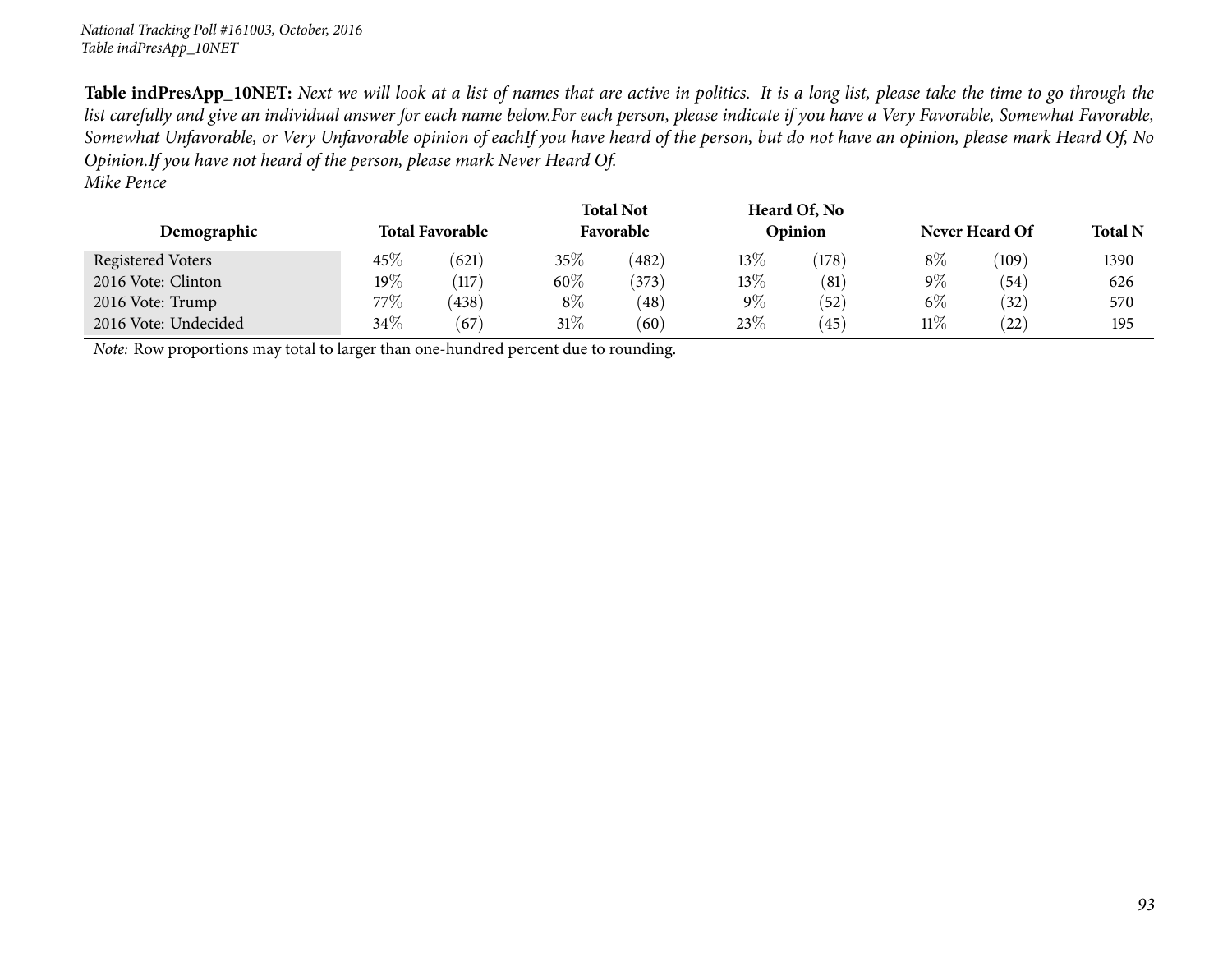*National Tracking Poll #161003, October, 2016*
*Table indPresApp_10NET*

**Table indPresApp_10NET:** *Next we will look at a list of names that are active in politics. It is a long list, please take the time to go through the list carefully and give an individual answer for each name below.For each person, please indicate if you have a Very Favorable, Somewhat Favorable, Somewhat Unfavorable, or Very Unfavorable opinion of eachIf you have heard of the person, but do not have an opinion, please mark Heard Of, No Opinion.If you have not heard of the person, please mark Never Heard Of.*
*Mike Pence*

| Demographic | Total Favorable | | Total Not Favorable | | Heard Of, No Opinion | | Never Heard Of | | Total N |
|---|---|---|---|---|---|---|---|---|---|
| Registered Voters | 45% | (621) | 35% | (482) | 13% | (178) | 8% | (109) | 1390 |
| 2016 Vote: Clinton | 19% | (117) | 60% | (373) | 13% | (81) | 9% | (54) | 626 |
| 2016 Vote: Trump | 77% | (438) | 8% | (48) | 9% | (52) | 6% | (32) | 570 |
| 2016 Vote: Undecided | 34% | (67) | 31% | (60) | 23% | (45) | 11% | (22) | 195 |

*Note:* Row proportions may total to larger than one-hundred percent due to rounding.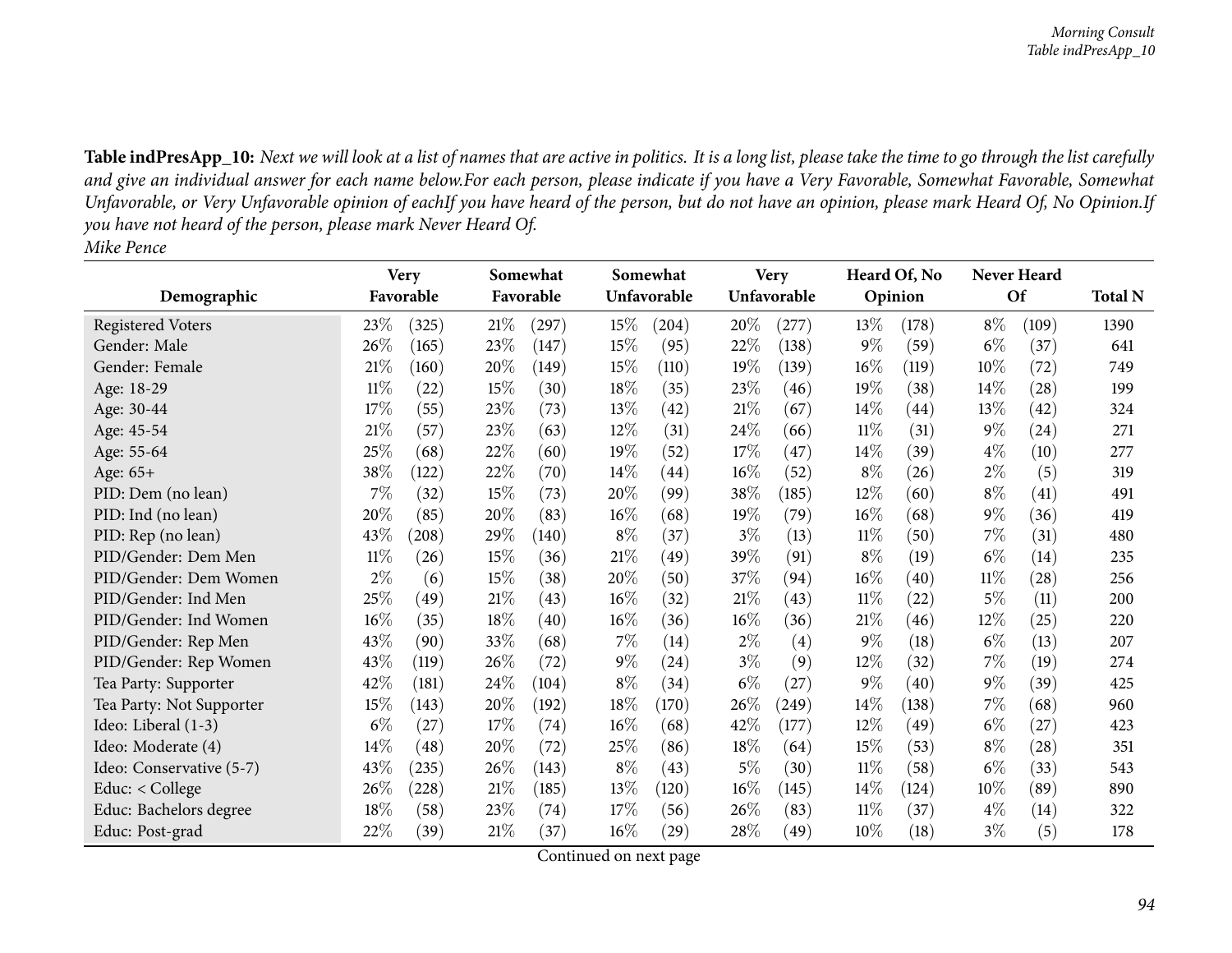**Table indPresApp_10:** *Next we will look at a list of names that are active in politics. It is a long list, please take the time to go through the list carefully and give an individual answer for each name below.For each person, please indicate if you have a Very Favorable, Somewhat Favorable, Somewhat Unfavorable, or Very Unfavorable opinion of eachIf you have heard of the person, but do not have an opinion, please mark Heard Of, No Opinion.If you have not heard of the person, please mark Never Heard Of.*

*Mike Pence*

| Demographic | Very Favorable | | Somewhat Favorable | | Somewhat Unfavorable | | Very Unfavorable | | Heard Of, No Opinion | | Never Heard Of | | Total N |
|---|---|---|---|---|---|---|---|---|---|---|---|---|---|
| Registered Voters | 23% | (325) | 21% | (297) | 15% | (204) | 20% | (277) | 13% | (178) | 8% | (109) | 1390 |
| Gender: Male | 26% | (165) | 23% | (147) | 15% | (95) | 22% | (138) | 9% | (59) | 6% | (37) | 641 |
| Gender: Female | 21% | (160) | 20% | (149) | 15% | (110) | 19% | (139) | 16% | (119) | 10% | (72) | 749 |
| Age: 18-29 | 11% | (22) | 15% | (30) | 18% | (35) | 23% | (46) | 19% | (38) | 14% | (28) | 199 |
| Age: 30-44 | 17% | (55) | 23% | (73) | 13% | (42) | 21% | (67) | 14% | (44) | 13% | (42) | 324 |
| Age: 45-54 | 21% | (57) | 23% | (63) | 12% | (31) | 24% | (66) | 11% | (31) | 9% | (24) | 271 |
| Age: 55-64 | 25% | (68) | 22% | (60) | 19% | (52) | 17% | (47) | 14% | (39) | 4% | (10) | 277 |
| Age: 65+ | 38% | (122) | 22% | (70) | 14% | (44) | 16% | (52) | 8% | (26) | 2% | (5) | 319 |
| PID: Dem (no lean) | 7% | (32) | 15% | (73) | 20% | (99) | 38% | (185) | 12% | (60) | 8% | (41) | 491 |
| PID: Ind (no lean) | 20% | (85) | 20% | (83) | 16% | (68) | 19% | (79) | 16% | (68) | 9% | (36) | 419 |
| PID: Rep (no lean) | 43% | (208) | 29% | (140) | 8% | (37) | 3% | (13) | 11% | (50) | 7% | (31) | 480 |
| PID/Gender: Dem Men | 11% | (26) | 15% | (36) | 21% | (49) | 39% | (91) | 8% | (19) | 6% | (14) | 235 |
| PID/Gender: Dem Women | 2% | (6) | 15% | (38) | 20% | (50) | 37% | (94) | 16% | (40) | 11% | (28) | 256 |
| PID/Gender: Ind Men | 25% | (49) | 21% | (43) | 16% | (32) | 21% | (43) | 11% | (22) | 5% | (11) | 200 |
| PID/Gender: Ind Women | 16% | (35) | 18% | (40) | 16% | (36) | 16% | (36) | 21% | (46) | 12% | (25) | 220 |
| PID/Gender: Rep Men | 43% | (90) | 33% | (68) | 7% | (14) | 2% | (4) | 9% | (18) | 6% | (13) | 207 |
| PID/Gender: Rep Women | 43% | (119) | 26% | (72) | 9% | (24) | 3% | (9) | 12% | (32) | 7% | (19) | 274 |
| Tea Party: Supporter | 42% | (181) | 24% | (104) | 8% | (34) | 6% | (27) | 9% | (40) | 9% | (39) | 425 |
| Tea Party: Not Supporter | 15% | (143) | 20% | (192) | 18% | (170) | 26% | (249) | 14% | (138) | 7% | (68) | 960 |
| Ideo: Liberal (1-3) | 6% | (27) | 17% | (74) | 16% | (68) | 42% | (177) | 12% | (49) | 6% | (27) | 423 |
| Ideo: Moderate (4) | 14% | (48) | 20% | (72) | 25% | (86) | 18% | (64) | 15% | (53) | 8% | (28) | 351 |
| Ideo: Conservative (5-7) | 43% | (235) | 26% | (143) | 8% | (43) | 5% | (30) | 11% | (58) | 6% | (33) | 543 |
| Educ: < College | 26% | (228) | 21% | (185) | 13% | (120) | 16% | (145) | 14% | (124) | 10% | (89) | 890 |
| Educ: Bachelors degree | 18% | (58) | 23% | (74) | 17% | (56) | 26% | (83) | 11% | (37) | 4% | (14) | 322 |
| Educ: Post-grad | 22% | (39) | 21% | (37) | 16% | (29) | 28% | (49) | 10% | (18) | 3% | (5) | 178 |

Continued on next page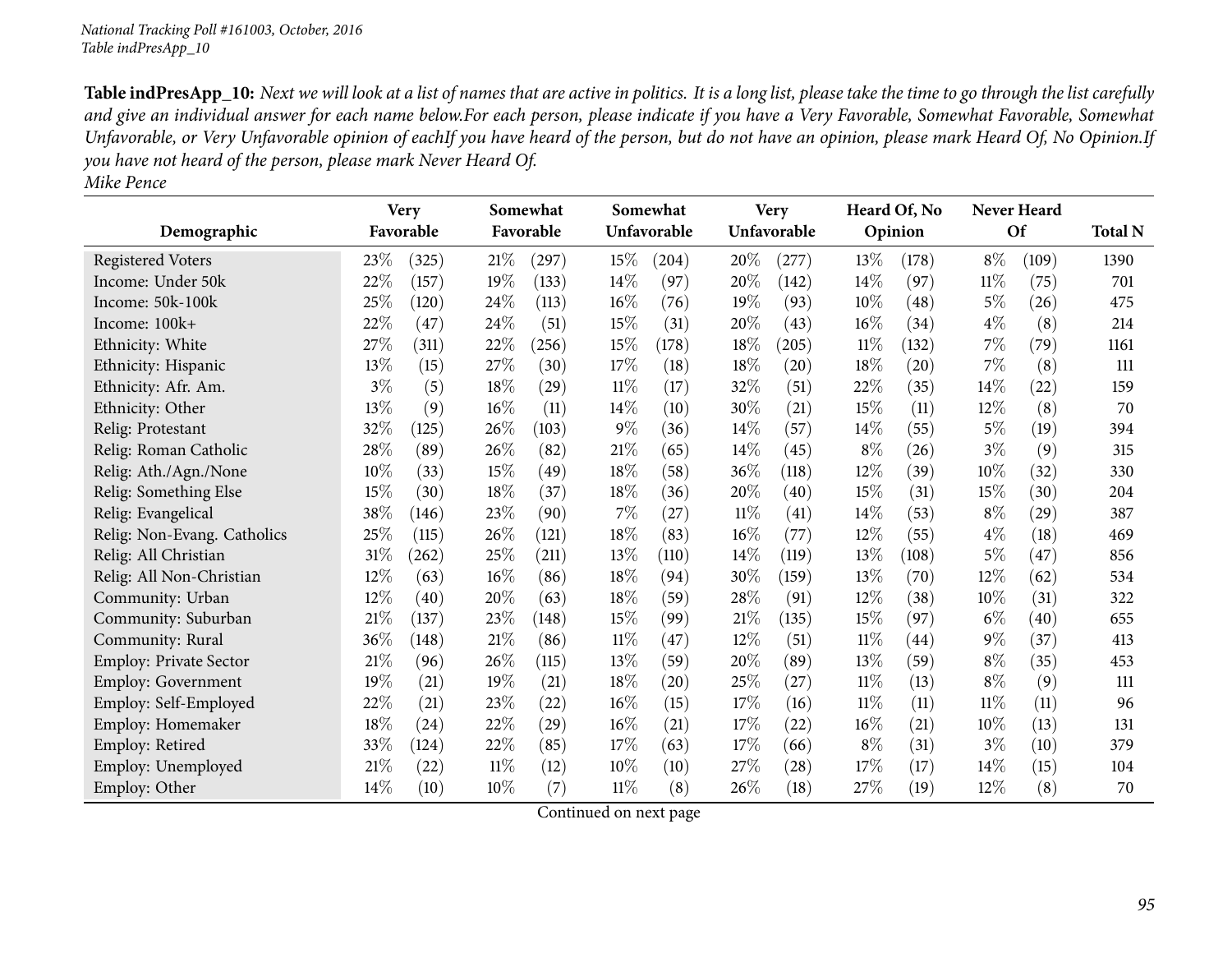**Table indPresApp_10:** *Next we will look at a list of names that are active in politics. It is a long list, please take the time to go through the list carefully and give an individual answer for each name below.For each person, please indicate if you have a Very Favorable, Somewhat Favorable, Somewhat Unfavorable, or Very Unfavorable opinion of eachIf you have heard of the person, but do not have an opinion, please mark Heard Of, No Opinion.If you have not heard of the person, please mark Never Heard Of.*
*Mike Pence*

| Demographic | Very Favorable | | Somewhat Favorable | | Somewhat Unfavorable | | Very Unfavorable | | Heard Of, No Opinion | | Never Heard Of | | Total N |
|---|---|---|---|---|---|---|---|---|---|---|---|---|---|
| Registered Voters | 23% | (325) | 21% | (297) | 15% | (204) | 20% | (277) | 13% | (178) | 8% | (109) | 1390 |
| Income: Under 50k | 22% | (157) | 19% | (133) | 14% | (97) | 20% | (142) | 14% | (97) | 11% | (75) | 701 |
| Income: 50k-100k | 25% | (120) | 24% | (113) | 16% | (76) | 19% | (93) | 10% | (48) | 5% | (26) | 475 |
| Income: 100k+ | 22% | (47) | 24% | (51) | 15% | (31) | 20% | (43) | 16% | (34) | 4% | (8) | 214 |
| Ethnicity: White | 27% | (311) | 22% | (256) | 15% | (178) | 18% | (205) | 11% | (132) | 7% | (79) | 1161 |
| Ethnicity: Hispanic | 13% | (15) | 27% | (30) | 17% | (18) | 18% | (20) | 18% | (20) | 7% | (8) | 111 |
| Ethnicity: Afr. Am. | 3% | (5) | 18% | (29) | 11% | (17) | 32% | (51) | 22% | (35) | 14% | (22) | 159 |
| Ethnicity: Other | 13% | (9) | 16% | (11) | 14% | (10) | 30% | (21) | 15% | (11) | 12% | (8) | 70 |
| Relig: Protestant | 32% | (125) | 26% | (103) | 9% | (36) | 14% | (57) | 14% | (55) | 5% | (19) | 394 |
| Relig: Roman Catholic | 28% | (89) | 26% | (82) | 21% | (65) | 14% | (45) | 8% | (26) | 3% | (9) | 315 |
| Relig: Ath./Agn./None | 10% | (33) | 15% | (49) | 18% | (58) | 36% | (118) | 12% | (39) | 10% | (32) | 330 |
| Relig: Something Else | 15% | (30) | 18% | (37) | 18% | (36) | 20% | (40) | 15% | (31) | 15% | (30) | 204 |
| Relig: Evangelical | 38% | (146) | 23% | (90) | 7% | (27) | 11% | (41) | 14% | (53) | 8% | (29) | 387 |
| Relig: Non-Evang. Catholics | 25% | (115) | 26% | (121) | 18% | (83) | 16% | (77) | 12% | (55) | 4% | (18) | 469 |
| Relig: All Christian | 31% | (262) | 25% | (211) | 13% | (110) | 14% | (119) | 13% | (108) | 5% | (47) | 856 |
| Relig: All Non-Christian | 12% | (63) | 16% | (86) | 18% | (94) | 30% | (159) | 13% | (70) | 12% | (62) | 534 |
| Community: Urban | 12% | (40) | 20% | (63) | 18% | (59) | 28% | (91) | 12% | (38) | 10% | (31) | 322 |
| Community: Suburban | 21% | (137) | 23% | (148) | 15% | (99) | 21% | (135) | 15% | (97) | 6% | (40) | 655 |
| Community: Rural | 36% | (148) | 21% | (86) | 11% | (47) | 12% | (51) | 11% | (44) | 9% | (37) | 413 |
| Employ: Private Sector | 21% | (96) | 26% | (115) | 13% | (59) | 20% | (89) | 13% | (59) | 8% | (35) | 453 |
| Employ: Government | 19% | (21) | 19% | (21) | 18% | (20) | 25% | (27) | 11% | (13) | 8% | (9) | 111 |
| Employ: Self-Employed | 22% | (21) | 23% | (22) | 16% | (15) | 17% | (16) | 11% | (11) | 11% | (11) | 96 |
| Employ: Homemaker | 18% | (24) | 22% | (29) | 16% | (21) | 17% | (22) | 16% | (21) | 10% | (13) | 131 |
| Employ: Retired | 33% | (124) | 22% | (85) | 17% | (63) | 17% | (66) | 8% | (31) | 3% | (10) | 379 |
| Employ: Unemployed | 21% | (22) | 11% | (12) | 10% | (10) | 27% | (28) | 17% | (17) | 14% | (15) | 104 |
| Employ: Other | 14% | (10) | 10% | (7) | 11% | (8) | 26% | (18) | 27% | (19) | 12% | (8) | 70 |

Continued on next page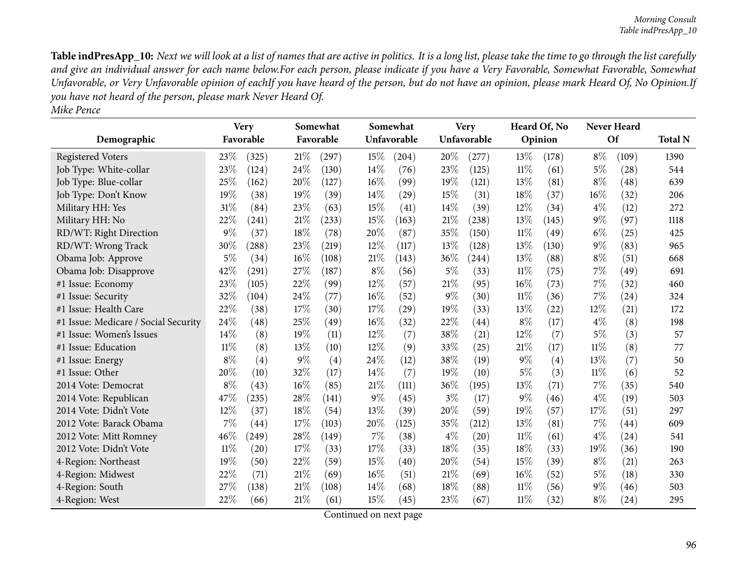**Table indPresApp_10:** *Next we will look at a list of names that are active in politics. It is a long list, please take the time to go through the list carefully and give an individual answer for each name below.For each person, please indicate if you have a Very Favorable, Somewhat Favorable, Somewhat Unfavorable, or Very Unfavorable opinion of eachIf you have heard of the person, but do not have an opinion, please mark Heard Of, No Opinion.If you have not heard of the person, please mark Never Heard Of.*
*Mike Pence*

| Demographic | Very Favorable | | Somewhat Favorable | | Somewhat Unfavorable | | Very Unfavorable | | Heard Of, No Opinion | | Never Heard Of | | Total N |
|---|---|---|---|---|---|---|---|---|---|---|---|---|---|
| Registered Voters | 23% | (325) | 21% | (297) | 15% | (204) | 20% | (277) | 13% | (178) | 8% | (109) | 1390 |
| Job Type: White-collar | 23% | (124) | 24% | (130) | 14% | (76) | 23% | (125) | 11% | (61) | 5% | (28) | 544 |
| Job Type: Blue-collar | 25% | (162) | 20% | (127) | 16% | (99) | 19% | (121) | 13% | (81) | 8% | (48) | 639 |
| Job Type: Don't Know | 19% | (38) | 19% | (39) | 14% | (29) | 15% | (31) | 18% | (37) | 16% | (32) | 206 |
| Military HH: Yes | 31% | (84) | 23% | (63) | 15% | (41) | 14% | (39) | 12% | (34) | 4% | (12) | 272 |
| Military HH: No | 22% | (241) | 21% | (233) | 15% | (163) | 21% | (238) | 13% | (145) | 9% | (97) | 1118 |
| RD/WT: Right Direction | 9% | (37) | 18% | (78) | 20% | (87) | 35% | (150) | 11% | (49) | 6% | (25) | 425 |
| RD/WT: Wrong Track | 30% | (288) | 23% | (219) | 12% | (117) | 13% | (128) | 13% | (130) | 9% | (83) | 965 |
| Obama Job: Approve | 5% | (34) | 16% | (108) | 21% | (143) | 36% | (244) | 13% | (88) | 8% | (51) | 668 |
| Obama Job: Disapprove | 42% | (291) | 27% | (187) | 8% | (56) | 5% | (33) | 11% | (75) | 7% | (49) | 691 |
| #1 Issue: Economy | 23% | (105) | 22% | (99) | 12% | (57) | 21% | (95) | 16% | (73) | 7% | (32) | 460 |
| #1 Issue: Security | 32% | (104) | 24% | (77) | 16% | (52) | 9% | (30) | 11% | (36) | 7% | (24) | 324 |
| #1 Issue: Health Care | 22% | (38) | 17% | (30) | 17% | (29) | 19% | (33) | 13% | (22) | 12% | (21) | 172 |
| #1 Issue: Medicare / Social Security | 24% | (48) | 25% | (49) | 16% | (32) | 22% | (44) | 8% | (17) | 4% | (8) | 198 |
| #1 Issue: Women's Issues | 14% | (8) | 19% | (11) | 12% | (7) | 38% | (21) | 12% | (7) | 5% | (3) | 57 |
| #1 Issue: Education | 11% | (8) | 13% | (10) | 12% | (9) | 33% | (25) | 21% | (17) | 11% | (8) | 77 |
| #1 Issue: Energy | 8% | (4) | 9% | (4) | 24% | (12) | 38% | (19) | 9% | (4) | 13% | (7) | 50 |
| #1 Issue: Other | 20% | (10) | 32% | (17) | 14% | (7) | 19% | (10) | 5% | (3) | 11% | (6) | 52 |
| 2014 Vote: Democrat | 8% | (43) | 16% | (85) | 21% | (111) | 36% | (195) | 13% | (71) | 7% | (35) | 540 |
| 2014 Vote: Republican | 47% | (235) | 28% | (141) | 9% | (45) | 3% | (17) | 9% | (46) | 4% | (19) | 503 |
| 2014 Vote: Didn't Vote | 12% | (37) | 18% | (54) | 13% | (39) | 20% | (59) | 19% | (57) | 17% | (51) | 297 |
| 2012 Vote: Barack Obama | 7% | (44) | 17% | (103) | 20% | (125) | 35% | (212) | 13% | (81) | 7% | (44) | 609 |
| 2012 Vote: Mitt Romney | 46% | (249) | 28% | (149) | 7% | (38) | 4% | (20) | 11% | (61) | 4% | (24) | 541 |
| 2012 Vote: Didn't Vote | 11% | (20) | 17% | (33) | 17% | (33) | 18% | (35) | 18% | (33) | 19% | (36) | 190 |
| 4-Region: Northeast | 19% | (50) | 22% | (59) | 15% | (40) | 20% | (54) | 15% | (39) | 8% | (21) | 263 |
| 4-Region: Midwest | 22% | (71) | 21% | (69) | 16% | (51) | 21% | (69) | 16% | (52) | 5% | (18) | 330 |
| 4-Region: South | 27% | (138) | 21% | (108) | 14% | (68) | 18% | (88) | 11% | (56) | 9% | (46) | 503 |
| 4-Region: West | 22% | (66) | 21% | (61) | 15% | (45) | 23% | (67) | 11% | (32) | 8% | (24) | 295 |

Continued on next page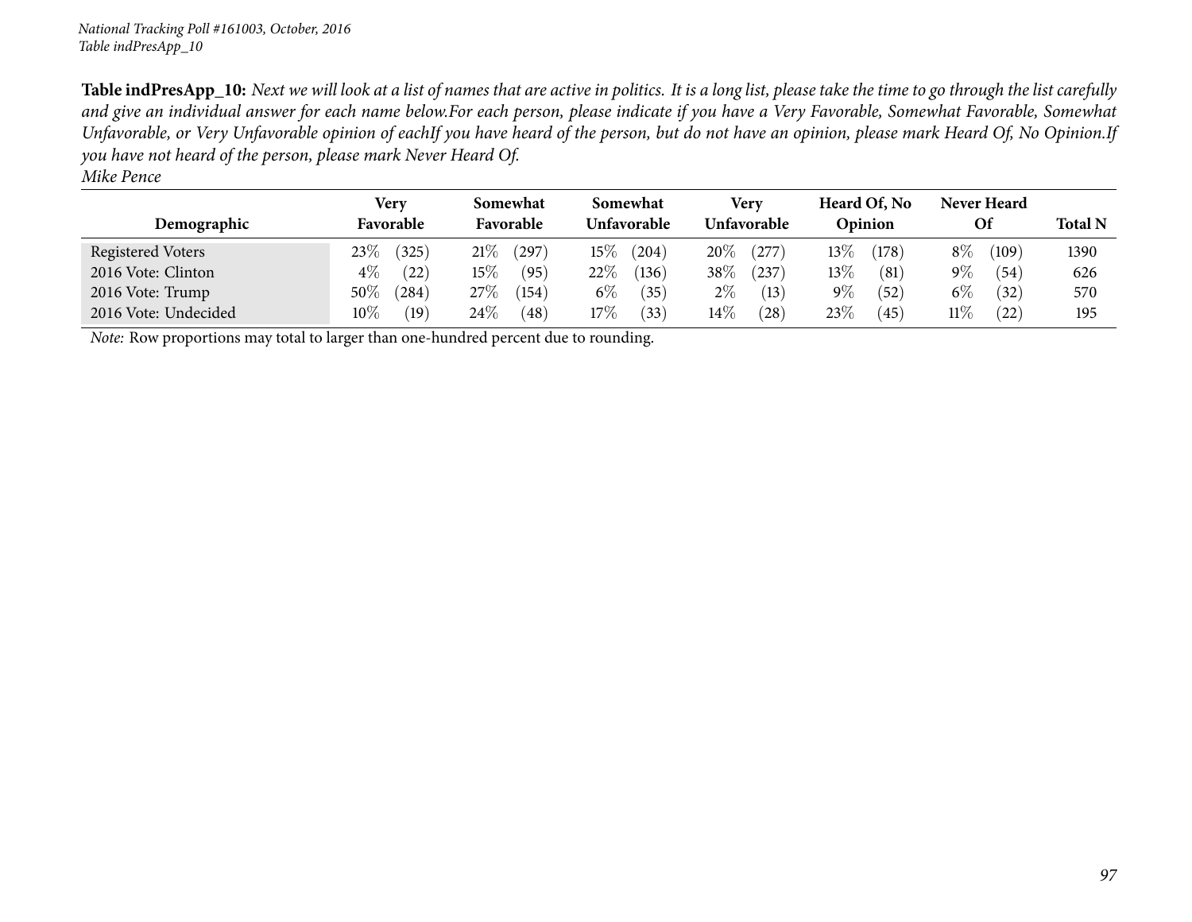**Table indPresApp_10:** *Next we will look at a list of names that are active in politics. It is a long list, please take the time to go through the list carefully and give an individual answer for each name below.For each person, please indicate if you have a Very Favorable, Somewhat Favorable, Somewhat Unfavorable, or Very Unfavorable opinion of eachIf you have heard of the person, but do not have an opinion, please mark Heard Of, No Opinion.If you have not heard of the person, please mark Never Heard Of.*

*Mike Pence*

| Demographic | Very Favorable | Somewhat Favorable | Somewhat Unfavorable | Very Unfavorable | Heard Of, No Opinion | Never Heard Of | Total N |
|---|---|---|---|---|---|---|---|
| Registered Voters | 23% (325) | 21% (297) | 15% (204) | 20% (277) | 13% (178) | 8% (109) | 1390 |
| 2016 Vote: Clinton | 4% (22) | 15% (95) | 22% (136) | 38% (237) | 13% (81) | 9% (54) | 626 |
| 2016 Vote: Trump | 50% (284) | 27% (154) | 6% (35) | 2% (13) | 9% (52) | 6% (32) | 570 |
| 2016 Vote: Undecided | 10% (19) | 24% (48) | 17% (33) | 14% (28) | 23% (45) | 11% (22) | 195 |

*Note:* Row proportions may total to larger than one-hundred percent due to rounding.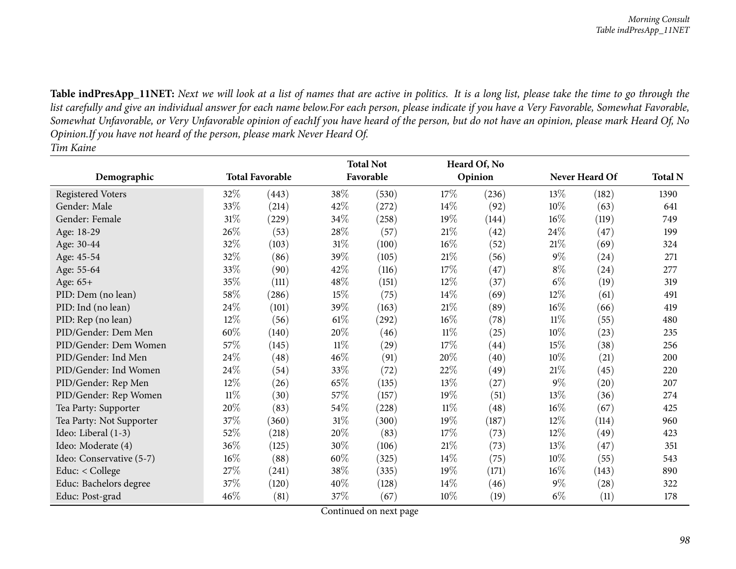**Table indPresApp_11NET:** *Next we will look at a list of names that are active in politics. It is a long list, please take the time to go through the list carefully and give an individual answer for each name below.For each person, please indicate if you have a Very Favorable, Somewhat Favorable, Somewhat Unfavorable, or Very Unfavorable opinion of eachIf you have heard of the person, but do not have an opinion, please mark Heard Of, No Opinion.If you have not heard of the person, please mark Never Heard Of.*
*Tim Kaine*

| Demographic | Total Favorable | | Total Not Favorable | | Heard Of, No Opinion | | Never Heard Of | | Total N |
|---|---|---|---|---|---|---|---|---|---|
| Registered Voters | 32% | (443) | 38% | (530) | 17% | (236) | 13% | (182) | 1390 |
| Gender: Male | 33% | (214) | 42% | (272) | 14% | (92) | 10% | (63) | 641 |
| Gender: Female | 31% | (229) | 34% | (258) | 19% | (144) | 16% | (119) | 749 |
| Age: 18-29 | 26% | (53) | 28% | (57) | 21% | (42) | 24% | (47) | 199 |
| Age: 30-44 | 32% | (103) | 31% | (100) | 16% | (52) | 21% | (69) | 324 |
| Age: 45-54 | 32% | (86) | 39% | (105) | 21% | (56) | 9% | (24) | 271 |
| Age: 55-64 | 33% | (90) | 42% | (116) | 17% | (47) | 8% | (24) | 277 |
| Age: 65+ | 35% | (111) | 48% | (151) | 12% | (37) | 6% | (19) | 319 |
| PID: Dem (no lean) | 58% | (286) | 15% | (75) | 14% | (69) | 12% | (61) | 491 |
| PID: Ind (no lean) | 24% | (101) | 39% | (163) | 21% | (89) | 16% | (66) | 419 |
| PID: Rep (no lean) | 12% | (56) | 61% | (292) | 16% | (78) | 11% | (55) | 480 |
| PID/Gender: Dem Men | 60% | (140) | 20% | (46) | 11% | (25) | 10% | (23) | 235 |
| PID/Gender: Dem Women | 57% | (145) | 11% | (29) | 17% | (44) | 15% | (38) | 256 |
| PID/Gender: Ind Men | 24% | (48) | 46% | (91) | 20% | (40) | 10% | (21) | 200 |
| PID/Gender: Ind Women | 24% | (54) | 33% | (72) | 22% | (49) | 21% | (45) | 220 |
| PID/Gender: Rep Men | 12% | (26) | 65% | (135) | 13% | (27) | 9% | (20) | 207 |
| PID/Gender: Rep Women | 11% | (30) | 57% | (157) | 19% | (51) | 13% | (36) | 274 |
| Tea Party: Supporter | 20% | (83) | 54% | (228) | 11% | (48) | 16% | (67) | 425 |
| Tea Party: Not Supporter | 37% | (360) | 31% | (300) | 19% | (187) | 12% | (114) | 960 |
| Ideo: Liberal (1-3) | 52% | (218) | 20% | (83) | 17% | (73) | 12% | (49) | 423 |
| Ideo: Moderate (4) | 36% | (125) | 30% | (106) | 21% | (73) | 13% | (47) | 351 |
| Ideo: Conservative (5-7) | 16% | (88) | 60% | (325) | 14% | (75) | 10% | (55) | 543 |
| Educ: < College | 27% | (241) | 38% | (335) | 19% | (171) | 16% | (143) | 890 |
| Educ: Bachelors degree | 37% | (120) | 40% | (128) | 14% | (46) | 9% | (28) | 322 |
| Educ: Post-grad | 46% | (81) | 37% | (67) | 10% | (19) | 6% | (11) | 178 |

Continued on next page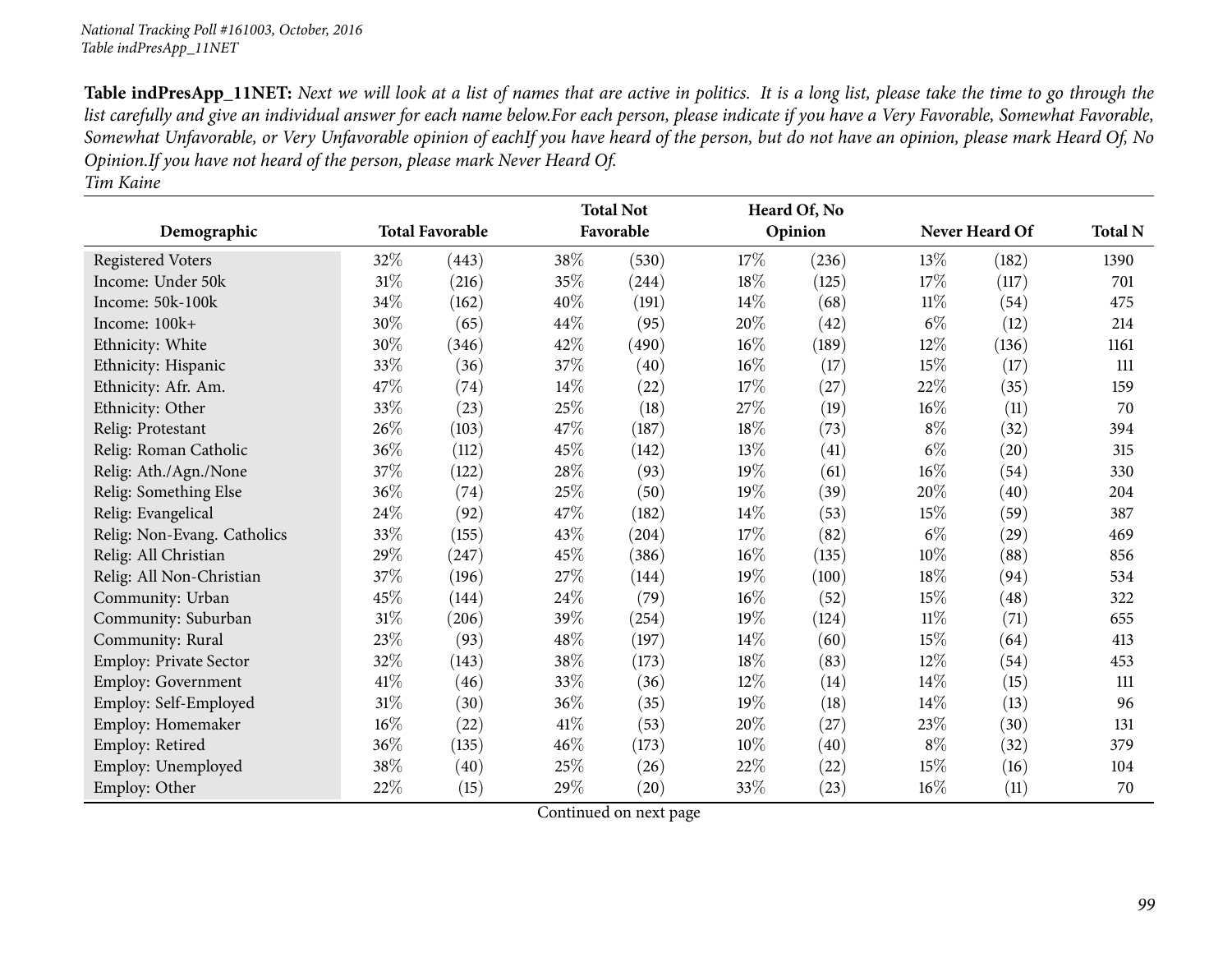*National Tracking Poll #161003, October, 2016*
*Table indPresApp_11NET*

**Table indPresApp_11NET:** *Next we will look at a list of names that are active in politics. It is a long list, please take the time to go through the list carefully and give an individual answer for each name below.For each person, please indicate if you have a Very Favorable, Somewhat Favorable, Somewhat Unfavorable, or Very Unfavorable opinion of eachIf you have heard of the person, but do not have an opinion, please mark Heard Of, No Opinion.If you have not heard of the person, please mark Never Heard Of.*
*Tim Kaine*

| Demographic | Total Favorable | | Total Not Favorable | | Heard Of, No Opinion | | Never Heard Of | | Total N |
|---|---|---|---|---|---|---|---|---|---|
| Registered Voters | 32% | (443) | 38% | (530) | 17% | (236) | 13% | (182) | 1390 |
| Income: Under 50k | 31% | (216) | 35% | (244) | 18% | (125) | 17% | (117) | 701 |
| Income: 50k-100k | 34% | (162) | 40% | (191) | 14% | (68) | 11% | (54) | 475 |
| Income: 100k+ | 30% | (65) | 44% | (95) | 20% | (42) | 6% | (12) | 214 |
| Ethnicity: White | 30% | (346) | 42% | (490) | 16% | (189) | 12% | (136) | 1161 |
| Ethnicity: Hispanic | 33% | (36) | 37% | (40) | 16% | (17) | 15% | (17) | 111 |
| Ethnicity: Afr. Am. | 47% | (74) | 14% | (22) | 17% | (27) | 22% | (35) | 159 |
| Ethnicity: Other | 33% | (23) | 25% | (18) | 27% | (19) | 16% | (11) | 70 |
| Relig: Protestant | 26% | (103) | 47% | (187) | 18% | (73) | 8% | (32) | 394 |
| Relig: Roman Catholic | 36% | (112) | 45% | (142) | 13% | (41) | 6% | (20) | 315 |
| Relig: Ath./Agn./None | 37% | (122) | 28% | (93) | 19% | (61) | 16% | (54) | 330 |
| Relig: Something Else | 36% | (74) | 25% | (50) | 19% | (39) | 20% | (40) | 204 |
| Relig: Evangelical | 24% | (92) | 47% | (182) | 14% | (53) | 15% | (59) | 387 |
| Relig: Non-Evang. Catholics | 33% | (155) | 43% | (204) | 17% | (82) | 6% | (29) | 469 |
| Relig: All Christian | 29% | (247) | 45% | (386) | 16% | (135) | 10% | (88) | 856 |
| Relig: All Non-Christian | 37% | (196) | 27% | (144) | 19% | (100) | 18% | (94) | 534 |
| Community: Urban | 45% | (144) | 24% | (79) | 16% | (52) | 15% | (48) | 322 |
| Community: Suburban | 31% | (206) | 39% | (254) | 19% | (124) | 11% | (71) | 655 |
| Community: Rural | 23% | (93) | 48% | (197) | 14% | (60) | 15% | (64) | 413 |
| Employ: Private Sector | 32% | (143) | 38% | (173) | 18% | (83) | 12% | (54) | 453 |
| Employ: Government | 41% | (46) | 33% | (36) | 12% | (14) | 14% | (15) | 111 |
| Employ: Self-Employed | 31% | (30) | 36% | (35) | 19% | (18) | 14% | (13) | 96 |
| Employ: Homemaker | 16% | (22) | 41% | (53) | 20% | (27) | 23% | (30) | 131 |
| Employ: Retired | 36% | (135) | 46% | (173) | 10% | (40) | 8% | (32) | 379 |
| Employ: Unemployed | 38% | (40) | 25% | (26) | 22% | (22) | 15% | (16) | 104 |
| Employ: Other | 22% | (15) | 29% | (20) | 33% | (23) | 16% | (11) | 70 |

Continued on next page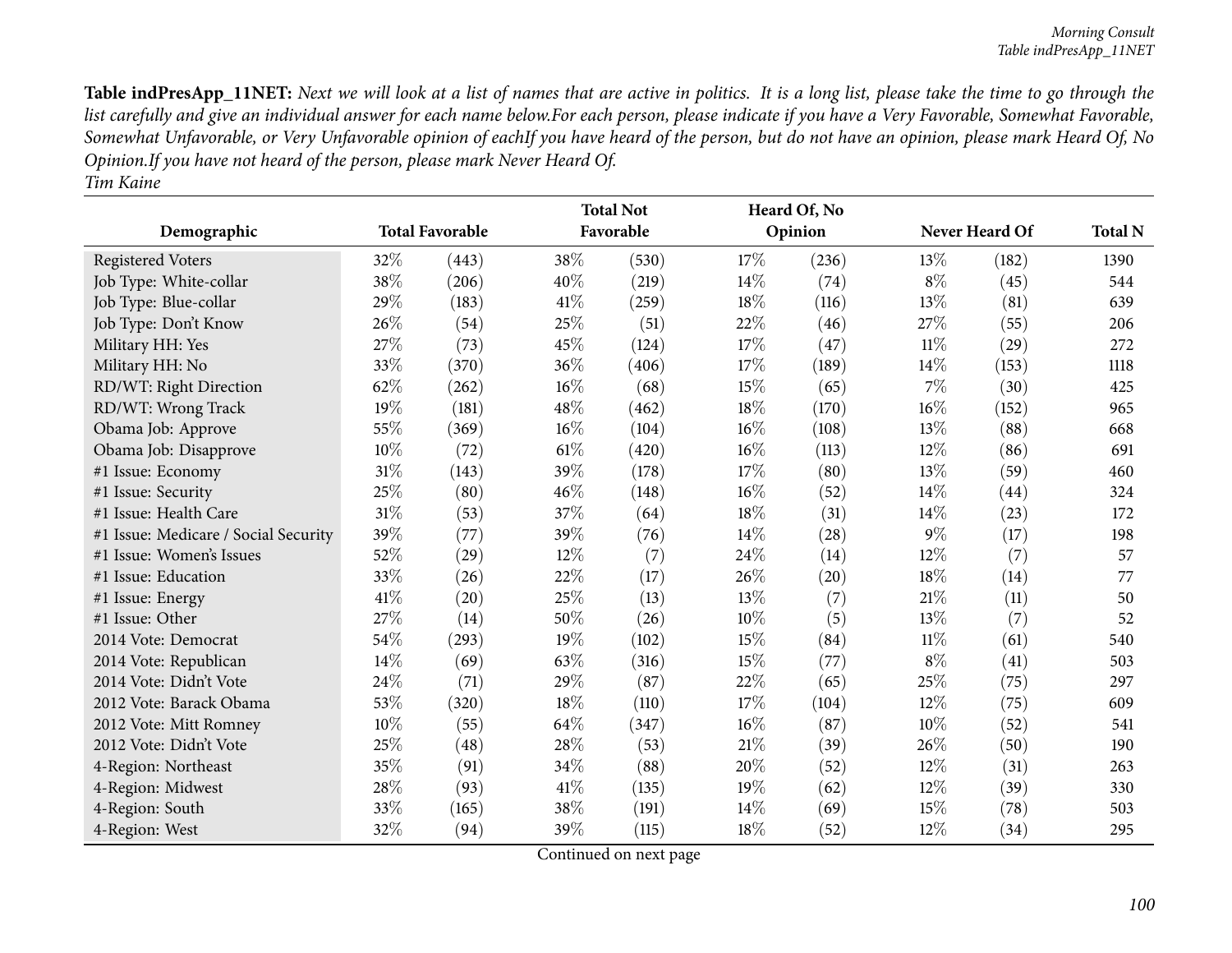**Table indPresApp_11NET:** *Next we will look at a list of names that are active in politics. It is a long list, please take the time to go through the list carefully and give an individual answer for each name below.For each person, please indicate if you have a Very Favorable, Somewhat Favorable, Somewhat Unfavorable, or Very Unfavorable opinion of eachIf you have heard of the person, but do not have an opinion, please mark Heard Of, No Opinion.If you have not heard of the person, please mark Never Heard Of.*
*Tim Kaine*

| Demographic | Total Favorable | | Total Not Favorable | | Heard Of, No Opinion | | Never Heard Of | | Total N |
|---|---|---|---|---|---|---|---|---|---|
| Registered Voters | 32% | (443) | 38% | (530) | 17% | (236) | 13% | (182) | 1390 |
| Job Type: White-collar | 38% | (206) | 40% | (219) | 14% | (74) | 8% | (45) | 544 |
| Job Type: Blue-collar | 29% | (183) | 41% | (259) | 18% | (116) | 13% | (81) | 639 |
| Job Type: Don't Know | 26% | (54) | 25% | (51) | 22% | (46) | 27% | (55) | 206 |
| Military HH: Yes | 27% | (73) | 45% | (124) | 17% | (47) | 11% | (29) | 272 |
| Military HH: No | 33% | (370) | 36% | (406) | 17% | (189) | 14% | (153) | 1118 |
| RD/WT: Right Direction | 62% | (262) | 16% | (68) | 15% | (65) | 7% | (30) | 425 |
| RD/WT: Wrong Track | 19% | (181) | 48% | (462) | 18% | (170) | 16% | (152) | 965 |
| Obama Job: Approve | 55% | (369) | 16% | (104) | 16% | (108) | 13% | (88) | 668 |
| Obama Job: Disapprove | 10% | (72) | 61% | (420) | 16% | (113) | 12% | (86) | 691 |
| #1 Issue: Economy | 31% | (143) | 39% | (178) | 17% | (80) | 13% | (59) | 460 |
| #1 Issue: Security | 25% | (80) | 46% | (148) | 16% | (52) | 14% | (44) | 324 |
| #1 Issue: Health Care | 31% | (53) | 37% | (64) | 18% | (31) | 14% | (23) | 172 |
| #1 Issue: Medicare / Social Security | 39% | (77) | 39% | (76) | 14% | (28) | 9% | (17) | 198 |
| #1 Issue: Women's Issues | 52% | (29) | 12% | (7) | 24% | (14) | 12% | (7) | 57 |
| #1 Issue: Education | 33% | (26) | 22% | (17) | 26% | (20) | 18% | (14) | 77 |
| #1 Issue: Energy | 41% | (20) | 25% | (13) | 13% | (7) | 21% | (11) | 50 |
| #1 Issue: Other | 27% | (14) | 50% | (26) | 10% | (5) | 13% | (7) | 52 |
| 2014 Vote: Democrat | 54% | (293) | 19% | (102) | 15% | (84) | 11% | (61) | 540 |
| 2014 Vote: Republican | 14% | (69) | 63% | (316) | 15% | (77) | 8% | (41) | 503 |
| 2014 Vote: Didn't Vote | 24% | (71) | 29% | (87) | 22% | (65) | 25% | (75) | 297 |
| 2012 Vote: Barack Obama | 53% | (320) | 18% | (110) | 17% | (104) | 12% | (75) | 609 |
| 2012 Vote: Mitt Romney | 10% | (55) | 64% | (347) | 16% | (87) | 10% | (52) | 541 |
| 2012 Vote: Didn't Vote | 25% | (48) | 28% | (53) | 21% | (39) | 26% | (50) | 190 |
| 4-Region: Northeast | 35% | (91) | 34% | (88) | 20% | (52) | 12% | (31) | 263 |
| 4-Region: Midwest | 28% | (93) | 41% | (135) | 19% | (62) | 12% | (39) | 330 |
| 4-Region: South | 33% | (165) | 38% | (191) | 14% | (69) | 15% | (78) | 503 |
| 4-Region: West | 32% | (94) | 39% | (115) | 18% | (52) | 12% | (34) | 295 |

Continued on next page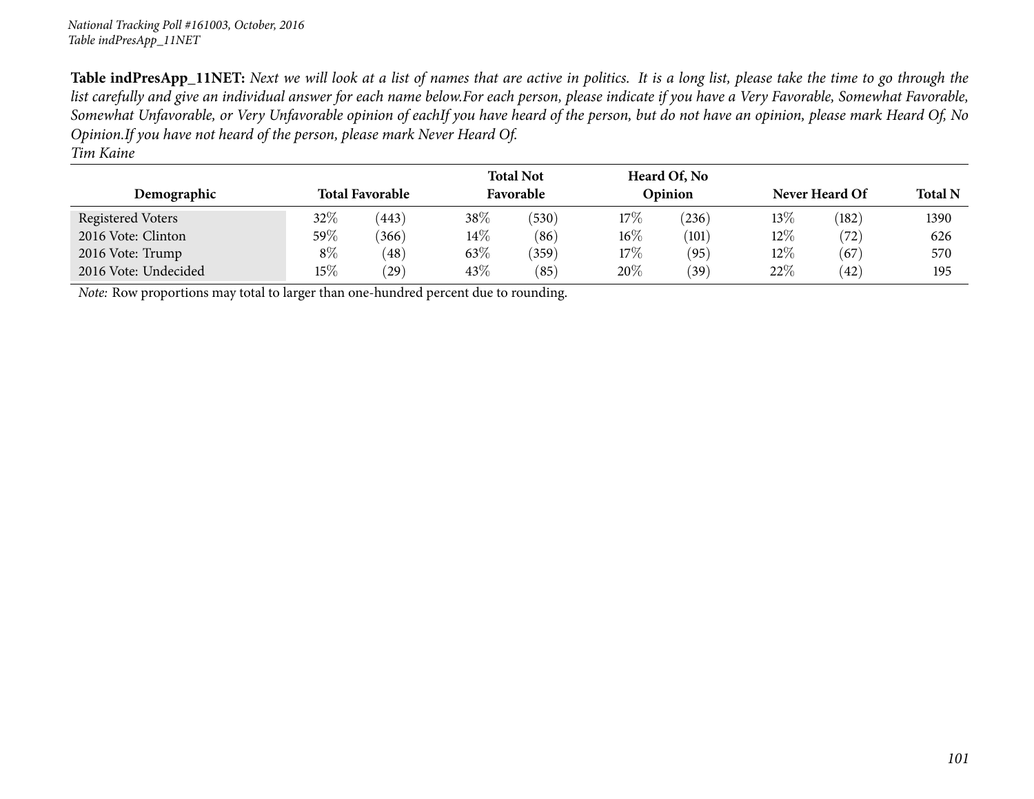**Table indPresApp_11NET:** *Next we will look at a list of names that are active in politics. It is a long list, please take the time to go through the list carefully and give an individual answer for each name below.For each person, please indicate if you have a Very Favorable, Somewhat Favorable, Somewhat Unfavorable, or Very Unfavorable opinion of eachIf you have heard of the person, but do not have an opinion, please mark Heard Of, No Opinion.If you have not heard of the person, please mark Never Heard Of.*
*Tim Kaine*

| Demographic | Total Favorable | | Total Not Favorable | | Heard Of, No Opinion | | Never Heard Of | | Total N |
|---|---|---|---|---|---|---|---|---|---|
| Registered Voters | 32% | (443) | 38% | (530) | 17% | (236) | 13% | (182) | 1390 |
| 2016 Vote: Clinton | 59% | (366) | 14% | (86) | 16% | (101) | 12% | (72) | 626 |
| 2016 Vote: Trump | 8% | (48) | 63% | (359) | 17% | (95) | 12% | (67) | 570 |
| 2016 Vote: Undecided | 15% | (29) | 43% | (85) | 20% | (39) | 22% | (42) | 195 |

*Note:* Row proportions may total to larger than one-hundred percent due to rounding.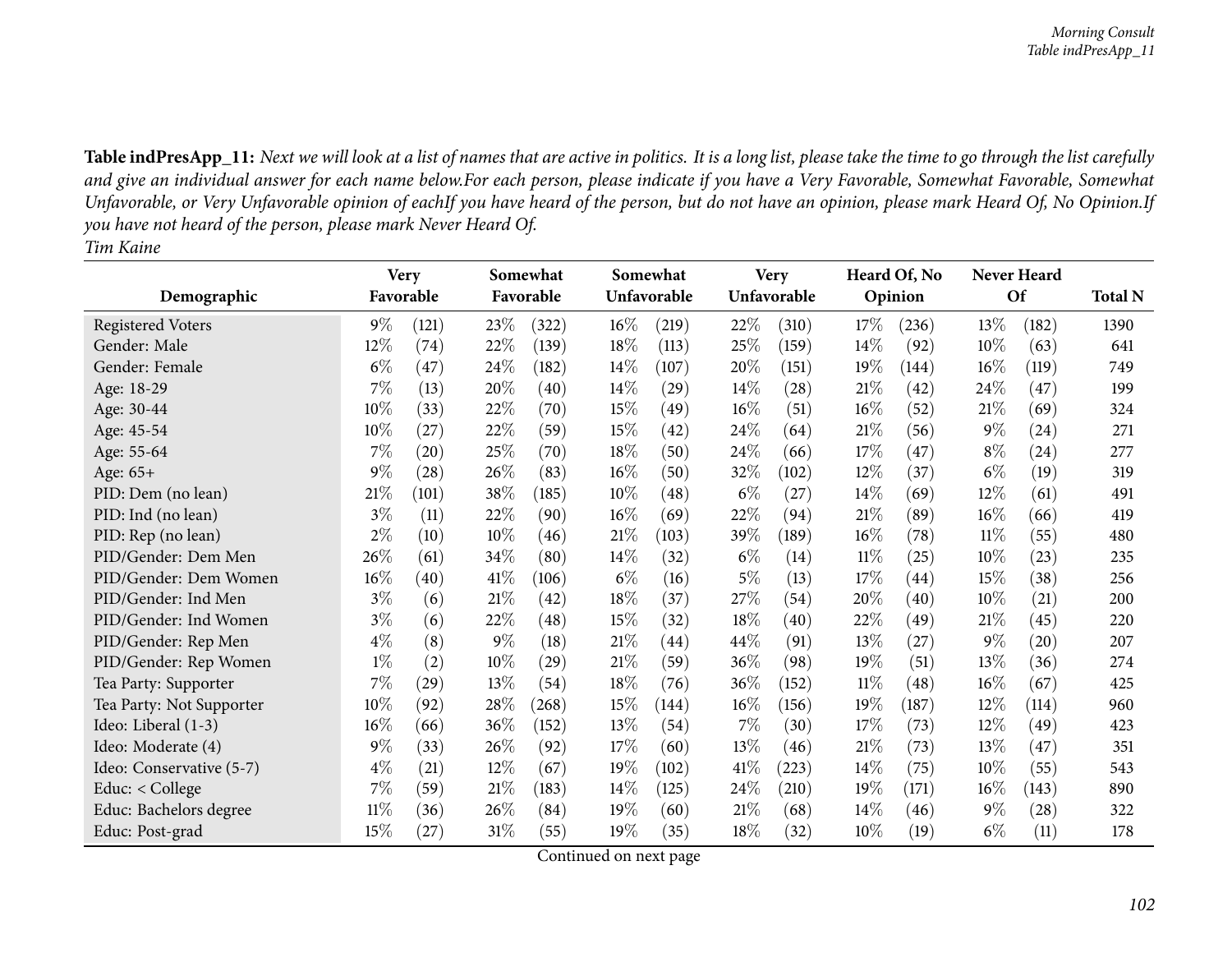**Table indPresApp_11:** *Next we will look at a list of names that are active in politics. It is a long list, please take the time to go through the list carefully and give an individual answer for each name below.For each person, please indicate if you have a Very Favorable, Somewhat Favorable, Somewhat Unfavorable, or Very Unfavorable opinion of eachIf you have heard of the person, but do not have an opinion, please mark Heard Of, No Opinion.If you have not heard of the person, please mark Never Heard Of.*

*Tim Kaine*

| Demographic | Very Favorable | | Somewhat Favorable | | Somewhat Unfavorable | | Very Unfavorable | | Heard Of, No Opinion | | Never Heard Of | | Total N |
|---|---|---|---|---|---|---|---|---|---|---|---|---|---|
| Registered Voters | 9% | (121) | 23% | (322) | 16% | (219) | 22% | (310) | 17% | (236) | 13% | (182) | 1390 |
| Gender: Male | 12% | (74) | 22% | (139) | 18% | (113) | 25% | (159) | 14% | (92) | 10% | (63) | 641 |
| Gender: Female | 6% | (47) | 24% | (182) | 14% | (107) | 20% | (151) | 19% | (144) | 16% | (119) | 749 |
| Age: 18-29 | 7% | (13) | 20% | (40) | 14% | (29) | 14% | (28) | 21% | (42) | 24% | (47) | 199 |
| Age: 30-44 | 10% | (33) | 22% | (70) | 15% | (49) | 16% | (51) | 16% | (52) | 21% | (69) | 324 |
| Age: 45-54 | 10% | (27) | 22% | (59) | 15% | (42) | 24% | (64) | 21% | (56) | 9% | (24) | 271 |
| Age: 55-64 | 7% | (20) | 25% | (70) | 18% | (50) | 24% | (66) | 17% | (47) | 8% | (24) | 277 |
| Age: 65+ | 9% | (28) | 26% | (83) | 16% | (50) | 32% | (102) | 12% | (37) | 6% | (19) | 319 |
| PID: Dem (no lean) | 21% | (101) | 38% | (185) | 10% | (48) | 6% | (27) | 14% | (69) | 12% | (61) | 491 |
| PID: Ind (no lean) | 3% | (11) | 22% | (90) | 16% | (69) | 22% | (94) | 21% | (89) | 16% | (66) | 419 |
| PID: Rep (no lean) | 2% | (10) | 10% | (46) | 21% | (103) | 39% | (189) | 16% | (78) | 11% | (55) | 480 |
| PID/Gender: Dem Men | 26% | (61) | 34% | (80) | 14% | (32) | 6% | (14) | 11% | (25) | 10% | (23) | 235 |
| PID/Gender: Dem Women | 16% | (40) | 41% | (106) | 6% | (16) | 5% | (13) | 17% | (44) | 15% | (38) | 256 |
| PID/Gender: Ind Men | 3% | (6) | 21% | (42) | 18% | (37) | 27% | (54) | 20% | (40) | 10% | (21) | 200 |
| PID/Gender: Ind Women | 3% | (6) | 22% | (48) | 15% | (32) | 18% | (40) | 22% | (49) | 21% | (45) | 220 |
| PID/Gender: Rep Men | 4% | (8) | 9% | (18) | 21% | (44) | 44% | (91) | 13% | (27) | 9% | (20) | 207 |
| PID/Gender: Rep Women | 1% | (2) | 10% | (29) | 21% | (59) | 36% | (98) | 19% | (51) | 13% | (36) | 274 |
| Tea Party: Supporter | 7% | (29) | 13% | (54) | 18% | (76) | 36% | (152) | 11% | (48) | 16% | (67) | 425 |
| Tea Party: Not Supporter | 10% | (92) | 28% | (268) | 15% | (144) | 16% | (156) | 19% | (187) | 12% | (114) | 960 |
| Ideo: Liberal (1-3) | 16% | (66) | 36% | (152) | 13% | (54) | 7% | (30) | 17% | (73) | 12% | (49) | 423 |
| Ideo: Moderate (4) | 9% | (33) | 26% | (92) | 17% | (60) | 13% | (46) | 21% | (73) | 13% | (47) | 351 |
| Ideo: Conservative (5-7) | 4% | (21) | 12% | (67) | 19% | (102) | 41% | (223) | 14% | (75) | 10% | (55) | 543 |
| Educ: < College | 7% | (59) | 21% | (183) | 14% | (125) | 24% | (210) | 19% | (171) | 16% | (143) | 890 |
| Educ: Bachelors degree | 11% | (36) | 26% | (84) | 19% | (60) | 21% | (68) | 14% | (46) | 9% | (28) | 322 |
| Educ: Post-grad | 15% | (27) | 31% | (55) | 19% | (35) | 18% | (32) | 10% | (19) | 6% | (11) | 178 |

Continued on next page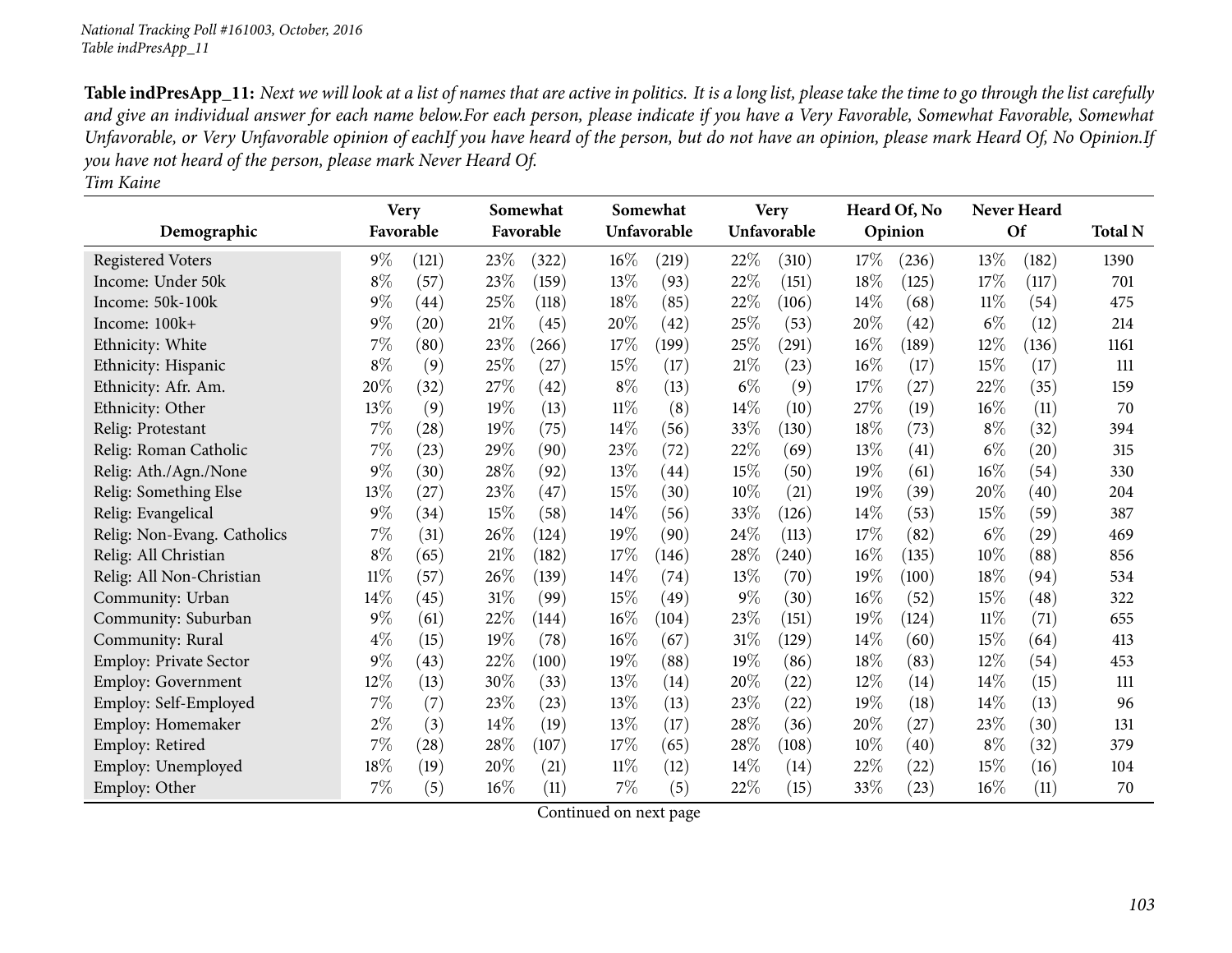**Table indPresApp_11:** *Next we will look at a list of names that are active in politics. It is a long list, please take the time to go through the list carefully and give an individual answer for each name below.For each person, please indicate if you have a Very Favorable, Somewhat Favorable, Somewhat Unfavorable, or Very Unfavorable opinion of eachIf you have heard of the person, but do not have an opinion, please mark Heard Of, No Opinion.If you have not heard of the person, please mark Never Heard Of.*

*Tim Kaine*

| Demographic | Very Favorable | | Somewhat Favorable | | Somewhat Unfavorable | | Very Unfavorable | | Heard Of, No Opinion | | Never Heard Of | | Total N |
|---|---|---|---|---|---|---|---|---|---|---|---|---|---|
| Registered Voters | 9% | (121) | 23% | (322) | 16% | (219) | 22% | (310) | 17% | (236) | 13% | (182) | 1390 |
| Income: Under 50k | 8% | (57) | 23% | (159) | 13% | (93) | 22% | (151) | 18% | (125) | 17% | (117) | 701 |
| Income: 50k-100k | 9% | (44) | 25% | (118) | 18% | (85) | 22% | (106) | 14% | (68) | 11% | (54) | 475 |
| Income: 100k+ | 9% | (20) | 21% | (45) | 20% | (42) | 25% | (53) | 20% | (42) | 6% | (12) | 214 |
| Ethnicity: White | 7% | (80) | 23% | (266) | 17% | (199) | 25% | (291) | 16% | (189) | 12% | (136) | 1161 |
| Ethnicity: Hispanic | 8% | (9) | 25% | (27) | 15% | (17) | 21% | (23) | 16% | (17) | 15% | (17) | 111 |
| Ethnicity: Afr. Am. | 20% | (32) | 27% | (42) | 8% | (13) | 6% | (9) | 17% | (27) | 22% | (35) | 159 |
| Ethnicity: Other | 13% | (9) | 19% | (13) | 11% | (8) | 14% | (10) | 27% | (19) | 16% | (11) | 70 |
| Relig: Protestant | 7% | (28) | 19% | (75) | 14% | (56) | 33% | (130) | 18% | (73) | 8% | (32) | 394 |
| Relig: Roman Catholic | 7% | (23) | 29% | (90) | 23% | (72) | 22% | (69) | 13% | (41) | 6% | (20) | 315 |
| Relig: Ath./Agn./None | 9% | (30) | 28% | (92) | 13% | (44) | 15% | (50) | 19% | (61) | 16% | (54) | 330 |
| Relig: Something Else | 13% | (27) | 23% | (47) | 15% | (30) | 10% | (21) | 19% | (39) | 20% | (40) | 204 |
| Relig: Evangelical | 9% | (34) | 15% | (58) | 14% | (56) | 33% | (126) | 14% | (53) | 15% | (59) | 387 |
| Relig: Non-Evang. Catholics | 7% | (31) | 26% | (124) | 19% | (90) | 24% | (113) | 17% | (82) | 6% | (29) | 469 |
| Relig: All Christian | 8% | (65) | 21% | (182) | 17% | (146) | 28% | (240) | 16% | (135) | 10% | (88) | 856 |
| Relig: All Non-Christian | 11% | (57) | 26% | (139) | 14% | (74) | 13% | (70) | 19% | (100) | 18% | (94) | 534 |
| Community: Urban | 14% | (45) | 31% | (99) | 15% | (49) | 9% | (30) | 16% | (52) | 15% | (48) | 322 |
| Community: Suburban | 9% | (61) | 22% | (144) | 16% | (104) | 23% | (151) | 19% | (124) | 11% | (71) | 655 |
| Community: Rural | 4% | (15) | 19% | (78) | 16% | (67) | 31% | (129) | 14% | (60) | 15% | (64) | 413 |
| Employ: Private Sector | 9% | (43) | 22% | (100) | 19% | (88) | 19% | (86) | 18% | (83) | 12% | (54) | 453 |
| Employ: Government | 12% | (13) | 30% | (33) | 13% | (14) | 20% | (22) | 12% | (14) | 14% | (15) | 111 |
| Employ: Self-Employed | 7% | (7) | 23% | (23) | 13% | (13) | 23% | (22) | 19% | (18) | 14% | (13) | 96 |
| Employ: Homemaker | 2% | (3) | 14% | (19) | 13% | (17) | 28% | (36) | 20% | (27) | 23% | (30) | 131 |
| Employ: Retired | 7% | (28) | 28% | (107) | 17% | (65) | 28% | (108) | 10% | (40) | 8% | (32) | 379 |
| Employ: Unemployed | 18% | (19) | 20% | (21) | 11% | (12) | 14% | (14) | 22% | (22) | 15% | (16) | 104 |
| Employ: Other | 7% | (5) | 16% | (11) | 7% | (5) | 22% | (15) | 33% | (23) | 16% | (11) | 70 |

Continued on next page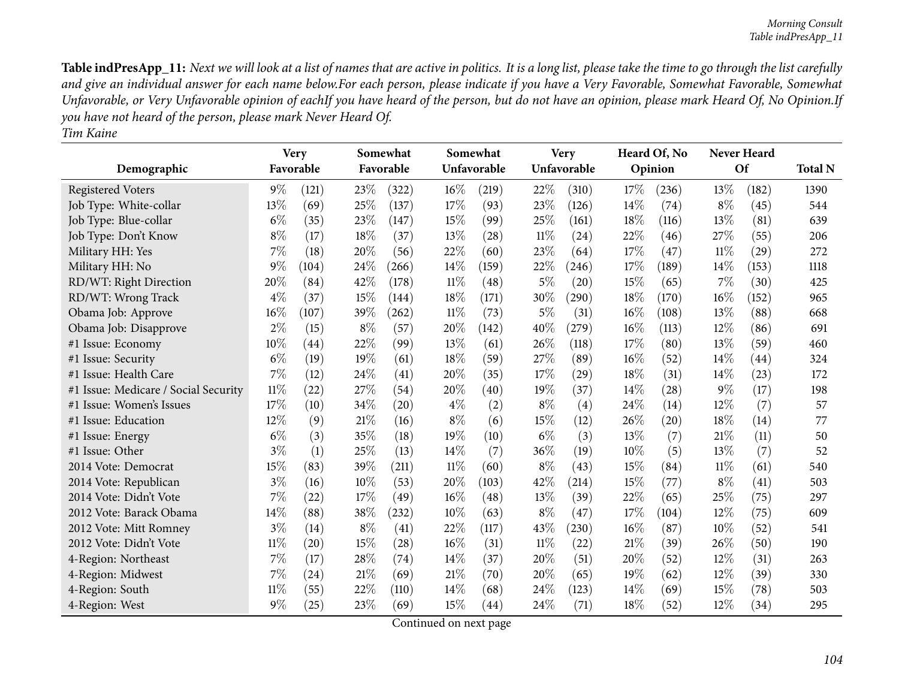**Table indPresApp_11:** *Next we will look at a list of names that are active in politics. It is a long list, please take the time to go through the list carefully and give an individual answer for each name below.For each person, please indicate if you have a Very Favorable, Somewhat Favorable, Somewhat Unfavorable, or Very Unfavorable opinion of eachIf you have heard of the person, but do not have an opinion, please mark Heard Of, No Opinion.If you have not heard of the person, please mark Never Heard Of.*
*Tim Kaine*

| Demographic | Very Favorable | | Somewhat Favorable | | Somewhat Unfavorable | | Very Unfavorable | | Heard Of, No Opinion | | Never Heard Of | | Total N |
|---|---|---|---|---|---|---|---|---|---|---|---|---|---|
| Registered Voters | 9% | (121) | 23% | (322) | 16% | (219) | 22% | (310) | 17% | (236) | 13% | (182) | 1390 |
| Job Type: White-collar | 13% | (69) | 25% | (137) | 17% | (93) | 23% | (126) | 14% | (74) | 8% | (45) | 544 |
| Job Type: Blue-collar | 6% | (35) | 23% | (147) | 15% | (99) | 25% | (161) | 18% | (116) | 13% | (81) | 639 |
| Job Type: Don't Know | 8% | (17) | 18% | (37) | 13% | (28) | 11% | (24) | 22% | (46) | 27% | (55) | 206 |
| Military HH: Yes | 7% | (18) | 20% | (56) | 22% | (60) | 23% | (64) | 17% | (47) | 11% | (29) | 272 |
| Military HH: No | 9% | (104) | 24% | (266) | 14% | (159) | 22% | (246) | 17% | (189) | 14% | (153) | 1118 |
| RD/WT: Right Direction | 20% | (84) | 42% | (178) | 11% | (48) | 5% | (20) | 15% | (65) | 7% | (30) | 425 |
| RD/WT: Wrong Track | 4% | (37) | 15% | (144) | 18% | (171) | 30% | (290) | 18% | (170) | 16% | (152) | 965 |
| Obama Job: Approve | 16% | (107) | 39% | (262) | 11% | (73) | 5% | (31) | 16% | (108) | 13% | (88) | 668 |
| Obama Job: Disapprove | 2% | (15) | 8% | (57) | 20% | (142) | 40% | (279) | 16% | (113) | 12% | (86) | 691 |
| #1 Issue: Economy | 10% | (44) | 22% | (99) | 13% | (61) | 26% | (118) | 17% | (80) | 13% | (59) | 460 |
| #1 Issue: Security | 6% | (19) | 19% | (61) | 18% | (59) | 27% | (89) | 16% | (52) | 14% | (44) | 324 |
| #1 Issue: Health Care | 7% | (12) | 24% | (41) | 20% | (35) | 17% | (29) | 18% | (31) | 14% | (23) | 172 |
| #1 Issue: Medicare / Social Security | 11% | (22) | 27% | (54) | 20% | (40) | 19% | (37) | 14% | (28) | 9% | (17) | 198 |
| #1 Issue: Women's Issues | 17% | (10) | 34% | (20) | 4% | (2) | 8% | (4) | 24% | (14) | 12% | (7) | 57 |
| #1 Issue: Education | 12% | (9) | 21% | (16) | 8% | (6) | 15% | (12) | 26% | (20) | 18% | (14) | 77 |
| #1 Issue: Energy | 6% | (3) | 35% | (18) | 19% | (10) | 6% | (3) | 13% | (7) | 21% | (11) | 50 |
| #1 Issue: Other | 3% | (1) | 25% | (13) | 14% | (7) | 36% | (19) | 10% | (5) | 13% | (7) | 52 |
| 2014 Vote: Democrat | 15% | (83) | 39% | (211) | 11% | (60) | 8% | (43) | 15% | (84) | 11% | (61) | 540 |
| 2014 Vote: Republican | 3% | (16) | 10% | (53) | 20% | (103) | 42% | (214) | 15% | (77) | 8% | (41) | 503 |
| 2014 Vote: Didn't Vote | 7% | (22) | 17% | (49) | 16% | (48) | 13% | (39) | 22% | (65) | 25% | (75) | 297 |
| 2012 Vote: Barack Obama | 14% | (88) | 38% | (232) | 10% | (63) | 8% | (47) | 17% | (104) | 12% | (75) | 609 |
| 2012 Vote: Mitt Romney | 3% | (14) | 8% | (41) | 22% | (117) | 43% | (230) | 16% | (87) | 10% | (52) | 541 |
| 2012 Vote: Didn't Vote | 11% | (20) | 15% | (28) | 16% | (31) | 11% | (22) | 21% | (39) | 26% | (50) | 190 |
| 4-Region: Northeast | 7% | (17) | 28% | (74) | 14% | (37) | 20% | (51) | 20% | (52) | 12% | (31) | 263 |
| 4-Region: Midwest | 7% | (24) | 21% | (69) | 21% | (70) | 20% | (65) | 19% | (62) | 12% | (39) | 330 |
| 4-Region: South | 11% | (55) | 22% | (110) | 14% | (68) | 24% | (123) | 14% | (69) | 15% | (78) | 503 |
| 4-Region: West | 9% | (25) | 23% | (69) | 15% | (44) | 24% | (71) | 18% | (52) | 12% | (34) | 295 |

Continued on next page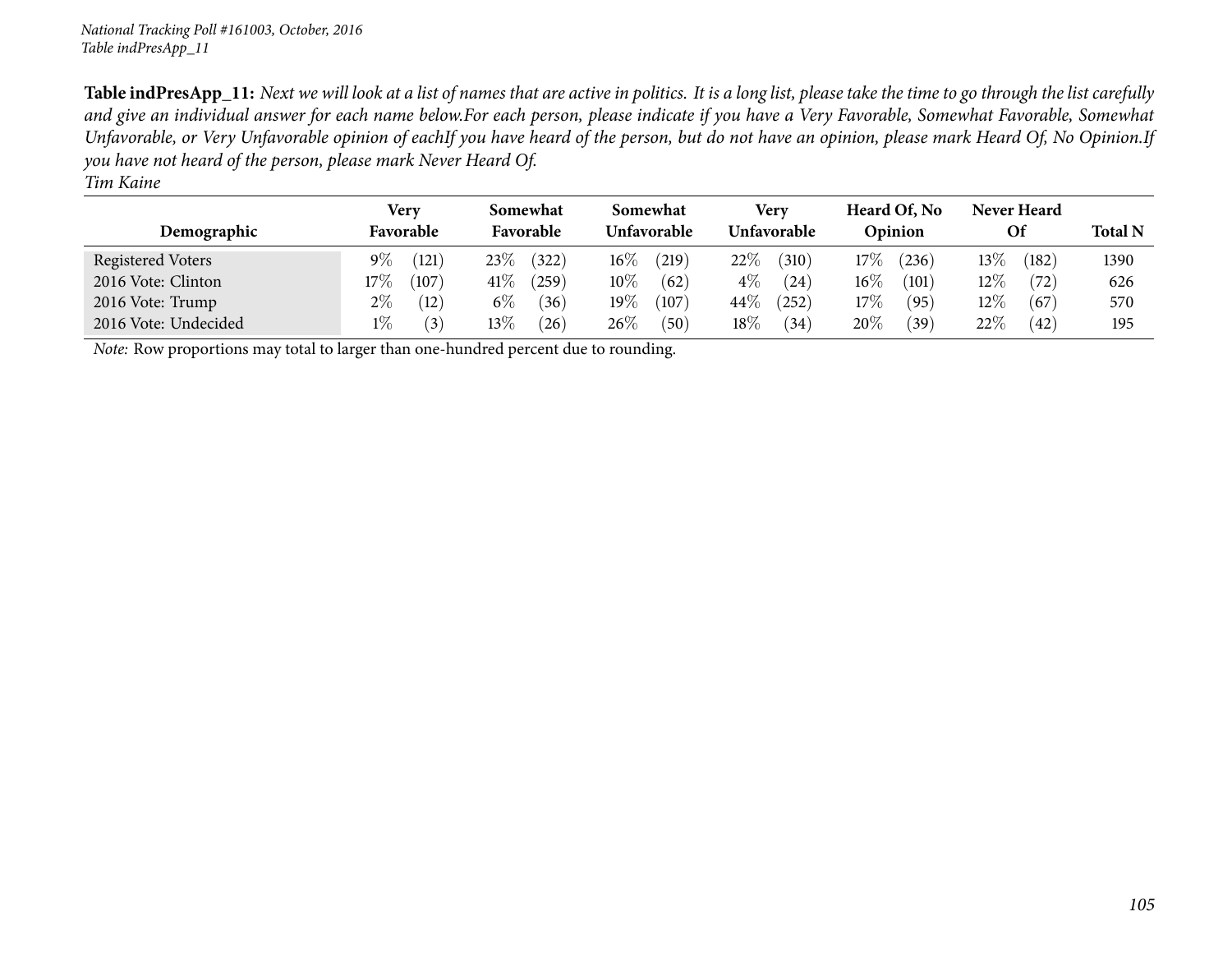*National Tracking Poll #161003, October, 2016*
*Table indPresApp_11*

**Table indPresApp_11:** *Next we will look at a list of names that are active in politics. It is a long list, please take the time to go through the list carefully and give an individual answer for each name below.For each person, please indicate if you have a Very Favorable, Somewhat Favorable, Somewhat Unfavorable, or Very Unfavorable opinion of eachIf you have heard of the person, but do not have an opinion, please mark Heard Of, No Opinion.If you have not heard of the person, please mark Never Heard Of.*
*Tim Kaine*

| Demographic | Very Favorable | | Somewhat Favorable | | Somewhat Unfavorable | | Very Unfavorable | | Heard Of, No Opinion | | Never Heard Of | | Total N |
|---|---|---|---|---|---|---|---|---|---|---|---|---|---|
| Registered Voters | 9% | (121) | 23% | (322) | 16% | (219) | 22% | (310) | 17% | (236) | 13% | (182) | 1390 |
| 2016 Vote: Clinton | 17% | (107) | 41% | (259) | 10% | (62) | 4% | (24) | 16% | (101) | 12% | (72) | 626 |
| 2016 Vote: Trump | 2% | (12) | 6% | (36) | 19% | (107) | 44% | (252) | 17% | (95) | 12% | (67) | 570 |
| 2016 Vote: Undecided | 1% | (3) | 13% | (26) | 26% | (50) | 18% | (34) | 20% | (39) | 22% | (42) | 195 |

*Note:* Row proportions may total to larger than one-hundred percent due to rounding.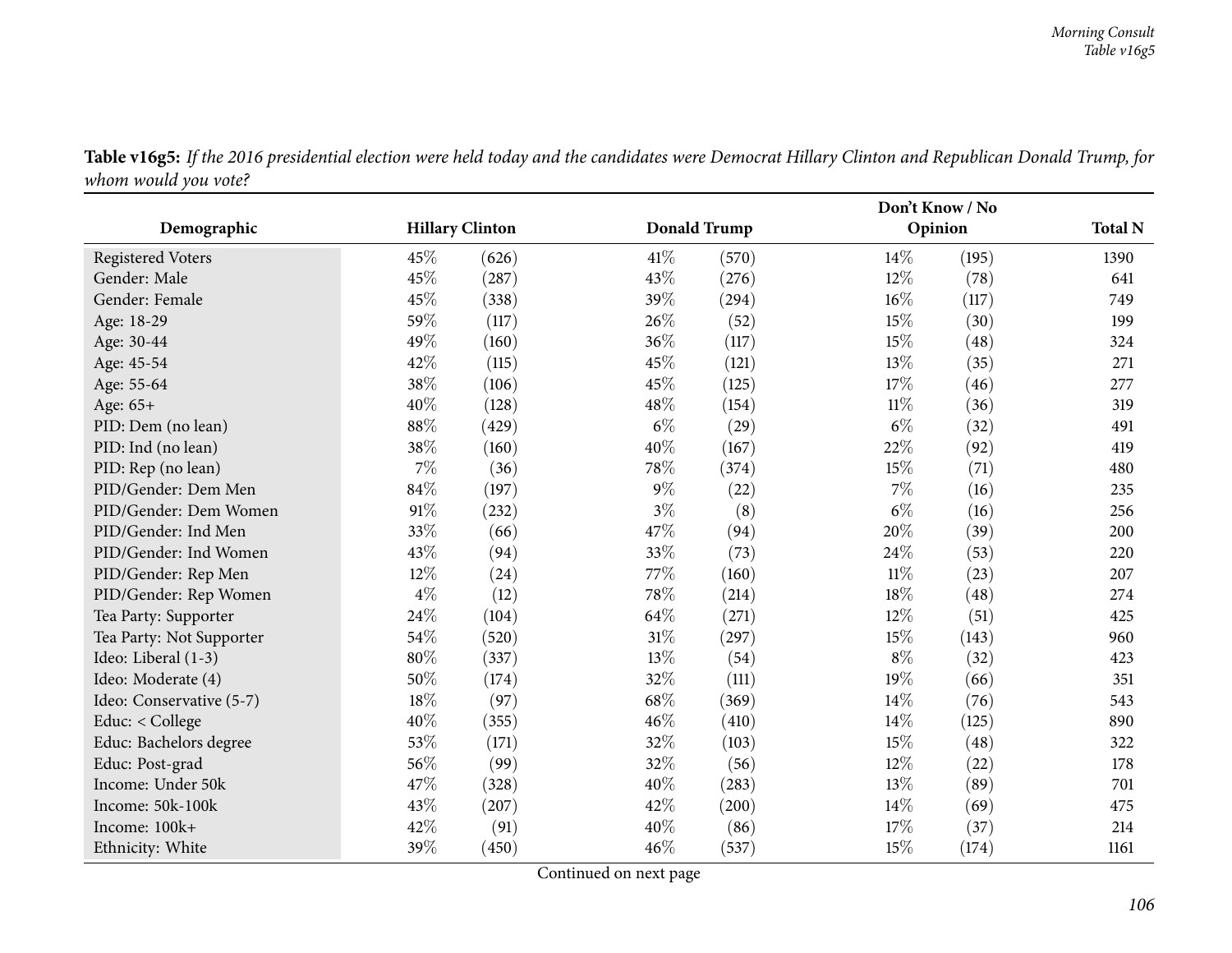**Table v16g5:** *If the 2016 presidential election were held today and the candidates were Democrat Hillary Clinton and Republican Donald Trump, for whom would you vote?*

| Demographic | Hillary Clinton | | Donald Trump | | Don't Know / No Opinion | | Total N |
|---|---|---|---|---|---|---|---|
| Registered Voters | 45% | (626) | 41% | (570) | 14% | (195) | 1390 |
| Gender: Male | 45% | (287) | 43% | (276) | 12% | (78) | 641 |
| Gender: Female | 45% | (338) | 39% | (294) | 16% | (117) | 749 |
| Age: 18-29 | 59% | (117) | 26% | (52) | 15% | (30) | 199 |
| Age: 30-44 | 49% | (160) | 36% | (117) | 15% | (48) | 324 |
| Age: 45-54 | 42% | (115) | 45% | (121) | 13% | (35) | 271 |
| Age: 55-64 | 38% | (106) | 45% | (125) | 17% | (46) | 277 |
| Age: 65+ | 40% | (128) | 48% | (154) | 11% | (36) | 319 |
| PID: Dem (no lean) | 88% | (429) | 6% | (29) | 6% | (32) | 491 |
| PID: Ind (no lean) | 38% | (160) | 40% | (167) | 22% | (92) | 419 |
| PID: Rep (no lean) | 7% | (36) | 78% | (374) | 15% | (71) | 480 |
| PID/Gender: Dem Men | 84% | (197) | 9% | (22) | 7% | (16) | 235 |
| PID/Gender: Dem Women | 91% | (232) | 3% | (8) | 6% | (16) | 256 |
| PID/Gender: Ind Men | 33% | (66) | 47% | (94) | 20% | (39) | 200 |
| PID/Gender: Ind Women | 43% | (94) | 33% | (73) | 24% | (53) | 220 |
| PID/Gender: Rep Men | 12% | (24) | 77% | (160) | 11% | (23) | 207 |
| PID/Gender: Rep Women | 4% | (12) | 78% | (214) | 18% | (48) | 274 |
| Tea Party: Supporter | 24% | (104) | 64% | (271) | 12% | (51) | 425 |
| Tea Party: Not Supporter | 54% | (520) | 31% | (297) | 15% | (143) | 960 |
| Ideo: Liberal (1-3) | 80% | (337) | 13% | (54) | 8% | (32) | 423 |
| Ideo: Moderate (4) | 50% | (174) | 32% | (111) | 19% | (66) | 351 |
| Ideo: Conservative (5-7) | 18% | (97) | 68% | (369) | 14% | (76) | 543 |
| Educ: < College | 40% | (355) | 46% | (410) | 14% | (125) | 890 |
| Educ: Bachelors degree | 53% | (171) | 32% | (103) | 15% | (48) | 322 |
| Educ: Post-grad | 56% | (99) | 32% | (56) | 12% | (22) | 178 |
| Income: Under 50k | 47% | (328) | 40% | (283) | 13% | (89) | 701 |
| Income: 50k-100k | 43% | (207) | 42% | (200) | 14% | (69) | 475 |
| Income: 100k+ | 42% | (91) | 40% | (86) | 17% | (37) | 214 |
| Ethnicity: White | 39% | (450) | 46% | (537) | 15% | (174) | 1161 |

Continued on next page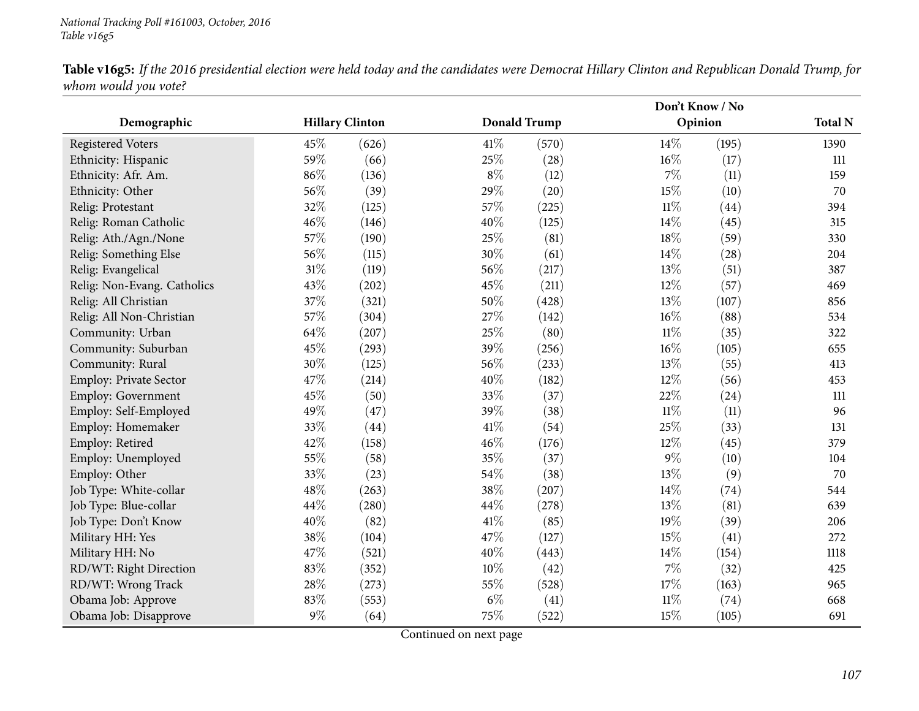**Table v16g5:** *If the 2016 presidential election were held today and the candidates were Democrat Hillary Clinton and Republican Donald Trump, for whom would you vote?*

| Demographic | Hillary Clinton | | Donald Trump | | Don't Know / No Opinion | | Total N |
|---|---|---|---|---|---|---|---|
| Registered Voters | 45% | (626) | 41% | (570) | 14% | (195) | 1390 |
| Ethnicity: Hispanic | 59% | (66) | 25% | (28) | 16% | (17) | 111 |
| Ethnicity: Afr. Am. | 86% | (136) | 8% | (12) | 7% | (11) | 159 |
| Ethnicity: Other | 56% | (39) | 29% | (20) | 15% | (10) | 70 |
| Relig: Protestant | 32% | (125) | 57% | (225) | 11% | (44) | 394 |
| Relig: Roman Catholic | 46% | (146) | 40% | (125) | 14% | (45) | 315 |
| Relig: Ath./Agn./None | 57% | (190) | 25% | (81) | 18% | (59) | 330 |
| Relig: Something Else | 56% | (115) | 30% | (61) | 14% | (28) | 204 |
| Relig: Evangelical | 31% | (119) | 56% | (217) | 13% | (51) | 387 |
| Relig: Non-Evang. Catholics | 43% | (202) | 45% | (211) | 12% | (57) | 469 |
| Relig: All Christian | 37% | (321) | 50% | (428) | 13% | (107) | 856 |
| Relig: All Non-Christian | 57% | (304) | 27% | (142) | 16% | (88) | 534 |
| Community: Urban | 64% | (207) | 25% | (80) | 11% | (35) | 322 |
| Community: Suburban | 45% | (293) | 39% | (256) | 16% | (105) | 655 |
| Community: Rural | 30% | (125) | 56% | (233) | 13% | (55) | 413 |
| Employ: Private Sector | 47% | (214) | 40% | (182) | 12% | (56) | 453 |
| Employ: Government | 45% | (50) | 33% | (37) | 22% | (24) | 111 |
| Employ: Self-Employed | 49% | (47) | 39% | (38) | 11% | (11) | 96 |
| Employ: Homemaker | 33% | (44) | 41% | (54) | 25% | (33) | 131 |
| Employ: Retired | 42% | (158) | 46% | (176) | 12% | (45) | 379 |
| Employ: Unemployed | 55% | (58) | 35% | (37) | 9% | (10) | 104 |
| Employ: Other | 33% | (23) | 54% | (38) | 13% | (9) | 70 |
| Job Type: White-collar | 48% | (263) | 38% | (207) | 14% | (74) | 544 |
| Job Type: Blue-collar | 44% | (280) | 44% | (278) | 13% | (81) | 639 |
| Job Type: Don't Know | 40% | (82) | 41% | (85) | 19% | (39) | 206 |
| Military HH: Yes | 38% | (104) | 47% | (127) | 15% | (41) | 272 |
| Military HH: No | 47% | (521) | 40% | (443) | 14% | (154) | 1118 |
| RD/WT: Right Direction | 83% | (352) | 10% | (42) | 7% | (32) | 425 |
| RD/WT: Wrong Track | 28% | (273) | 55% | (528) | 17% | (163) | 965 |
| Obama Job: Approve | 83% | (553) | 6% | (41) | 11% | (74) | 668 |
| Obama Job: Disapprove | 9% | (64) | 75% | (522) | 15% | (105) | 691 |

Continued on next page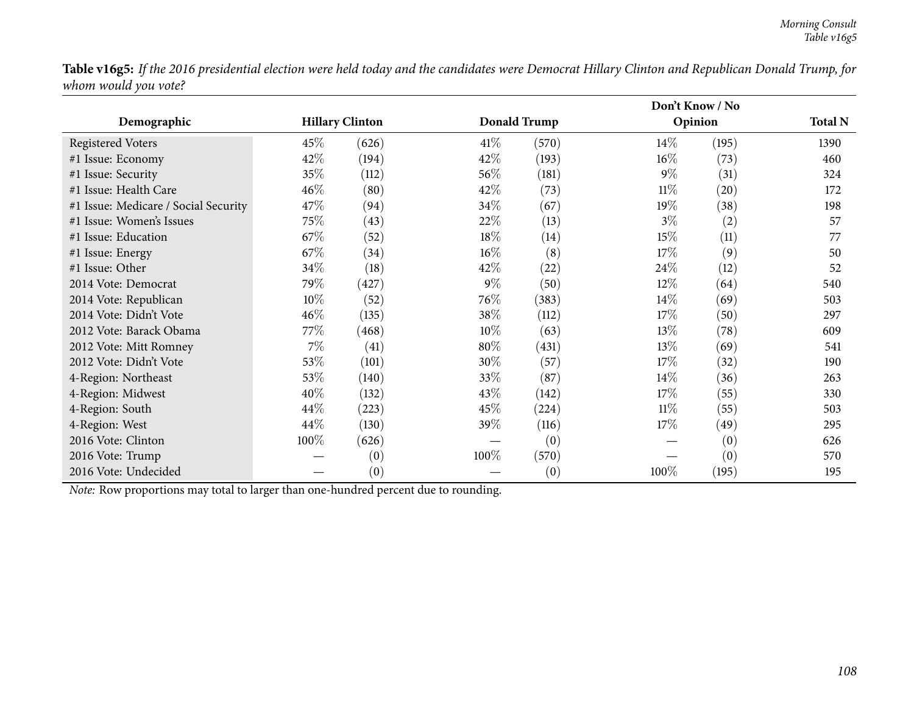**Table v16g5:** *If the 2016 presidential election were held today and the candidates were Democrat Hillary Clinton and Republican Donald Trump, for whom would you vote?*

| Demographic | Hillary Clinton | | Donald Trump | | Don't Know / No Opinion | | Total N |
|---|---|---|---|---|---|---|---|
| Registered Voters | 45% | (626) | 41% | (570) | 14% | (195) | 1390 |
| #1 Issue: Economy | 42% | (194) | 42% | (193) | 16% | (73) | 460 |
| #1 Issue: Security | 35% | (112) | 56% | (181) | 9% | (31) | 324 |
| #1 Issue: Health Care | 46% | (80) | 42% | (73) | 11% | (20) | 172 |
| #1 Issue: Medicare / Social Security | 47% | (94) | 34% | (67) | 19% | (38) | 198 |
| #1 Issue: Women's Issues | 75% | (43) | 22% | (13) | 3% | (2) | 57 |
| #1 Issue: Education | 67% | (52) | 18% | (14) | 15% | (11) | 77 |
| #1 Issue: Energy | 67% | (34) | 16% | (8) | 17% | (9) | 50 |
| #1 Issue: Other | 34% | (18) | 42% | (22) | 24% | (12) | 52 |
| 2014 Vote: Democrat | 79% | (427) | 9% | (50) | 12% | (64) | 540 |
| 2014 Vote: Republican | 10% | (52) | 76% | (383) | 14% | (69) | 503 |
| 2014 Vote: Didn't Vote | 46% | (135) | 38% | (112) | 17% | (50) | 297 |
| 2012 Vote: Barack Obama | 77% | (468) | 10% | (63) | 13% | (78) | 609 |
| 2012 Vote: Mitt Romney | 7% | (41) | 80% | (431) | 13% | (69) | 541 |
| 2012 Vote: Didn't Vote | 53% | (101) | 30% | (57) | 17% | (32) | 190 |
| 4-Region: Northeast | 53% | (140) | 33% | (87) | 14% | (36) | 263 |
| 4-Region: Midwest | 40% | (132) | 43% | (142) | 17% | (55) | 330 |
| 4-Region: South | 44% | (223) | 45% | (224) | 11% | (55) | 503 |
| 4-Region: West | 44% | (130) | 39% | (116) | 17% | (49) | 295 |
| 2016 Vote: Clinton | 100% | (626) | — | (0) | — | (0) | 626 |
| 2016 Vote: Trump | — | (0) | 100% | (570) | — | (0) | 570 |
| 2016 Vote: Undecided | — | (0) | — | (0) | 100% | (195) | 195 |

*Note:* Row proportions may total to larger than one-hundred percent due to rounding.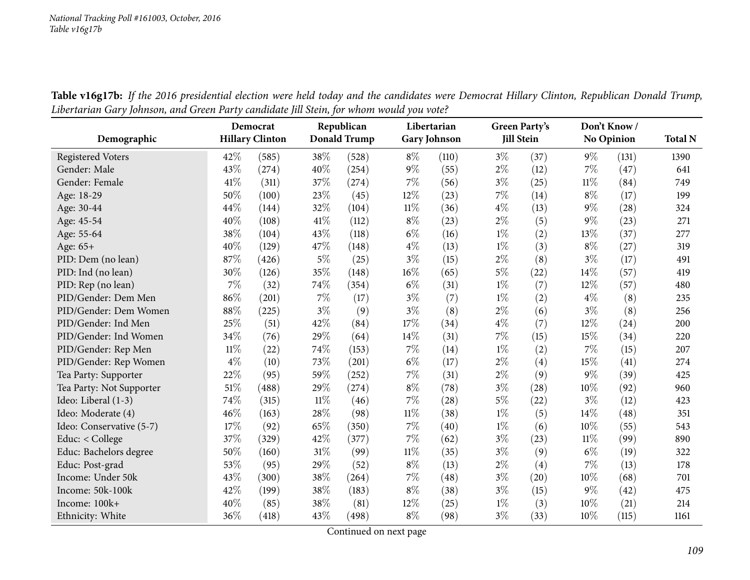**Table v16g17b:** *If the 2016 presidential election were held today and the candidates were Democrat Hillary Clinton, Republican Donald Trump, Libertarian Gary Johnson, and Green Party candidate Jill Stein, for whom would you vote?*

| Demographic | Democrat Hillary Clinton | | Republican Donald Trump | | Libertarian Gary Johnson | | Green Party's Jill Stein | | Don't Know / No Opinion | | Total N |
|---|---|---|---|---|---|---|---|---|---|---|---|
| Registered Voters | 42% | (585) | 38% | (528) | 8% | (110) | 3% | (37) | 9% | (131) | 1390 |
| Gender: Male | 43% | (274) | 40% | (254) | 9% | (55) | 2% | (12) | 7% | (47) | 641 |
| Gender: Female | 41% | (311) | 37% | (274) | 7% | (56) | 3% | (25) | 11% | (84) | 749 |
| Age: 18-29 | 50% | (100) | 23% | (45) | 12% | (23) | 7% | (14) | 8% | (17) | 199 |
| Age: 30-44 | 44% | (144) | 32% | (104) | 11% | (36) | 4% | (13) | 9% | (28) | 324 |
| Age: 45-54 | 40% | (108) | 41% | (112) | 8% | (23) | 2% | (5) | 9% | (23) | 271 |
| Age: 55-64 | 38% | (104) | 43% | (118) | 6% | (16) | 1% | (2) | 13% | (37) | 277 |
| Age: 65+ | 40% | (129) | 47% | (148) | 4% | (13) | 1% | (3) | 8% | (27) | 319 |
| PID: Dem (no lean) | 87% | (426) | 5% | (25) | 3% | (15) | 2% | (8) | 3% | (17) | 491 |
| PID: Ind (no lean) | 30% | (126) | 35% | (148) | 16% | (65) | 5% | (22) | 14% | (57) | 419 |
| PID: Rep (no lean) | 7% | (32) | 74% | (354) | 6% | (31) | 1% | (7) | 12% | (57) | 480 |
| PID/Gender: Dem Men | 86% | (201) | 7% | (17) | 3% | (7) | 1% | (2) | 4% | (8) | 235 |
| PID/Gender: Dem Women | 88% | (225) | 3% | (9) | 3% | (8) | 2% | (6) | 3% | (8) | 256 |
| PID/Gender: Ind Men | 25% | (51) | 42% | (84) | 17% | (34) | 4% | (7) | 12% | (24) | 200 |
| PID/Gender: Ind Women | 34% | (76) | 29% | (64) | 14% | (31) | 7% | (15) | 15% | (34) | 220 |
| PID/Gender: Rep Men | 11% | (22) | 74% | (153) | 7% | (14) | 1% | (2) | 7% | (15) | 207 |
| PID/Gender: Rep Women | 4% | (10) | 73% | (201) | 6% | (17) | 2% | (4) | 15% | (41) | 274 |
| Tea Party: Supporter | 22% | (95) | 59% | (252) | 7% | (31) | 2% | (9) | 9% | (39) | 425 |
| Tea Party: Not Supporter | 51% | (488) | 29% | (274) | 8% | (78) | 3% | (28) | 10% | (92) | 960 |
| Ideo: Liberal (1-3) | 74% | (315) | 11% | (46) | 7% | (28) | 5% | (22) | 3% | (12) | 423 |
| Ideo: Moderate (4) | 46% | (163) | 28% | (98) | 11% | (38) | 1% | (5) | 14% | (48) | 351 |
| Ideo: Conservative (5-7) | 17% | (92) | 65% | (350) | 7% | (40) | 1% | (6) | 10% | (55) | 543 |
| Educ: < College | 37% | (329) | 42% | (377) | 7% | (62) | 3% | (23) | 11% | (99) | 890 |
| Educ: Bachelors degree | 50% | (160) | 31% | (99) | 11% | (35) | 3% | (9) | 6% | (19) | 322 |
| Educ: Post-grad | 53% | (95) | 29% | (52) | 8% | (13) | 2% | (4) | 7% | (13) | 178 |
| Income: Under 50k | 43% | (300) | 38% | (264) | 7% | (48) | 3% | (20) | 10% | (68) | 701 |
| Income: 50k-100k | 42% | (199) | 38% | (183) | 8% | (38) | 3% | (15) | 9% | (42) | 475 |
| Income: 100k+ | 40% | (85) | 38% | (81) | 12% | (25) | 1% | (3) | 10% | (21) | 214 |
| Ethnicity: White | 36% | (418) | 43% | (498) | 8% | (98) | 3% | (33) | 10% | (115) | 1161 |

Continued on next page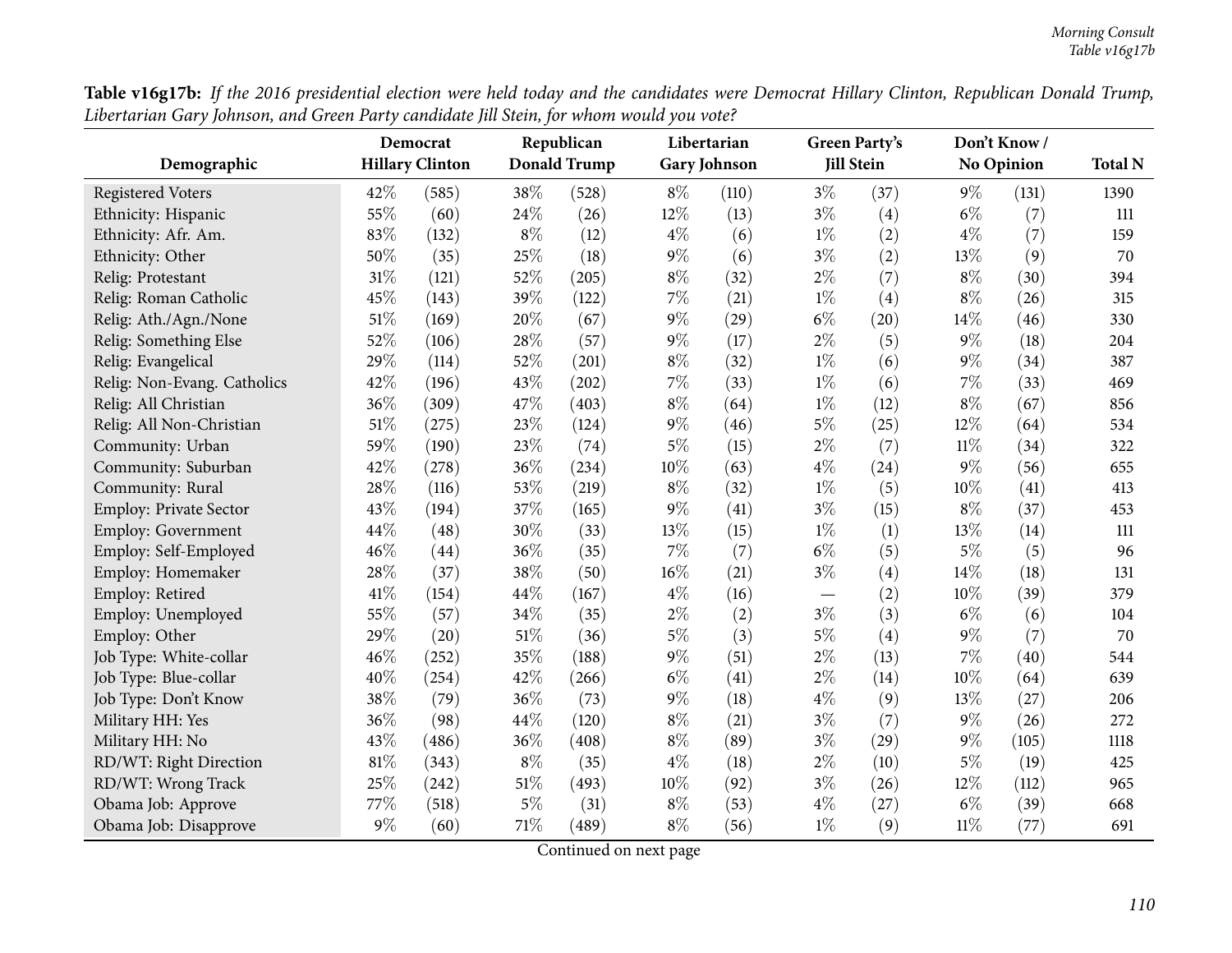**Table v16g17b:** *If the 2016 presidential election were held today and the candidates were Democrat Hillary Clinton, Republican Donald Trump, Libertarian Gary Johnson, and Green Party candidate Jill Stein, for whom would you vote?*

| Demographic | Democrat Hillary Clinton | | Republican Donald Trump | | Libertarian Gary Johnson | | Green Party's Jill Stein | | Don't Know / No Opinion | | Total N |
|---|---|---|---|---|---|---|---|---|---|---|---|
| Registered Voters | 42% | (585) | 38% | (528) | 8% | (110) | 3% | (37) | 9% | (131) | 1390 |
| Ethnicity: Hispanic | 55% | (60) | 24% | (26) | 12% | (13) | 3% | (4) | 6% | (7) | 111 |
| Ethnicity: Afr. Am. | 83% | (132) | 8% | (12) | 4% | (6) | 1% | (2) | 4% | (7) | 159 |
| Ethnicity: Other | 50% | (35) | 25% | (18) | 9% | (6) | 3% | (2) | 13% | (9) | 70 |
| Relig: Protestant | 31% | (121) | 52% | (205) | 8% | (32) | 2% | (7) | 8% | (30) | 394 |
| Relig: Roman Catholic | 45% | (143) | 39% | (122) | 7% | (21) | 1% | (4) | 8% | (26) | 315 |
| Relig: Ath./Agn./None | 51% | (169) | 20% | (67) | 9% | (29) | 6% | (20) | 14% | (46) | 330 |
| Relig: Something Else | 52% | (106) | 28% | (57) | 9% | (17) | 2% | (5) | 9% | (18) | 204 |
| Relig: Evangelical | 29% | (114) | 52% | (201) | 8% | (32) | 1% | (6) | 9% | (34) | 387 |
| Relig: Non-Evang. Catholics | 42% | (196) | 43% | (202) | 7% | (33) | 1% | (6) | 7% | (33) | 469 |
| Relig: All Christian | 36% | (309) | 47% | (403) | 8% | (64) | 1% | (12) | 8% | (67) | 856 |
| Relig: All Non-Christian | 51% | (275) | 23% | (124) | 9% | (46) | 5% | (25) | 12% | (64) | 534 |
| Community: Urban | 59% | (190) | 23% | (74) | 5% | (15) | 2% | (7) | 11% | (34) | 322 |
| Community: Suburban | 42% | (278) | 36% | (234) | 10% | (63) | 4% | (24) | 9% | (56) | 655 |
| Community: Rural | 28% | (116) | 53% | (219) | 8% | (32) | 1% | (5) | 10% | (41) | 413 |
| Employ: Private Sector | 43% | (194) | 37% | (165) | 9% | (41) | 3% | (15) | 8% | (37) | 453 |
| Employ: Government | 44% | (48) | 30% | (33) | 13% | (15) | 1% | (1) | 13% | (14) | 111 |
| Employ: Self-Employed | 46% | (44) | 36% | (35) | 7% | (7) | 6% | (5) | 5% | (5) | 96 |
| Employ: Homemaker | 28% | (37) | 38% | (50) | 16% | (21) | 3% | (4) | 14% | (18) | 131 |
| Employ: Retired | 41% | (154) | 44% | (167) | 4% | (16) | — | (2) | 10% | (39) | 379 |
| Employ: Unemployed | 55% | (57) | 34% | (35) | 2% | (2) | 3% | (3) | 6% | (6) | 104 |
| Employ: Other | 29% | (20) | 51% | (36) | 5% | (3) | 5% | (4) | 9% | (7) | 70 |
| Job Type: White-collar | 46% | (252) | 35% | (188) | 9% | (51) | 2% | (13) | 7% | (40) | 544 |
| Job Type: Blue-collar | 40% | (254) | 42% | (266) | 6% | (41) | 2% | (14) | 10% | (64) | 639 |
| Job Type: Don't Know | 38% | (79) | 36% | (73) | 9% | (18) | 4% | (9) | 13% | (27) | 206 |
| Military HH: Yes | 36% | (98) | 44% | (120) | 8% | (21) | 3% | (7) | 9% | (26) | 272 |
| Military HH: No | 43% | (486) | 36% | (408) | 8% | (89) | 3% | (29) | 9% | (105) | 1118 |
| RD/WT: Right Direction | 81% | (343) | 8% | (35) | 4% | (18) | 2% | (10) | 5% | (19) | 425 |
| RD/WT: Wrong Track | 25% | (242) | 51% | (493) | 10% | (92) | 3% | (26) | 12% | (112) | 965 |
| Obama Job: Approve | 77% | (518) | 5% | (31) | 8% | (53) | 4% | (27) | 6% | (39) | 668 |
| Obama Job: Disapprove | 9% | (60) | 71% | (489) | 8% | (56) | 1% | (9) | 11% | (77) | 691 |

Continued on next page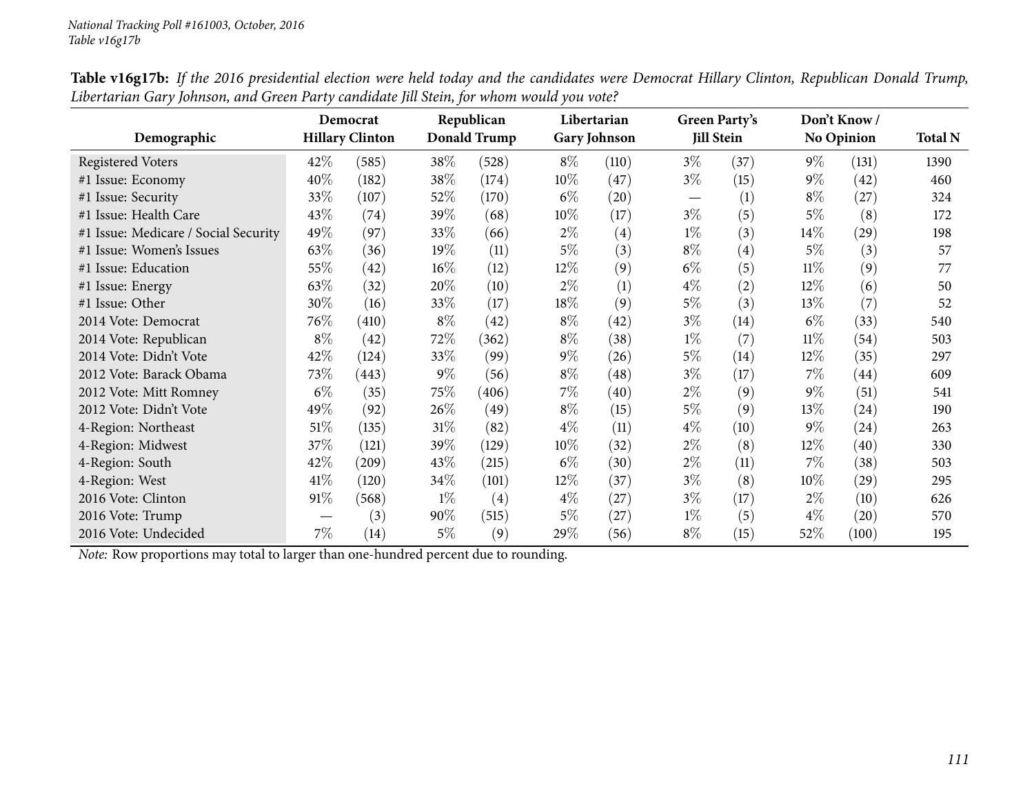**Table v16g17b:** *If the 2016 presidential election were held today and the candidates were Democrat Hillary Clinton, Republican Donald Trump, Libertarian Gary Johnson, and Green Party candidate Jill Stein, for whom would you vote?*

| Demographic | Democrat Hillary Clinton | | Republican Donald Trump | | Libertarian Gary Johnson | | Green Party's Jill Stein | | Don't Know / No Opinion | | Total N |
|---|---|---|---|---|---|---|---|---|---|---|---|
| Registered Voters | 42% | (585) | 38% | (528) | 8% | (110) | 3% | (37) | 9% | (131) | 1390 |
| #1 Issue: Economy | 40% | (182) | 38% | (174) | 10% | (47) | 3% | (15) | 9% | (42) | 460 |
| #1 Issue: Security | 33% | (107) | 52% | (170) | 6% | (20) | — | (1) | 8% | (27) | 324 |
| #1 Issue: Health Care | 43% | (74) | 39% | (68) | 10% | (17) | 3% | (5) | 5% | (8) | 172 |
| #1 Issue: Medicare / Social Security | 49% | (97) | 33% | (66) | 2% | (4) | 1% | (3) | 14% | (29) | 198 |
| #1 Issue: Women's Issues | 63% | (36) | 19% | (11) | 5% | (3) | 8% | (4) | 5% | (3) | 57 |
| #1 Issue: Education | 55% | (42) | 16% | (12) | 12% | (9) | 6% | (5) | 11% | (9) | 77 |
| #1 Issue: Energy | 63% | (32) | 20% | (10) | 2% | (1) | 4% | (2) | 12% | (6) | 50 |
| #1 Issue: Other | 30% | (16) | 33% | (17) | 18% | (9) | 5% | (3) | 13% | (7) | 52 |
| 2014 Vote: Democrat | 76% | (410) | 8% | (42) | 8% | (42) | 3% | (14) | 6% | (33) | 540 |
| 2014 Vote: Republican | 8% | (42) | 72% | (362) | 8% | (38) | 1% | (7) | 11% | (54) | 503 |
| 2014 Vote: Didn't Vote | 42% | (124) | 33% | (99) | 9% | (26) | 5% | (14) | 12% | (35) | 297 |
| 2012 Vote: Barack Obama | 73% | (443) | 9% | (56) | 8% | (48) | 3% | (17) | 7% | (44) | 609 |
| 2012 Vote: Mitt Romney | 6% | (35) | 75% | (406) | 7% | (40) | 2% | (9) | 9% | (51) | 541 |
| 2012 Vote: Didn't Vote | 49% | (92) | 26% | (49) | 8% | (15) | 5% | (9) | 13% | (24) | 190 |
| 4-Region: Northeast | 51% | (135) | 31% | (82) | 4% | (11) | 4% | (10) | 9% | (24) | 263 |
| 4-Region: Midwest | 37% | (121) | 39% | (129) | 10% | (32) | 2% | (8) | 12% | (40) | 330 |
| 4-Region: South | 42% | (209) | 43% | (215) | 6% | (30) | 2% | (11) | 7% | (38) | 503 |
| 4-Region: West | 41% | (120) | 34% | (101) | 12% | (37) | 3% | (8) | 10% | (29) | 295 |
| 2016 Vote: Clinton | 91% | (568) | 1% | (4) | 4% | (27) | 3% | (17) | 2% | (10) | 626 |
| 2016 Vote: Trump | — | (3) | 90% | (515) | 5% | (27) | 1% | (5) | 4% | (20) | 570 |
| 2016 Vote: Undecided | 7% | (14) | 5% | (9) | 29% | (56) | 8% | (15) | 52% | (100) | 195 |

*Note:* Row proportions may total to larger than one-hundred percent due to rounding.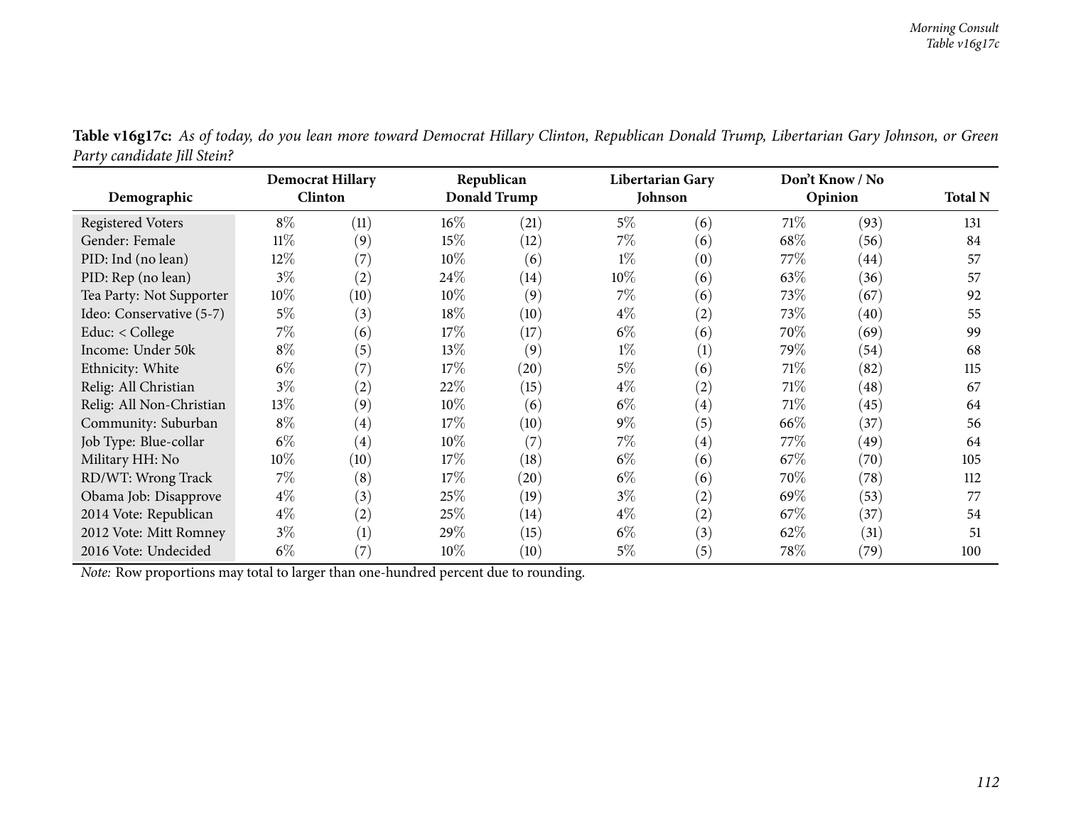**Table v16g17c:** *As of today, do you lean more toward Democrat Hillary Clinton, Republican Donald Trump, Libertarian Gary Johnson, or Green Party candidate Jill Stein?*

| Demographic | Democrat Hillary Clinton | | Republican Donald Trump | | Libertarian Gary Johnson | | Don't Know / No Opinion | | Total N |
|---|---|---|---|---|---|---|---|---|---|
| Registered Voters | 8% | (11) | 16% | (21) | 5% | (6) | 71% | (93) | 131 |
| Gender: Female | 11% | (9) | 15% | (12) | 7% | (6) | 68% | (56) | 84 |
| PID: Ind (no lean) | 12% | (7) | 10% | (6) | 1% | (0) | 77% | (44) | 57 |
| PID: Rep (no lean) | 3% | (2) | 24% | (14) | 10% | (6) | 63% | (36) | 57 |
| Tea Party: Not Supporter | 10% | (10) | 10% | (9) | 7% | (6) | 73% | (67) | 92 |
| Ideo: Conservative (5-7) | 5% | (3) | 18% | (10) | 4% | (2) | 73% | (40) | 55 |
| Educ: < College | 7% | (6) | 17% | (17) | 6% | (6) | 70% | (69) | 99 |
| Income: Under 50k | 8% | (5) | 13% | (9) | 1% | (1) | 79% | (54) | 68 |
| Ethnicity: White | 6% | (7) | 17% | (20) | 5% | (6) | 71% | (82) | 115 |
| Relig: All Christian | 3% | (2) | 22% | (15) | 4% | (2) | 71% | (48) | 67 |
| Relig: All Non-Christian | 13% | (9) | 10% | (6) | 6% | (4) | 71% | (45) | 64 |
| Community: Suburban | 8% | (4) | 17% | (10) | 9% | (5) | 66% | (37) | 56 |
| Job Type: Blue-collar | 6% | (4) | 10% | (7) | 7% | (4) | 77% | (49) | 64 |
| Military HH: No | 10% | (10) | 17% | (18) | 6% | (6) | 67% | (70) | 105 |
| RD/WT: Wrong Track | 7% | (8) | 17% | (20) | 6% | (6) | 70% | (78) | 112 |
| Obama Job: Disapprove | 4% | (3) | 25% | (19) | 3% | (2) | 69% | (53) | 77 |
| 2014 Vote: Republican | 4% | (2) | 25% | (14) | 4% | (2) | 67% | (37) | 54 |
| 2012 Vote: Mitt Romney | 3% | (1) | 29% | (15) | 6% | (3) | 62% | (31) | 51 |
| 2016 Vote: Undecided | 6% | (7) | 10% | (10) | 5% | (5) | 78% | (79) | 100 |

*Note:* Row proportions may total to larger than one-hundred percent due to rounding.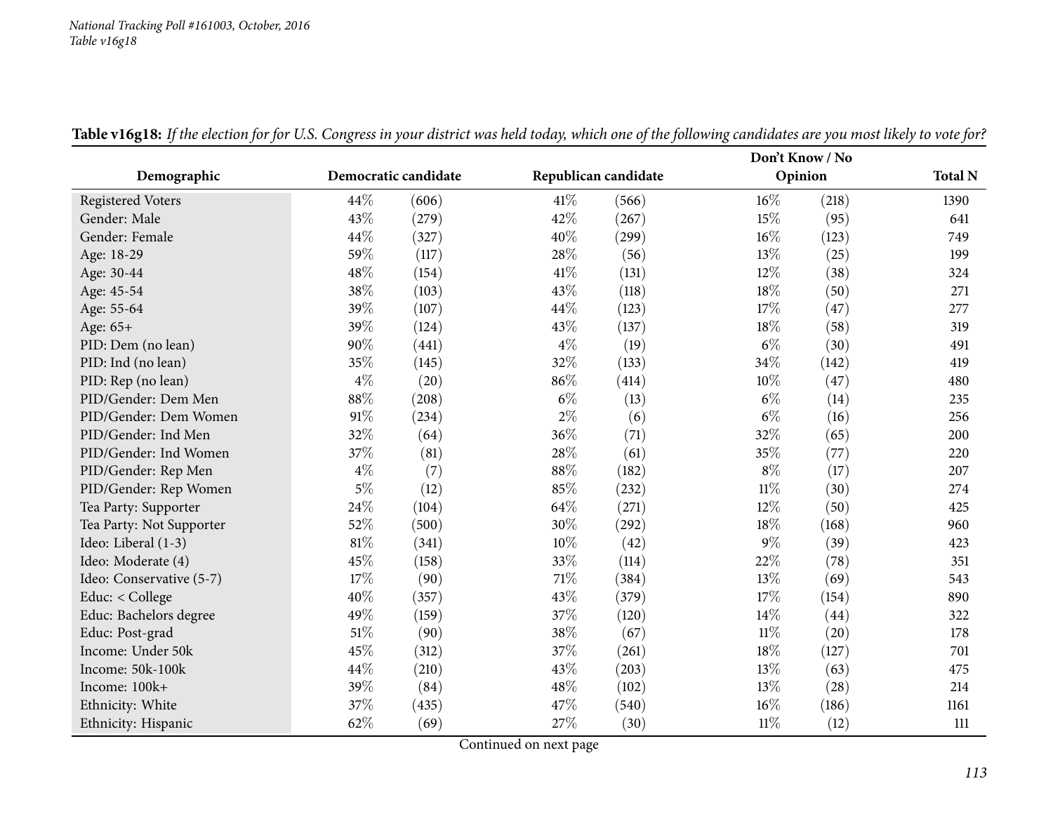**Table v16g18:** *If the election for for U.S. Congress in your district was held today, which one of the following candidates are you most likely to vote for?*

| Demographic | Democratic candidate | | Republican candidate | | Don't Know / No Opinion | | Total N |
|---|---|---|---|---|---|---|---|
| Registered Voters | 44% | (606) | 41% | (566) | 16% | (218) | 1390 |
| Gender: Male | 43% | (279) | 42% | (267) | 15% | (95) | 641 |
| Gender: Female | 44% | (327) | 40% | (299) | 16% | (123) | 749 |
| Age: 18-29 | 59% | (117) | 28% | (56) | 13% | (25) | 199 |
| Age: 30-44 | 48% | (154) | 41% | (131) | 12% | (38) | 324 |
| Age: 45-54 | 38% | (103) | 43% | (118) | 18% | (50) | 271 |
| Age: 55-64 | 39% | (107) | 44% | (123) | 17% | (47) | 277 |
| Age: 65+ | 39% | (124) | 43% | (137) | 18% | (58) | 319 |
| PID: Dem (no lean) | 90% | (441) | 4% | (19) | 6% | (30) | 491 |
| PID: Ind (no lean) | 35% | (145) | 32% | (133) | 34% | (142) | 419 |
| PID: Rep (no lean) | 4% | (20) | 86% | (414) | 10% | (47) | 480 |
| PID/Gender: Dem Men | 88% | (208) | 6% | (13) | 6% | (14) | 235 |
| PID/Gender: Dem Women | 91% | (234) | 2% | (6) | 6% | (16) | 256 |
| PID/Gender: Ind Men | 32% | (64) | 36% | (71) | 32% | (65) | 200 |
| PID/Gender: Ind Women | 37% | (81) | 28% | (61) | 35% | (77) | 220 |
| PID/Gender: Rep Men | 4% | (7) | 88% | (182) | 8% | (17) | 207 |
| PID/Gender: Rep Women | 5% | (12) | 85% | (232) | 11% | (30) | 274 |
| Tea Party: Supporter | 24% | (104) | 64% | (271) | 12% | (50) | 425 |
| Tea Party: Not Supporter | 52% | (500) | 30% | (292) | 18% | (168) | 960 |
| Ideo: Liberal (1-3) | 81% | (341) | 10% | (42) | 9% | (39) | 423 |
| Ideo: Moderate (4) | 45% | (158) | 33% | (114) | 22% | (78) | 351 |
| Ideo: Conservative (5-7) | 17% | (90) | 71% | (384) | 13% | (69) | 543 |
| Educ: < College | 40% | (357) | 43% | (379) | 17% | (154) | 890 |
| Educ: Bachelors degree | 49% | (159) | 37% | (120) | 14% | (44) | 322 |
| Educ: Post-grad | 51% | (90) | 38% | (67) | 11% | (20) | 178 |
| Income: Under 50k | 45% | (312) | 37% | (261) | 18% | (127) | 701 |
| Income: 50k-100k | 44% | (210) | 43% | (203) | 13% | (63) | 475 |
| Income: 100k+ | 39% | (84) | 48% | (102) | 13% | (28) | 214 |
| Ethnicity: White | 37% | (435) | 47% | (540) | 16% | (186) | 1161 |
| Ethnicity: Hispanic | 62% | (69) | 27% | (30) | 11% | (12) | 111 |

Continued on next page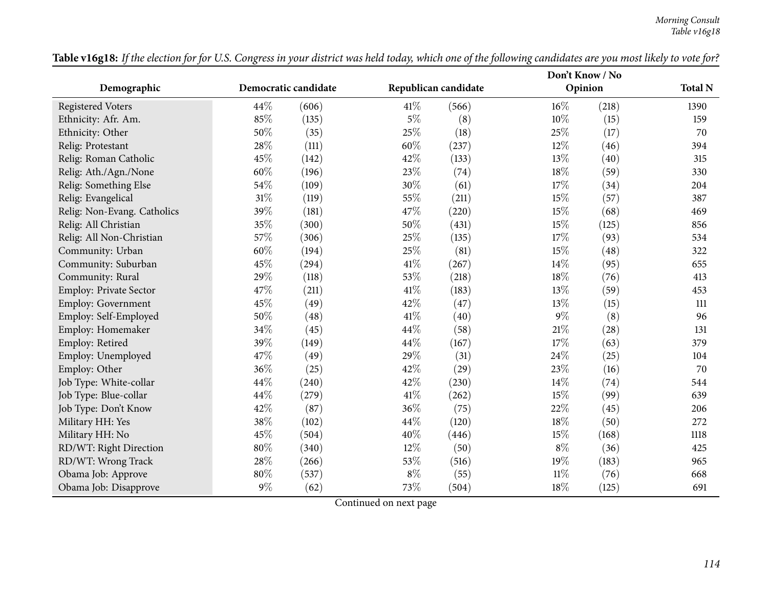**Table v16g18:** *If the election for for U.S. Congress in your district was held today, which one of the following candidates are you most likely to vote for?*

| Demographic | Democratic candidate | | Republican candidate | | Don't Know / No Opinion | | Total N |
|---|---|---|---|---|---|---|---|
| Registered Voters | 44% | (606) | 41% | (566) | 16% | (218) | 1390 |
| Ethnicity: Afr. Am. | 85% | (135) | 5% | (8) | 10% | (15) | 159 |
| Ethnicity: Other | 50% | (35) | 25% | (18) | 25% | (17) | 70 |
| Relig: Protestant | 28% | (111) | 60% | (237) | 12% | (46) | 394 |
| Relig: Roman Catholic | 45% | (142) | 42% | (133) | 13% | (40) | 315 |
| Relig: Ath./Agn./None | 60% | (196) | 23% | (74) | 18% | (59) | 330 |
| Relig: Something Else | 54% | (109) | 30% | (61) | 17% | (34) | 204 |
| Relig: Evangelical | 31% | (119) | 55% | (211) | 15% | (57) | 387 |
| Relig: Non-Evang. Catholics | 39% | (181) | 47% | (220) | 15% | (68) | 469 |
| Relig: All Christian | 35% | (300) | 50% | (431) | 15% | (125) | 856 |
| Relig: All Non-Christian | 57% | (306) | 25% | (135) | 17% | (93) | 534 |
| Community: Urban | 60% | (194) | 25% | (81) | 15% | (48) | 322 |
| Community: Suburban | 45% | (294) | 41% | (267) | 14% | (95) | 655 |
| Community: Rural | 29% | (118) | 53% | (218) | 18% | (76) | 413 |
| Employ: Private Sector | 47% | (211) | 41% | (183) | 13% | (59) | 453 |
| Employ: Government | 45% | (49) | 42% | (47) | 13% | (15) | 111 |
| Employ: Self-Employed | 50% | (48) | 41% | (40) | 9% | (8) | 96 |
| Employ: Homemaker | 34% | (45) | 44% | (58) | 21% | (28) | 131 |
| Employ: Retired | 39% | (149) | 44% | (167) | 17% | (63) | 379 |
| Employ: Unemployed | 47% | (49) | 29% | (31) | 24% | (25) | 104 |
| Employ: Other | 36% | (25) | 42% | (29) | 23% | (16) | 70 |
| Job Type: White-collar | 44% | (240) | 42% | (230) | 14% | (74) | 544 |
| Job Type: Blue-collar | 44% | (279) | 41% | (262) | 15% | (99) | 639 |
| Job Type: Don't Know | 42% | (87) | 36% | (75) | 22% | (45) | 206 |
| Military HH: Yes | 38% | (102) | 44% | (120) | 18% | (50) | 272 |
| Military HH: No | 45% | (504) | 40% | (446) | 15% | (168) | 1118 |
| RD/WT: Right Direction | 80% | (340) | 12% | (50) | 8% | (36) | 425 |
| RD/WT: Wrong Track | 28% | (266) | 53% | (516) | 19% | (183) | 965 |
| Obama Job: Approve | 80% | (537) | 8% | (55) | 11% | (76) | 668 |
| Obama Job: Disapprove | 9% | (62) | 73% | (504) | 18% | (125) | 691 |

Continued on next page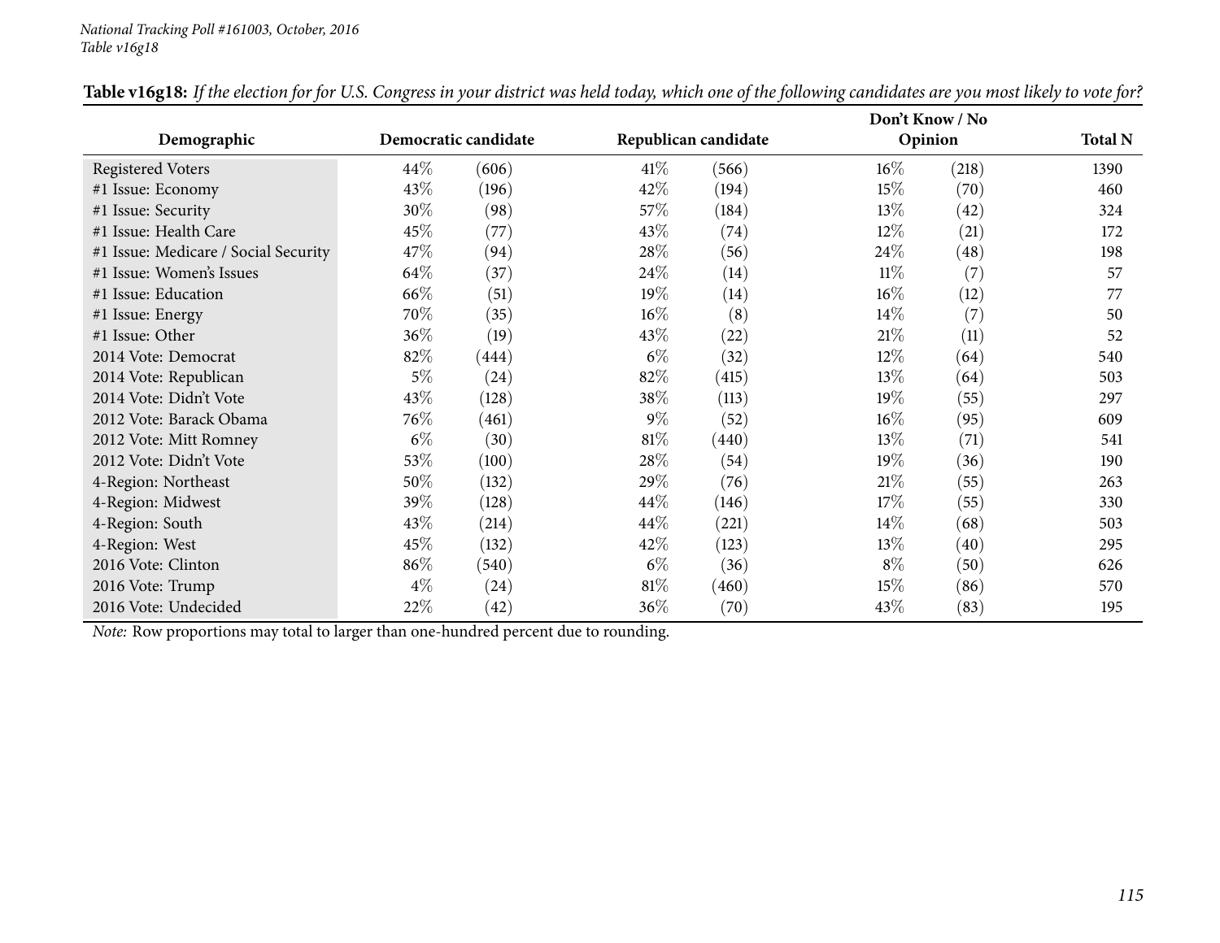**Table v16g18:** *If the election for for U.S. Congress in your district was held today, which one of the following candidates are you most likely to vote for?*

| Demographic | Democratic candidate | | Republican candidate | | Don't Know / No Opinion | | Total N |
|---|---|---|---|---|---|---|---|
| Registered Voters | 44% | (606) | 41% | (566) | 16% | (218) | 1390 |
| #1 Issue: Economy | 43% | (196) | 42% | (194) | 15% | (70) | 460 |
| #1 Issue: Security | 30% | (98) | 57% | (184) | 13% | (42) | 324 |
| #1 Issue: Health Care | 45% | (77) | 43% | (74) | 12% | (21) | 172 |
| #1 Issue: Medicare / Social Security | 47% | (94) | 28% | (56) | 24% | (48) | 198 |
| #1 Issue: Women's Issues | 64% | (37) | 24% | (14) | 11% | (7) | 57 |
| #1 Issue: Education | 66% | (51) | 19% | (14) | 16% | (12) | 77 |
| #1 Issue: Energy | 70% | (35) | 16% | (8) | 14% | (7) | 50 |
| #1 Issue: Other | 36% | (19) | 43% | (22) | 21% | (11) | 52 |
| 2014 Vote: Democrat | 82% | (444) | 6% | (32) | 12% | (64) | 540 |
| 2014 Vote: Republican | 5% | (24) | 82% | (415) | 13% | (64) | 503 |
| 2014 Vote: Didn't Vote | 43% | (128) | 38% | (113) | 19% | (55) | 297 |
| 2012 Vote: Barack Obama | 76% | (461) | 9% | (52) | 16% | (95) | 609 |
| 2012 Vote: Mitt Romney | 6% | (30) | 81% | (440) | 13% | (71) | 541 |
| 2012 Vote: Didn't Vote | 53% | (100) | 28% | (54) | 19% | (36) | 190 |
| 4-Region: Northeast | 50% | (132) | 29% | (76) | 21% | (55) | 263 |
| 4-Region: Midwest | 39% | (128) | 44% | (146) | 17% | (55) | 330 |
| 4-Region: South | 43% | (214) | 44% | (221) | 14% | (68) | 503 |
| 4-Region: West | 45% | (132) | 42% | (123) | 13% | (40) | 295 |
| 2016 Vote: Clinton | 86% | (540) | 6% | (36) | 8% | (50) | 626 |
| 2016 Vote: Trump | 4% | (24) | 81% | (460) | 15% | (86) | 570 |
| 2016 Vote: Undecided | 22% | (42) | 36% | (70) | 43% | (83) | 195 |

*Note:* Row proportions may total to larger than one-hundred percent due to rounding.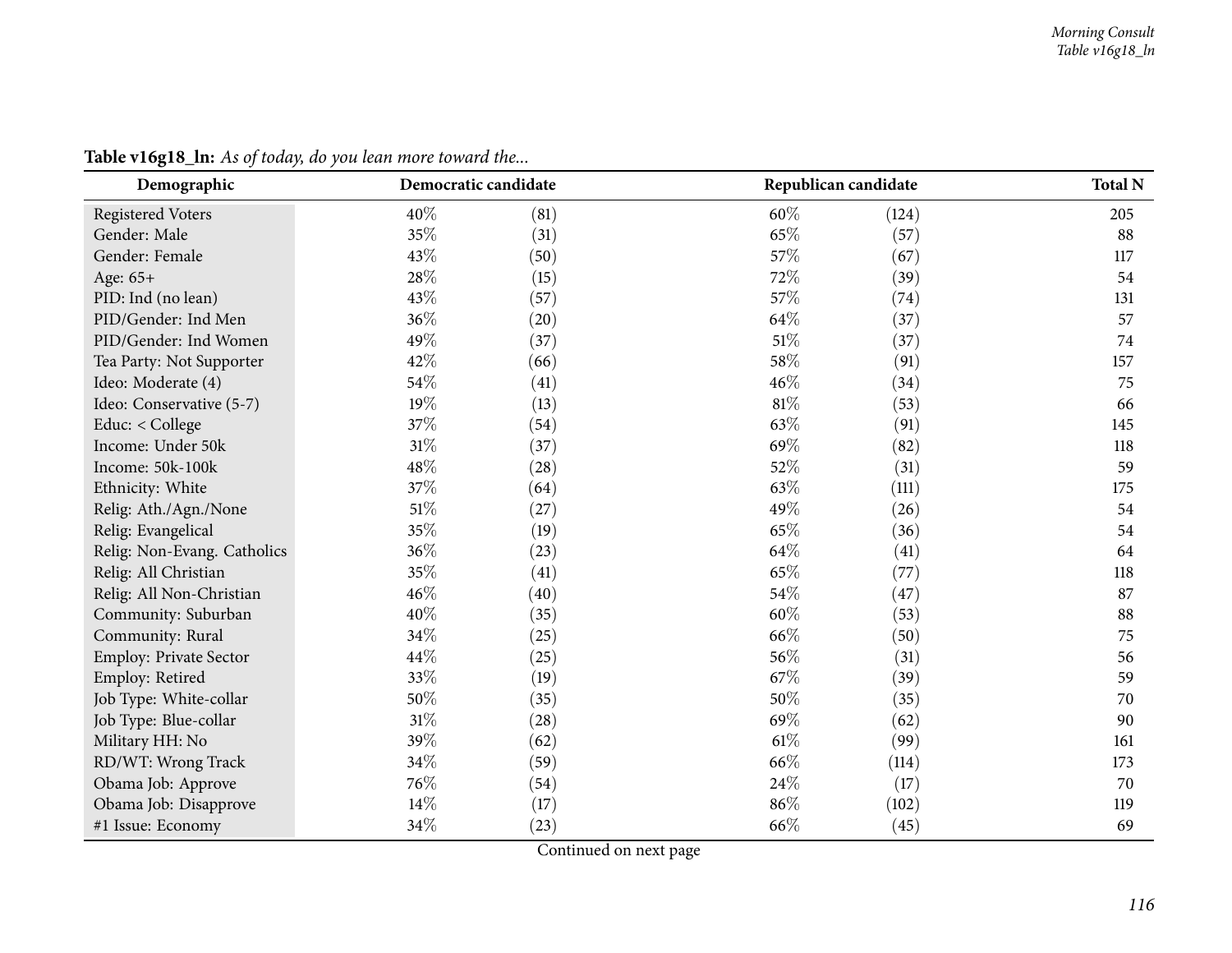**Table v16g18_ln:** *As of today, do you lean more toward the...*

| Demographic | Democratic candidate | | Republican candidate | | Total N |
|---|---|---|---|---|---|
| Registered Voters | 40% | (81) | 60% | (124) | 205 |
| Gender: Male | 35% | (31) | 65% | (57) | 88 |
| Gender: Female | 43% | (50) | 57% | (67) | 117 |
| Age: 65+ | 28% | (15) | 72% | (39) | 54 |
| PID: Ind (no lean) | 43% | (57) | 57% | (74) | 131 |
| PID/Gender: Ind Men | 36% | (20) | 64% | (37) | 57 |
| PID/Gender: Ind Women | 49% | (37) | 51% | (37) | 74 |
| Tea Party: Not Supporter | 42% | (66) | 58% | (91) | 157 |
| Ideo: Moderate (4) | 54% | (41) | 46% | (34) | 75 |
| Ideo: Conservative (5-7) | 19% | (13) | 81% | (53) | 66 |
| Educ: < College | 37% | (54) | 63% | (91) | 145 |
| Income: Under 50k | 31% | (37) | 69% | (82) | 118 |
| Income: 50k-100k | 48% | (28) | 52% | (31) | 59 |
| Ethnicity: White | 37% | (64) | 63% | (111) | 175 |
| Relig: Ath./Agn./None | 51% | (27) | 49% | (26) | 54 |
| Relig: Evangelical | 35% | (19) | 65% | (36) | 54 |
| Relig: Non-Evang. Catholics | 36% | (23) | 64% | (41) | 64 |
| Relig: All Christian | 35% | (41) | 65% | (77) | 118 |
| Relig: All Non-Christian | 46% | (40) | 54% | (47) | 87 |
| Community: Suburban | 40% | (35) | 60% | (53) | 88 |
| Community: Rural | 34% | (25) | 66% | (50) | 75 |
| Employ: Private Sector | 44% | (25) | 56% | (31) | 56 |
| Employ: Retired | 33% | (19) | 67% | (39) | 59 |
| Job Type: White-collar | 50% | (35) | 50% | (35) | 70 |
| Job Type: Blue-collar | 31% | (28) | 69% | (62) | 90 |
| Military HH: No | 39% | (62) | 61% | (99) | 161 |
| RD/WT: Wrong Track | 34% | (59) | 66% | (114) | 173 |
| Obama Job: Approve | 76% | (54) | 24% | (17) | 70 |
| Obama Job: Disapprove | 14% | (17) | 86% | (102) | 119 |
| #1 Issue: Economy | 34% | (23) | 66% | (45) | 69 |

Continued on next page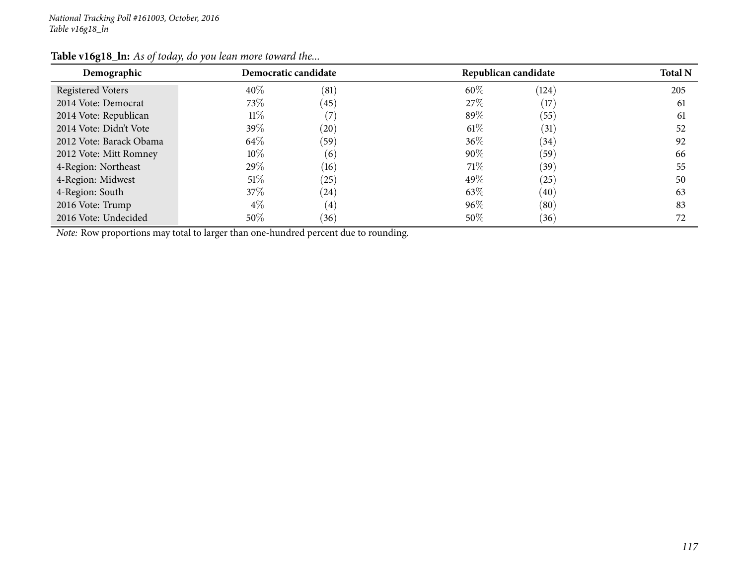**Table v16g18_ln:** *As of today, do you lean more toward the...*

| Demographic | Democratic candidate | | Republican candidate | | Total N |
|---|---|---|---|---|---|
| Registered Voters | 40% | (81) | 60% | (124) | 205 |
| 2014 Vote: Democrat | 73% | (45) | 27% | (17) | 61 |
| 2014 Vote: Republican | 11% | (7) | 89% | (55) | 61 |
| 2014 Vote: Didn't Vote | 39% | (20) | 61% | (31) | 52 |
| 2012 Vote: Barack Obama | 64% | (59) | 36% | (34) | 92 |
| 2012 Vote: Mitt Romney | 10% | (6) | 90% | (59) | 66 |
| 4-Region: Northeast | 29% | (16) | 71% | (39) | 55 |
| 4-Region: Midwest | 51% | (25) | 49% | (25) | 50 |
| 4-Region: South | 37% | (24) | 63% | (40) | 63 |
| 2016 Vote: Trump | 4% | (4) | 96% | (80) | 83 |
| 2016 Vote: Undecided | 50% | (36) | 50% | (36) | 72 |

*Note:* Row proportions may total to larger than one-hundred percent due to rounding.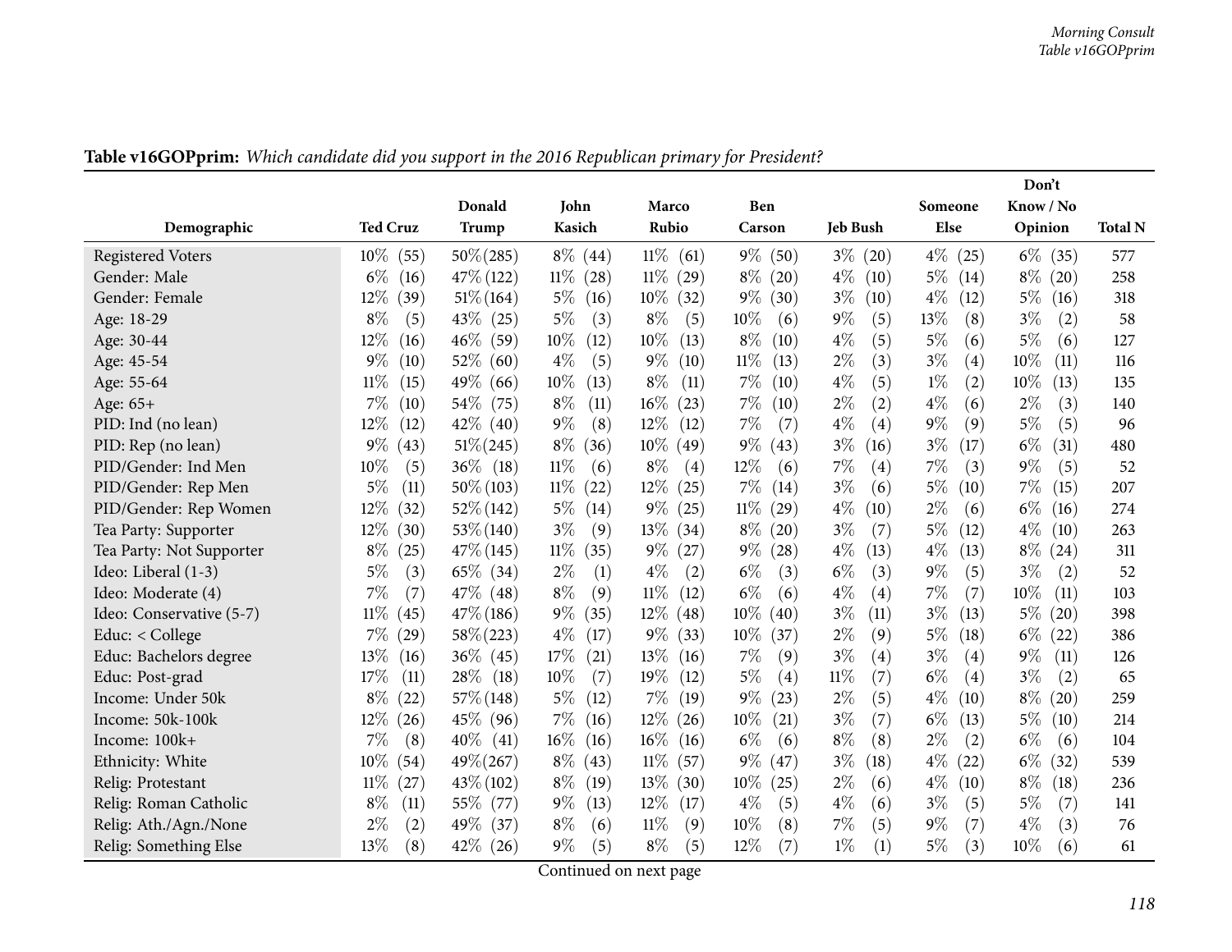**Table v16GOPprim:** *Which candidate did you support in the 2016 Republican primary for President?*

| Demographic | Ted Cruz | Donald Trump | John Kasich | Marco Rubio | Ben Carson | Jeb Bush | Someone Else | Don't Know / No Opinion | Total N |
|---|---|---|---|---|---|---|---|---|---|
| Registered Voters | 10% (55) | 50% (285) | 8% (44) | 11% (61) | 9% (50) | 3% (20) | 4% (25) | 6% (35) | 577 |
| Gender: Male | 6% (16) | 47% (122) | 11% (28) | 11% (29) | 8% (20) | 4% (10) | 5% (14) | 8% (20) | 258 |
| Gender: Female | 12% (39) | 51% (164) | 5% (16) | 10% (32) | 9% (30) | 3% (10) | 4% (12) | 5% (16) | 318 |
| Age: 18-29 | 8% (5) | 43% (25) | 5% (3) | 8% (5) | 10% (6) | 9% (5) | 13% (8) | 3% (2) | 58 |
| Age: 30-44 | 12% (16) | 46% (59) | 10% (12) | 10% (13) | 8% (10) | 4% (5) | 5% (6) | 5% (6) | 127 |
| Age: 45-54 | 9% (10) | 52% (60) | 4% (5) | 9% (10) | 11% (13) | 2% (3) | 3% (4) | 10% (11) | 116 |
| Age: 55-64 | 11% (15) | 49% (66) | 10% (13) | 8% (11) | 7% (10) | 4% (5) | 1% (2) | 10% (13) | 135 |
| Age: 65+ | 7% (10) | 54% (75) | 8% (11) | 16% (23) | 7% (10) | 2% (2) | 4% (6) | 2% (3) | 140 |
| PID: Ind (no lean) | 12% (12) | 42% (40) | 9% (8) | 12% (12) | 7% (7) | 4% (4) | 9% (9) | 5% (5) | 96 |
| PID: Rep (no lean) | 9% (43) | 51% (245) | 8% (36) | 10% (49) | 9% (43) | 3% (16) | 3% (17) | 6% (31) | 480 |
| PID/Gender: Ind Men | 10% (5) | 36% (18) | 11% (6) | 8% (4) | 12% (6) | 7% (4) | 7% (3) | 9% (5) | 52 |
| PID/Gender: Rep Men | 5% (11) | 50% (103) | 11% (22) | 12% (25) | 7% (14) | 3% (6) | 5% (10) | 7% (15) | 207 |
| PID/Gender: Rep Women | 12% (32) | 52% (142) | 5% (14) | 9% (25) | 11% (29) | 4% (10) | 2% (6) | 6% (16) | 274 |
| Tea Party: Supporter | 12% (30) | 53% (140) | 3% (9) | 13% (34) | 8% (20) | 3% (7) | 5% (12) | 4% (10) | 263 |
| Tea Party: Not Supporter | 8% (25) | 47% (145) | 11% (35) | 9% (27) | 9% (28) | 4% (13) | 4% (13) | 8% (24) | 311 |
| Ideo: Liberal (1-3) | 5% (3) | 65% (34) | 2% (1) | 4% (2) | 6% (3) | 6% (3) | 9% (5) | 3% (2) | 52 |
| Ideo: Moderate (4) | 7% (7) | 47% (48) | 8% (9) | 11% (12) | 6% (6) | 4% (4) | 7% (7) | 10% (11) | 103 |
| Ideo: Conservative (5-7) | 11% (45) | 47% (186) | 9% (35) | 12% (48) | 10% (40) | 3% (11) | 3% (13) | 5% (20) | 398 |
| Educ: < College | 7% (29) | 58% (223) | 4% (17) | 9% (33) | 10% (37) | 2% (9) | 5% (18) | 6% (22) | 386 |
| Educ: Bachelors degree | 13% (16) | 36% (45) | 17% (21) | 13% (16) | 7% (9) | 3% (4) | 3% (4) | 9% (11) | 126 |
| Educ: Post-grad | 17% (11) | 28% (18) | 10% (7) | 19% (12) | 5% (4) | 11% (7) | 6% (4) | 3% (2) | 65 |
| Income: Under 50k | 8% (22) | 57% (148) | 5% (12) | 7% (19) | 9% (23) | 2% (5) | 4% (10) | 8% (20) | 259 |
| Income: 50k-100k | 12% (26) | 45% (96) | 7% (16) | 12% (26) | 10% (21) | 3% (7) | 6% (13) | 5% (10) | 214 |
| Income: 100k+ | 7% (8) | 40% (41) | 16% (16) | 16% (16) | 6% (6) | 8% (8) | 2% (2) | 6% (6) | 104 |
| Ethnicity: White | 10% (54) | 49% (267) | 8% (43) | 11% (57) | 9% (47) | 3% (18) | 4% (22) | 6% (32) | 539 |
| Relig: Protestant | 11% (27) | 43% (102) | 8% (19) | 13% (30) | 10% (25) | 2% (6) | 4% (10) | 8% (18) | 236 |
| Relig: Roman Catholic | 8% (11) | 55% (77) | 9% (13) | 12% (17) | 4% (5) | 4% (6) | 3% (5) | 5% (7) | 141 |
| Relig: Ath./Agn./None | 2% (2) | 49% (37) | 8% (6) | 11% (9) | 10% (8) | 7% (5) | 9% (7) | 4% (3) | 76 |
| Relig: Something Else | 13% (8) | 42% (26) | 9% (5) | 8% (5) | 12% (7) | 1% (1) | 5% (3) | 10% (6) | 61 |

Continued on next page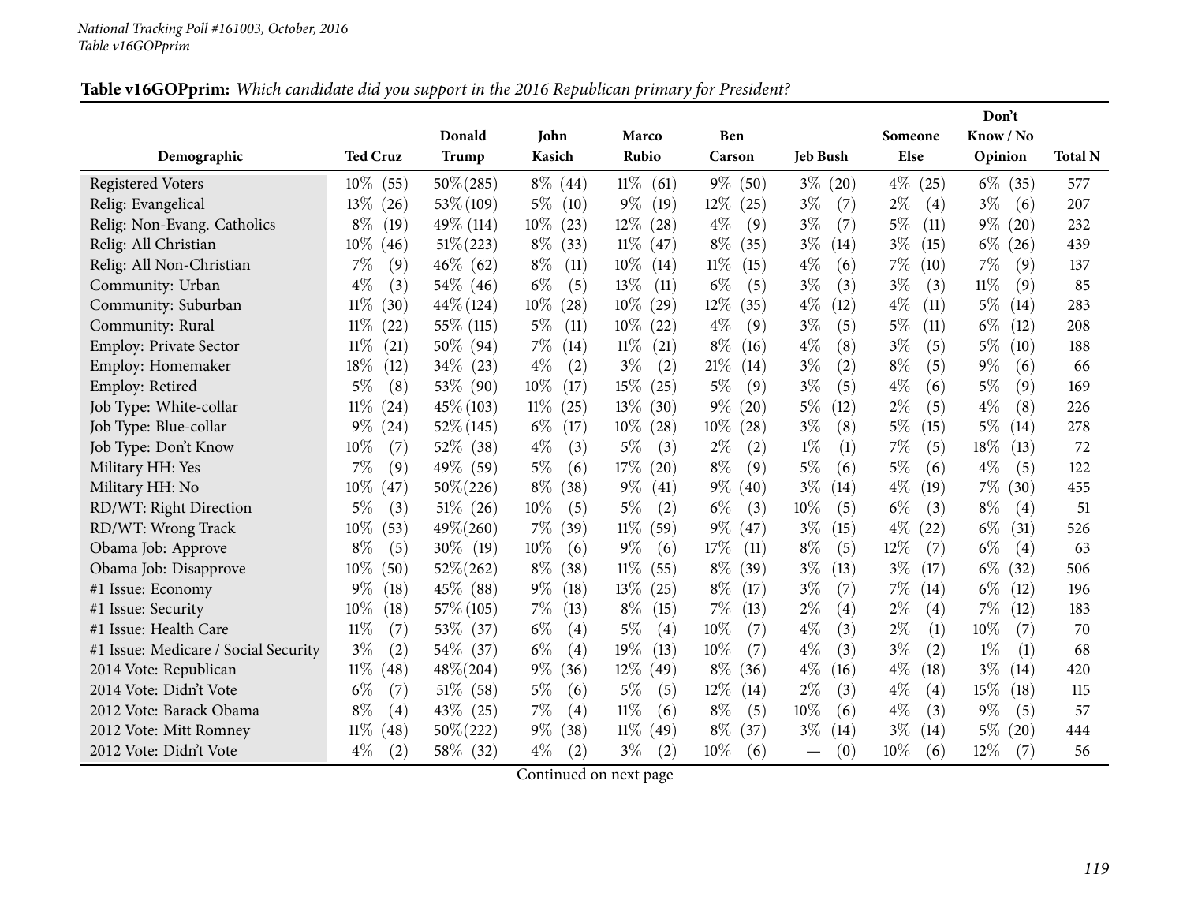National Tracking Poll #161003, October, 2016
Table v16GOPprim

**Table v16GOPprim:** *Which candidate did you support in the 2016 Republican primary for President?*

| Demographic | Ted Cruz | Donald Trump | John Kasich | Marco Rubio | Ben Carson | Jeb Bush | Someone Else | Don't Know / No Opinion | Total N |
|---|---|---|---|---|---|---|---|---|---|
| Registered Voters | 10% (55) | 50% (285) | 8% (44) | 11% (61) | 9% (50) | 3% (20) | 4% (25) | 6% (35) | 577 |
| Relig: Evangelical | 13% (26) | 53% (109) | 5% (10) | 9% (19) | 12% (25) | 3% (7) | 2% (4) | 3% (6) | 207 |
| Relig: Non-Evang. Catholics | 8% (19) | 49% (114) | 10% (23) | 12% (28) | 4% (9) | 3% (7) | 5% (11) | 9% (20) | 232 |
| Relig: All Christian | 10% (46) | 51% (223) | 8% (33) | 11% (47) | 8% (35) | 3% (14) | 3% (15) | 6% (26) | 439 |
| Relig: All Non-Christian | 7% (9) | 46% (62) | 8% (11) | 10% (14) | 11% (15) | 4% (6) | 7% (10) | 7% (9) | 137 |
| Community: Urban | 4% (3) | 54% (46) | 6% (5) | 13% (11) | 6% (5) | 3% (3) | 3% (3) | 11% (9) | 85 |
| Community: Suburban | 11% (30) | 44% (124) | 10% (28) | 10% (29) | 12% (35) | 4% (12) | 4% (11) | 5% (14) | 283 |
| Community: Rural | 11% (22) | 55% (115) | 5% (11) | 10% (22) | 4% (9) | 3% (5) | 5% (11) | 6% (12) | 208 |
| Employ: Private Sector | 11% (21) | 50% (94) | 7% (14) | 11% (21) | 8% (16) | 4% (8) | 3% (5) | 5% (10) | 188 |
| Employ: Homemaker | 18% (12) | 34% (23) | 4% (2) | 3% (2) | 21% (14) | 3% (2) | 8% (5) | 9% (6) | 66 |
| Employ: Retired | 5% (8) | 53% (90) | 10% (17) | 15% (25) | 5% (9) | 3% (5) | 4% (6) | 5% (9) | 169 |
| Job Type: White-collar | 11% (24) | 45% (103) | 11% (25) | 13% (30) | 9% (20) | 5% (12) | 2% (5) | 4% (8) | 226 |
| Job Type: Blue-collar | 9% (24) | 52% (145) | 6% (17) | 10% (28) | 10% (28) | 3% (8) | 5% (15) | 5% (14) | 278 |
| Job Type: Don't Know | 10% (7) | 52% (38) | 4% (3) | 5% (3) | 2% (2) | 1% (1) | 7% (5) | 18% (13) | 72 |
| Military HH: Yes | 7% (9) | 49% (59) | 5% (6) | 17% (20) | 8% (9) | 5% (6) | 5% (6) | 4% (5) | 122 |
| Military HH: No | 10% (47) | 50% (226) | 8% (38) | 9% (41) | 9% (40) | 3% (14) | 4% (19) | 7% (30) | 455 |
| RD/WT: Right Direction | 5% (3) | 51% (26) | 10% (5) | 5% (2) | 6% (3) | 10% (5) | 6% (3) | 8% (4) | 51 |
| RD/WT: Wrong Track | 10% (53) | 49% (260) | 7% (39) | 11% (59) | 9% (47) | 3% (15) | 4% (22) | 6% (31) | 526 |
| Obama Job: Approve | 8% (5) | 30% (19) | 10% (6) | 9% (6) | 17% (11) | 8% (5) | 12% (7) | 6% (4) | 63 |
| Obama Job: Disapprove | 10% (50) | 52% (262) | 8% (38) | 11% (55) | 8% (39) | 3% (13) | 3% (17) | 6% (32) | 506 |
| #1 Issue: Economy | 9% (18) | 45% (88) | 9% (18) | 13% (25) | 8% (17) | 3% (7) | 7% (14) | 6% (12) | 196 |
| #1 Issue: Security | 10% (18) | 57% (105) | 7% (13) | 8% (15) | 7% (13) | 2% (4) | 2% (4) | 7% (12) | 183 |
| #1 Issue: Health Care | 11% (7) | 53% (37) | 6% (4) | 5% (4) | 10% (7) | 4% (3) | 2% (1) | 10% (7) | 70 |
| #1 Issue: Medicare / Social Security | 3% (2) | 54% (37) | 6% (4) | 19% (13) | 10% (7) | 4% (3) | 3% (2) | 1% (1) | 68 |
| 2014 Vote: Republican | 11% (48) | 48% (204) | 9% (36) | 12% (49) | 8% (36) | 4% (16) | 4% (18) | 3% (14) | 420 |
| 2014 Vote: Didn't Vote | 6% (7) | 51% (58) | 5% (6) | 5% (5) | 12% (14) | 2% (3) | 4% (4) | 15% (18) | 115 |
| 2012 Vote: Barack Obama | 8% (4) | 43% (25) | 7% (4) | 11% (6) | 8% (5) | 10% (6) | 4% (3) | 9% (5) | 57 |
| 2012 Vote: Mitt Romney | 11% (48) | 50% (222) | 9% (38) | 11% (49) | 8% (37) | 3% (14) | 3% (14) | 5% (20) | 444 |
| 2012 Vote: Didn't Vote | 4% (2) | 58% (32) | 4% (2) | 3% (2) | 10% (6) | — (0) | 10% (6) | 12% (7) | 56 |

Continued on next page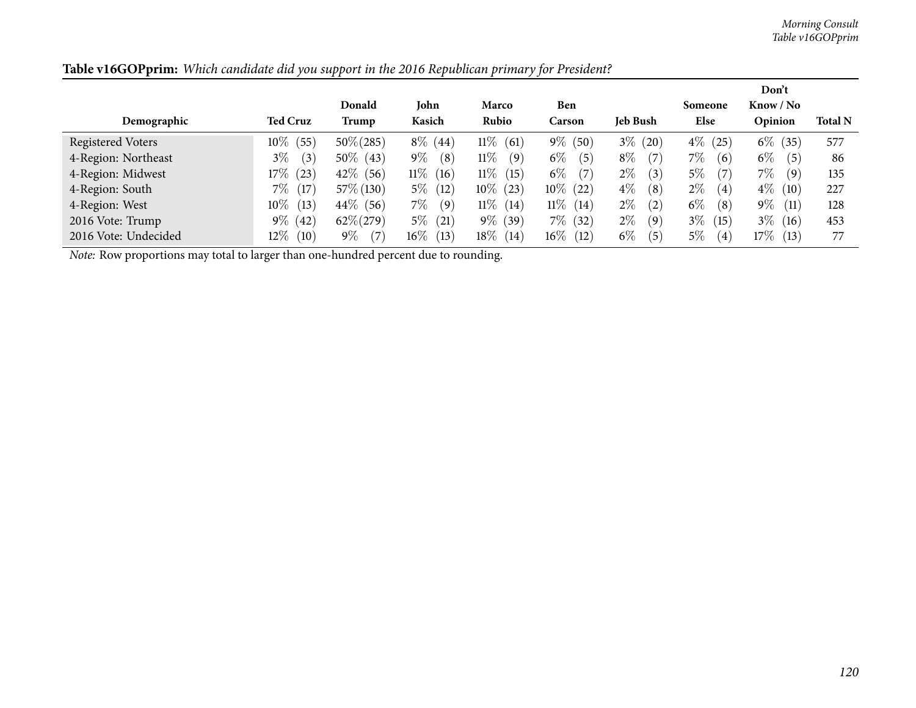**Table v16GOPprim:** *Which candidate did you support in the 2016 Republican primary for President?*

| Demographic | Ted Cruz | Donald Trump | John Kasich | Marco Rubio | Ben Carson | Jeb Bush | Someone Else | Don't Know / No Opinion | Total N |
|---|---|---|---|---|---|---|---|---|---|
| Registered Voters | 10% (55) | 50% (285) | 8% (44) | 11% (61) | 9% (50) | 3% (20) | 4% (25) | 6% (35) | 577 |
| 4-Region: Northeast | 3% (3) | 50% (43) | 9% (8) | 11% (9) | 6% (5) | 8% (7) | 7% (6) | 6% (5) | 86 |
| 4-Region: Midwest | 17% (23) | 42% (56) | 11% (16) | 11% (15) | 6% (7) | 2% (3) | 5% (7) | 7% (9) | 135 |
| 4-Region: South | 7% (17) | 57% (130) | 5% (12) | 10% (23) | 10% (22) | 4% (8) | 2% (4) | 4% (10) | 227 |
| 4-Region: West | 10% (13) | 44% (56) | 7% (9) | 11% (14) | 11% (14) | 2% (2) | 6% (8) | 9% (11) | 128 |
| 2016 Vote: Trump | 9% (42) | 62% (279) | 5% (21) | 9% (39) | 7% (32) | 2% (9) | 3% (15) | 3% (16) | 453 |
| 2016 Vote: Undecided | 12% (10) | 9% (7) | 16% (13) | 18% (14) | 16% (12) | 6% (5) | 5% (4) | 17% (13) | 77 |

*Note:* Row proportions may total to larger than one-hundred percent due to rounding.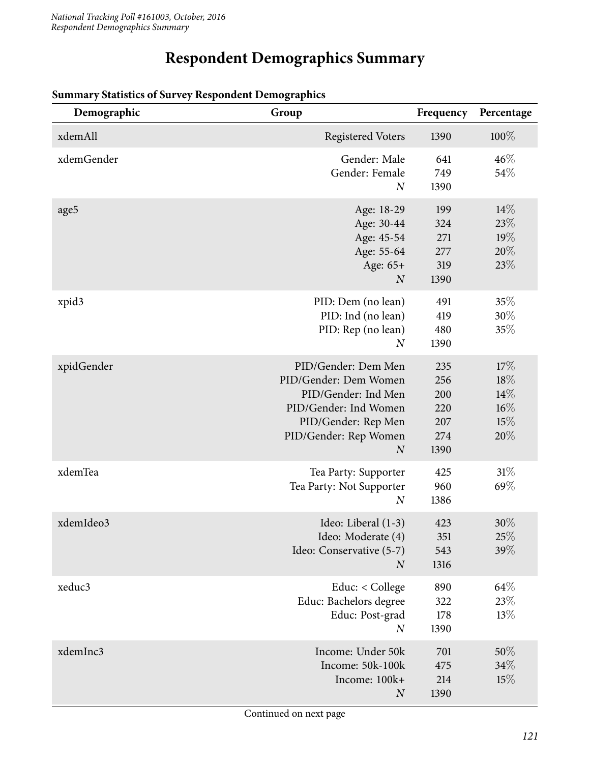# Respondent Demographics Summary

**Summary Statistics of Survey Respondent Demographics**

| Demographic | Group | Frequency | Percentage |
|---|---|---|---|
| xdemAll | Registered Voters | 1390 | 100% |
| xdemGender | Gender: Male | 641 | 46% |
| | Gender: Female | 749 | 54% |
| | *N* | 1390 | |
| age5 | Age: 18-29 | 199 | 14% |
| | Age: 30-44 | 324 | 23% |
| | Age: 45-54 | 271 | 19% |
| | Age: 55-64 | 277 | 20% |
| | Age: 65+ | 319 | 23% |
| | *N* | 1390 | |
| xpid3 | PID: Dem (no lean) | 491 | 35% |
| | PID: Ind (no lean) | 419 | 30% |
| | PID: Rep (no lean) | 480 | 35% |
| | *N* | 1390 | |
| xpidGender | PID/Gender: Dem Men | 235 | 17% |
| | PID/Gender: Dem Women | 256 | 18% |
| | PID/Gender: Ind Men | 200 | 14% |
| | PID/Gender: Ind Women | 220 | 16% |
| | PID/Gender: Rep Men | 207 | 15% |
| | PID/Gender: Rep Women | 274 | 20% |
| | *N* | 1390 | |
| xdemTea | Tea Party: Supporter | 425 | 31% |
| | Tea Party: Not Supporter | 960 | 69% |
| | *N* | 1386 | |
| xdemIdeo3 | Ideo: Liberal (1-3) | 423 | 30% |
| | Ideo: Moderate (4) | 351 | 25% |
| | Ideo: Conservative (5-7) | 543 | 39% |
| | *N* | 1316 | |
| xeduc3 | Educ: < College | 890 | 64% |
| | Educ: Bachelors degree | 322 | 23% |
| | Educ: Post-grad | 178 | 13% |
| | *N* | 1390 | |
| xdemInc3 | Income: Under 50k | 701 | 50% |
| | Income: 50k-100k | 475 | 34% |
| | Income: 100k+ | 214 | 15% |
| | *N* | 1390 | |

Continued on next page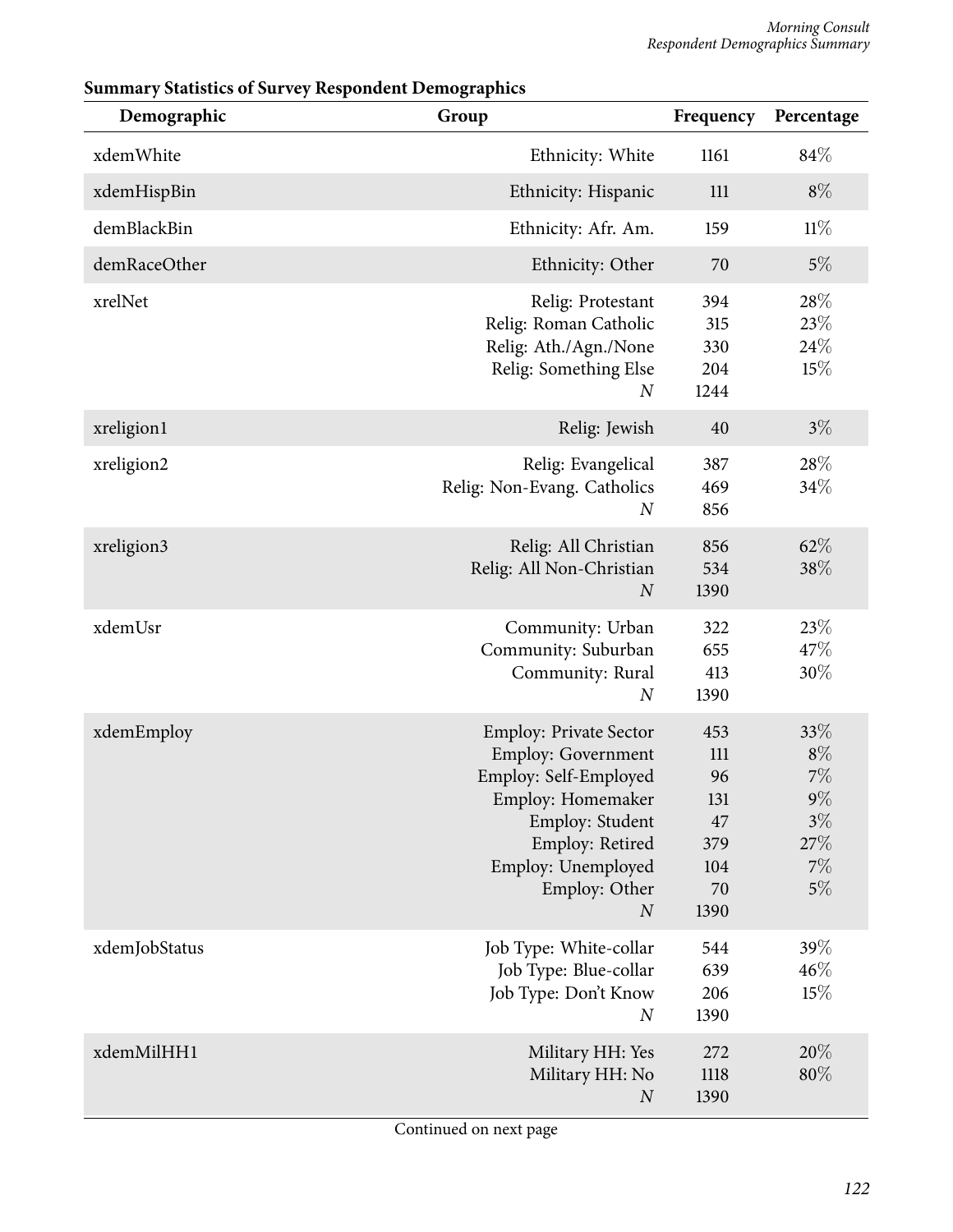**Summary Statistics of Survey Respondent Demographics**

| Demographic | Group | Frequency | Percentage |
|---|---|---|---|
| xdemWhite | Ethnicity: White | 1161 | 84% |
| xdemHispBin | Ethnicity: Hispanic | 111 | 8% |
| demBlackBin | Ethnicity: Afr. Am. | 159 | 11% |
| demRaceOther | Ethnicity: Other | 70 | 5% |
| xrelNet | Relig: Protestant | 394 | 28% |
| | Relig: Roman Catholic | 315 | 23% |
| | Relig: Ath./Agn./None | 330 | 24% |
| | Relig: Something Else | 204 | 15% |
| | *N* | 1244 | |
| xreligion1 | Relig: Jewish | 40 | 3% |
| xreligion2 | Relig: Evangelical | 387 | 28% |
| | Relig: Non-Evang. Catholics | 469 | 34% |
| | *N* | 856 | |
| xreligion3 | Relig: All Christian | 856 | 62% |
| | Relig: All Non-Christian | 534 | 38% |
| | *N* | 1390 | |
| xdemUsr | Community: Urban | 322 | 23% |
| | Community: Suburban | 655 | 47% |
| | Community: Rural | 413 | 30% |
| | *N* | 1390 | |
| xdemEmploy | Employ: Private Sector | 453 | 33% |
| | Employ: Government | 111 | 8% |
| | Employ: Self-Employed | 96 | 7% |
| | Employ: Homemaker | 131 | 9% |
| | Employ: Student | 47 | 3% |
| | Employ: Retired | 379 | 27% |
| | Employ: Unemployed | 104 | 7% |
| | Employ: Other | 70 | 5% |
| | *N* | 1390 | |
| xdemJobStatus | Job Type: White-collar | 544 | 39% |
| | Job Type: Blue-collar | 639 | 46% |
| | Job Type: Don't Know | 206 | 15% |
| | *N* | 1390 | |
| xdemMilHH1 | Military HH: Yes | 272 | 20% |
| | Military HH: No | 1118 | 80% |
| | *N* | 1390 | |

Continued on next page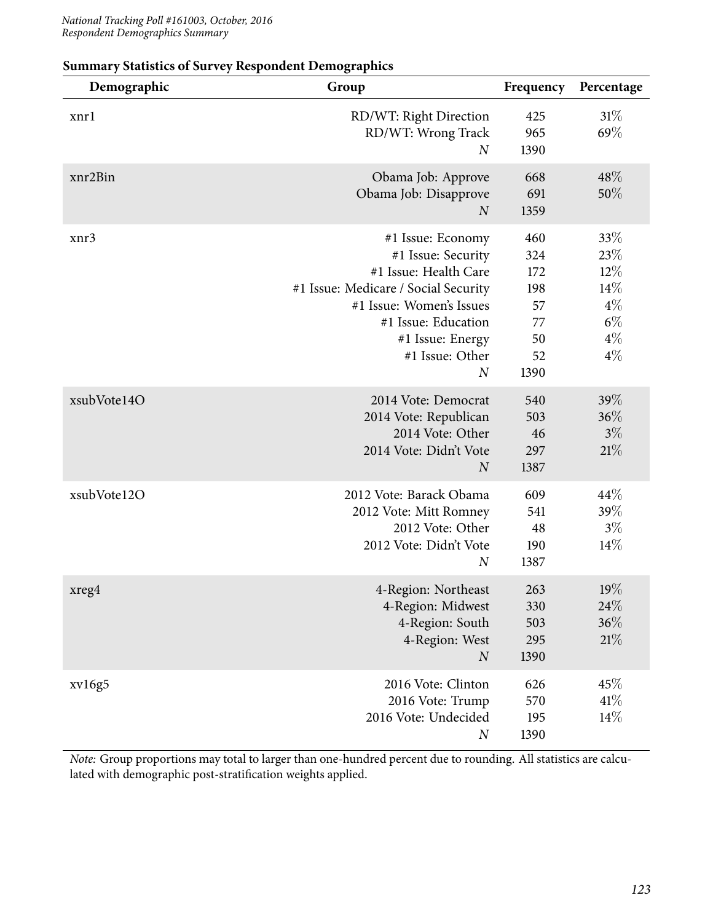**Summary Statistics of Survey Respondent Demographics**

| Demographic | Group | Frequency | Percentage |
|---|---|---|---|
| xnr1 | RD/WT: Right Direction | 425 | 31% |
| | RD/WT: Wrong Track | 965 | 69% |
| | *N* | 1390 | |
| xnr2Bin | Obama Job: Approve | 668 | 48% |
| | Obama Job: Disapprove | 691 | 50% |
| | *N* | 1359 | |
| xnr3 | #1 Issue: Economy | 460 | 33% |
| | #1 Issue: Security | 324 | 23% |
| | #1 Issue: Health Care | 172 | 12% |
| | #1 Issue: Medicare / Social Security | 198 | 14% |
| | #1 Issue: Women's Issues | 57 | 4% |
| | #1 Issue: Education | 77 | 6% |
| | #1 Issue: Energy | 50 | 4% |
| | #1 Issue: Other | 52 | 4% |
| | *N* | 1390 | |
| xsubVote14O | 2014 Vote: Democrat | 540 | 39% |
| | 2014 Vote: Republican | 503 | 36% |
| | 2014 Vote: Other | 46 | 3% |
| | 2014 Vote: Didn't Vote | 297 | 21% |
| | *N* | 1387 | |
| xsubVote12O | 2012 Vote: Barack Obama | 609 | 44% |
| | 2012 Vote: Mitt Romney | 541 | 39% |
| | 2012 Vote: Other | 48 | 3% |
| | 2012 Vote: Didn't Vote | 190 | 14% |
| | *N* | 1387 | |
| xreg4 | 4-Region: Northeast | 263 | 19% |
| | 4-Region: Midwest | 330 | 24% |
| | 4-Region: South | 503 | 36% |
| | 4-Region: West | 295 | 21% |
| | *N* | 1390 | |
| xv16g5 | 2016 Vote: Clinton | 626 | 45% |
| | 2016 Vote: Trump | 570 | 41% |
| | 2016 Vote: Undecided | 195 | 14% |
| | *N* | 1390 | |

*Note:* Group proportions may total to larger than one-hundred percent due to rounding. All statistics are calculated with demographic post-stratification weights applied.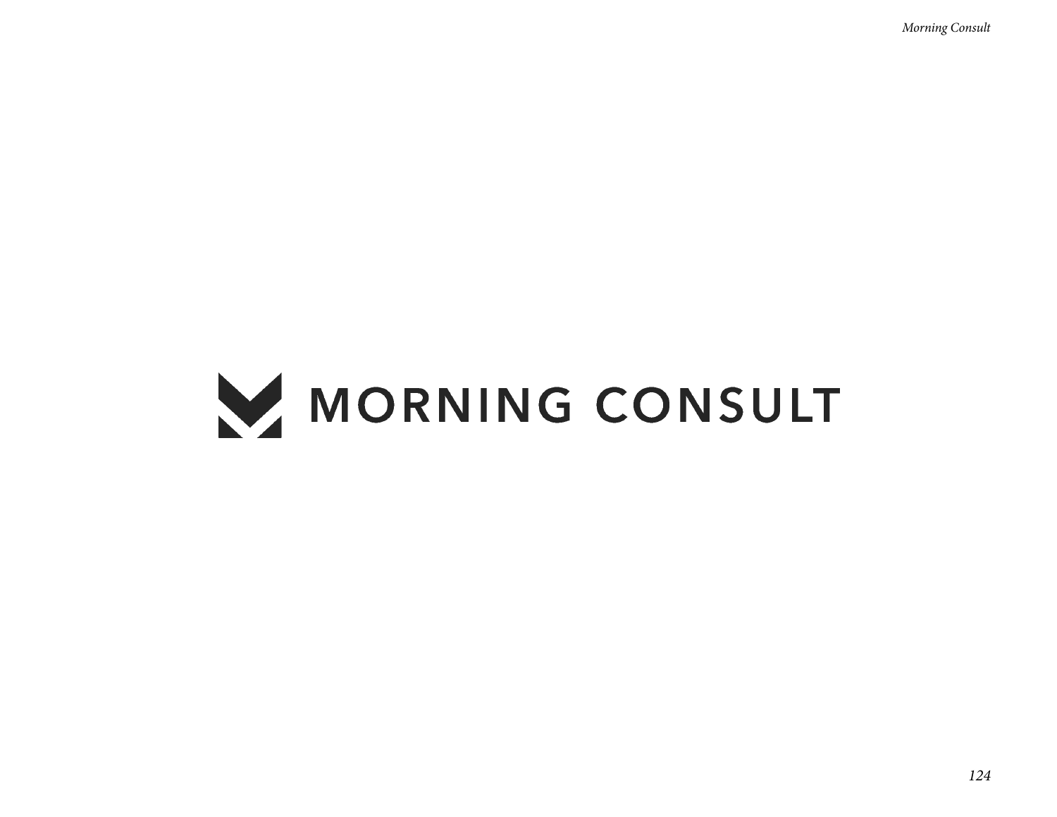MORNING CONSULT